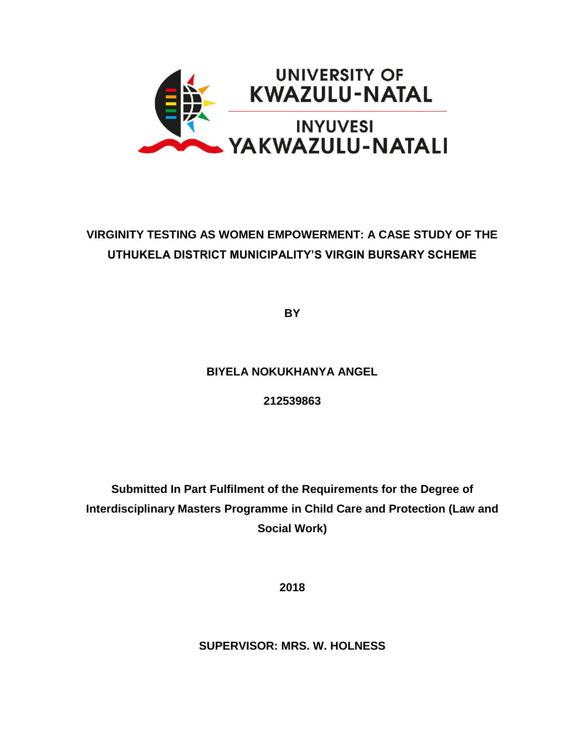UNIVERSITY OF
KWAZULU-NATAL

INYUVESI
YAKWAZULU-NATALI

# VIRGINITY TESTING AS WOMEN EMPOWERMENT: A CASE STUDY OF THE UTHUKELA DISTRICT MUNICIPALITY'S VIRGIN BURSARY SCHEME

**BY**

**BIYELA NOKUKHANYA ANGEL**

**212539863**

**Submitted In Part Fulfilment of the Requirements for the Degree of Interdisciplinary Masters Programme in Child Care and Protection (Law and Social Work)**

**2018**

**SUPERVISOR: MRS. W. HOLNESS**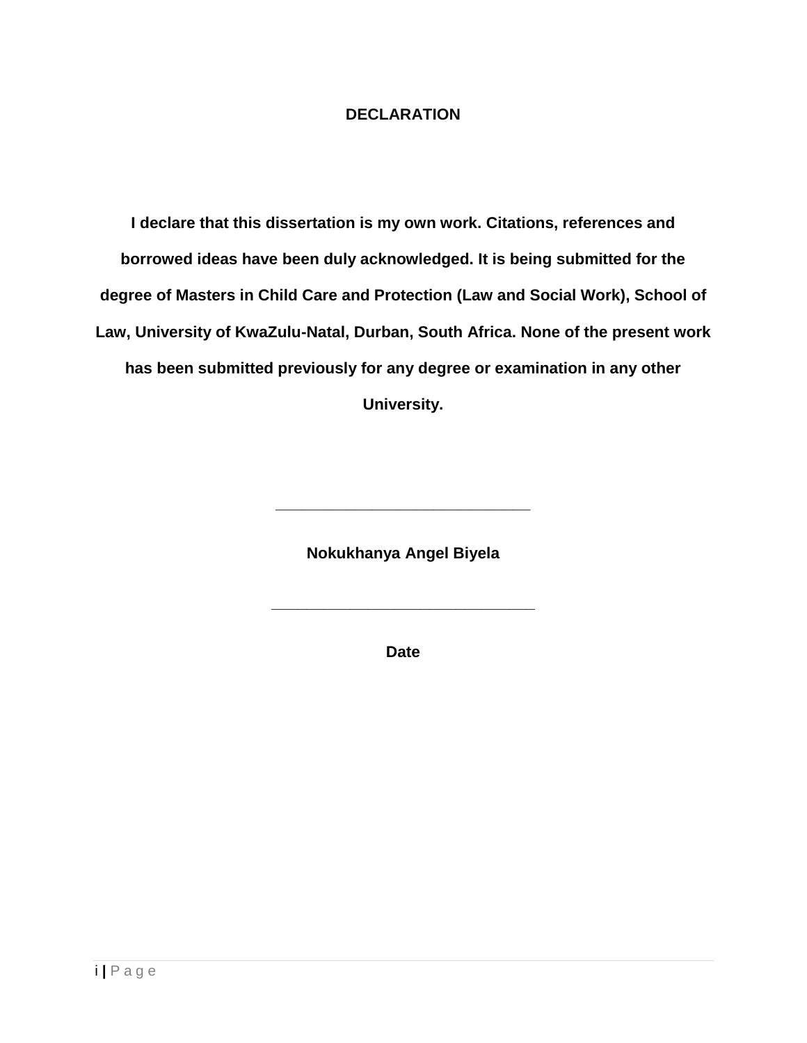# DECLARATION

**I declare that this dissertation is my own work. Citations, references and borrowed ideas have been duly acknowledged. It is being submitted for the degree of Masters in Child Care and Protection (Law and Social Work), School of Law, University of KwaZulu-Natal, Durban, South Africa. None of the present work has been submitted previously for any degree or examination in any other University.**

_______________________________

**Nokukhanya Angel Biyela**

_______________________________

**Date**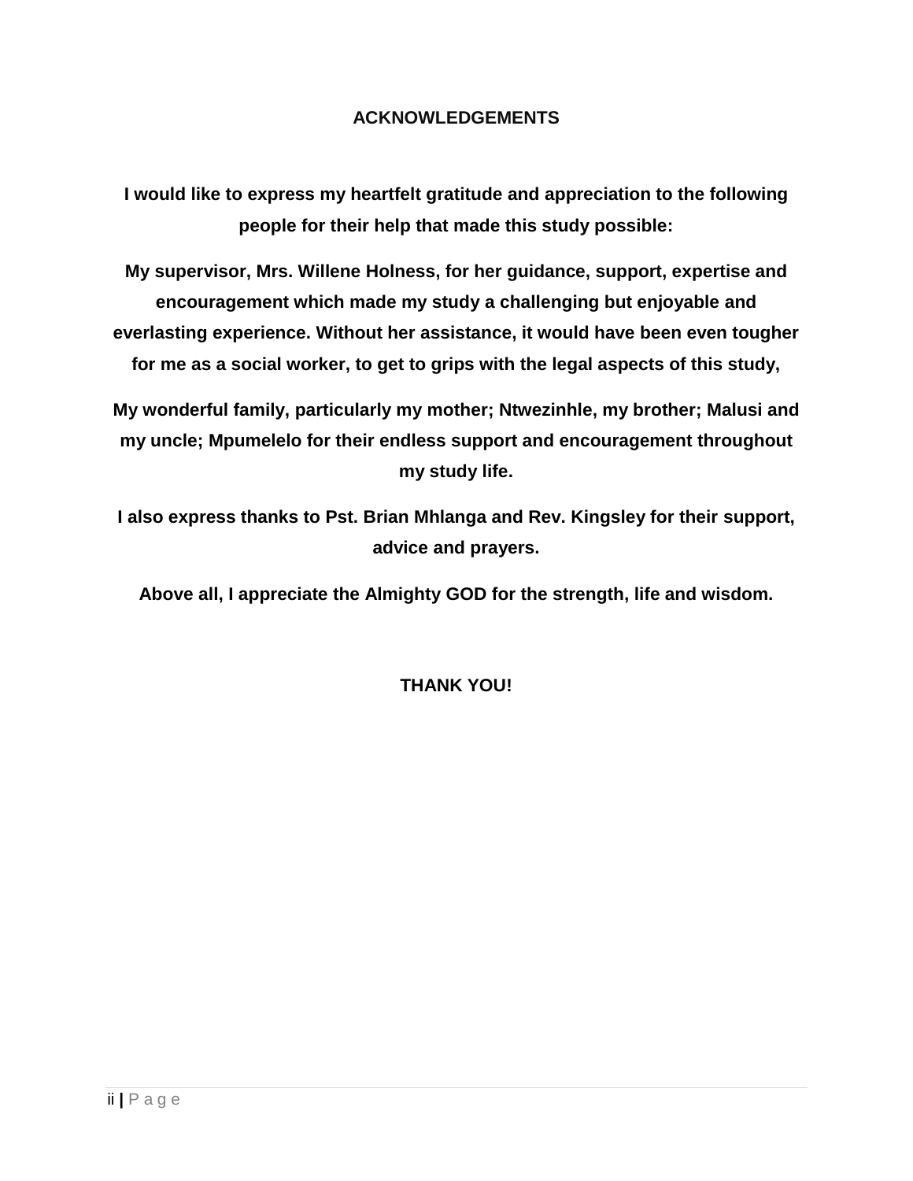# ACKNOWLEDGEMENTS

**I would like to express my heartfelt gratitude and appreciation to the following people for their help that made this study possible:**

**My supervisor, Mrs. Willene Holness, for her guidance, support, expertise and encouragement which made my study a challenging but enjoyable and everlasting experience. Without her assistance, it would have been even tougher for me as a social worker, to get to grips with the legal aspects of this study,**

**My wonderful family, particularly my mother; Ntwezinhle, my brother; Malusi and my uncle; Mpumelelo for their endless support and encouragement throughout my study life.**

**I also express thanks to Pst. Brian Mhlanga and Rev. Kingsley for their support, advice and prayers.**

**Above all, I appreciate the Almighty GOD for the strength, life and wisdom.**

**THANK YOU!**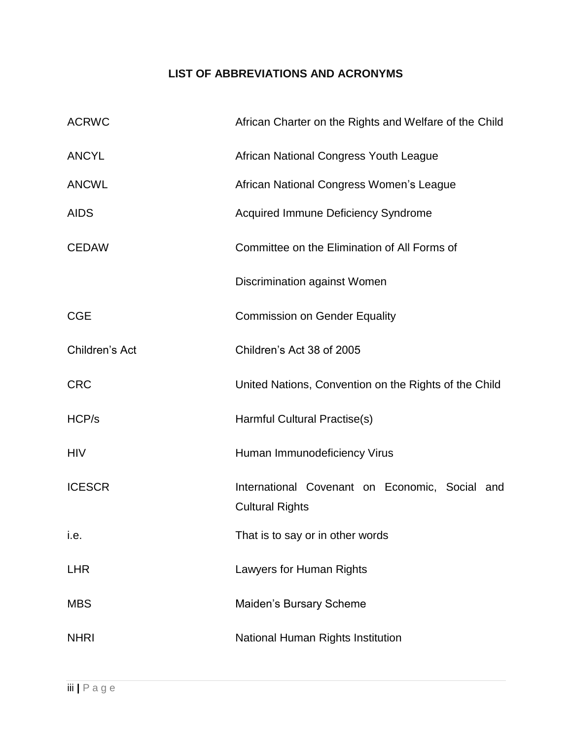# LIST OF ABBREVIATIONS AND ACRONYMS

| | |
|---|---|
| ACRWC | African Charter on the Rights and Welfare of the Child |
| ANCYL | African National Congress Youth League |
| ANCWL | African National Congress Women's League |
| AIDS | Acquired Immune Deficiency Syndrome |
| CEDAW | Committee on the Elimination of All Forms of Discrimination against Women |
| CGE | Commission on Gender Equality |
| Children's Act | Children's Act 38 of 2005 |
| CRC | United Nations, Convention on the Rights of the Child |
| HCP/s | Harmful Cultural Practise(s) |
| HIV | Human Immunodeficiency Virus |
| ICESCR | International Covenant on Economic, Social and Cultural Rights |
| i.e. | That is to say or in other words |
| LHR | Lawyers for Human Rights |
| MBS | Maiden's Bursary Scheme |
| NHRI | National Human Rights Institution |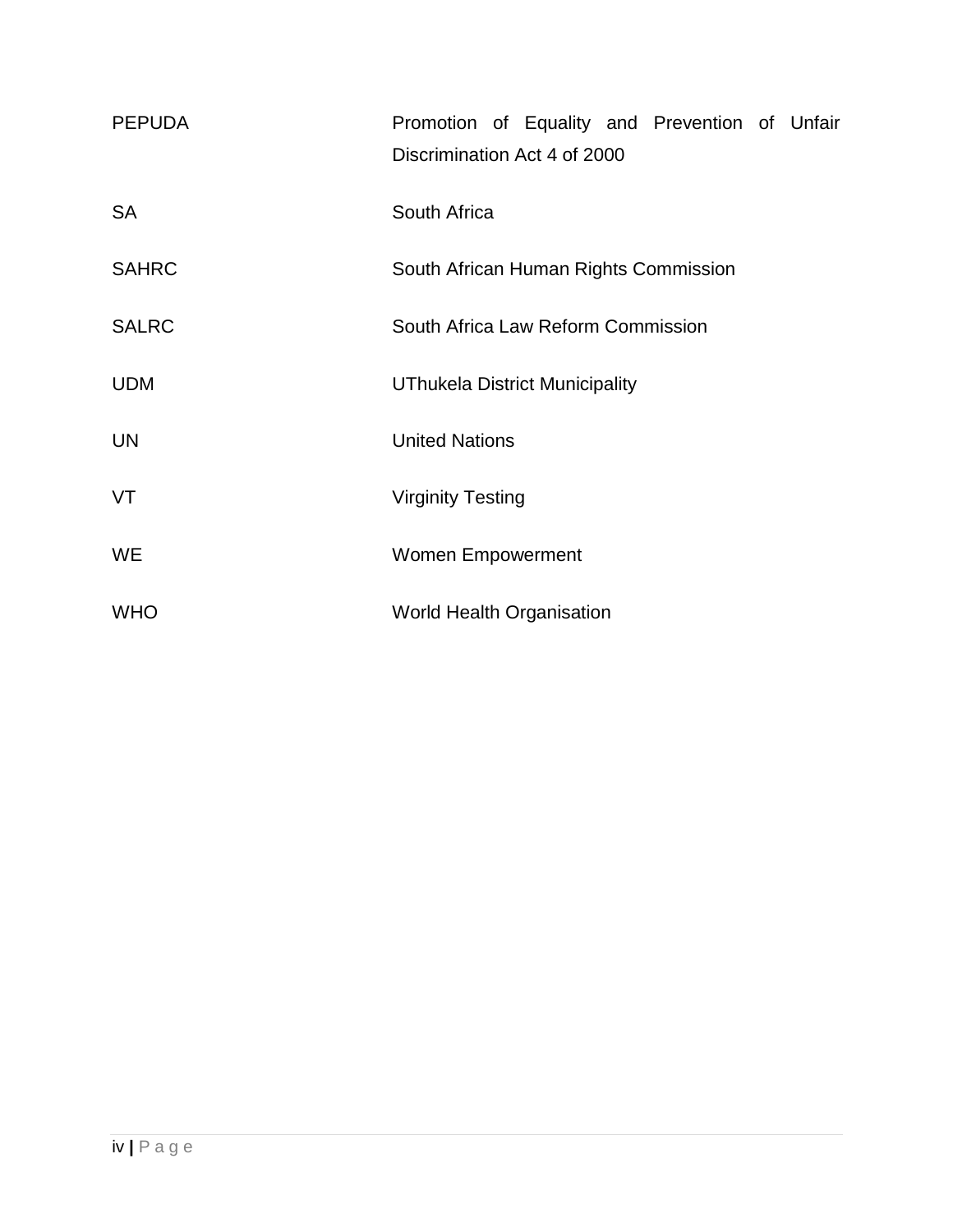| | |
|---|---|
| PEPUDA | Promotion of Equality and Prevention of Unfair Discrimination Act 4 of 2000 |
| SA | South Africa |
| SAHRC | South African Human Rights Commission |
| SALRC | South Africa Law Reform Commission |
| UDM | UThukela District Municipality |
| UN | United Nations |
| VT | Virginity Testing |
| WE | Women Empowerment |
| WHO | World Health Organisation |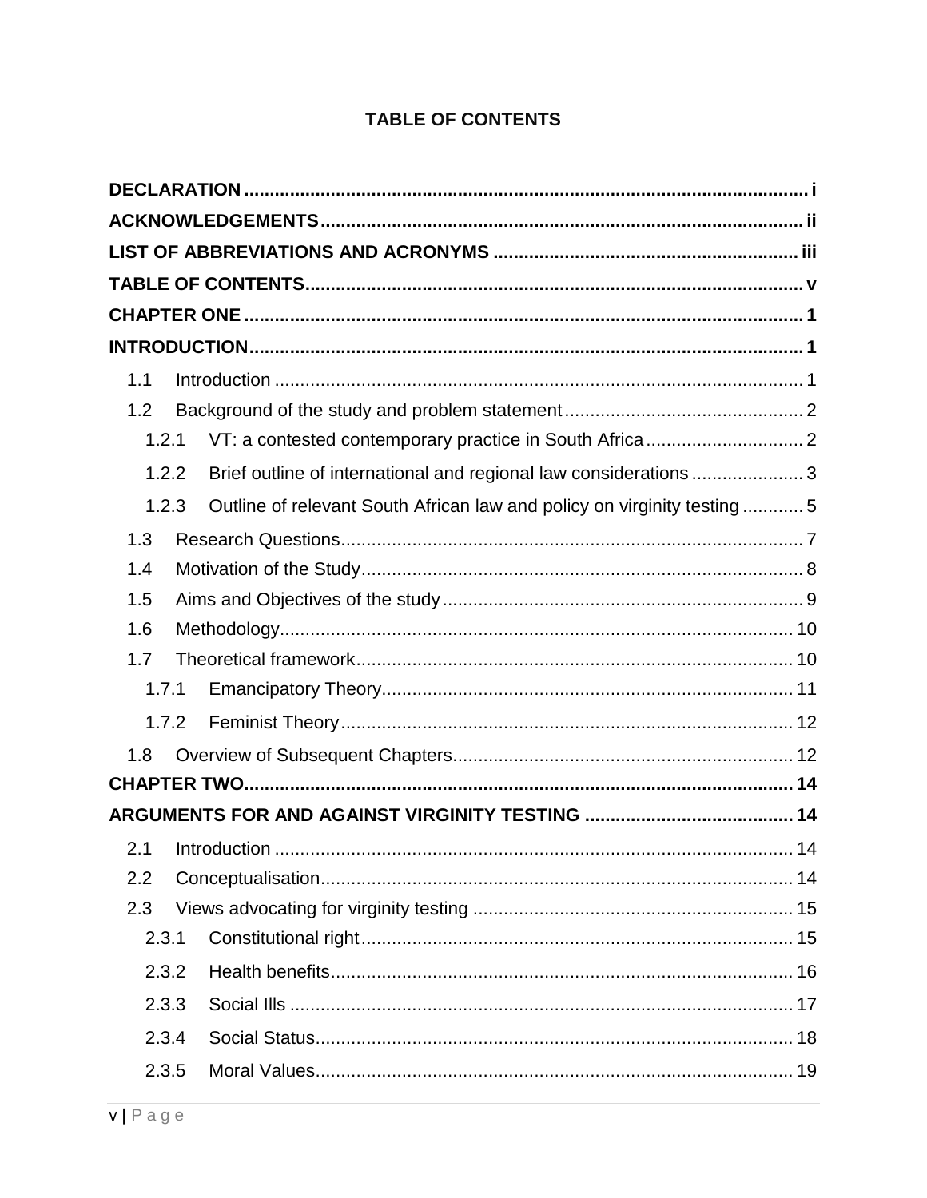# TABLE OF CONTENTS

**DECLARATION** .......... i

**ACKNOWLEDGEMENTS** .......... ii

**LIST OF ABBREVIATIONS AND ACRONYMS** .......... iii

**TABLE OF CONTENTS** .......... v

**CHAPTER ONE** .......... 1

**INTRODUCTION** .......... 1

- 1.1 Introduction .......... 1
- 1.2 Background of the study and problem statement .......... 2
  - 1.2.1 VT: a contested contemporary practice in South Africa .......... 2
  - 1.2.2 Brief outline of international and regional law considerations .......... 3
  - 1.2.3 Outline of relevant South African law and policy on virginity testing .......... 5
- 1.3 Research Questions .......... 7
- 1.4 Motivation of the Study .......... 8
- 1.5 Aims and Objectives of the study .......... 9
- 1.6 Methodology .......... 10
- 1.7 Theoretical framework .......... 10
  - 1.7.1 Emancipatory Theory .......... 11
  - 1.7.2 Feminist Theory .......... 12
- 1.8 Overview of Subsequent Chapters .......... 12

**CHAPTER TWO** .......... 14

**ARGUMENTS FOR AND AGAINST VIRGINITY TESTING** .......... 14

- 2.1 Introduction .......... 14
- 2.2 Conceptualisation .......... 14
- 2.3 Views advocating for virginity testing .......... 15
  - 2.3.1 Constitutional right .......... 15
  - 2.3.2 Health benefits .......... 16
  - 2.3.3 Social Ills .......... 17
  - 2.3.4 Social Status .......... 18
  - 2.3.5 Moral Values .......... 19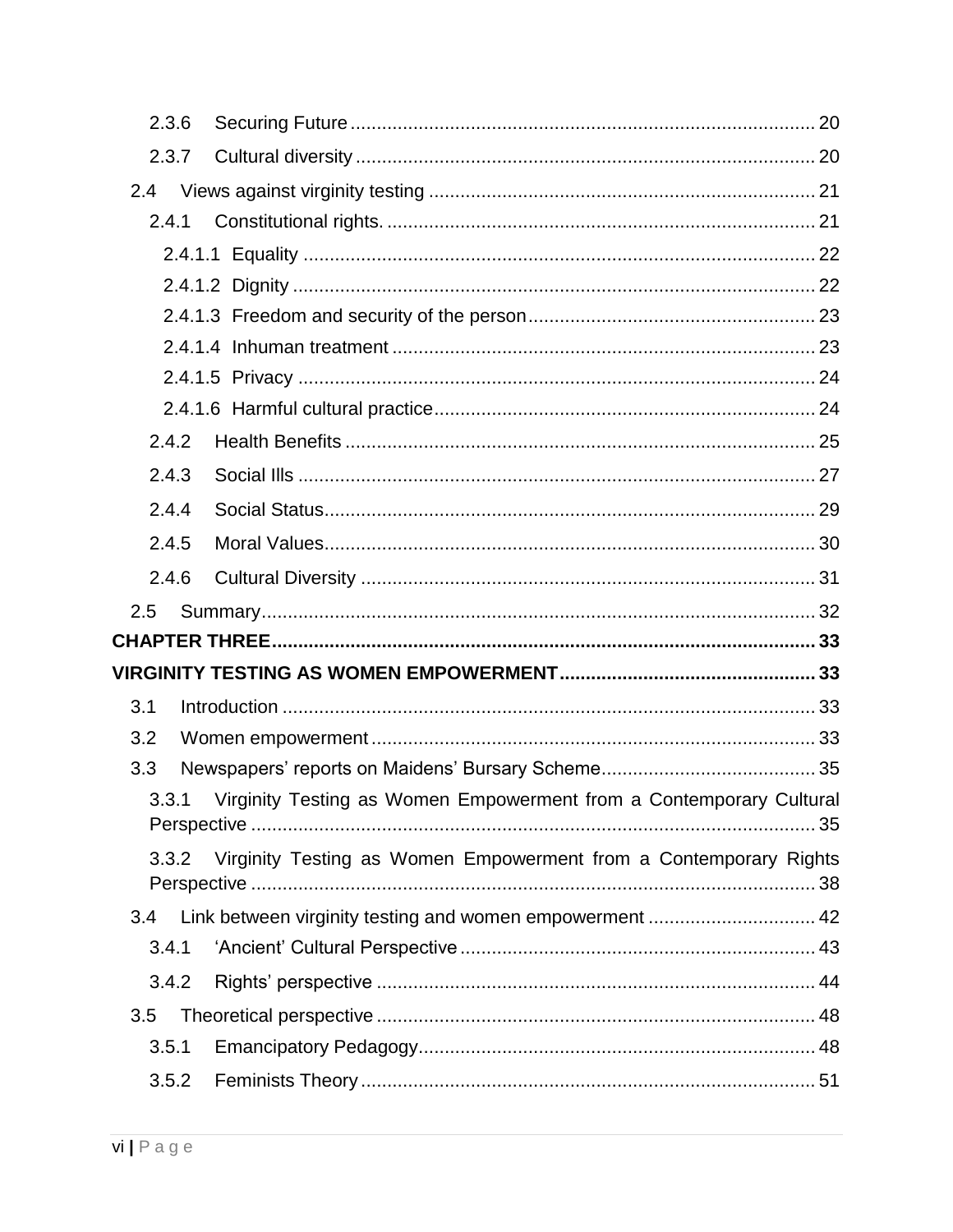2.3.6 Securing Future ... 20

2.3.7 Cultural diversity ... 20

2.4 Views against virginity testing ... 21

2.4.1 Constitutional rights. ... 21

2.4.1.1 Equality ... 22

2.4.1.2 Dignity ... 22

2.4.1.3 Freedom and security of the person ... 23

2.4.1.4 Inhuman treatment ... 23

2.4.1.5 Privacy ... 24

2.4.1.6 Harmful cultural practice ... 24

2.4.2 Health Benefits ... 25

2.4.3 Social Ills ... 27

2.4.4 Social Status ... 29

2.4.5 Moral Values ... 30

2.4.6 Cultural Diversity ... 31

2.5 Summary ... 32

**CHAPTER THREE ... 33**

**VIRGINITY TESTING AS WOMEN EMPOWERMENT ... 33**

3.1 Introduction ... 33

3.2 Women empowerment ... 33

3.3 Newspapers' reports on Maidens' Bursary Scheme ... 35

3.3.1 Virginity Testing as Women Empowerment from a Contemporary Cultural Perspective ... 35

3.3.2 Virginity Testing as Women Empowerment from a Contemporary Rights Perspective ... 38

3.4 Link between virginity testing and women empowerment ... 42

3.4.1 'Ancient' Cultural Perspective ... 43

3.4.2 Rights' perspective ... 44

3.5 Theoretical perspective ... 48

3.5.1 Emancipatory Pedagogy ... 48

3.5.2 Feminists Theory ... 51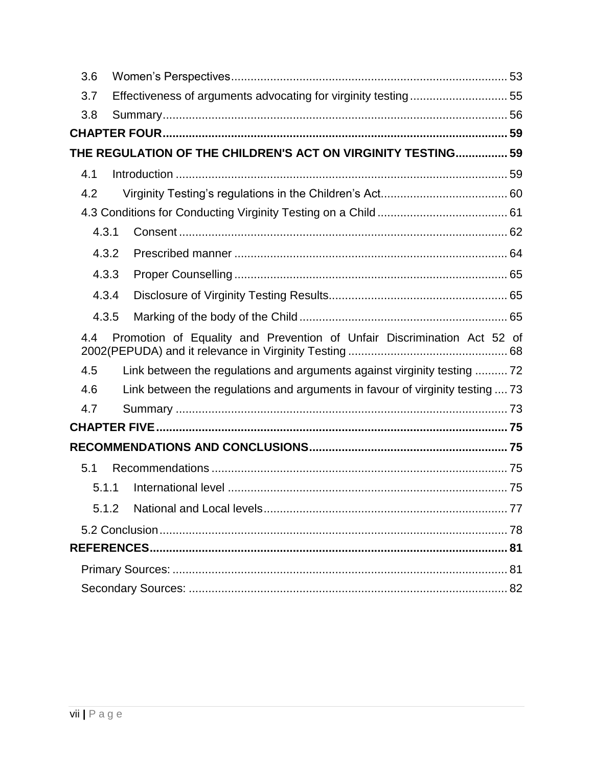3.6 Women’s Perspectives .......... 53

3.7 Effectiveness of arguments advocating for virginity testing .......... 55

3.8 Summary .......... 56

**CHAPTER FOUR .......... 59**

**THE REGULATION OF THE CHILDREN'S ACT ON VIRGINITY TESTING .......... 59**

4.1 Introduction .......... 59

4.2 Virginity Testing’s regulations in the Children’s Act .......... 60

4.3 Conditions for Conducting Virginity Testing on a Child .......... 61

4.3.1 Consent .......... 62

4.3.2 Prescribed manner .......... 64

4.3.3 Proper Counselling .......... 65

4.3.4 Disclosure of Virginity Testing Results .......... 65

4.3.5 Marking of the body of the Child .......... 65

4.4 Promotion of Equality and Prevention of Unfair Discrimination Act 52 of 2002(PEPUDA) and it relevance in Virginity Testing .......... 68

4.5 Link between the regulations and arguments against virginity testing .......... 72

4.6 Link between the regulations and arguments in favour of virginity testing .......... 73

4.7 Summary .......... 73

**CHAPTER FIVE .......... 75**

**RECOMMENDATIONS AND CONCLUSIONS .......... 75**

5.1 Recommendations .......... 75

5.1.1 International level .......... 75

5.1.2 National and Local levels .......... 77

5.2 Conclusion .......... 78

**REFERENCES .......... 81**

Primary Sources: .......... 81

Secondary Sources: .......... 82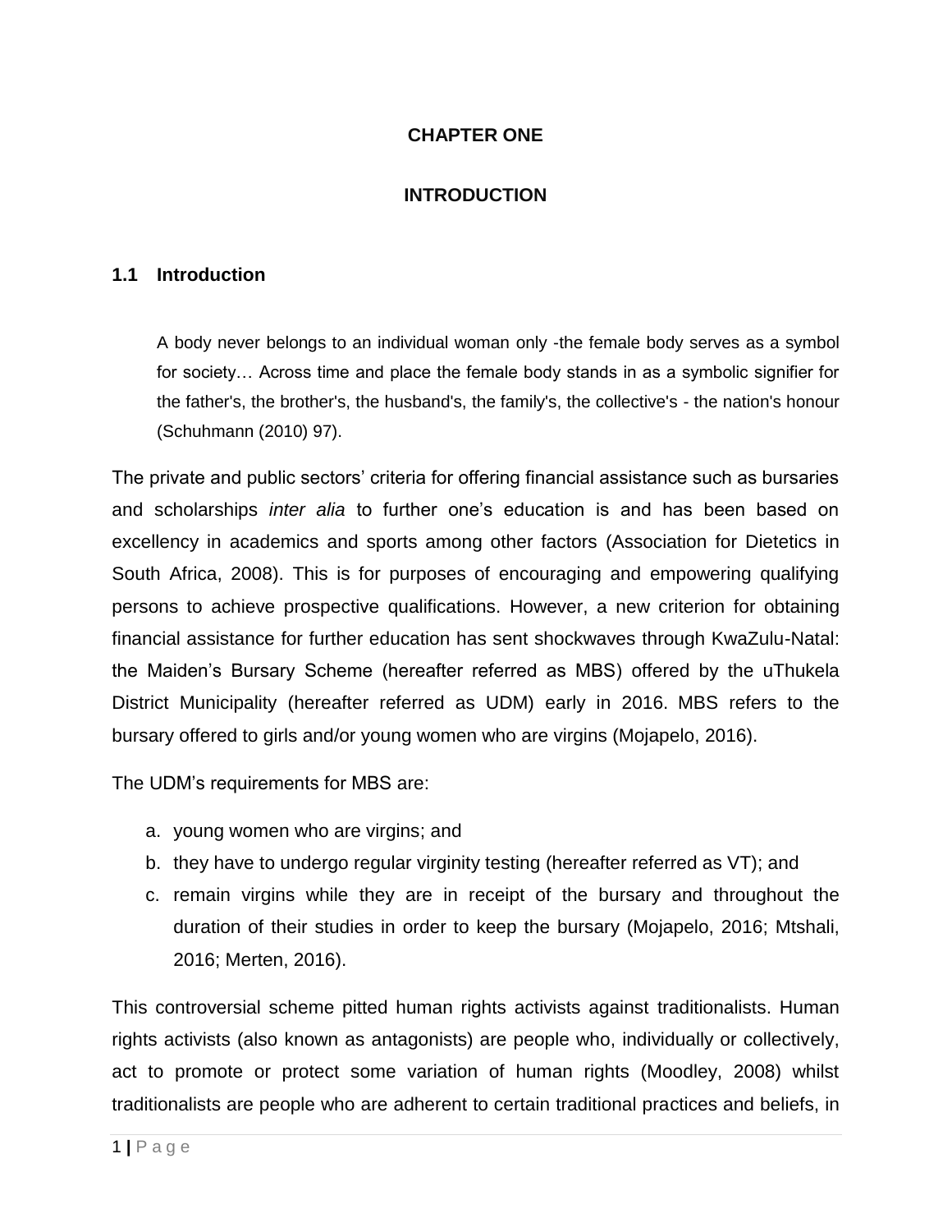# CHAPTER ONE

# INTRODUCTION

## 1.1 Introduction

> A body never belongs to an individual woman only -the female body serves as a symbol for society… Across time and place the female body stands in as a symbolic signifier for the father's, the brother's, the husband's, the family's, the collective's - the nation's honour (Schuhmann (2010) 97).

The private and public sectors' criteria for offering financial assistance such as bursaries and scholarships *inter alia* to further one's education is and has been based on excellency in academics and sports among other factors (Association for Dietetics in South Africa, 2008). This is for purposes of encouraging and empowering qualifying persons to achieve prospective qualifications. However, a new criterion for obtaining financial assistance for further education has sent shockwaves through KwaZulu-Natal: the Maiden's Bursary Scheme (hereafter referred as MBS) offered by the uThukela District Municipality (hereafter referred as UDM) early in 2016. MBS refers to the bursary offered to girls and/or young women who are virgins (Mojapelo, 2016).

The UDM's requirements for MBS are:

a. young women who are virgins; and
b. they have to undergo regular virginity testing (hereafter referred as VT); and
c. remain virgins while they are in receipt of the bursary and throughout the duration of their studies in order to keep the bursary (Mojapelo, 2016; Mtshali, 2016; Merten, 2016).

This controversial scheme pitted human rights activists against traditionalists. Human rights activists (also known as antagonists) are people who, individually or collectively, act to promote or protect some variation of human rights (Moodley, 2008) whilst traditionalists are people who are adherent to certain traditional practices and beliefs, in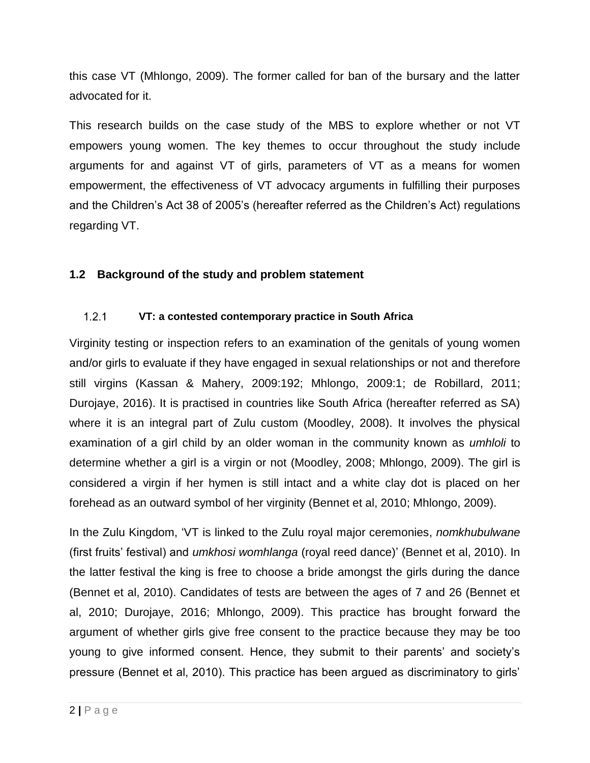this case VT (Mhlongo, 2009). The former called for ban of the bursary and the latter advocated for it.

This research builds on the case study of the MBS to explore whether or not VT empowers young women. The key themes to occur throughout the study include arguments for and against VT of girls, parameters of VT as a means for women empowerment, the effectiveness of VT advocacy arguments in fulfilling their purposes and the Children's Act 38 of 2005's (hereafter referred as the Children's Act) regulations regarding VT.

## 1.2 Background of the study and problem statement

### 1.2.1 VT: a contested contemporary practice in South Africa

Virginity testing or inspection refers to an examination of the genitals of young women and/or girls to evaluate if they have engaged in sexual relationships or not and therefore still virgins (Kassan & Mahery, 2009:192; Mhlongo, 2009:1; de Robillard, 2011; Durojaye, 2016). It is practised in countries like South Africa (hereafter referred as SA) where it is an integral part of Zulu custom (Moodley, 2008). It involves the physical examination of a girl child by an older woman in the community known as *umhloli* to determine whether a girl is a virgin or not (Moodley, 2008; Mhlongo, 2009). The girl is considered a virgin if her hymen is still intact and a white clay dot is placed on her forehead as an outward symbol of her virginity (Bennet et al, 2010; Mhlongo, 2009).

In the Zulu Kingdom, 'VT is linked to the Zulu royal major ceremonies, *nomkhubulwane* (first fruits' festival) and *umkhosi womhlanga* (royal reed dance)' (Bennet et al, 2010). In the latter festival the king is free to choose a bride amongst the girls during the dance (Bennet et al, 2010). Candidates of tests are between the ages of 7 and 26 (Bennet et al, 2010; Durojaye, 2016; Mhlongo, 2009). This practice has brought forward the argument of whether girls give free consent to the practice because they may be too young to give informed consent. Hence, they submit to their parents' and society's pressure (Bennet et al, 2010). This practice has been argued as discriminatory to girls'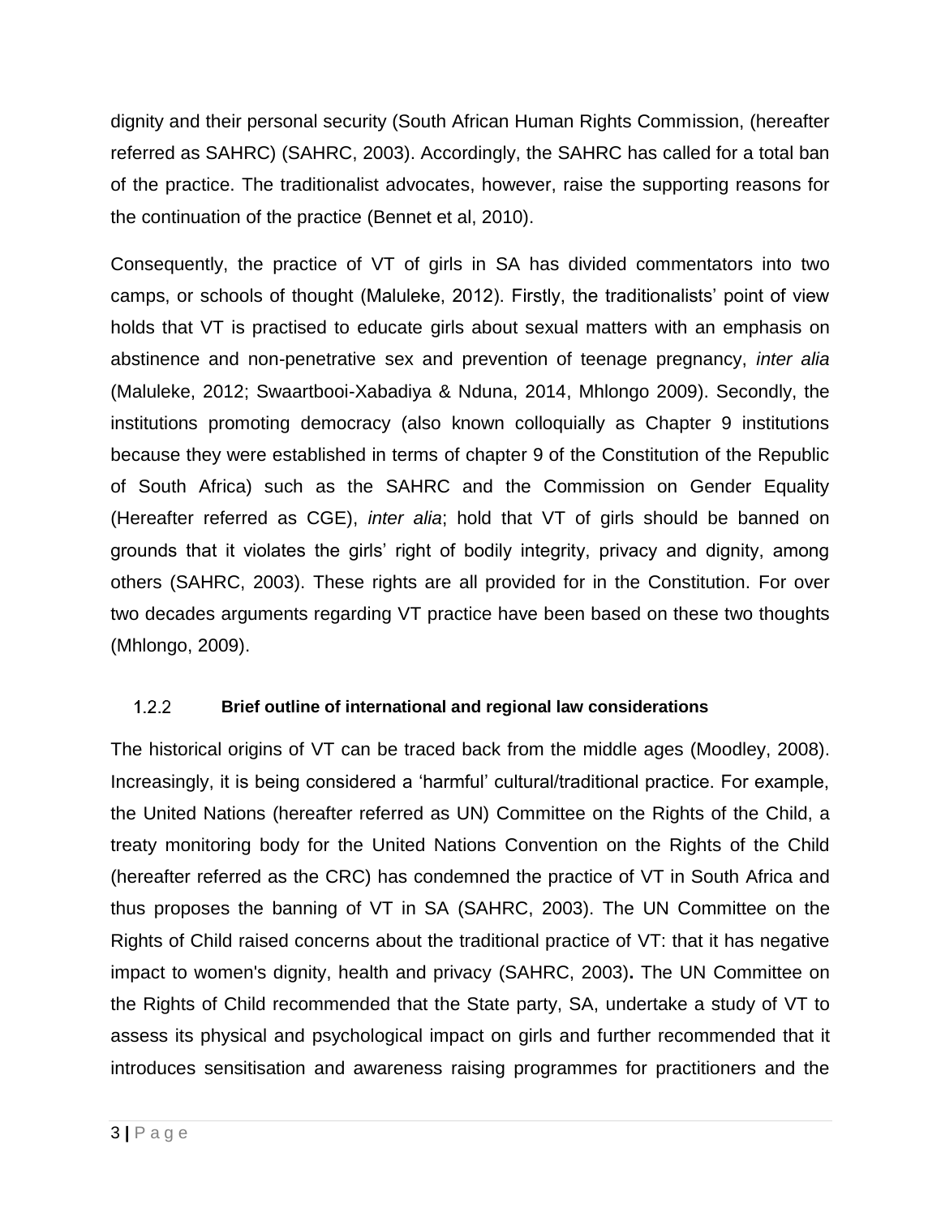dignity and their personal security (South African Human Rights Commission, (hereafter referred as SAHRC) (SAHRC, 2003). Accordingly, the SAHRC has called for a total ban of the practice. The traditionalist advocates, however, raise the supporting reasons for the continuation of the practice (Bennet et al, 2010).

Consequently, the practice of VT of girls in SA has divided commentators into two camps, or schools of thought (Maluleke, 2012). Firstly, the traditionalists' point of view holds that VT is practised to educate girls about sexual matters with an emphasis on abstinence and non-penetrative sex and prevention of teenage pregnancy, *inter alia* (Maluleke, 2012; Swaartbooi-Xabadiya & Nduna, 2014, Mhlongo 2009). Secondly, the institutions promoting democracy (also known colloquially as Chapter 9 institutions because they were established in terms of chapter 9 of the Constitution of the Republic of South Africa) such as the SAHRC and the Commission on Gender Equality (Hereafter referred as CGE), *inter alia*; hold that VT of girls should be banned on grounds that it violates the girls' right of bodily integrity, privacy and dignity, among others (SAHRC, 2003). These rights are all provided for in the Constitution. For over two decades arguments regarding VT practice have been based on these two thoughts (Mhlongo, 2009).

### 1.2.2 Brief outline of international and regional law considerations

The historical origins of VT can be traced back from the middle ages (Moodley, 2008). Increasingly, it is being considered a 'harmful' cultural/traditional practice. For example, the United Nations (hereafter referred as UN) Committee on the Rights of the Child, a treaty monitoring body for the United Nations Convention on the Rights of the Child (hereafter referred as the CRC) has condemned the practice of VT in South Africa and thus proposes the banning of VT in SA (SAHRC, 2003). The UN Committee on the Rights of Child raised concerns about the traditional practice of VT: that it has negative impact to women's dignity, health and privacy (SAHRC, 2003). The UN Committee on the Rights of Child recommended that the State party, SA, undertake a study of VT to assess its physical and psychological impact on girls and further recommended that it introduces sensitisation and awareness raising programmes for practitioners and the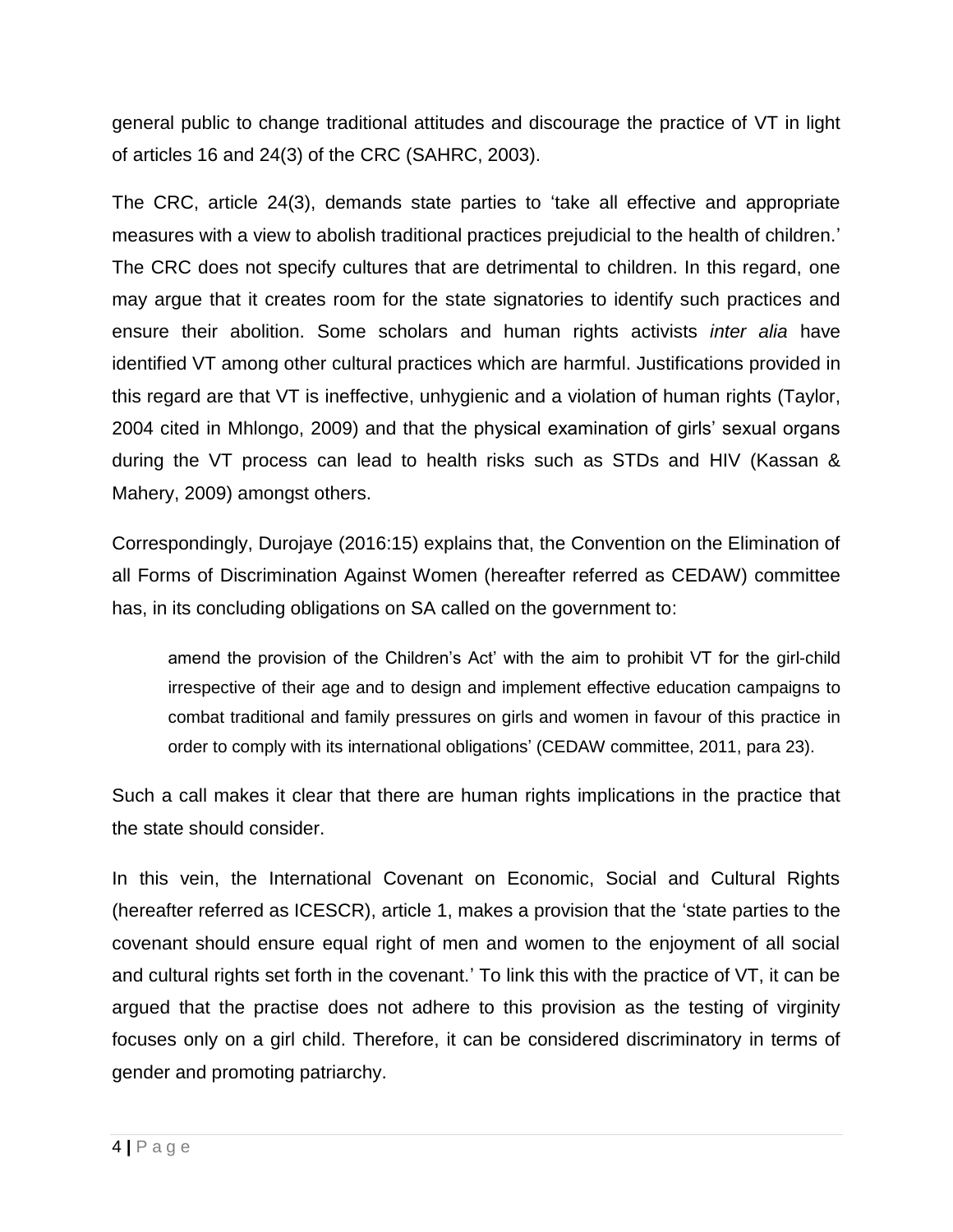general public to change traditional attitudes and discourage the practice of VT in light of articles 16 and 24(3) of the CRC (SAHRC, 2003).

The CRC, article 24(3), demands state parties to 'take all effective and appropriate measures with a view to abolish traditional practices prejudicial to the health of children.' The CRC does not specify cultures that are detrimental to children. In this regard, one may argue that it creates room for the state signatories to identify such practices and ensure their abolition. Some scholars and human rights activists *inter alia* have identified VT among other cultural practices which are harmful. Justifications provided in this regard are that VT is ineffective, unhygienic and a violation of human rights (Taylor, 2004 cited in Mhlongo, 2009) and that the physical examination of girls' sexual organs during the VT process can lead to health risks such as STDs and HIV (Kassan & Mahery, 2009) amongst others.

Correspondingly, Durojaye (2016:15) explains that, the Convention on the Elimination of all Forms of Discrimination Against Women (hereafter referred as CEDAW) committee has, in its concluding obligations on SA called on the government to:

> amend the provision of the Children's Act' with the aim to prohibit VT for the girl-child irrespective of their age and to design and implement effective education campaigns to combat traditional and family pressures on girls and women in favour of this practice in order to comply with its international obligations' (CEDAW committee, 2011, para 23).

Such a call makes it clear that there are human rights implications in the practice that the state should consider.

In this vein, the International Covenant on Economic, Social and Cultural Rights (hereafter referred as ICESCR), article 1, makes a provision that the 'state parties to the covenant should ensure equal right of men and women to the enjoyment of all social and cultural rights set forth in the covenant.' To link this with the practice of VT, it can be argued that the practise does not adhere to this provision as the testing of virginity focuses only on a girl child. Therefore, it can be considered discriminatory in terms of gender and promoting patriarchy.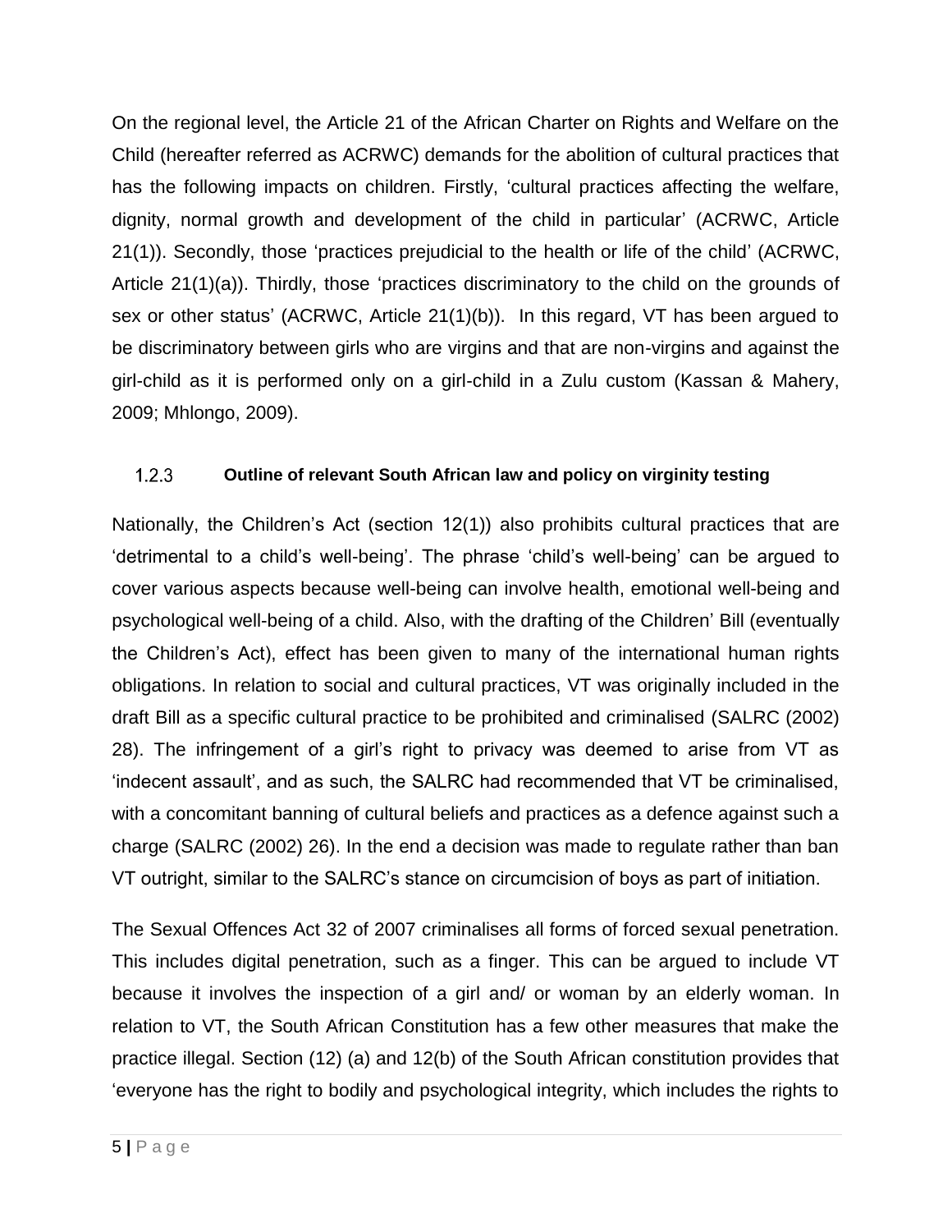On the regional level, the Article 21 of the African Charter on Rights and Welfare on the Child (hereafter referred as ACRWC) demands for the abolition of cultural practices that has the following impacts on children. Firstly, 'cultural practices affecting the welfare, dignity, normal growth and development of the child in particular' (ACRWC, Article 21(1)). Secondly, those 'practices prejudicial to the health or life of the child' (ACRWC, Article 21(1)(a)). Thirdly, those 'practices discriminatory to the child on the grounds of sex or other status' (ACRWC, Article 21(1)(b)). In this regard, VT has been argued to be discriminatory between girls who are virgins and that are non-virgins and against the girl-child as it is performed only on a girl-child in a Zulu custom (Kassan & Mahery, 2009; Mhlongo, 2009).

### 1.2.3 Outline of relevant South African law and policy on virginity testing

Nationally, the Children's Act (section 12(1)) also prohibits cultural practices that are 'detrimental to a child's well-being'. The phrase 'child's well-being' can be argued to cover various aspects because well-being can involve health, emotional well-being and psychological well-being of a child. Also, with the drafting of the Children' Bill (eventually the Children's Act), effect has been given to many of the international human rights obligations. In relation to social and cultural practices, VT was originally included in the draft Bill as a specific cultural practice to be prohibited and criminalised (SALRC (2002) 28). The infringement of a girl's right to privacy was deemed to arise from VT as 'indecent assault', and as such, the SALRC had recommended that VT be criminalised, with a concomitant banning of cultural beliefs and practices as a defence against such a charge (SALRC (2002) 26). In the end a decision was made to regulate rather than ban VT outright, similar to the SALRC's stance on circumcision of boys as part of initiation.

The Sexual Offences Act 32 of 2007 criminalises all forms of forced sexual penetration. This includes digital penetration, such as a finger. This can be argued to include VT because it involves the inspection of a girl and/ or woman by an elderly woman. In relation to VT, the South African Constitution has a few other measures that make the practice illegal. Section (12) (a) and 12(b) of the South African constitution provides that 'everyone has the right to bodily and psychological integrity, which includes the rights to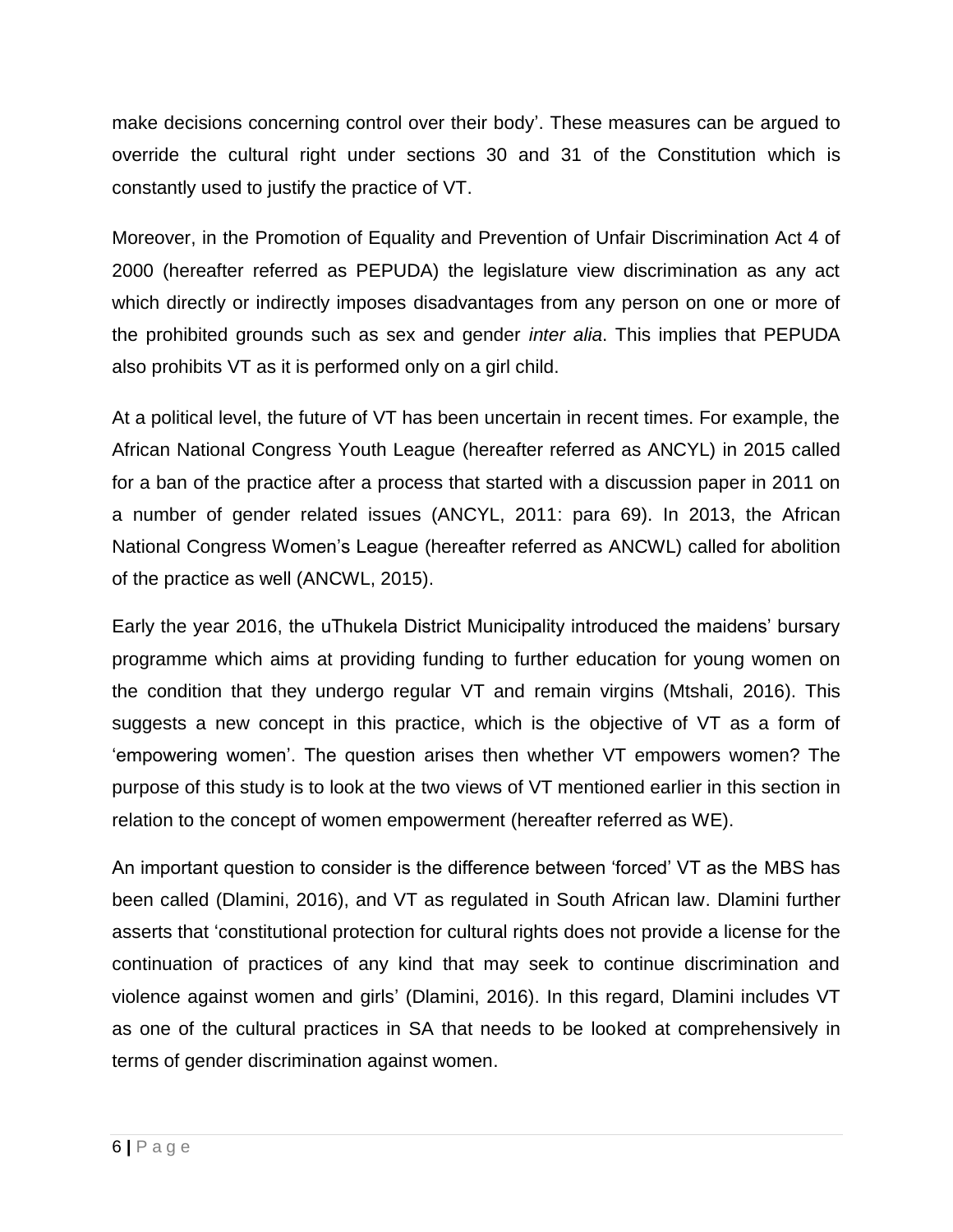make decisions concerning control over their body'. These measures can be argued to override the cultural right under sections 30 and 31 of the Constitution which is constantly used to justify the practice of VT.

Moreover, in the Promotion of Equality and Prevention of Unfair Discrimination Act 4 of 2000 (hereafter referred as PEPUDA) the legislature view discrimination as any act which directly or indirectly imposes disadvantages from any person on one or more of the prohibited grounds such as sex and gender *inter alia*. This implies that PEPUDA also prohibits VT as it is performed only on a girl child.

At a political level, the future of VT has been uncertain in recent times. For example, the African National Congress Youth League (hereafter referred as ANCYL) in 2015 called for a ban of the practice after a process that started with a discussion paper in 2011 on a number of gender related issues (ANCYL, 2011: para 69). In 2013, the African National Congress Women's League (hereafter referred as ANCWL) called for abolition of the practice as well (ANCWL, 2015).

Early the year 2016, the uThukela District Municipality introduced the maidens' bursary programme which aims at providing funding to further education for young women on the condition that they undergo regular VT and remain virgins (Mtshali, 2016). This suggests a new concept in this practice, which is the objective of VT as a form of 'empowering women'. The question arises then whether VT empowers women? The purpose of this study is to look at the two views of VT mentioned earlier in this section in relation to the concept of women empowerment (hereafter referred as WE).

An important question to consider is the difference between 'forced' VT as the MBS has been called (Dlamini, 2016), and VT as regulated in South African law. Dlamini further asserts that 'constitutional protection for cultural rights does not provide a license for the continuation of practices of any kind that may seek to continue discrimination and violence against women and girls' (Dlamini, 2016). In this regard, Dlamini includes VT as one of the cultural practices in SA that needs to be looked at comprehensively in terms of gender discrimination against women.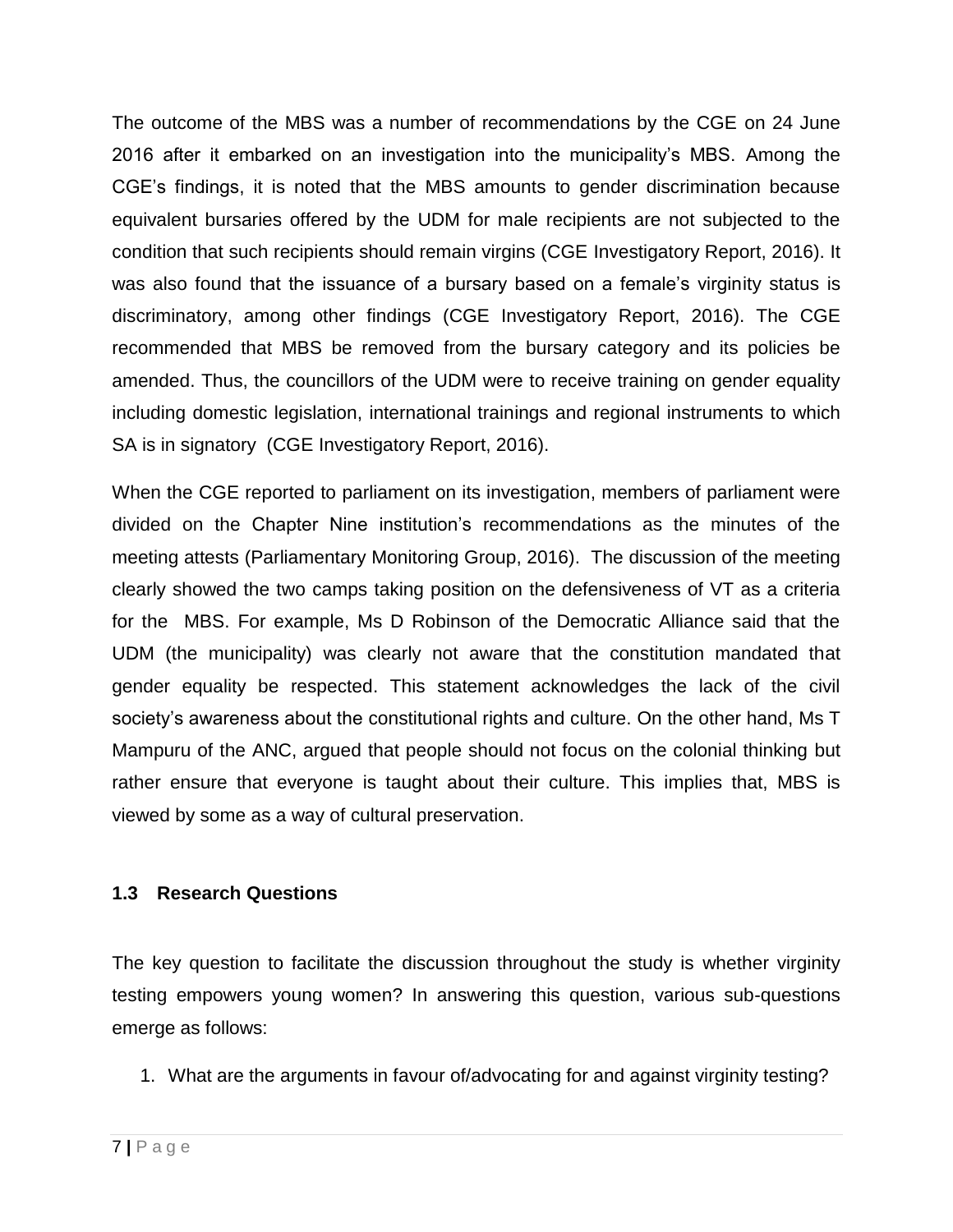The outcome of the MBS was a number of recommendations by the CGE on 24 June 2016 after it embarked on an investigation into the municipality's MBS. Among the CGE's findings, it is noted that the MBS amounts to gender discrimination because equivalent bursaries offered by the UDM for male recipients are not subjected to the condition that such recipients should remain virgins (CGE Investigatory Report, 2016). It was also found that the issuance of a bursary based on a female's virginity status is discriminatory, among other findings (CGE Investigatory Report, 2016). The CGE recommended that MBS be removed from the bursary category and its policies be amended. Thus, the councillors of the UDM were to receive training on gender equality including domestic legislation, international trainings and regional instruments to which SA is in signatory (CGE Investigatory Report, 2016).

When the CGE reported to parliament on its investigation, members of parliament were divided on the Chapter Nine institution's recommendations as the minutes of the meeting attests (Parliamentary Monitoring Group, 2016). The discussion of the meeting clearly showed the two camps taking position on the defensiveness of VT as a criteria for the MBS. For example, Ms D Robinson of the Democratic Alliance said that the UDM (the municipality) was clearly not aware that the constitution mandated that gender equality be respected. This statement acknowledges the lack of the civil society's awareness about the constitutional rights and culture. On the other hand, Ms T Mampuru of the ANC, argued that people should not focus on the colonial thinking but rather ensure that everyone is taught about their culture. This implies that, MBS is viewed by some as a way of cultural preservation.

### 1.3 Research Questions

The key question to facilitate the discussion throughout the study is whether virginity testing empowers young women? In answering this question, various sub-questions emerge as follows:

1. What are the arguments in favour of/advocating for and against virginity testing?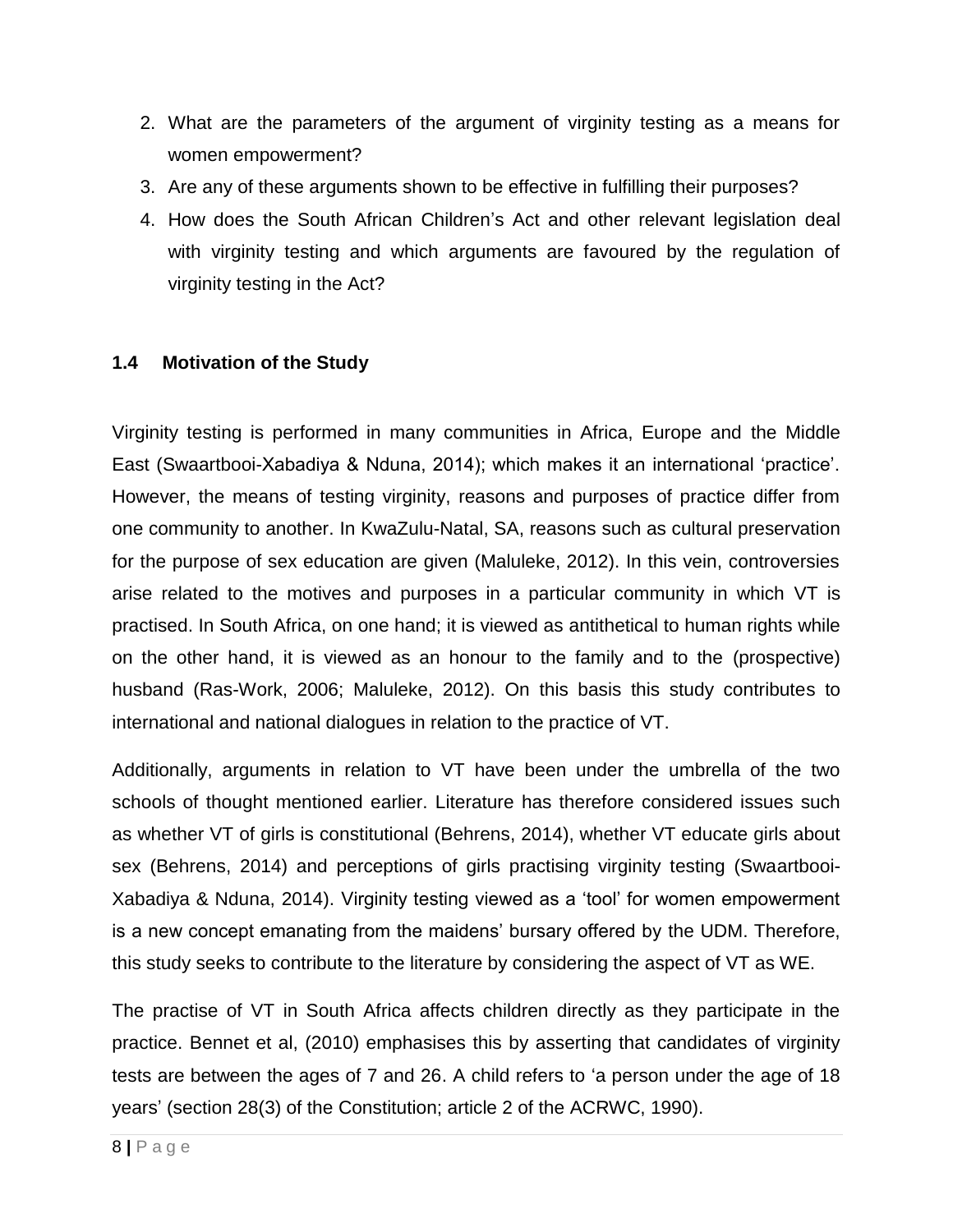2. What are the parameters of the argument of virginity testing as a means for women empowerment?
3. Are any of these arguments shown to be effective in fulfilling their purposes?
4. How does the South African Children's Act and other relevant legislation deal with virginity testing and which arguments are favoured by the regulation of virginity testing in the Act?

### 1.4 Motivation of the Study

Virginity testing is performed in many communities in Africa, Europe and the Middle East (Swaartbooi-Xabadiya & Nduna, 2014); which makes it an international 'practice'. However, the means of testing virginity, reasons and purposes of practice differ from one community to another. In KwaZulu-Natal, SA, reasons such as cultural preservation for the purpose of sex education are given (Maluleke, 2012). In this vein, controversies arise related to the motives and purposes in a particular community in which VT is practised. In South Africa, on one hand; it is viewed as antithetical to human rights while on the other hand, it is viewed as an honour to the family and to the (prospective) husband (Ras-Work, 2006; Maluleke, 2012). On this basis this study contributes to international and national dialogues in relation to the practice of VT.

Additionally, arguments in relation to VT have been under the umbrella of the two schools of thought mentioned earlier. Literature has therefore considered issues such as whether VT of girls is constitutional (Behrens, 2014), whether VT educate girls about sex (Behrens, 2014) and perceptions of girls practising virginity testing (Swaartbooi-Xabadiya & Nduna, 2014). Virginity testing viewed as a 'tool' for women empowerment is a new concept emanating from the maidens' bursary offered by the UDM. Therefore, this study seeks to contribute to the literature by considering the aspect of VT as WE.

The practise of VT in South Africa affects children directly as they participate in the practice. Bennet et al, (2010) emphasises this by asserting that candidates of virginity tests are between the ages of 7 and 26. A child refers to 'a person under the age of 18 years' (section 28(3) of the Constitution; article 2 of the ACRWC, 1990).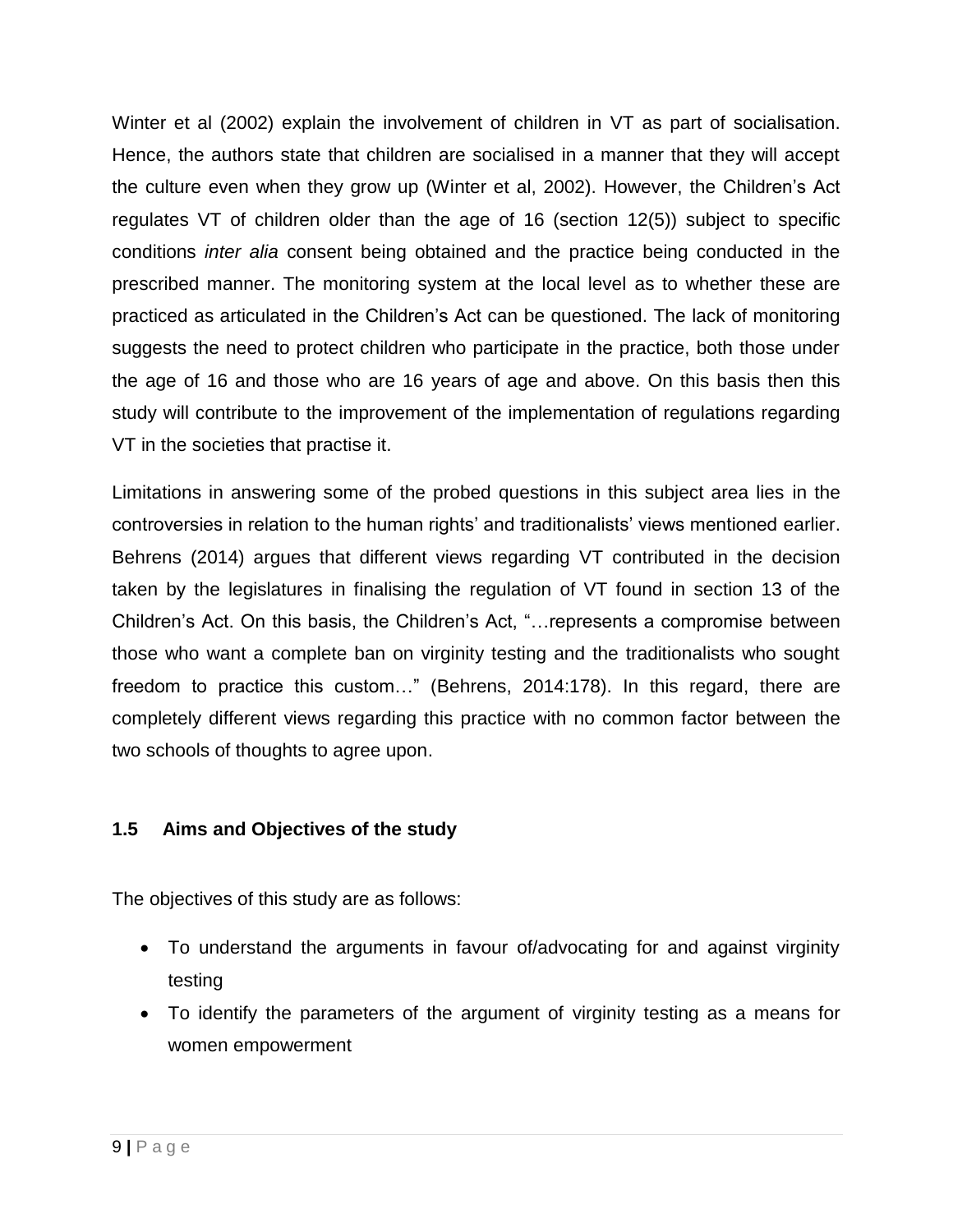Winter et al (2002) explain the involvement of children in VT as part of socialisation. Hence, the authors state that children are socialised in a manner that they will accept the culture even when they grow up (Winter et al, 2002). However, the Children's Act regulates VT of children older than the age of 16 (section 12(5)) subject to specific conditions *inter alia* consent being obtained and the practice being conducted in the prescribed manner. The monitoring system at the local level as to whether these are practiced as articulated in the Children's Act can be questioned. The lack of monitoring suggests the need to protect children who participate in the practice, both those under the age of 16 and those who are 16 years of age and above. On this basis then this study will contribute to the improvement of the implementation of regulations regarding VT in the societies that practise it.

Limitations in answering some of the probed questions in this subject area lies in the controversies in relation to the human rights' and traditionalists' views mentioned earlier. Behrens (2014) argues that different views regarding VT contributed in the decision taken by the legislatures in finalising the regulation of VT found in section 13 of the Children's Act. On this basis, the Children's Act, "…represents a compromise between those who want a complete ban on virginity testing and the traditionalists who sought freedom to practice this custom…" (Behrens, 2014:178). In this regard, there are completely different views regarding this practice with no common factor between the two schools of thoughts to agree upon.

## 1.5 Aims and Objectives of the study

The objectives of this study are as follows:

- To understand the arguments in favour of/advocating for and against virginity testing
- To identify the parameters of the argument of virginity testing as a means for women empowerment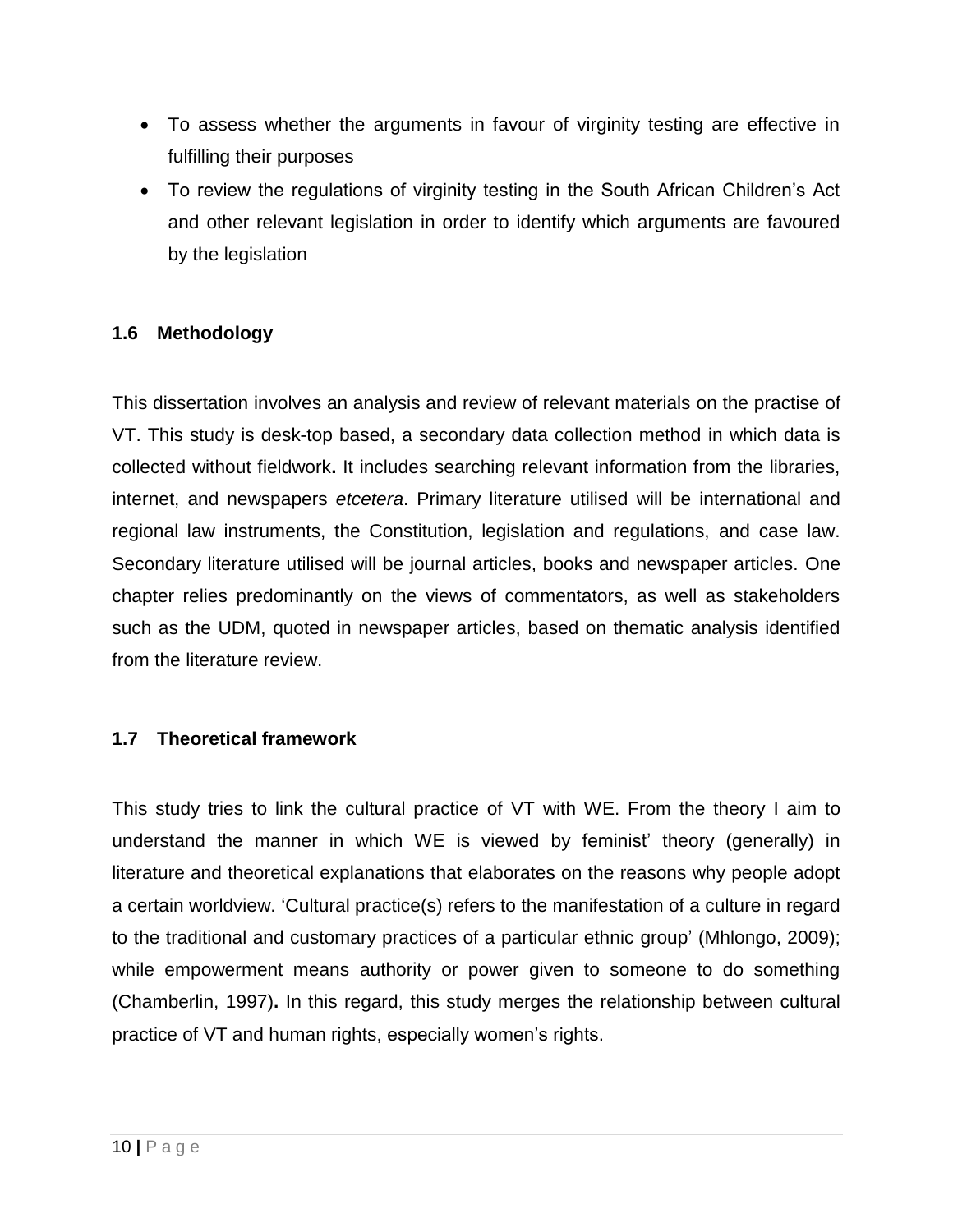- To assess whether the arguments in favour of virginity testing are effective in fulfilling their purposes
- To review the regulations of virginity testing in the South African Children's Act and other relevant legislation in order to identify which arguments are favoured by the legislation

### 1.6 Methodology

This dissertation involves an analysis and review of relevant materials on the practise of VT. This study is desk-top based, a secondary data collection method in which data is collected without fieldwork**.** It includes searching relevant information from the libraries, internet, and newspapers *etcetera*. Primary literature utilised will be international and regional law instruments, the Constitution, legislation and regulations, and case law. Secondary literature utilised will be journal articles, books and newspaper articles. One chapter relies predominantly on the views of commentators, as well as stakeholders such as the UDM, quoted in newspaper articles, based on thematic analysis identified from the literature review.

### 1.7 Theoretical framework

This study tries to link the cultural practice of VT with WE. From the theory I aim to understand the manner in which WE is viewed by feminist' theory (generally) in literature and theoretical explanations that elaborates on the reasons why people adopt a certain worldview. 'Cultural practice(s) refers to the manifestation of a culture in regard to the traditional and customary practices of a particular ethnic group' (Mhlongo, 2009); while empowerment means authority or power given to someone to do something (Chamberlin, 1997)**.** In this regard, this study merges the relationship between cultural practice of VT and human rights, especially women's rights.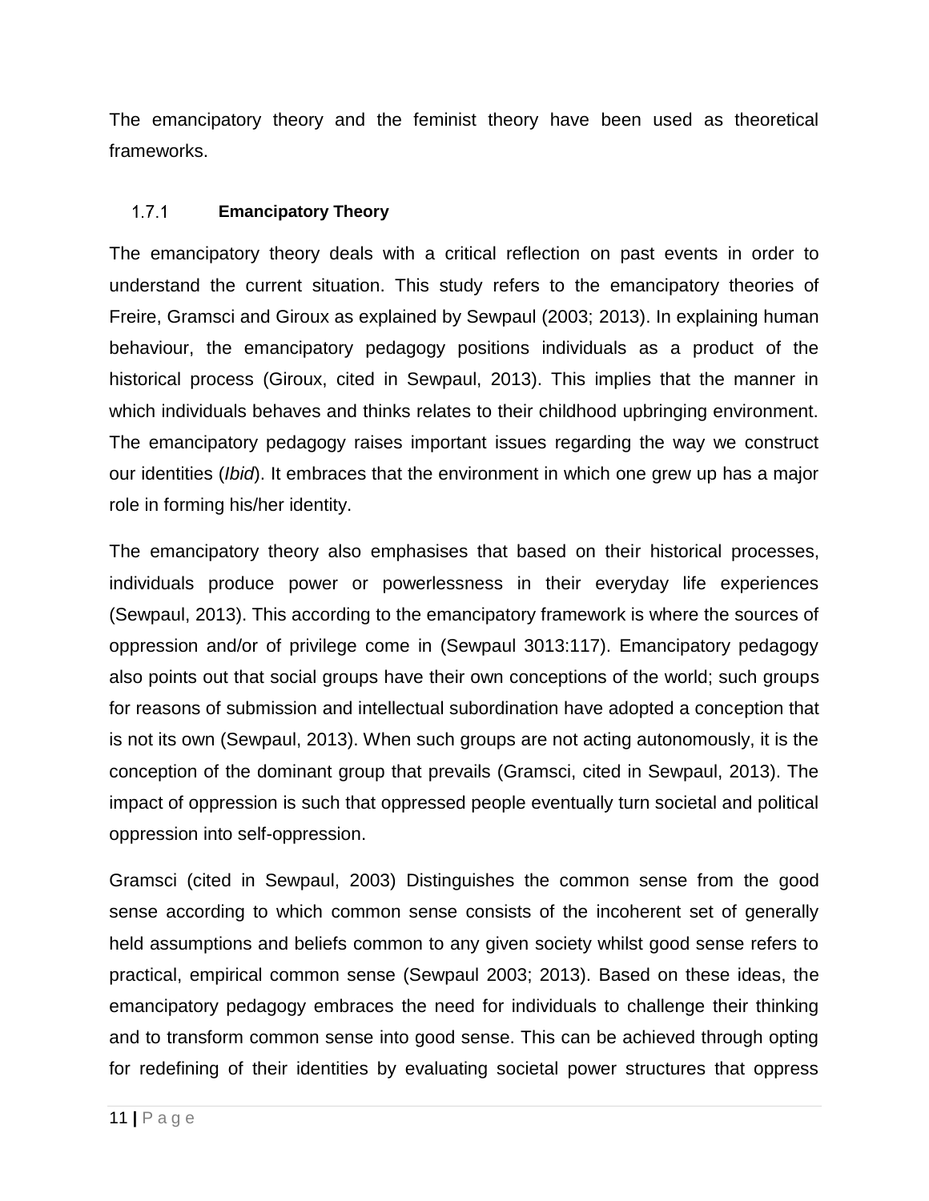The emancipatory theory and the feminist theory have been used as theoretical frameworks.

### 1.7.1 Emancipatory Theory

The emancipatory theory deals with a critical reflection on past events in order to understand the current situation. This study refers to the emancipatory theories of Freire, Gramsci and Giroux as explained by Sewpaul (2003; 2013). In explaining human behaviour, the emancipatory pedagogy positions individuals as a product of the historical process (Giroux, cited in Sewpaul, 2013). This implies that the manner in which individuals behaves and thinks relates to their childhood upbringing environment. The emancipatory pedagogy raises important issues regarding the way we construct our identities (*Ibid*). It embraces that the environment in which one grew up has a major role in forming his/her identity.

The emancipatory theory also emphasises that based on their historical processes, individuals produce power or powerlessness in their everyday life experiences (Sewpaul, 2013). This according to the emancipatory framework is where the sources of oppression and/or of privilege come in (Sewpaul 3013:117). Emancipatory pedagogy also points out that social groups have their own conceptions of the world; such groups for reasons of submission and intellectual subordination have adopted a conception that is not its own (Sewpaul, 2013). When such groups are not acting autonomously, it is the conception of the dominant group that prevails (Gramsci, cited in Sewpaul, 2013). The impact of oppression is such that oppressed people eventually turn societal and political oppression into self-oppression.

Gramsci (cited in Sewpaul, 2003) Distinguishes the common sense from the good sense according to which common sense consists of the incoherent set of generally held assumptions and beliefs common to any given society whilst good sense refers to practical, empirical common sense (Sewpaul 2003; 2013). Based on these ideas, the emancipatory pedagogy embraces the need for individuals to challenge their thinking and to transform common sense into good sense. This can be achieved through opting for redefining of their identities by evaluating societal power structures that oppress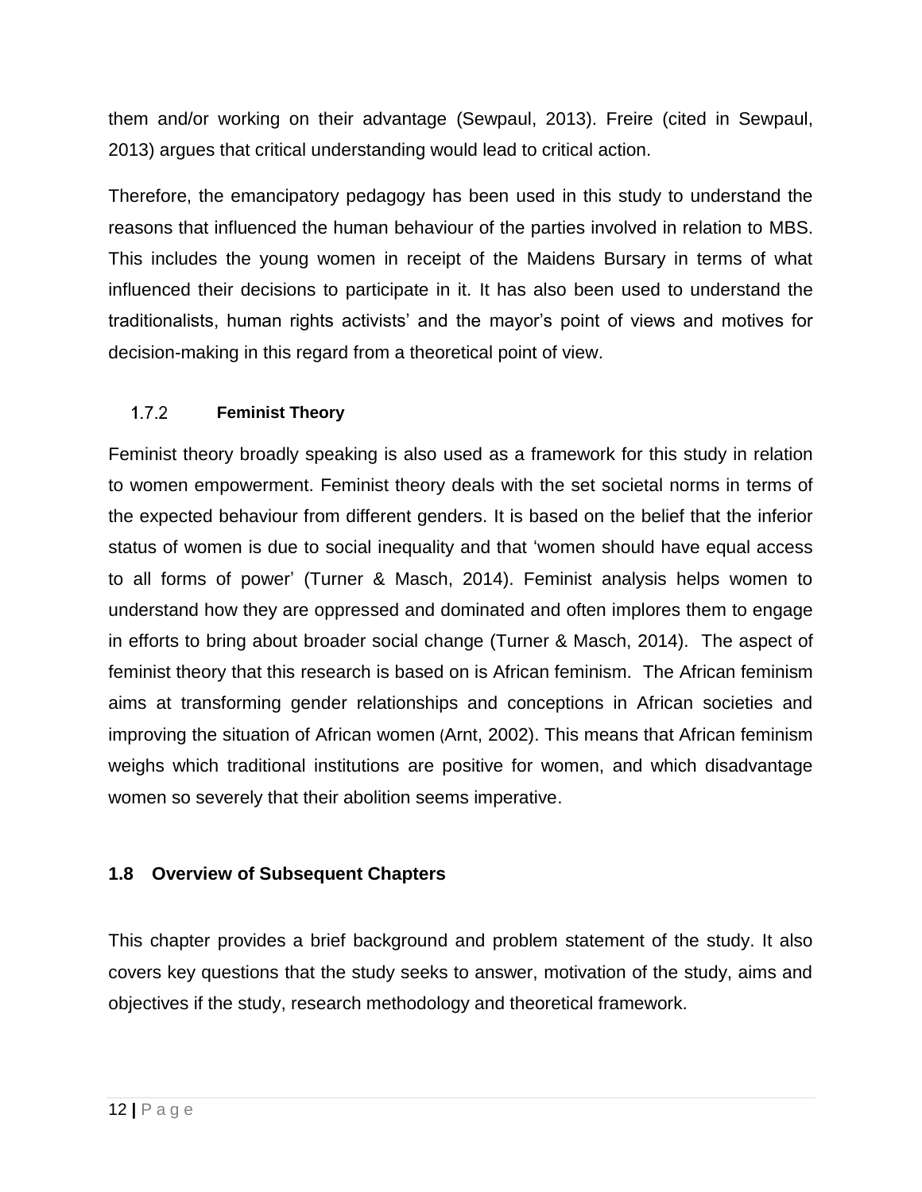them and/or working on their advantage (Sewpaul, 2013). Freire (cited in Sewpaul, 2013) argues that critical understanding would lead to critical action.

Therefore, the emancipatory pedagogy has been used in this study to understand the reasons that influenced the human behaviour of the parties involved in relation to MBS. This includes the young women in receipt of the Maidens Bursary in terms of what influenced their decisions to participate in it. It has also been used to understand the traditionalists, human rights activists' and the mayor's point of views and motives for decision-making in this regard from a theoretical point of view.

### 1.7.2 Feminist Theory

Feminist theory broadly speaking is also used as a framework for this study in relation to women empowerment. Feminist theory deals with the set societal norms in terms of the expected behaviour from different genders. It is based on the belief that the inferior status of women is due to social inequality and that 'women should have equal access to all forms of power' (Turner & Masch, 2014). Feminist analysis helps women to understand how they are oppressed and dominated and often implores them to engage in efforts to bring about broader social change (Turner & Masch, 2014). The aspect of feminist theory that this research is based on is African feminism. The African feminism aims at transforming gender relationships and conceptions in African societies and improving the situation of African women (Arnt, 2002). This means that African feminism weighs which traditional institutions are positive for women, and which disadvantage women so severely that their abolition seems imperative.

## 1.8 Overview of Subsequent Chapters

This chapter provides a brief background and problem statement of the study. It also covers key questions that the study seeks to answer, motivation of the study, aims and objectives if the study, research methodology and theoretical framework.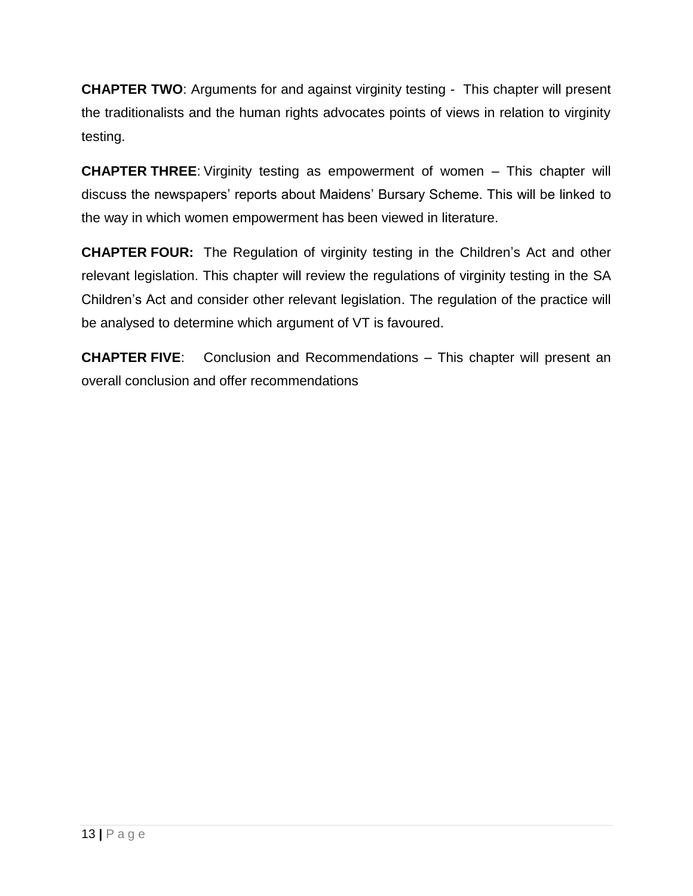**CHAPTER TWO**: Arguments for and against virginity testing - This chapter will present the traditionalists and the human rights advocates points of views in relation to virginity testing.

**CHAPTER THREE**: Virginity testing as empowerment of women – This chapter will discuss the newspapers' reports about Maidens' Bursary Scheme. This will be linked to the way in which women empowerment has been viewed in literature.

**CHAPTER FOUR:** The Regulation of virginity testing in the Children's Act and other relevant legislation. This chapter will review the regulations of virginity testing in the SA Children's Act and consider other relevant legislation. The regulation of the practice will be analysed to determine which argument of VT is favoured.

**CHAPTER FIVE**: Conclusion and Recommendations – This chapter will present an overall conclusion and offer recommendations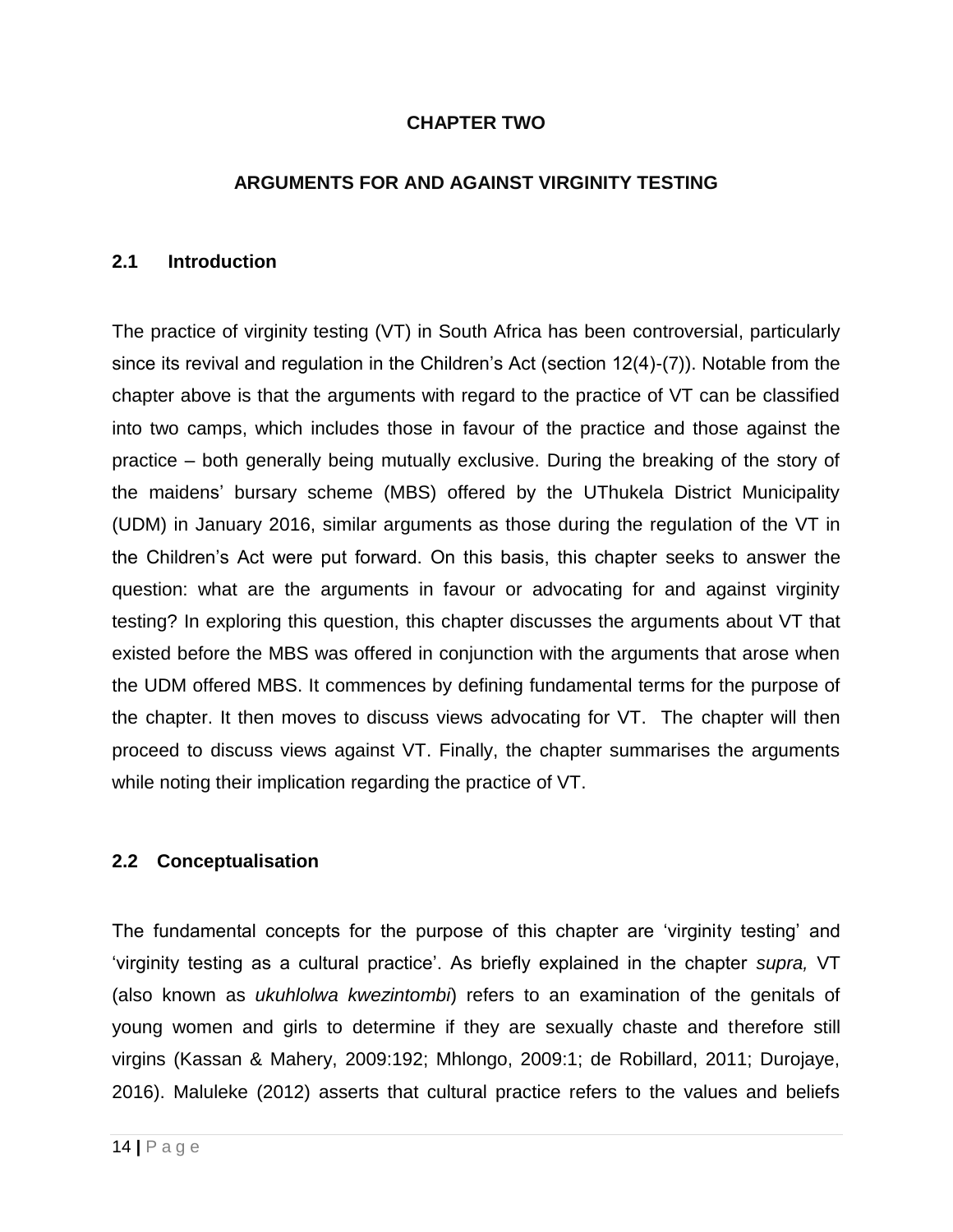# CHAPTER TWO

# ARGUMENTS FOR AND AGAINST VIRGINITY TESTING

## 2.1 Introduction

The practice of virginity testing (VT) in South Africa has been controversial, particularly since its revival and regulation in the Children's Act (section 12(4)-(7)). Notable from the chapter above is that the arguments with regard to the practice of VT can be classified into two camps, which includes those in favour of the practice and those against the practice – both generally being mutually exclusive. During the breaking of the story of the maidens' bursary scheme (MBS) offered by the UThukela District Municipality (UDM) in January 2016, similar arguments as those during the regulation of the VT in the Children's Act were put forward. On this basis, this chapter seeks to answer the question: what are the arguments in favour or advocating for and against virginity testing? In exploring this question, this chapter discusses the arguments about VT that existed before the MBS was offered in conjunction with the arguments that arose when the UDM offered MBS. It commences by defining fundamental terms for the purpose of the chapter. It then moves to discuss views advocating for VT. The chapter will then proceed to discuss views against VT. Finally, the chapter summarises the arguments while noting their implication regarding the practice of VT.

## 2.2 Conceptualisation

The fundamental concepts for the purpose of this chapter are 'virginity testing' and 'virginity testing as a cultural practice'. As briefly explained in the chapter *supra,* VT (also known as *ukuhlolwa kwezintombi*) refers to an examination of the genitals of young women and girls to determine if they are sexually chaste and therefore still virgins (Kassan & Mahery, 2009:192; Mhlongo, 2009:1; de Robillard, 2011; Durojaye, 2016). Maluleke (2012) asserts that cultural practice refers to the values and beliefs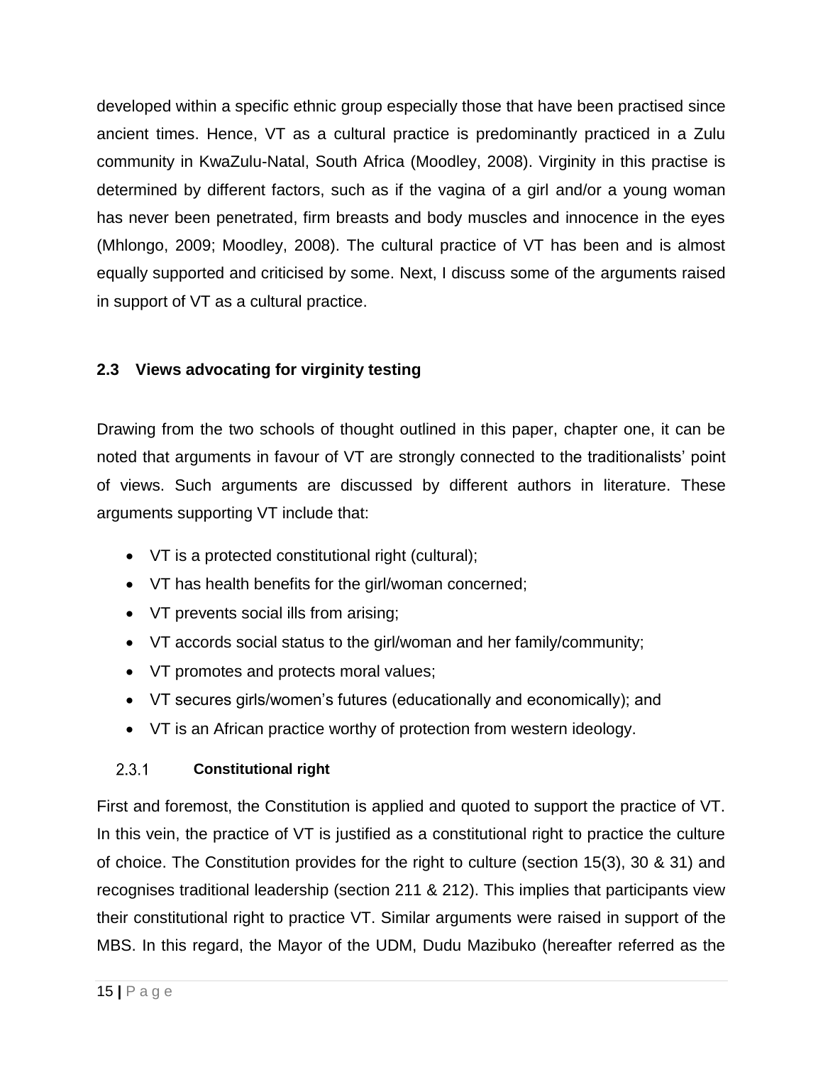developed within a specific ethnic group especially those that have been practised since ancient times. Hence, VT as a cultural practice is predominantly practiced in a Zulu community in KwaZulu-Natal, South Africa (Moodley, 2008). Virginity in this practise is determined by different factors, such as if the vagina of a girl and/or a young woman has never been penetrated, firm breasts and body muscles and innocence in the eyes (Mhlongo, 2009; Moodley, 2008). The cultural practice of VT has been and is almost equally supported and criticised by some. Next, I discuss some of the arguments raised in support of VT as a cultural practice.

## 2.3 Views advocating for virginity testing

Drawing from the two schools of thought outlined in this paper, chapter one, it can be noted that arguments in favour of VT are strongly connected to the traditionalists' point of views. Such arguments are discussed by different authors in literature. These arguments supporting VT include that:

- VT is a protected constitutional right (cultural);
- VT has health benefits for the girl/woman concerned;
- VT prevents social ills from arising;
- VT accords social status to the girl/woman and her family/community;
- VT promotes and protects moral values;
- VT secures girls/women's futures (educationally and economically); and
- VT is an African practice worthy of protection from western ideology.

### 2.3.1 Constitutional right

First and foremost, the Constitution is applied and quoted to support the practice of VT. In this vein, the practice of VT is justified as a constitutional right to practice the culture of choice. The Constitution provides for the right to culture (section 15(3), 30 & 31) and recognises traditional leadership (section 211 & 212). This implies that participants view their constitutional right to practice VT. Similar arguments were raised in support of the MBS. In this regard, the Mayor of the UDM, Dudu Mazibuko (hereafter referred as the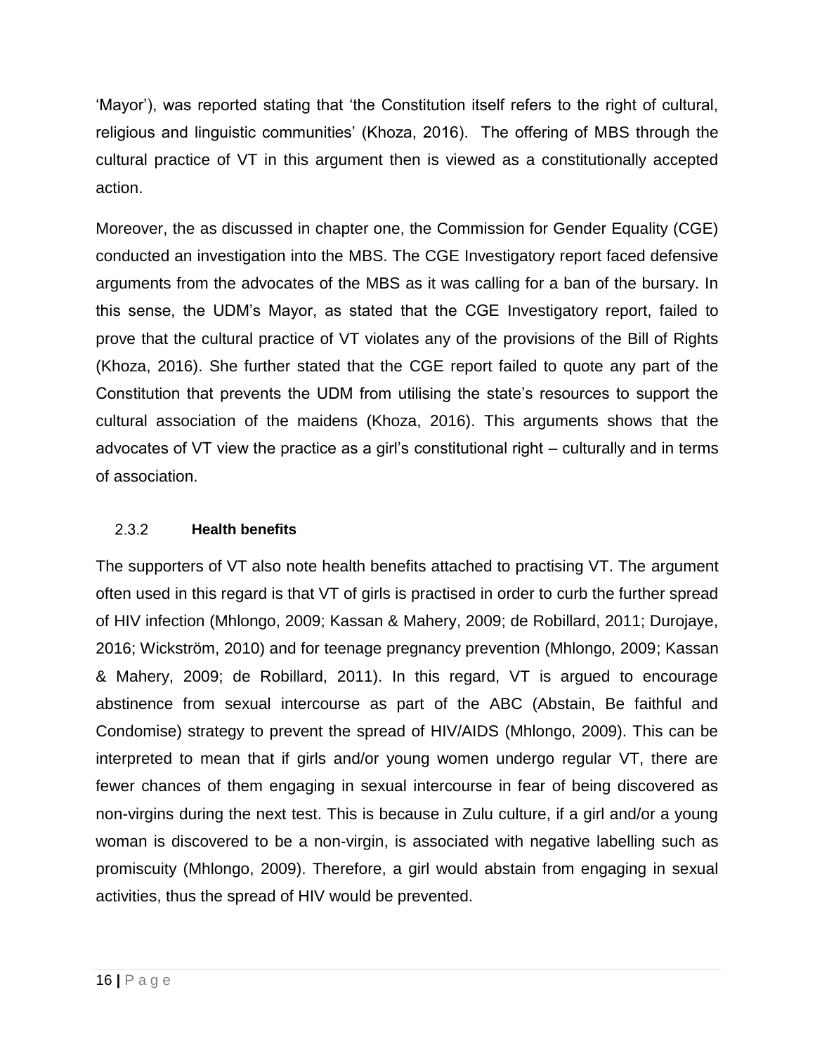'Mayor'), was reported stating that 'the Constitution itself refers to the right of cultural, religious and linguistic communities' (Khoza, 2016). The offering of MBS through the cultural practice of VT in this argument then is viewed as a constitutionally accepted action.

Moreover, the as discussed in chapter one, the Commission for Gender Equality (CGE) conducted an investigation into the MBS. The CGE Investigatory report faced defensive arguments from the advocates of the MBS as it was calling for a ban of the bursary. In this sense, the UDM's Mayor, as stated that the CGE Investigatory report, failed to prove that the cultural practice of VT violates any of the provisions of the Bill of Rights (Khoza, 2016). She further stated that the CGE report failed to quote any part of the Constitution that prevents the UDM from utilising the state's resources to support the cultural association of the maidens (Khoza, 2016). This arguments shows that the advocates of VT view the practice as a girl's constitutional right – culturally and in terms of association.

### 2.3.2 Health benefits

The supporters of VT also note health benefits attached to practising VT. The argument often used in this regard is that VT of girls is practised in order to curb the further spread of HIV infection (Mhlongo, 2009; Kassan & Mahery, 2009; de Robillard, 2011; Durojaye, 2016; Wickström, 2010) and for teenage pregnancy prevention (Mhlongo, 2009; Kassan & Mahery, 2009; de Robillard, 2011). In this regard, VT is argued to encourage abstinence from sexual intercourse as part of the ABC (Abstain, Be faithful and Condomise) strategy to prevent the spread of HIV/AIDS (Mhlongo, 2009). This can be interpreted to mean that if girls and/or young women undergo regular VT, there are fewer chances of them engaging in sexual intercourse in fear of being discovered as non-virgins during the next test. This is because in Zulu culture, if a girl and/or a young woman is discovered to be a non-virgin, is associated with negative labelling such as promiscuity (Mhlongo, 2009). Therefore, a girl would abstain from engaging in sexual activities, thus the spread of HIV would be prevented.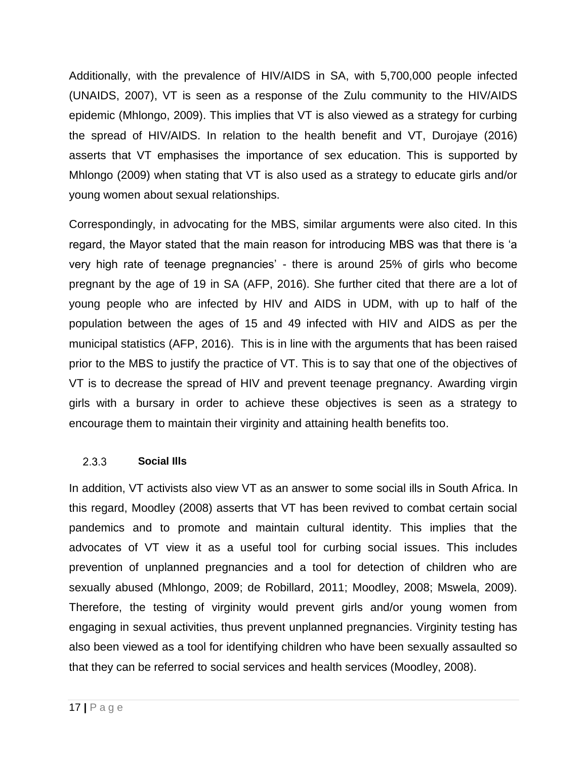Additionally, with the prevalence of HIV/AIDS in SA, with 5,700,000 people infected (UNAIDS, 2007), VT is seen as a response of the Zulu community to the HIV/AIDS epidemic (Mhlongo, 2009). This implies that VT is also viewed as a strategy for curbing the spread of HIV/AIDS. In relation to the health benefit and VT, Durojaye (2016) asserts that VT emphasises the importance of sex education. This is supported by Mhlongo (2009) when stating that VT is also used as a strategy to educate girls and/or young women about sexual relationships.

Correspondingly, in advocating for the MBS, similar arguments were also cited. In this regard, the Mayor stated that the main reason for introducing MBS was that there is 'a very high rate of teenage pregnancies' - there is around 25% of girls who become pregnant by the age of 19 in SA (AFP, 2016). She further cited that there are a lot of young people who are infected by HIV and AIDS in UDM, with up to half of the population between the ages of 15 and 49 infected with HIV and AIDS as per the municipal statistics (AFP, 2016). This is in line with the arguments that has been raised prior to the MBS to justify the practice of VT. This is to say that one of the objectives of VT is to decrease the spread of HIV and prevent teenage pregnancy. Awarding virgin girls with a bursary in order to achieve these objectives is seen as a strategy to encourage them to maintain their virginity and attaining health benefits too.

### 2.3.3 Social Ills

In addition, VT activists also view VT as an answer to some social ills in South Africa. In this regard, Moodley (2008) asserts that VT has been revived to combat certain social pandemics and to promote and maintain cultural identity. This implies that the advocates of VT view it as a useful tool for curbing social issues. This includes prevention of unplanned pregnancies and a tool for detection of children who are sexually abused (Mhlongo, 2009; de Robillard, 2011; Moodley, 2008; Mswela, 2009). Therefore, the testing of virginity would prevent girls and/or young women from engaging in sexual activities, thus prevent unplanned pregnancies. Virginity testing has also been viewed as a tool for identifying children who have been sexually assaulted so that they can be referred to social services and health services (Moodley, 2008).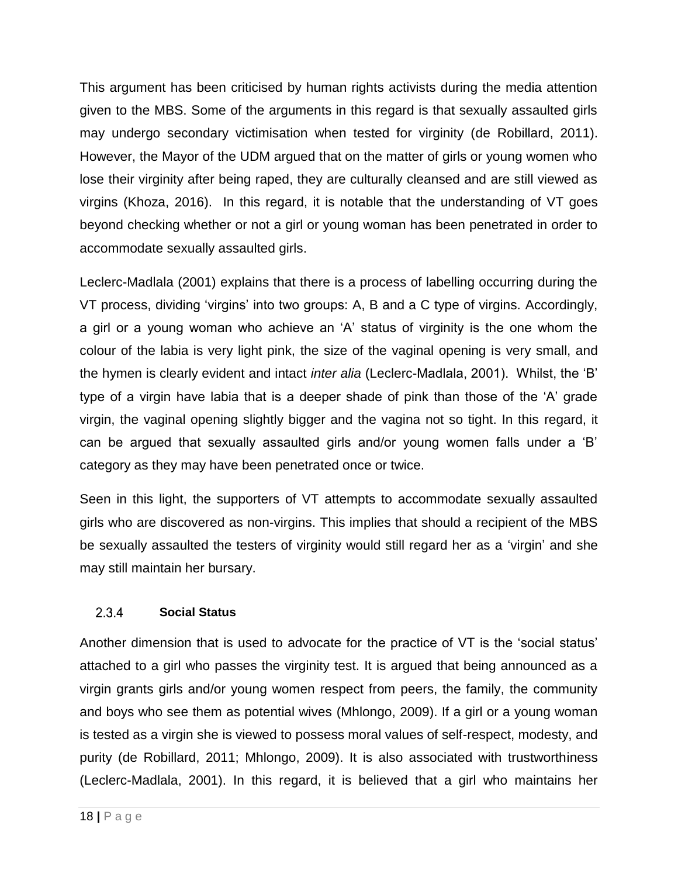This argument has been criticised by human rights activists during the media attention given to the MBS. Some of the arguments in this regard is that sexually assaulted girls may undergo secondary victimisation when tested for virginity (de Robillard, 2011). However, the Mayor of the UDM argued that on the matter of girls or young women who lose their virginity after being raped, they are culturally cleansed and are still viewed as virgins (Khoza, 2016). In this regard, it is notable that the understanding of VT goes beyond checking whether or not a girl or young woman has been penetrated in order to accommodate sexually assaulted girls.

Leclerc-Madlala (2001) explains that there is a process of labelling occurring during the VT process, dividing 'virgins' into two groups: A, B and a C type of virgins. Accordingly, a girl or a young woman who achieve an 'A' status of virginity is the one whom the colour of the labia is very light pink, the size of the vaginal opening is very small, and the hymen is clearly evident and intact *inter alia* (Leclerc-Madlala, 2001). Whilst, the 'B' type of a virgin have labia that is a deeper shade of pink than those of the 'A' grade virgin, the vaginal opening slightly bigger and the vagina not so tight. In this regard, it can be argued that sexually assaulted girls and/or young women falls under a 'B' category as they may have been penetrated once or twice.

Seen in this light, the supporters of VT attempts to accommodate sexually assaulted girls who are discovered as non-virgins. This implies that should a recipient of the MBS be sexually assaulted the testers of virginity would still regard her as a 'virgin' and she may still maintain her bursary.

### 2.3.4 Social Status

Another dimension that is used to advocate for the practice of VT is the 'social status' attached to a girl who passes the virginity test. It is argued that being announced as a virgin grants girls and/or young women respect from peers, the family, the community and boys who see them as potential wives (Mhlongo, 2009). If a girl or a young woman is tested as a virgin she is viewed to possess moral values of self-respect, modesty, and purity (de Robillard, 2011; Mhlongo, 2009). It is also associated with trustworthiness (Leclerc-Madlala, 2001). In this regard, it is believed that a girl who maintains her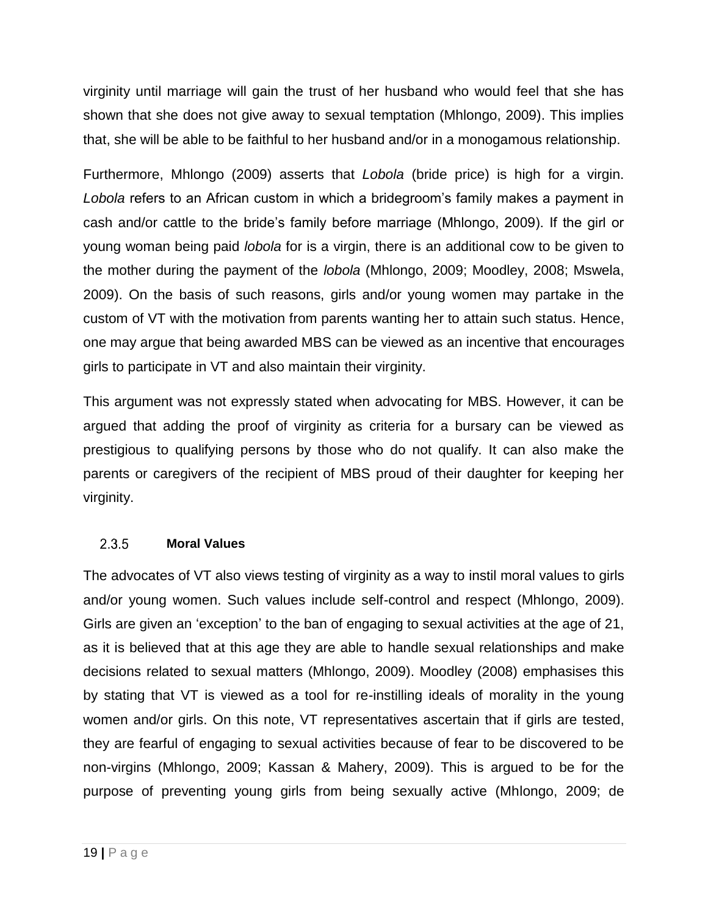virginity until marriage will gain the trust of her husband who would feel that she has shown that she does not give away to sexual temptation (Mhlongo, 2009). This implies that, she will be able to be faithful to her husband and/or in a monogamous relationship.

Furthermore, Mhlongo (2009) asserts that *Lobola* (bride price) is high for a virgin. *Lobola* refers to an African custom in which a bridegroom's family makes a payment in cash and/or cattle to the bride's family before marriage (Mhlongo, 2009). If the girl or young woman being paid *lobola* for is a virgin, there is an additional cow to be given to the mother during the payment of the *lobola* (Mhlongo, 2009; Moodley, 2008; Mswela, 2009). On the basis of such reasons, girls and/or young women may partake in the custom of VT with the motivation from parents wanting her to attain such status. Hence, one may argue that being awarded MBS can be viewed as an incentive that encourages girls to participate in VT and also maintain their virginity.

This argument was not expressly stated when advocating for MBS. However, it can be argued that adding the proof of virginity as criteria for a bursary can be viewed as prestigious to qualifying persons by those who do not qualify. It can also make the parents or caregivers of the recipient of MBS proud of their daughter for keeping her virginity.

### 2.3.5 Moral Values

The advocates of VT also views testing of virginity as a way to instil moral values to girls and/or young women. Such values include self-control and respect (Mhlongo, 2009). Girls are given an 'exception' to the ban of engaging to sexual activities at the age of 21, as it is believed that at this age they are able to handle sexual relationships and make decisions related to sexual matters (Mhlongo, 2009). Moodley (2008) emphasises this by stating that VT is viewed as a tool for re-instilling ideals of morality in the young women and/or girls. On this note, VT representatives ascertain that if girls are tested, they are fearful of engaging to sexual activities because of fear to be discovered to be non-virgins (Mhlongo, 2009; Kassan & Mahery, 2009). This is argued to be for the purpose of preventing young girls from being sexually active (Mhlongo, 2009; de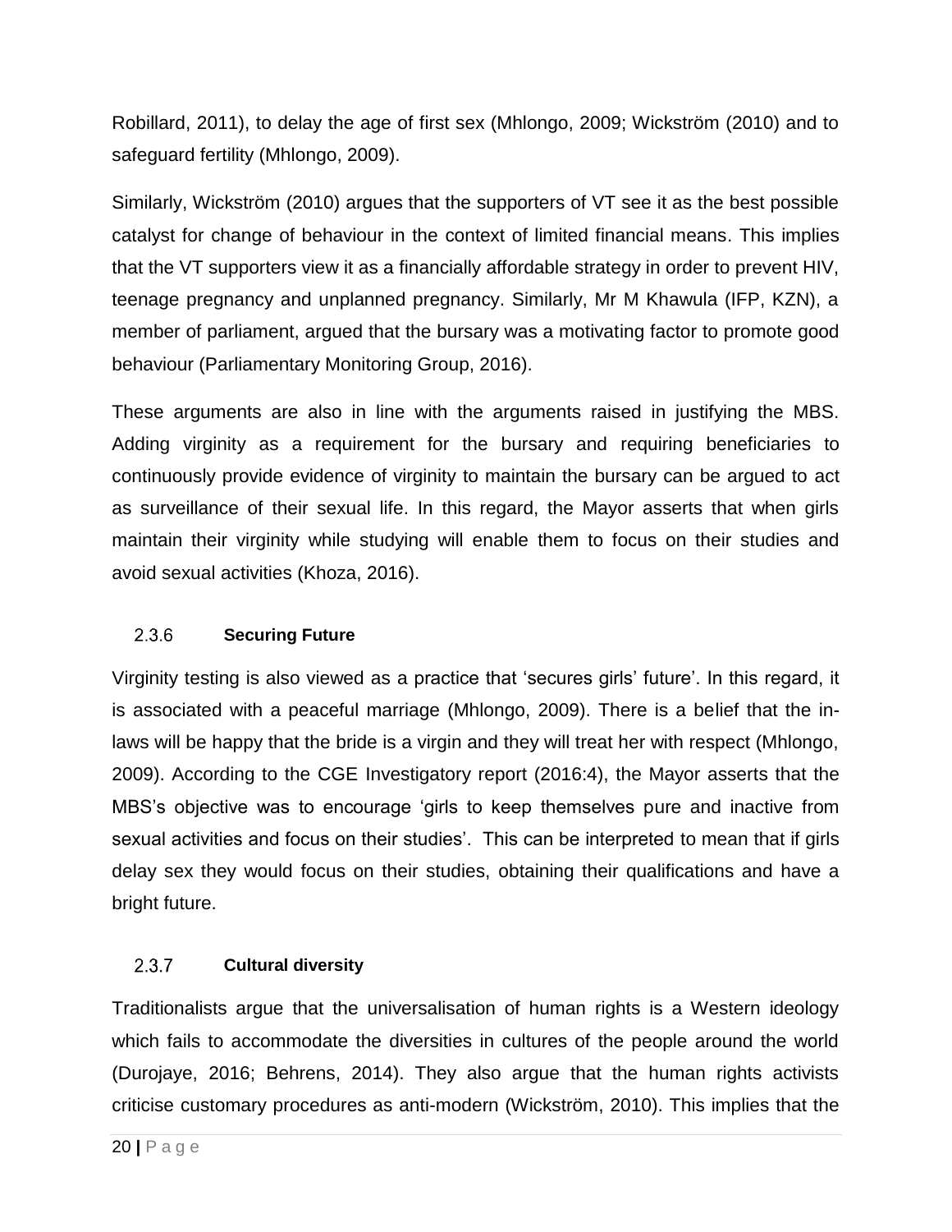Robillard, 2011), to delay the age of first sex (Mhlongo, 2009; Wickström (2010) and to safeguard fertility (Mhlongo, 2009).

Similarly, Wickström (2010) argues that the supporters of VT see it as the best possible catalyst for change of behaviour in the context of limited financial means. This implies that the VT supporters view it as a financially affordable strategy in order to prevent HIV, teenage pregnancy and unplanned pregnancy. Similarly, Mr M Khawula (IFP, KZN), a member of parliament, argued that the bursary was a motivating factor to promote good behaviour (Parliamentary Monitoring Group, 2016).

These arguments are also in line with the arguments raised in justifying the MBS. Adding virginity as a requirement for the bursary and requiring beneficiaries to continuously provide evidence of virginity to maintain the bursary can be argued to act as surveillance of their sexual life. In this regard, the Mayor asserts that when girls maintain their virginity while studying will enable them to focus on their studies and avoid sexual activities (Khoza, 2016).

#### 2.3.6 Securing Future

Virginity testing is also viewed as a practice that 'secures girls' future'. In this regard, it is associated with a peaceful marriage (Mhlongo, 2009). There is a belief that the in-laws will be happy that the bride is a virgin and they will treat her with respect (Mhlongo, 2009). According to the CGE Investigatory report (2016:4), the Mayor asserts that the MBS's objective was to encourage 'girls to keep themselves pure and inactive from sexual activities and focus on their studies'. This can be interpreted to mean that if girls delay sex they would focus on their studies, obtaining their qualifications and have a bright future.

#### 2.3.7 Cultural diversity

Traditionalists argue that the universalisation of human rights is a Western ideology which fails to accommodate the diversities in cultures of the people around the world (Durojaye, 2016; Behrens, 2014). They also argue that the human rights activists criticise customary procedures as anti-modern (Wickström, 2010). This implies that the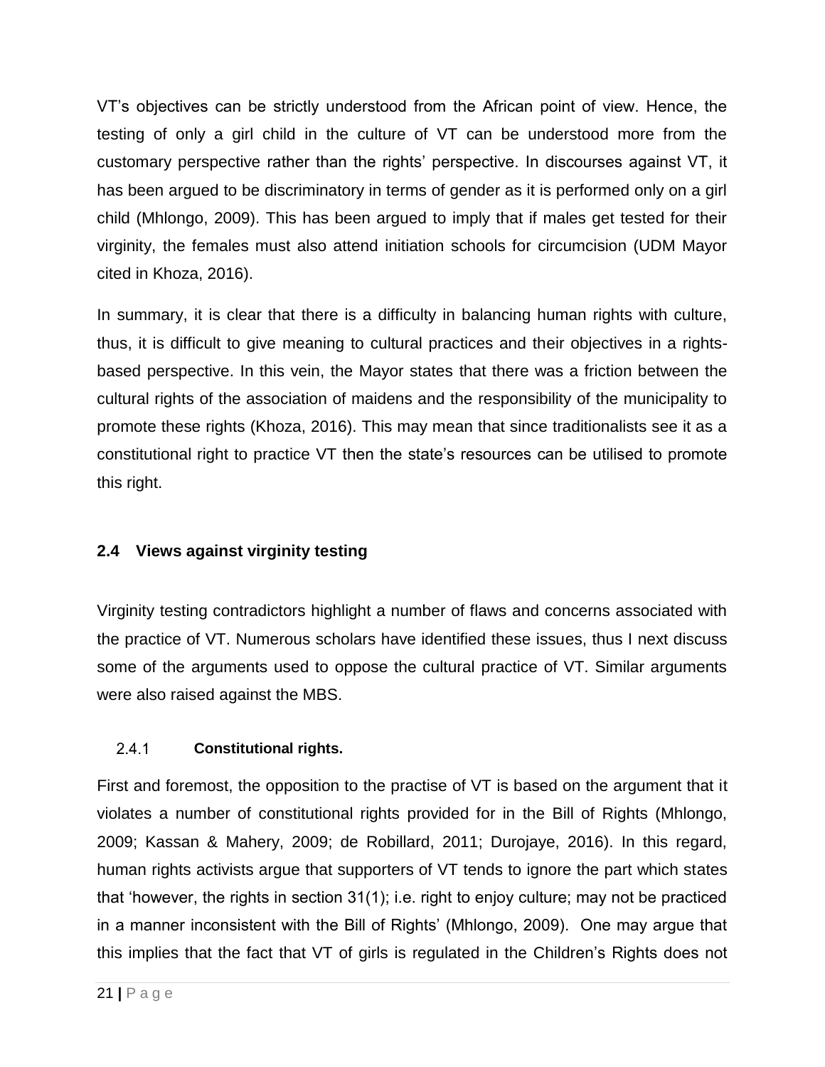VT's objectives can be strictly understood from the African point of view. Hence, the testing of only a girl child in the culture of VT can be understood more from the customary perspective rather than the rights' perspective. In discourses against VT, it has been argued to be discriminatory in terms of gender as it is performed only on a girl child (Mhlongo, 2009). This has been argued to imply that if males get tested for their virginity, the females must also attend initiation schools for circumcision (UDM Mayor cited in Khoza, 2016).

In summary, it is clear that there is a difficulty in balancing human rights with culture, thus, it is difficult to give meaning to cultural practices and their objectives in a rights-based perspective. In this vein, the Mayor states that there was a friction between the cultural rights of the association of maidens and the responsibility of the municipality to promote these rights (Khoza, 2016). This may mean that since traditionalists see it as a constitutional right to practice VT then the state's resources can be utilised to promote this right.

## 2.4 Views against virginity testing

Virginity testing contradictors highlight a number of flaws and concerns associated with the practice of VT. Numerous scholars have identified these issues, thus I next discuss some of the arguments used to oppose the cultural practice of VT. Similar arguments were also raised against the MBS.

### 2.4.1 Constitutional rights.

First and foremost, the opposition to the practise of VT is based on the argument that it violates a number of constitutional rights provided for in the Bill of Rights (Mhlongo, 2009; Kassan & Mahery, 2009; de Robillard, 2011; Durojaye, 2016). In this regard, human rights activists argue that supporters of VT tends to ignore the part which states that 'however, the rights in section 31(1); i.e. right to enjoy culture; may not be practiced in a manner inconsistent with the Bill of Rights' (Mhlongo, 2009). One may argue that this implies that the fact that VT of girls is regulated in the Children's Rights does not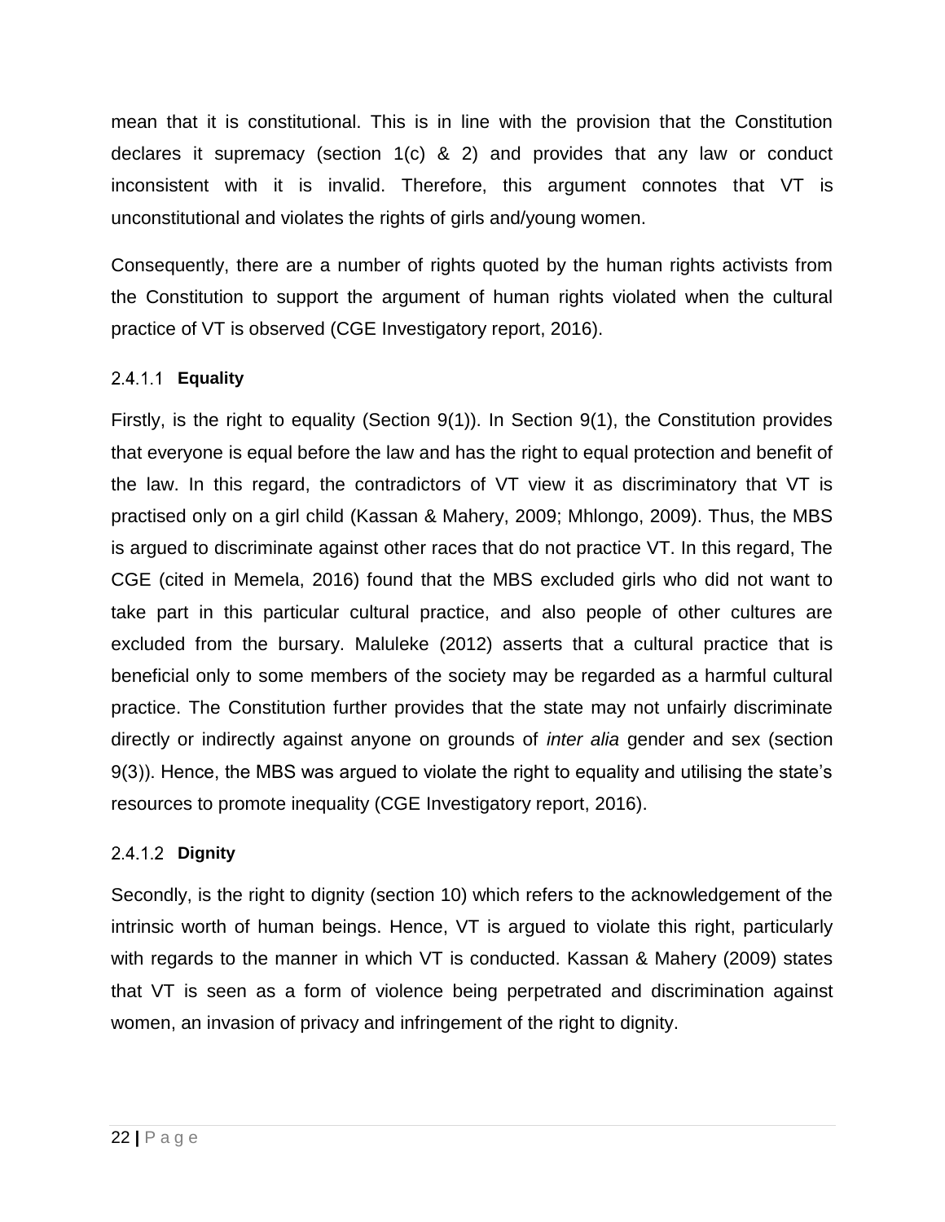mean that it is constitutional. This is in line with the provision that the Constitution declares it supremacy (section 1(c) & 2) and provides that any law or conduct inconsistent with it is invalid. Therefore, this argument connotes that VT is unconstitutional and violates the rights of girls and/young women.

Consequently, there are a number of rights quoted by the human rights activists from the Constitution to support the argument of human rights violated when the cultural practice of VT is observed (CGE Investigatory report, 2016).

#### 2.4.1.1 Equality

Firstly, is the right to equality (Section 9(1)). In Section 9(1), the Constitution provides that everyone is equal before the law and has the right to equal protection and benefit of the law. In this regard, the contradictors of VT view it as discriminatory that VT is practised only on a girl child (Kassan & Mahery, 2009; Mhlongo, 2009). Thus, the MBS is argued to discriminate against other races that do not practice VT. In this regard, The CGE (cited in Memela, 2016) found that the MBS excluded girls who did not want to take part in this particular cultural practice, and also people of other cultures are excluded from the bursary. Maluleke (2012) asserts that a cultural practice that is beneficial only to some members of the society may be regarded as a harmful cultural practice. The Constitution further provides that the state may not unfairly discriminate directly or indirectly against anyone on grounds of *inter alia* gender and sex (section 9(3)). Hence, the MBS was argued to violate the right to equality and utilising the state's resources to promote inequality (CGE Investigatory report, 2016).

#### 2.4.1.2 Dignity

Secondly, is the right to dignity (section 10) which refers to the acknowledgement of the intrinsic worth of human beings. Hence, VT is argued to violate this right, particularly with regards to the manner in which VT is conducted. Kassan & Mahery (2009) states that VT is seen as a form of violence being perpetrated and discrimination against women, an invasion of privacy and infringement of the right to dignity.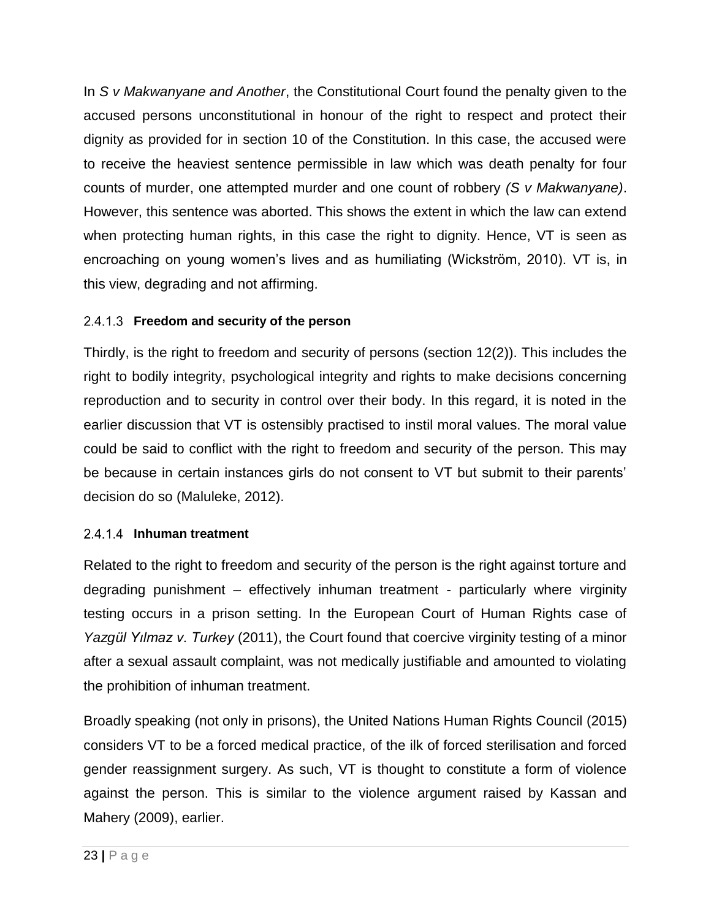In *S v Makwanyane and Another*, the Constitutional Court found the penalty given to the accused persons unconstitutional in honour of the right to respect and protect their dignity as provided for in section 10 of the Constitution. In this case, the accused were to receive the heaviest sentence permissible in law which was death penalty for four counts of murder, one attempted murder and one count of robbery *(S v Makwanyane)*. However, this sentence was aborted. This shows the extent in which the law can extend when protecting human rights, in this case the right to dignity. Hence, VT is seen as encroaching on young women's lives and as humiliating (Wickström, 2010). VT is, in this view, degrading and not affirming.

#### 2.4.1.3 Freedom and security of the person

Thirdly, is the right to freedom and security of persons (section 12(2)). This includes the right to bodily integrity, psychological integrity and rights to make decisions concerning reproduction and to security in control over their body. In this regard, it is noted in the earlier discussion that VT is ostensibly practised to instil moral values. The moral value could be said to conflict with the right to freedom and security of the person. This may be because in certain instances girls do not consent to VT but submit to their parents' decision do so (Maluleke, 2012).

#### 2.4.1.4 Inhuman treatment

Related to the right to freedom and security of the person is the right against torture and degrading punishment – effectively inhuman treatment - particularly where virginity testing occurs in a prison setting. In the European Court of Human Rights case of *Yazgül Yılmaz v. Turkey* (2011), the Court found that coercive virginity testing of a minor after a sexual assault complaint, was not medically justifiable and amounted to violating the prohibition of inhuman treatment.

Broadly speaking (not only in prisons), the United Nations Human Rights Council (2015) considers VT to be a forced medical practice, of the ilk of forced sterilisation and forced gender reassignment surgery. As such, VT is thought to constitute a form of violence against the person. This is similar to the violence argument raised by Kassan and Mahery (2009), earlier.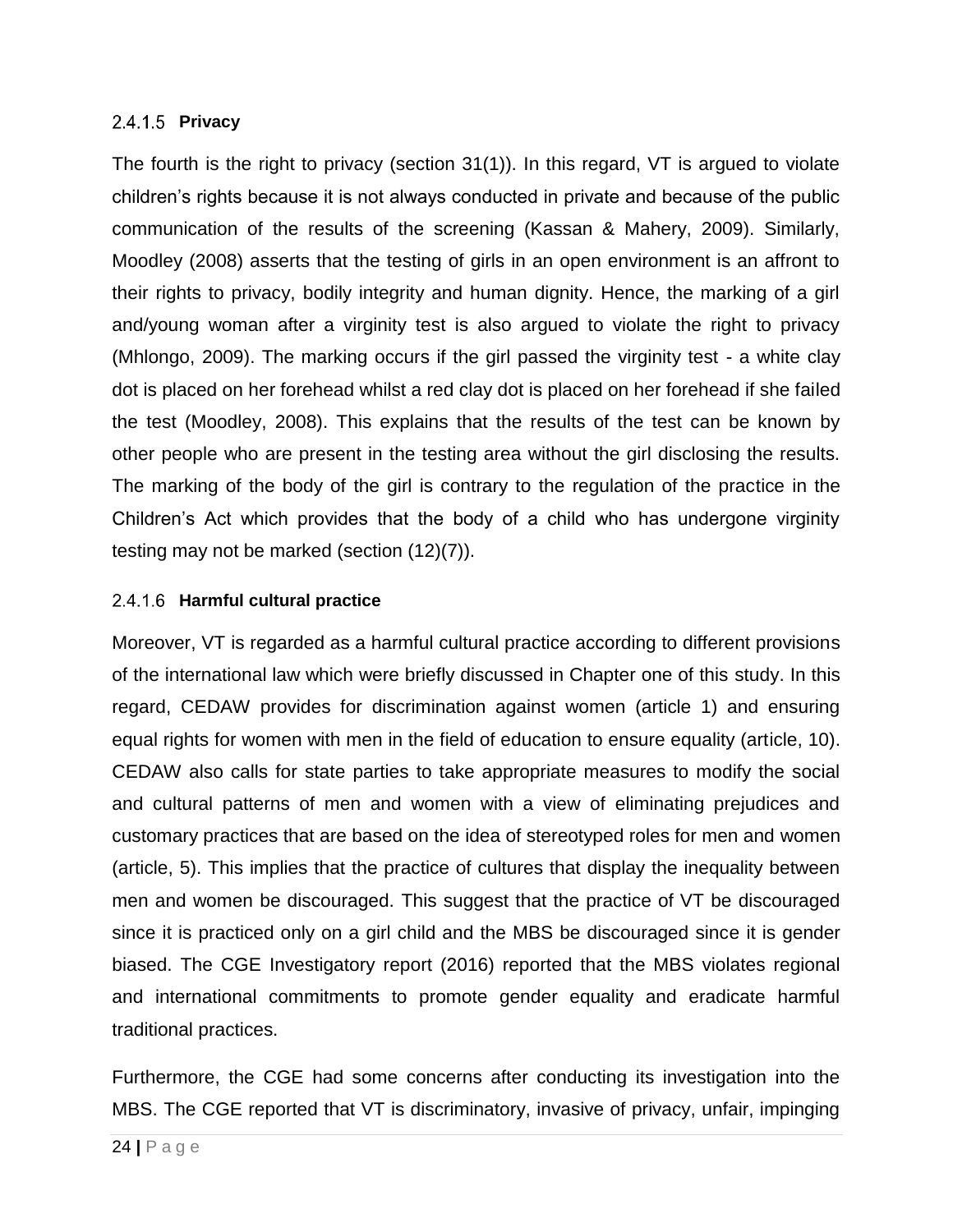#### 2.4.1.5 Privacy

The fourth is the right to privacy (section 31(1)). In this regard, VT is argued to violate children's rights because it is not always conducted in private and because of the public communication of the results of the screening (Kassan & Mahery, 2009). Similarly, Moodley (2008) asserts that the testing of girls in an open environment is an affront to their rights to privacy, bodily integrity and human dignity. Hence, the marking of a girl and/young woman after a virginity test is also argued to violate the right to privacy (Mhlongo, 2009). The marking occurs if the girl passed the virginity test - a white clay dot is placed on her forehead whilst a red clay dot is placed on her forehead if she failed the test (Moodley, 2008). This explains that the results of the test can be known by other people who are present in the testing area without the girl disclosing the results. The marking of the body of the girl is contrary to the regulation of the practice in the Children's Act which provides that the body of a child who has undergone virginity testing may not be marked (section (12)(7)).

#### 2.4.1.6 Harmful cultural practice

Moreover, VT is regarded as a harmful cultural practice according to different provisions of the international law which were briefly discussed in Chapter one of this study. In this regard, CEDAW provides for discrimination against women (article 1) and ensuring equal rights for women with men in the field of education to ensure equality (article, 10). CEDAW also calls for state parties to take appropriate measures to modify the social and cultural patterns of men and women with a view of eliminating prejudices and customary practices that are based on the idea of stereotyped roles for men and women (article, 5). This implies that the practice of cultures that display the inequality between men and women be discouraged. This suggest that the practice of VT be discouraged since it is practiced only on a girl child and the MBS be discouraged since it is gender biased. The CGE Investigatory report (2016) reported that the MBS violates regional and international commitments to promote gender equality and eradicate harmful traditional practices.

Furthermore, the CGE had some concerns after conducting its investigation into the MBS. The CGE reported that VT is discriminatory, invasive of privacy, unfair, impinging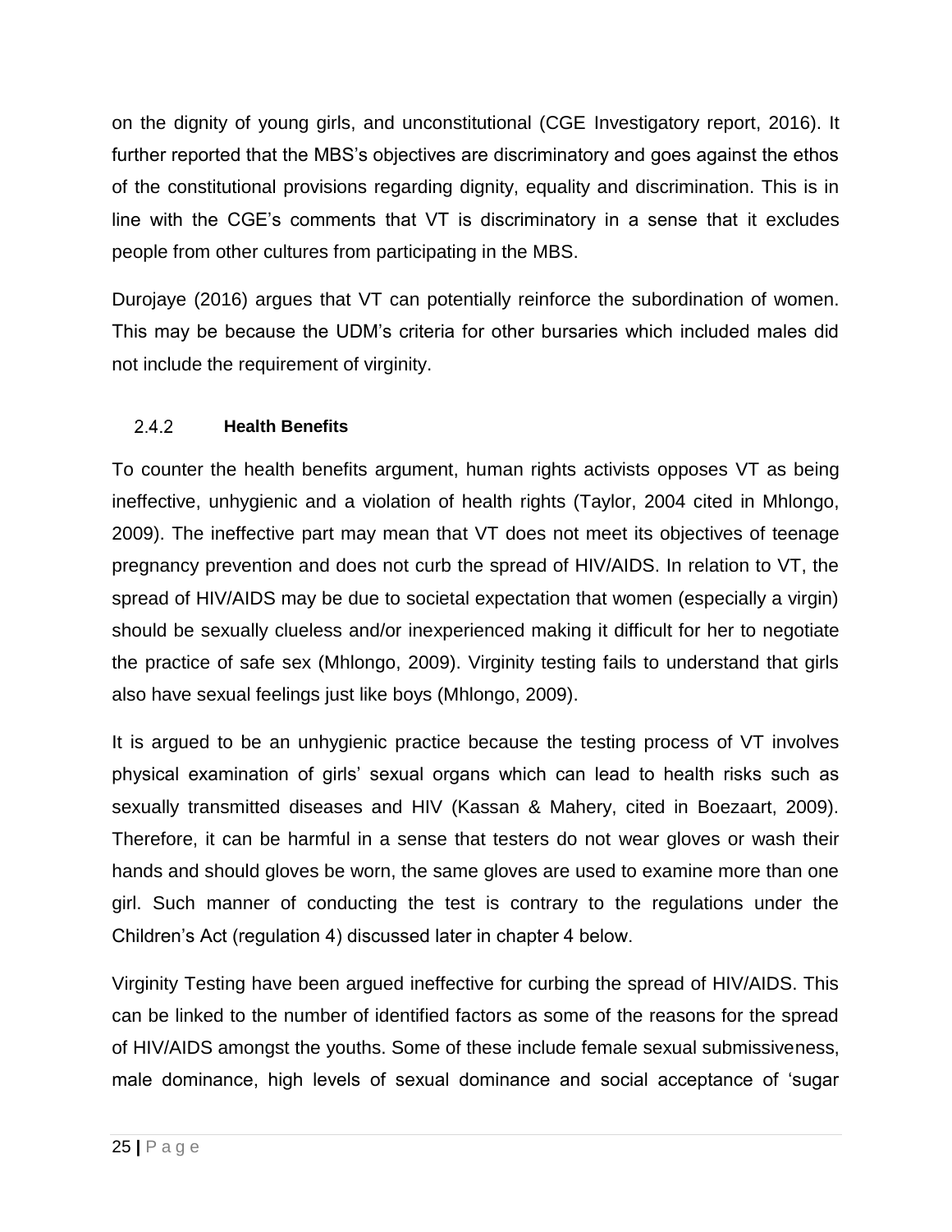on the dignity of young girls, and unconstitutional (CGE Investigatory report, 2016). It further reported that the MBS's objectives are discriminatory and goes against the ethos of the constitutional provisions regarding dignity, equality and discrimination. This is in line with the CGE's comments that VT is discriminatory in a sense that it excludes people from other cultures from participating in the MBS.

Durojaye (2016) argues that VT can potentially reinforce the subordination of women. This may be because the UDM's criteria for other bursaries which included males did not include the requirement of virginity.

### 2.4.2 Health Benefits

To counter the health benefits argument, human rights activists opposes VT as being ineffective, unhygienic and a violation of health rights (Taylor, 2004 cited in Mhlongo, 2009). The ineffective part may mean that VT does not meet its objectives of teenage pregnancy prevention and does not curb the spread of HIV/AIDS. In relation to VT, the spread of HIV/AIDS may be due to societal expectation that women (especially a virgin) should be sexually clueless and/or inexperienced making it difficult for her to negotiate the practice of safe sex (Mhlongo, 2009). Virginity testing fails to understand that girls also have sexual feelings just like boys (Mhlongo, 2009).

It is argued to be an unhygienic practice because the testing process of VT involves physical examination of girls' sexual organs which can lead to health risks such as sexually transmitted diseases and HIV (Kassan & Mahery, cited in Boezaart, 2009). Therefore, it can be harmful in a sense that testers do not wear gloves or wash their hands and should gloves be worn, the same gloves are used to examine more than one girl. Such manner of conducting the test is contrary to the regulations under the Children's Act (regulation 4) discussed later in chapter 4 below.

Virginity Testing have been argued ineffective for curbing the spread of HIV/AIDS. This can be linked to the number of identified factors as some of the reasons for the spread of HIV/AIDS amongst the youths. Some of these include female sexual submissiveness, male dominance, high levels of sexual dominance and social acceptance of 'sugar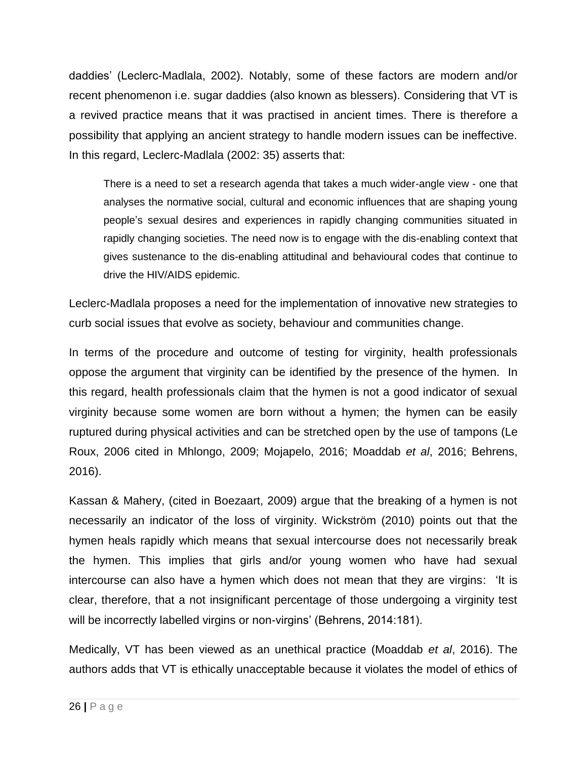daddies' (Leclerc-Madlala, 2002). Notably, some of these factors are modern and/or recent phenomenon i.e. sugar daddies (also known as blessers). Considering that VT is a revived practice means that it was practised in ancient times. There is therefore a possibility that applying an ancient strategy to handle modern issues can be ineffective. In this regard, Leclerc-Madlala (2002: 35) asserts that:

> There is a need to set a research agenda that takes a much wider-angle view - one that analyses the normative social, cultural and economic influences that are shaping young people's sexual desires and experiences in rapidly changing communities situated in rapidly changing societies. The need now is to engage with the dis-enabling context that gives sustenance to the dis-enabling attitudinal and behavioural codes that continue to drive the HIV/AIDS epidemic.

Leclerc-Madlala proposes a need for the implementation of innovative new strategies to curb social issues that evolve as society, behaviour and communities change.

In terms of the procedure and outcome of testing for virginity, health professionals oppose the argument that virginity can be identified by the presence of the hymen. In this regard, health professionals claim that the hymen is not a good indicator of sexual virginity because some women are born without a hymen; the hymen can be easily ruptured during physical activities and can be stretched open by the use of tampons (Le Roux, 2006 cited in Mhlongo, 2009; Mojapelo, 2016; Moaddab *et al*, 2016; Behrens, 2016).

Kassan & Mahery, (cited in Boezaart, 2009) argue that the breaking of a hymen is not necessarily an indicator of the loss of virginity. Wickström (2010) points out that the hymen heals rapidly which means that sexual intercourse does not necessarily break the hymen. This implies that girls and/or young women who have had sexual intercourse can also have a hymen which does not mean that they are virgins: 'It is clear, therefore, that a not insignificant percentage of those undergoing a virginity test will be incorrectly labelled virgins or non-virgins' (Behrens, 2014:181).

Medically, VT has been viewed as an unethical practice (Moaddab *et al*, 2016). The authors adds that VT is ethically unacceptable because it violates the model of ethics of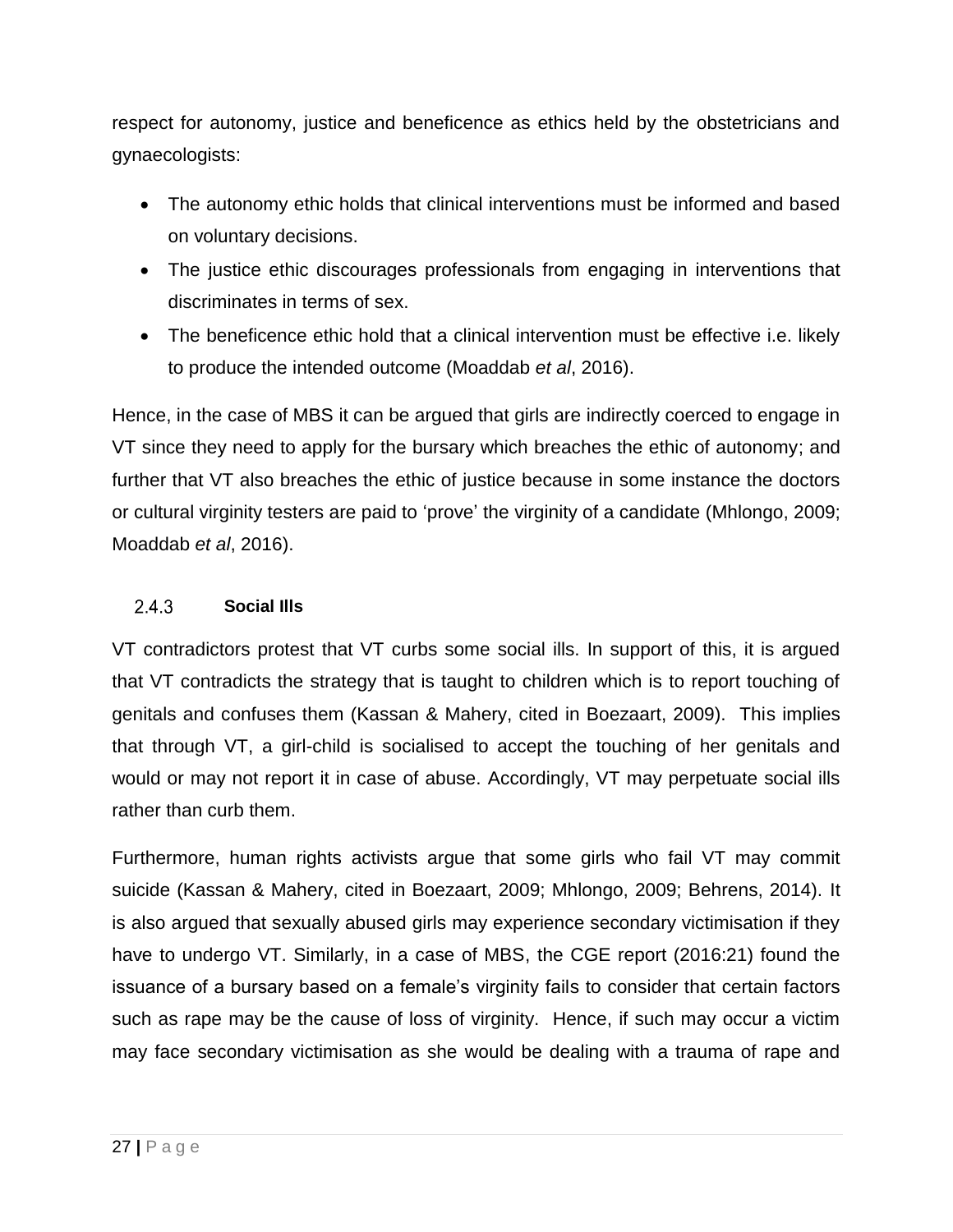respect for autonomy, justice and beneficence as ethics held by the obstetricians and gynaecologists:

- The autonomy ethic holds that clinical interventions must be informed and based on voluntary decisions.
- The justice ethic discourages professionals from engaging in interventions that discriminates in terms of sex.
- The beneficence ethic hold that a clinical intervention must be effective i.e. likely to produce the intended outcome (Moaddab *et al*, 2016).

Hence, in the case of MBS it can be argued that girls are indirectly coerced to engage in VT since they need to apply for the bursary which breaches the ethic of autonomy; and further that VT also breaches the ethic of justice because in some instance the doctors or cultural virginity testers are paid to 'prove' the virginity of a candidate (Mhlongo, 2009; Moaddab *et al*, 2016).

### 2.4.3 **Social Ills**

VT contradictors protest that VT curbs some social ills. In support of this, it is argued that VT contradicts the strategy that is taught to children which is to report touching of genitals and confuses them (Kassan & Mahery, cited in Boezaart, 2009). This implies that through VT, a girl-child is socialised to accept the touching of her genitals and would or may not report it in case of abuse. Accordingly, VT may perpetuate social ills rather than curb them.

Furthermore, human rights activists argue that some girls who fail VT may commit suicide (Kassan & Mahery, cited in Boezaart, 2009; Mhlongo, 2009; Behrens, 2014). It is also argued that sexually abused girls may experience secondary victimisation if they have to undergo VT. Similarly, in a case of MBS, the CGE report (2016:21) found the issuance of a bursary based on a female's virginity fails to consider that certain factors such as rape may be the cause of loss of virginity. Hence, if such may occur a victim may face secondary victimisation as she would be dealing with a trauma of rape and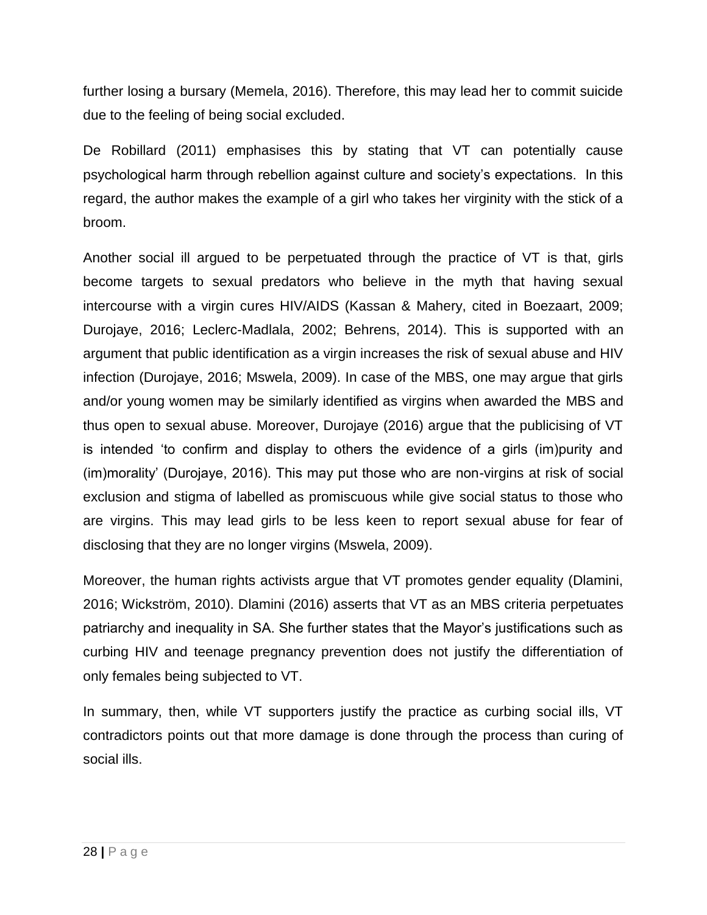further losing a bursary (Memela, 2016). Therefore, this may lead her to commit suicide due to the feeling of being social excluded.

De Robillard (2011) emphasises this by stating that VT can potentially cause psychological harm through rebellion against culture and society's expectations. In this regard, the author makes the example of a girl who takes her virginity with the stick of a broom.

Another social ill argued to be perpetuated through the practice of VT is that, girls become targets to sexual predators who believe in the myth that having sexual intercourse with a virgin cures HIV/AIDS (Kassan & Mahery, cited in Boezaart, 2009; Durojaye, 2016; Leclerc-Madlala, 2002; Behrens, 2014). This is supported with an argument that public identification as a virgin increases the risk of sexual abuse and HIV infection (Durojaye, 2016; Mswela, 2009). In case of the MBS, one may argue that girls and/or young women may be similarly identified as virgins when awarded the MBS and thus open to sexual abuse. Moreover, Durojaye (2016) argue that the publicising of VT is intended 'to confirm and display to others the evidence of a girls (im)purity and (im)morality' (Durojaye, 2016). This may put those who are non-virgins at risk of social exclusion and stigma of labelled as promiscuous while give social status to those who are virgins. This may lead girls to be less keen to report sexual abuse for fear of disclosing that they are no longer virgins (Mswela, 2009).

Moreover, the human rights activists argue that VT promotes gender equality (Dlamini, 2016; Wickström, 2010). Dlamini (2016) asserts that VT as an MBS criteria perpetuates patriarchy and inequality in SA. She further states that the Mayor's justifications such as curbing HIV and teenage pregnancy prevention does not justify the differentiation of only females being subjected to VT.

In summary, then, while VT supporters justify the practice as curbing social ills, VT contradictors points out that more damage is done through the process than curing of social ills.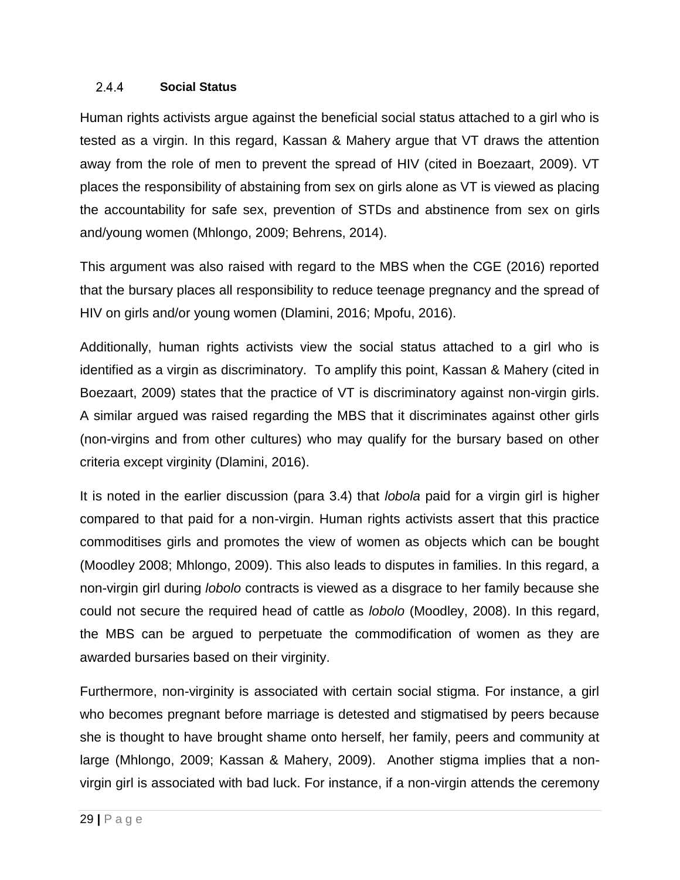### 2.4.4 Social Status

Human rights activists argue against the beneficial social status attached to a girl who is tested as a virgin. In this regard, Kassan & Mahery argue that VT draws the attention away from the role of men to prevent the spread of HIV (cited in Boezaart, 2009). VT places the responsibility of abstaining from sex on girls alone as VT is viewed as placing the accountability for safe sex, prevention of STDs and abstinence from sex on girls and/young women (Mhlongo, 2009; Behrens, 2014).

This argument was also raised with regard to the MBS when the CGE (2016) reported that the bursary places all responsibility to reduce teenage pregnancy and the spread of HIV on girls and/or young women (Dlamini, 2016; Mpofu, 2016).

Additionally, human rights activists view the social status attached to a girl who is identified as a virgin as discriminatory. To amplify this point, Kassan & Mahery (cited in Boezaart, 2009) states that the practice of VT is discriminatory against non-virgin girls. A similar argued was raised regarding the MBS that it discriminates against other girls (non-virgins and from other cultures) who may qualify for the bursary based on other criteria except virginity (Dlamini, 2016).

It is noted in the earlier discussion (para 3.4) that *lobola* paid for a virgin girl is higher compared to that paid for a non-virgin. Human rights activists assert that this practice commoditises girls and promotes the view of women as objects which can be bought (Moodley 2008; Mhlongo, 2009). This also leads to disputes in families. In this regard, a non-virgin girl during *lobolo* contracts is viewed as a disgrace to her family because she could not secure the required head of cattle as *lobolo* (Moodley, 2008). In this regard, the MBS can be argued to perpetuate the commodification of women as they are awarded bursaries based on their virginity.

Furthermore, non-virginity is associated with certain social stigma. For instance, a girl who becomes pregnant before marriage is detested and stigmatised by peers because she is thought to have brought shame onto herself, her family, peers and community at large (Mhlongo, 2009; Kassan & Mahery, 2009). Another stigma implies that a non-virgin girl is associated with bad luck. For instance, if a non-virgin attends the ceremony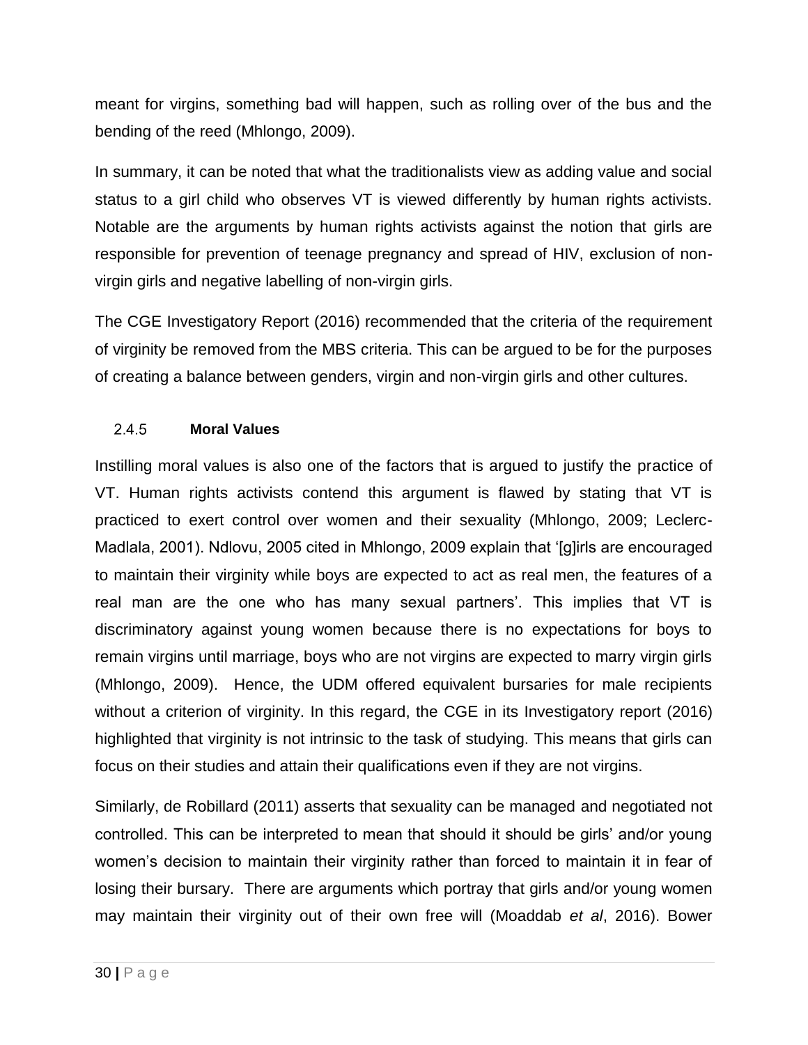meant for virgins, something bad will happen, such as rolling over of the bus and the bending of the reed (Mhlongo, 2009).

In summary, it can be noted that what the traditionalists view as adding value and social status to a girl child who observes VT is viewed differently by human rights activists. Notable are the arguments by human rights activists against the notion that girls are responsible for prevention of teenage pregnancy and spread of HIV, exclusion of non-virgin girls and negative labelling of non-virgin girls.

The CGE Investigatory Report (2016) recommended that the criteria of the requirement of virginity be removed from the MBS criteria. This can be argued to be for the purposes of creating a balance between genders, virgin and non-virgin girls and other cultures.

### 2.4.5 **Moral Values**

Instilling moral values is also one of the factors that is argued to justify the practice of VT. Human rights activists contend this argument is flawed by stating that VT is practiced to exert control over women and their sexuality (Mhlongo, 2009; Leclerc-Madlala, 2001). Ndlovu, 2005 cited in Mhlongo, 2009 explain that '[g]irls are encouraged to maintain their virginity while boys are expected to act as real men, the features of a real man are the one who has many sexual partners'. This implies that VT is discriminatory against young women because there is no expectations for boys to remain virgins until marriage, boys who are not virgins are expected to marry virgin girls (Mhlongo, 2009). Hence, the UDM offered equivalent bursaries for male recipients without a criterion of virginity. In this regard, the CGE in its Investigatory report (2016) highlighted that virginity is not intrinsic to the task of studying. This means that girls can focus on their studies and attain their qualifications even if they are not virgins.

Similarly, de Robillard (2011) asserts that sexuality can be managed and negotiated not controlled. This can be interpreted to mean that should it should be girls' and/or young women's decision to maintain their virginity rather than forced to maintain it in fear of losing their bursary. There are arguments which portray that girls and/or young women may maintain their virginity out of their own free will (Moaddab *et al*, 2016). Bower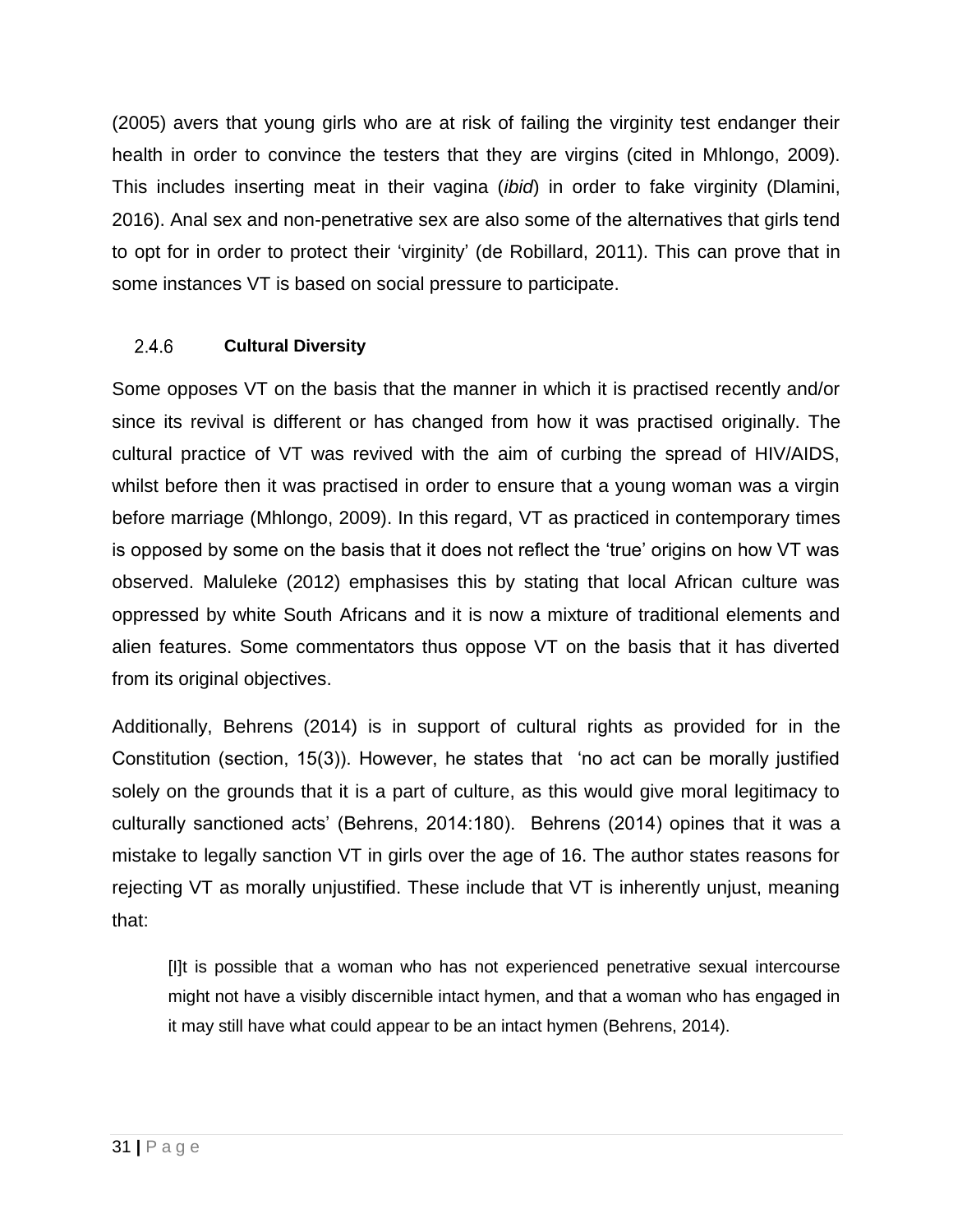(2005) avers that young girls who are at risk of failing the virginity test endanger their health in order to convince the testers that they are virgins (cited in Mhlongo, 2009). This includes inserting meat in their vagina (*ibid*) in order to fake virginity (Dlamini, 2016). Anal sex and non-penetrative sex are also some of the alternatives that girls tend to opt for in order to protect their 'virginity' (de Robillard, 2011). This can prove that in some instances VT is based on social pressure to participate.

### 2.4.6 Cultural Diversity

Some opposes VT on the basis that the manner in which it is practised recently and/or since its revival is different or has changed from how it was practised originally. The cultural practice of VT was revived with the aim of curbing the spread of HIV/AIDS, whilst before then it was practised in order to ensure that a young woman was a virgin before marriage (Mhlongo, 2009). In this regard, VT as practiced in contemporary times is opposed by some on the basis that it does not reflect the 'true' origins on how VT was observed. Maluleke (2012) emphasises this by stating that local African culture was oppressed by white South Africans and it is now a mixture of traditional elements and alien features. Some commentators thus oppose VT on the basis that it has diverted from its original objectives.

Additionally, Behrens (2014) is in support of cultural rights as provided for in the Constitution (section, 15(3)). However, he states that 'no act can be morally justified solely on the grounds that it is a part of culture, as this would give moral legitimacy to culturally sanctioned acts' (Behrens, 2014:180). Behrens (2014) opines that it was a mistake to legally sanction VT in girls over the age of 16. The author states reasons for rejecting VT as morally unjustified. These include that VT is inherently unjust, meaning that:

> [I]t is possible that a woman who has not experienced penetrative sexual intercourse might not have a visibly discernible intact hymen, and that a woman who has engaged in it may still have what could appear to be an intact hymen (Behrens, 2014).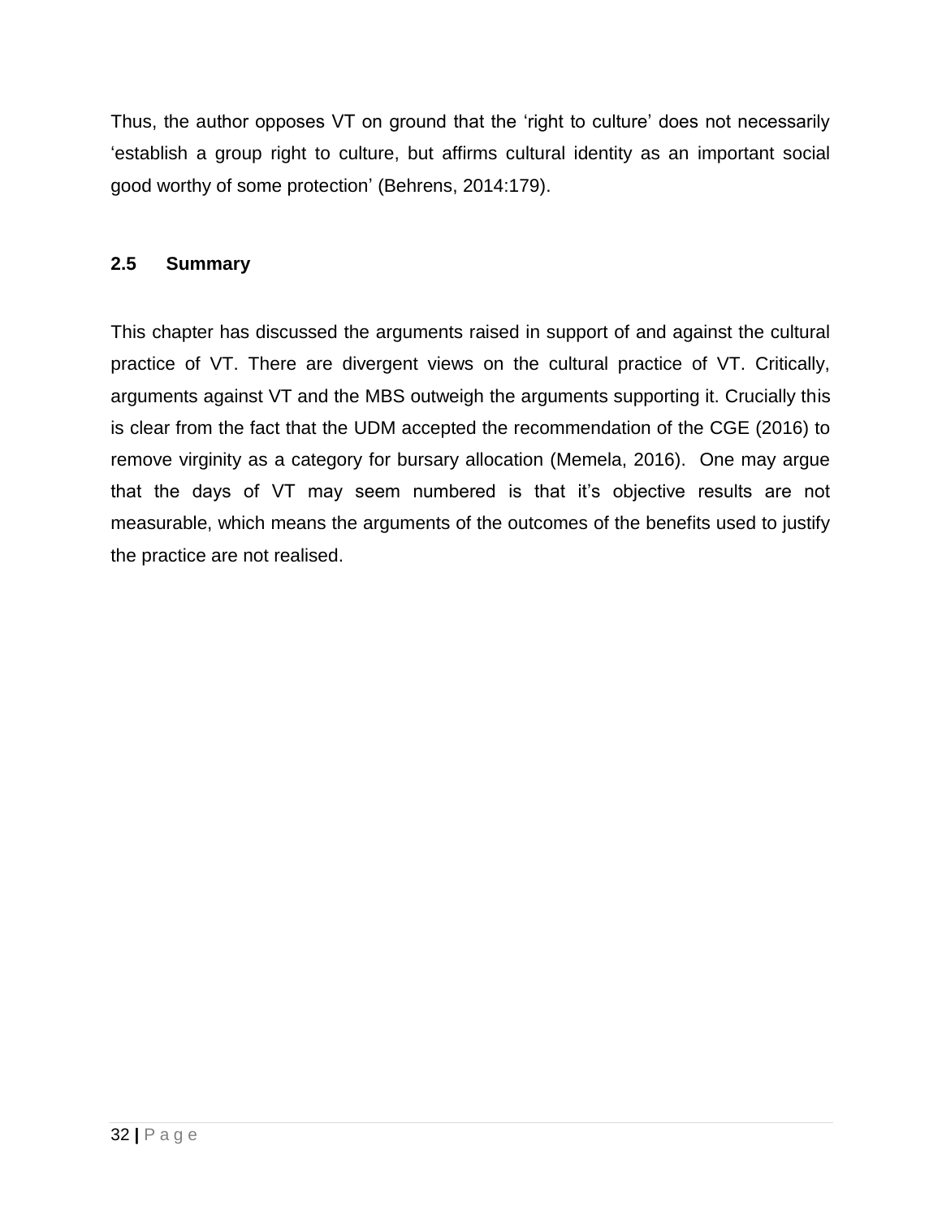Thus, the author opposes VT on ground that the 'right to culture' does not necessarily 'establish a group right to culture, but affirms cultural identity as an important social good worthy of some protection' (Behrens, 2014:179).

## 2.5 Summary

This chapter has discussed the arguments raised in support of and against the cultural practice of VT. There are divergent views on the cultural practice of VT. Critically, arguments against VT and the MBS outweigh the arguments supporting it. Crucially this is clear from the fact that the UDM accepted the recommendation of the CGE (2016) to remove virginity as a category for bursary allocation (Memela, 2016). One may argue that the days of VT may seem numbered is that it's objective results are not measurable, which means the arguments of the outcomes of the benefits used to justify the practice are not realised.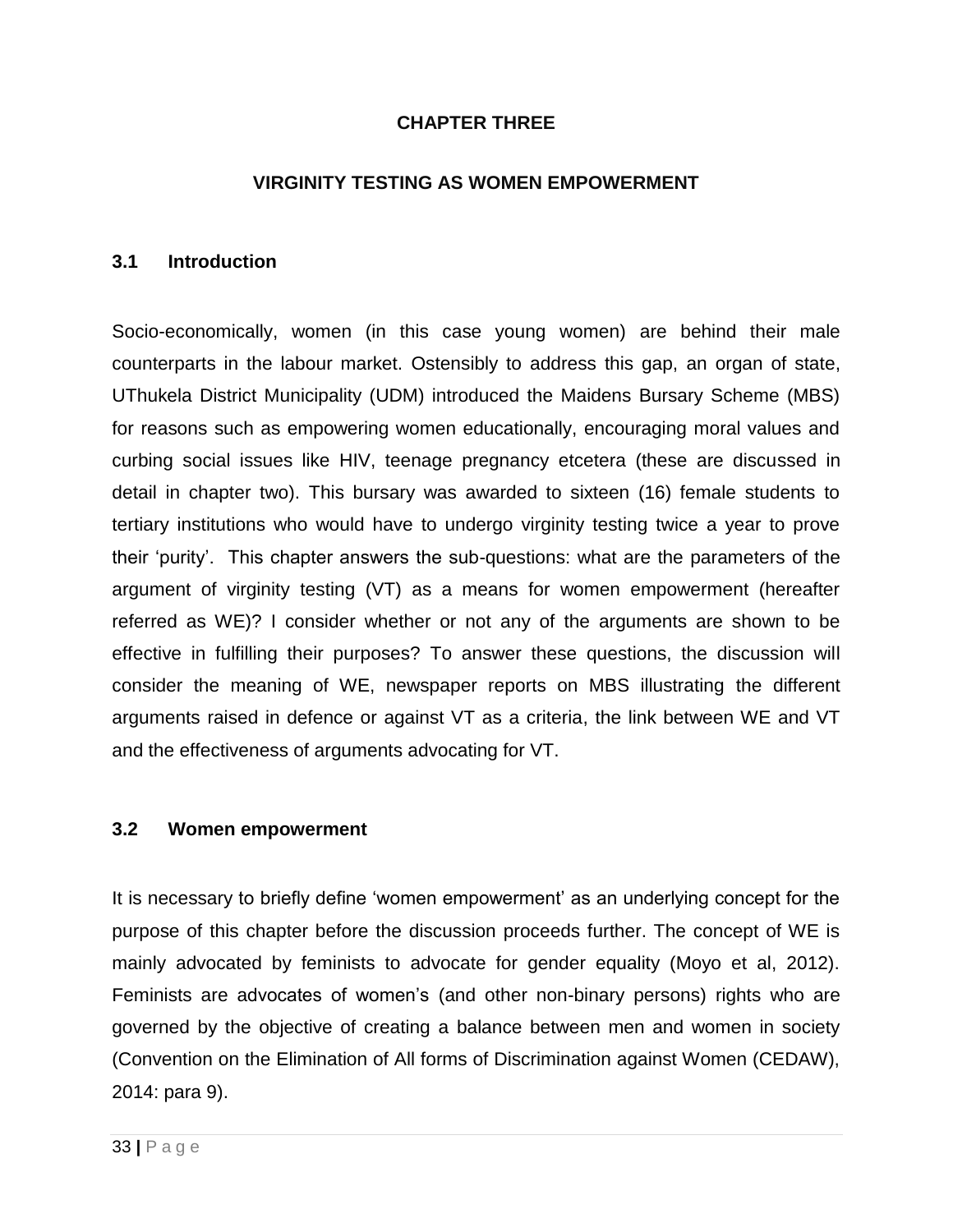# CHAPTER THREE

## VIRGINITY TESTING AS WOMEN EMPOWERMENT

### 3.1 Introduction

Socio-economically, women (in this case young women) are behind their male counterparts in the labour market. Ostensibly to address this gap, an organ of state, UThukela District Municipality (UDM) introduced the Maidens Bursary Scheme (MBS) for reasons such as empowering women educationally, encouraging moral values and curbing social issues like HIV, teenage pregnancy etcetera (these are discussed in detail in chapter two). This bursary was awarded to sixteen (16) female students to tertiary institutions who would have to undergo virginity testing twice a year to prove their 'purity'. This chapter answers the sub-questions: what are the parameters of the argument of virginity testing (VT) as a means for women empowerment (hereafter referred as WE)? I consider whether or not any of the arguments are shown to be effective in fulfilling their purposes? To answer these questions, the discussion will consider the meaning of WE, newspaper reports on MBS illustrating the different arguments raised in defence or against VT as a criteria, the link between WE and VT and the effectiveness of arguments advocating for VT.

### 3.2 Women empowerment

It is necessary to briefly define 'women empowerment' as an underlying concept for the purpose of this chapter before the discussion proceeds further. The concept of WE is mainly advocated by feminists to advocate for gender equality (Moyo et al, 2012). Feminists are advocates of women's (and other non-binary persons) rights who are governed by the objective of creating a balance between men and women in society (Convention on the Elimination of All forms of Discrimination against Women (CEDAW), 2014: para 9).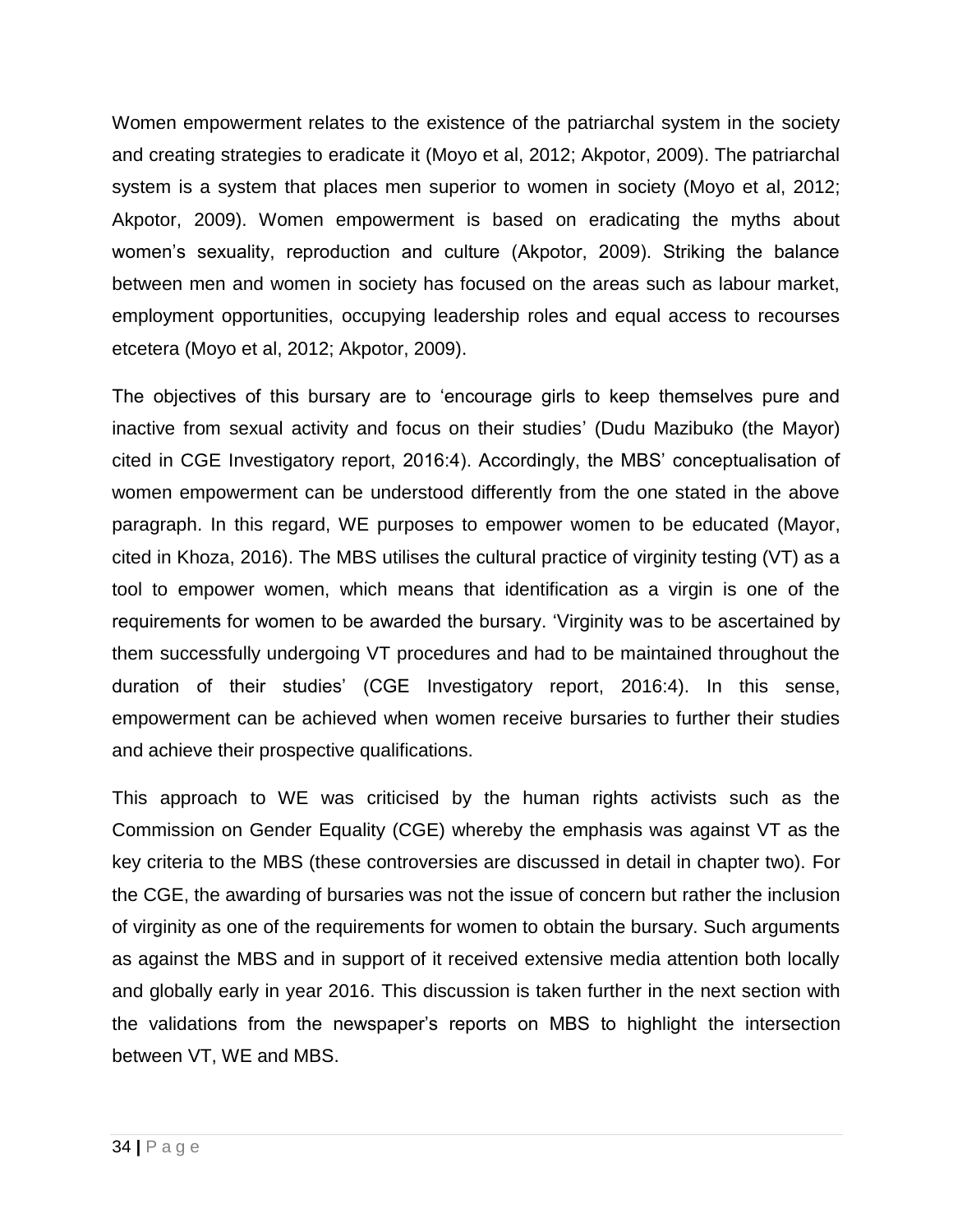Women empowerment relates to the existence of the patriarchal system in the society and creating strategies to eradicate it (Moyo et al, 2012; Akpotor, 2009). The patriarchal system is a system that places men superior to women in society (Moyo et al, 2012; Akpotor, 2009). Women empowerment is based on eradicating the myths about women's sexuality, reproduction and culture (Akpotor, 2009). Striking the balance between men and women in society has focused on the areas such as labour market, employment opportunities, occupying leadership roles and equal access to recourses etcetera (Moyo et al, 2012; Akpotor, 2009).

The objectives of this bursary are to 'encourage girls to keep themselves pure and inactive from sexual activity and focus on their studies' (Dudu Mazibuko (the Mayor) cited in CGE Investigatory report, 2016:4). Accordingly, the MBS' conceptualisation of women empowerment can be understood differently from the one stated in the above paragraph. In this regard, WE purposes to empower women to be educated (Mayor, cited in Khoza, 2016). The MBS utilises the cultural practice of virginity testing (VT) as a tool to empower women, which means that identification as a virgin is one of the requirements for women to be awarded the bursary. 'Virginity was to be ascertained by them successfully undergoing VT procedures and had to be maintained throughout the duration of their studies' (CGE Investigatory report, 2016:4). In this sense, empowerment can be achieved when women receive bursaries to further their studies and achieve their prospective qualifications.

This approach to WE was criticised by the human rights activists such as the Commission on Gender Equality (CGE) whereby the emphasis was against VT as the key criteria to the MBS (these controversies are discussed in detail in chapter two). For the CGE, the awarding of bursaries was not the issue of concern but rather the inclusion of virginity as one of the requirements for women to obtain the bursary. Such arguments as against the MBS and in support of it received extensive media attention both locally and globally early in year 2016. This discussion is taken further in the next section with the validations from the newspaper's reports on MBS to highlight the intersection between VT, WE and MBS.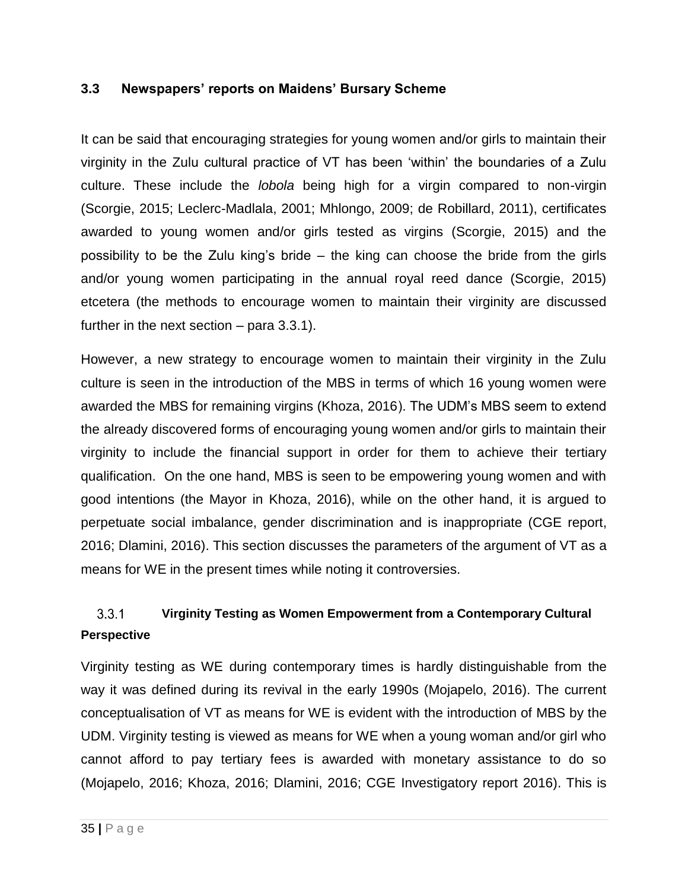## 3.3 Newspapers' reports on Maidens' Bursary Scheme

It can be said that encouraging strategies for young women and/or girls to maintain their virginity in the Zulu cultural practice of VT has been 'within' the boundaries of a Zulu culture. These include the *lobola* being high for a virgin compared to non-virgin (Scorgie, 2015; Leclerc-Madlala, 2001; Mhlongo, 2009; de Robillard, 2011), certificates awarded to young women and/or girls tested as virgins (Scorgie, 2015) and the possibility to be the Zulu king's bride – the king can choose the bride from the girls and/or young women participating in the annual royal reed dance (Scorgie, 2015) etcetera (the methods to encourage women to maintain their virginity are discussed further in the next section – para 3.3.1).

However, a new strategy to encourage women to maintain their virginity in the Zulu culture is seen in the introduction of the MBS in terms of which 16 young women were awarded the MBS for remaining virgins (Khoza, 2016). The UDM's MBS seem to extend the already discovered forms of encouraging young women and/or girls to maintain their virginity to include the financial support in order for them to achieve their tertiary qualification. On the one hand, MBS is seen to be empowering young women and with good intentions (the Mayor in Khoza, 2016), while on the other hand, it is argued to perpetuate social imbalance, gender discrimination and is inappropriate (CGE report, 2016; Dlamini, 2016). This section discusses the parameters of the argument of VT as a means for WE in the present times while noting it controversies.

### 3.3.1 Virginity Testing as Women Empowerment from a Contemporary Cultural Perspective

Virginity testing as WE during contemporary times is hardly distinguishable from the way it was defined during its revival in the early 1990s (Mojapelo, 2016). The current conceptualisation of VT as means for WE is evident with the introduction of MBS by the UDM. Virginity testing is viewed as means for WE when a young woman and/or girl who cannot afford to pay tertiary fees is awarded with monetary assistance to do so (Mojapelo, 2016; Khoza, 2016; Dlamini, 2016; CGE Investigatory report 2016). This is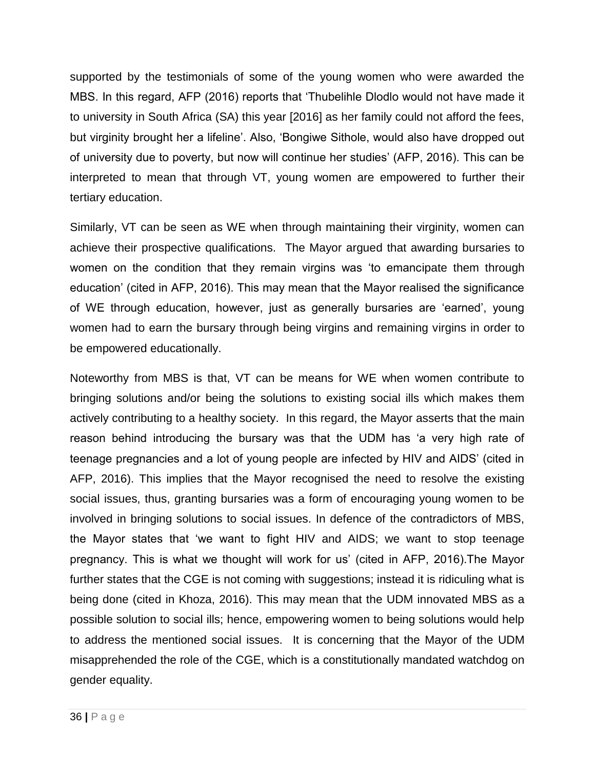supported by the testimonials of some of the young women who were awarded the MBS. In this regard, AFP (2016) reports that 'Thubelihle Dlodlo would not have made it to university in South Africa (SA) this year [2016] as her family could not afford the fees, but virginity brought her a lifeline'. Also, 'Bongiwe Sithole, would also have dropped out of university due to poverty, but now will continue her studies' (AFP, 2016). This can be interpreted to mean that through VT, young women are empowered to further their tertiary education.

Similarly, VT can be seen as WE when through maintaining their virginity, women can achieve their prospective qualifications. The Mayor argued that awarding bursaries to women on the condition that they remain virgins was 'to emancipate them through education' (cited in AFP, 2016). This may mean that the Mayor realised the significance of WE through education, however, just as generally bursaries are 'earned', young women had to earn the bursary through being virgins and remaining virgins in order to be empowered educationally.

Noteworthy from MBS is that, VT can be means for WE when women contribute to bringing solutions and/or being the solutions to existing social ills which makes them actively contributing to a healthy society. In this regard, the Mayor asserts that the main reason behind introducing the bursary was that the UDM has 'a very high rate of teenage pregnancies and a lot of young people are infected by HIV and AIDS' (cited in AFP, 2016). This implies that the Mayor recognised the need to resolve the existing social issues, thus, granting bursaries was a form of encouraging young women to be involved in bringing solutions to social issues. In defence of the contradictors of MBS, the Mayor states that 'we want to fight HIV and AIDS; we want to stop teenage pregnancy. This is what we thought will work for us' (cited in AFP, 2016).The Mayor further states that the CGE is not coming with suggestions; instead it is ridiculing what is being done (cited in Khoza, 2016). This may mean that the UDM innovated MBS as a possible solution to social ills; hence, empowering women to being solutions would help to address the mentioned social issues. It is concerning that the Mayor of the UDM misapprehended the role of the CGE, which is a constitutionally mandated watchdog on gender equality.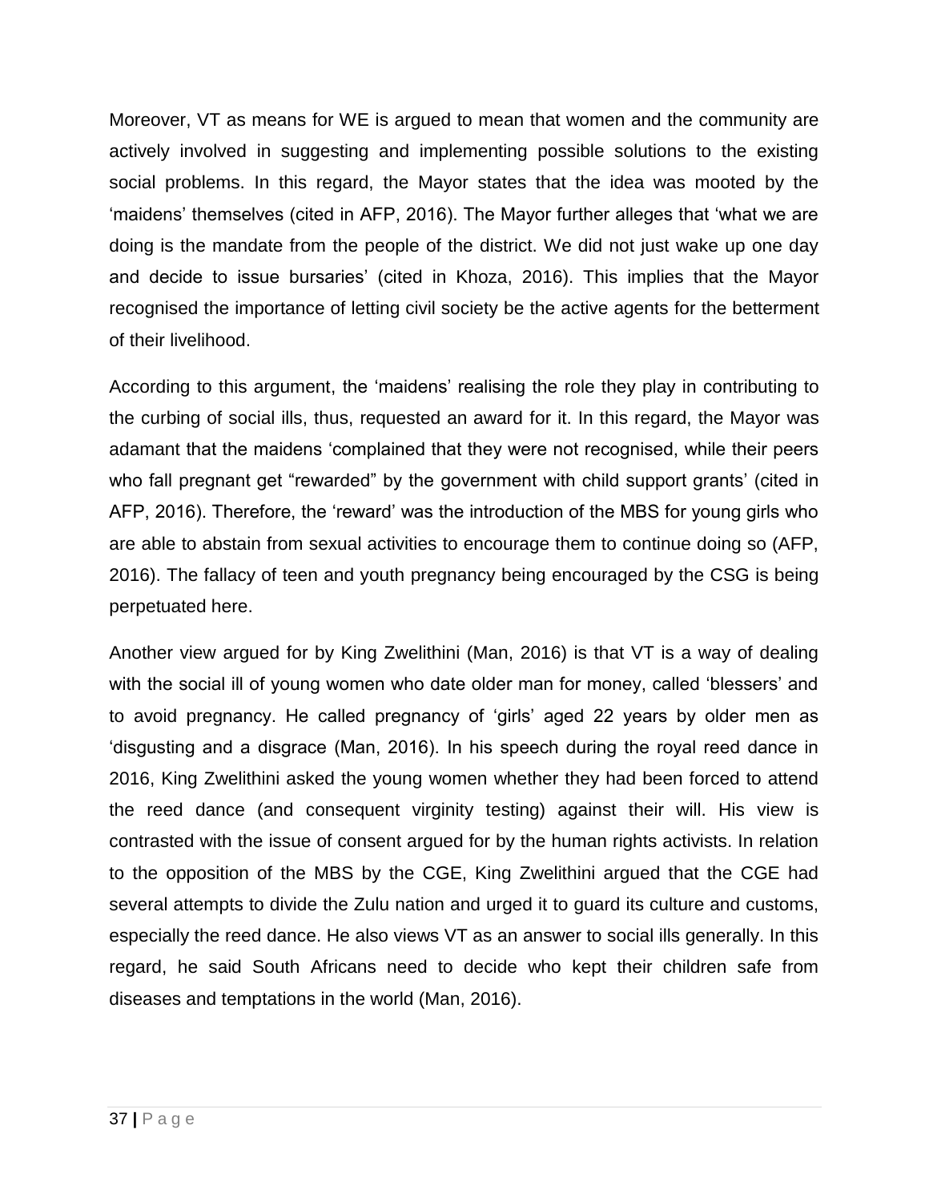Moreover, VT as means for WE is argued to mean that women and the community are actively involved in suggesting and implementing possible solutions to the existing social problems. In this regard, the Mayor states that the idea was mooted by the 'maidens' themselves (cited in AFP, 2016). The Mayor further alleges that 'what we are doing is the mandate from the people of the district. We did not just wake up one day and decide to issue bursaries' (cited in Khoza, 2016). This implies that the Mayor recognised the importance of letting civil society be the active agents for the betterment of their livelihood.

According to this argument, the 'maidens' realising the role they play in contributing to the curbing of social ills, thus, requested an award for it. In this regard, the Mayor was adamant that the maidens 'complained that they were not recognised, while their peers who fall pregnant get "rewarded" by the government with child support grants' (cited in AFP, 2016). Therefore, the 'reward' was the introduction of the MBS for young girls who are able to abstain from sexual activities to encourage them to continue doing so (AFP, 2016). The fallacy of teen and youth pregnancy being encouraged by the CSG is being perpetuated here.

Another view argued for by King Zwelithini (Man, 2016) is that VT is a way of dealing with the social ill of young women who date older man for money, called 'blessers' and to avoid pregnancy. He called pregnancy of 'girls' aged 22 years by older men as 'disgusting and a disgrace (Man, 2016). In his speech during the royal reed dance in 2016, King Zwelithini asked the young women whether they had been forced to attend the reed dance (and consequent virginity testing) against their will. His view is contrasted with the issue of consent argued for by the human rights activists. In relation to the opposition of the MBS by the CGE, King Zwelithini argued that the CGE had several attempts to divide the Zulu nation and urged it to guard its culture and customs, especially the reed dance. He also views VT as an answer to social ills generally. In this regard, he said South Africans need to decide who kept their children safe from diseases and temptations in the world (Man, 2016).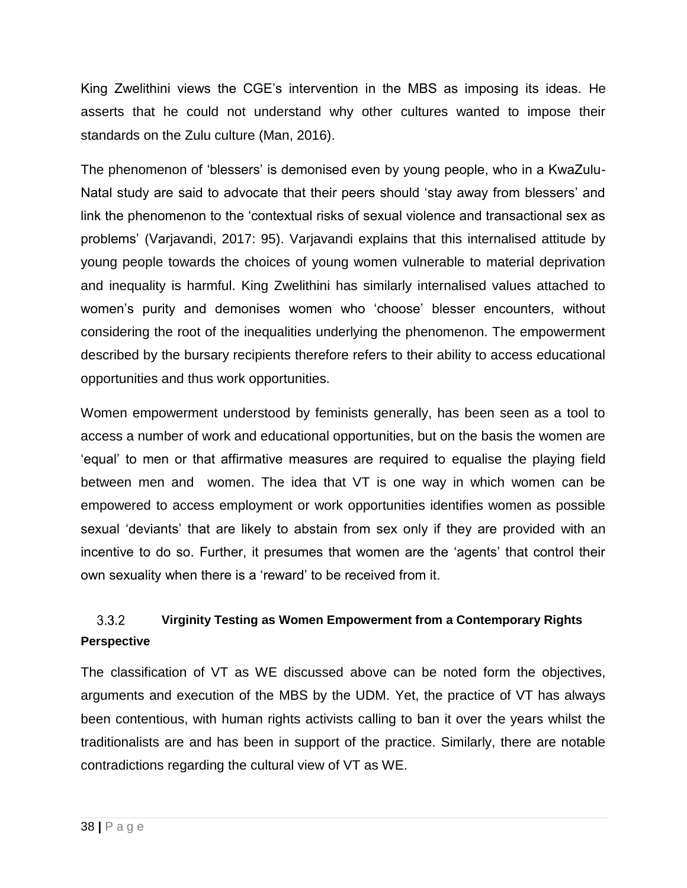King Zwelithini views the CGE's intervention in the MBS as imposing its ideas. He asserts that he could not understand why other cultures wanted to impose their standards on the Zulu culture (Man, 2016).

The phenomenon of 'blessers' is demonised even by young people, who in a KwaZulu-Natal study are said to advocate that their peers should 'stay away from blessers' and link the phenomenon to the 'contextual risks of sexual violence and transactional sex as problems' (Varjavandi, 2017: 95). Varjavandi explains that this internalised attitude by young people towards the choices of young women vulnerable to material deprivation and inequality is harmful. King Zwelithini has similarly internalised values attached to women's purity and demonises women who 'choose' blesser encounters, without considering the root of the inequalities underlying the phenomenon. The empowerment described by the bursary recipients therefore refers to their ability to access educational opportunities and thus work opportunities.

Women empowerment understood by feminists generally, has been seen as a tool to access a number of work and educational opportunities, but on the basis the women are 'equal' to men or that affirmative measures are required to equalise the playing field between men and women. The idea that VT is one way in which women can be empowered to access employment or work opportunities identifies women as possible sexual 'deviants' that are likely to abstain from sex only if they are provided with an incentive to do so. Further, it presumes that women are the 'agents' that control their own sexuality when there is a 'reward' to be received from it.

### 3.3.2 Virginity Testing as Women Empowerment from a Contemporary Rights Perspective

The classification of VT as WE discussed above can be noted form the objectives, arguments and execution of the MBS by the UDM. Yet, the practice of VT has always been contentious, with human rights activists calling to ban it over the years whilst the traditionalists are and has been in support of the practice. Similarly, there are notable contradictions regarding the cultural view of VT as WE.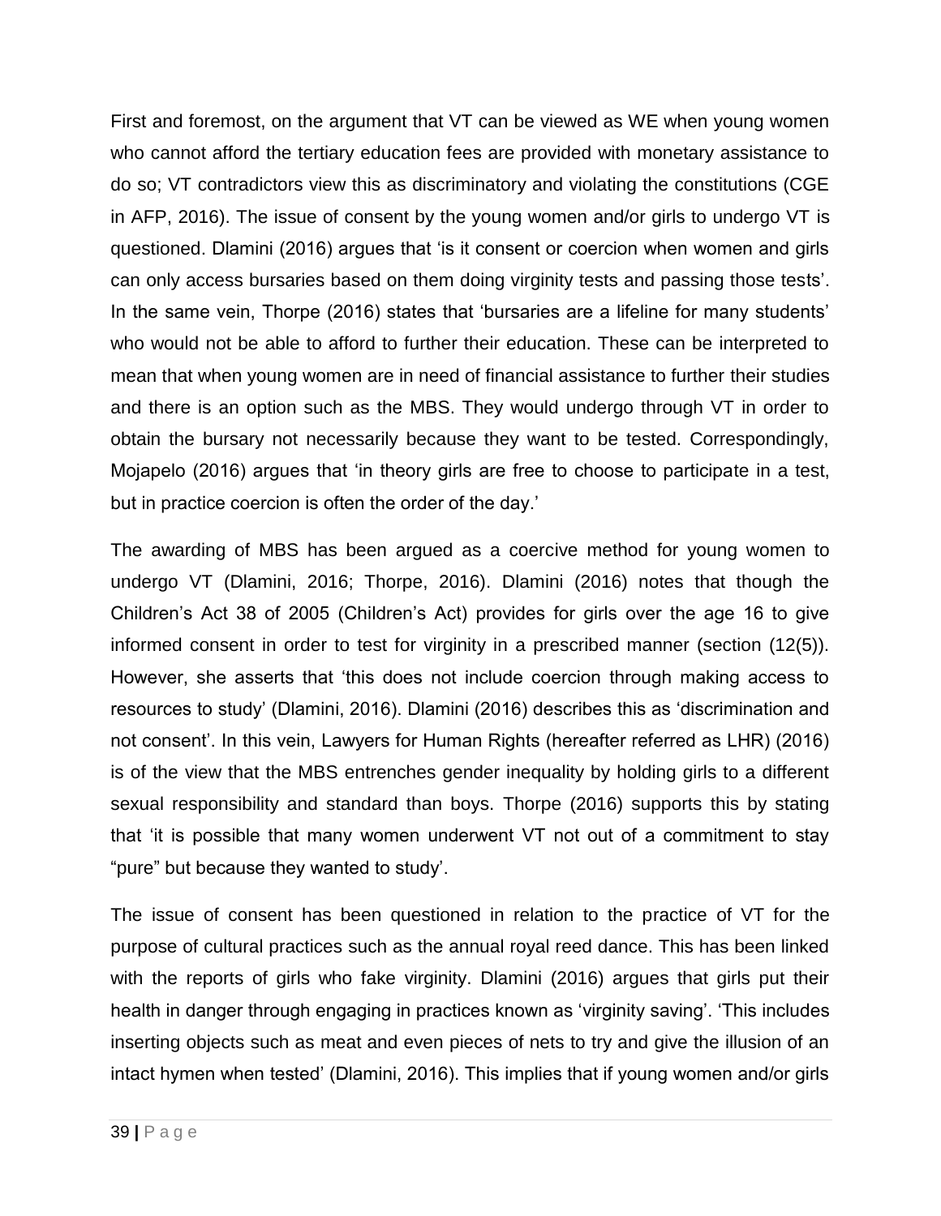First and foremost, on the argument that VT can be viewed as WE when young women who cannot afford the tertiary education fees are provided with monetary assistance to do so; VT contradictors view this as discriminatory and violating the constitutions (CGE in AFP, 2016). The issue of consent by the young women and/or girls to undergo VT is questioned. Dlamini (2016) argues that 'is it consent or coercion when women and girls can only access bursaries based on them doing virginity tests and passing those tests'. In the same vein, Thorpe (2016) states that 'bursaries are a lifeline for many students' who would not be able to afford to further their education. These can be interpreted to mean that when young women are in need of financial assistance to further their studies and there is an option such as the MBS. They would undergo through VT in order to obtain the bursary not necessarily because they want to be tested. Correspondingly, Mojapelo (2016) argues that 'in theory girls are free to choose to participate in a test, but in practice coercion is often the order of the day.'

The awarding of MBS has been argued as a coercive method for young women to undergo VT (Dlamini, 2016; Thorpe, 2016). Dlamini (2016) notes that though the Children's Act 38 of 2005 (Children's Act) provides for girls over the age 16 to give informed consent in order to test for virginity in a prescribed manner (section (12(5)). However, she asserts that 'this does not include coercion through making access to resources to study' (Dlamini, 2016). Dlamini (2016) describes this as 'discrimination and not consent'. In this vein, Lawyers for Human Rights (hereafter referred as LHR) (2016) is of the view that the MBS entrenches gender inequality by holding girls to a different sexual responsibility and standard than boys. Thorpe (2016) supports this by stating that 'it is possible that many women underwent VT not out of a commitment to stay "pure" but because they wanted to study'.

The issue of consent has been questioned in relation to the practice of VT for the purpose of cultural practices such as the annual royal reed dance. This has been linked with the reports of girls who fake virginity. Dlamini (2016) argues that girls put their health in danger through engaging in practices known as 'virginity saving'. 'This includes inserting objects such as meat and even pieces of nets to try and give the illusion of an intact hymen when tested' (Dlamini, 2016). This implies that if young women and/or girls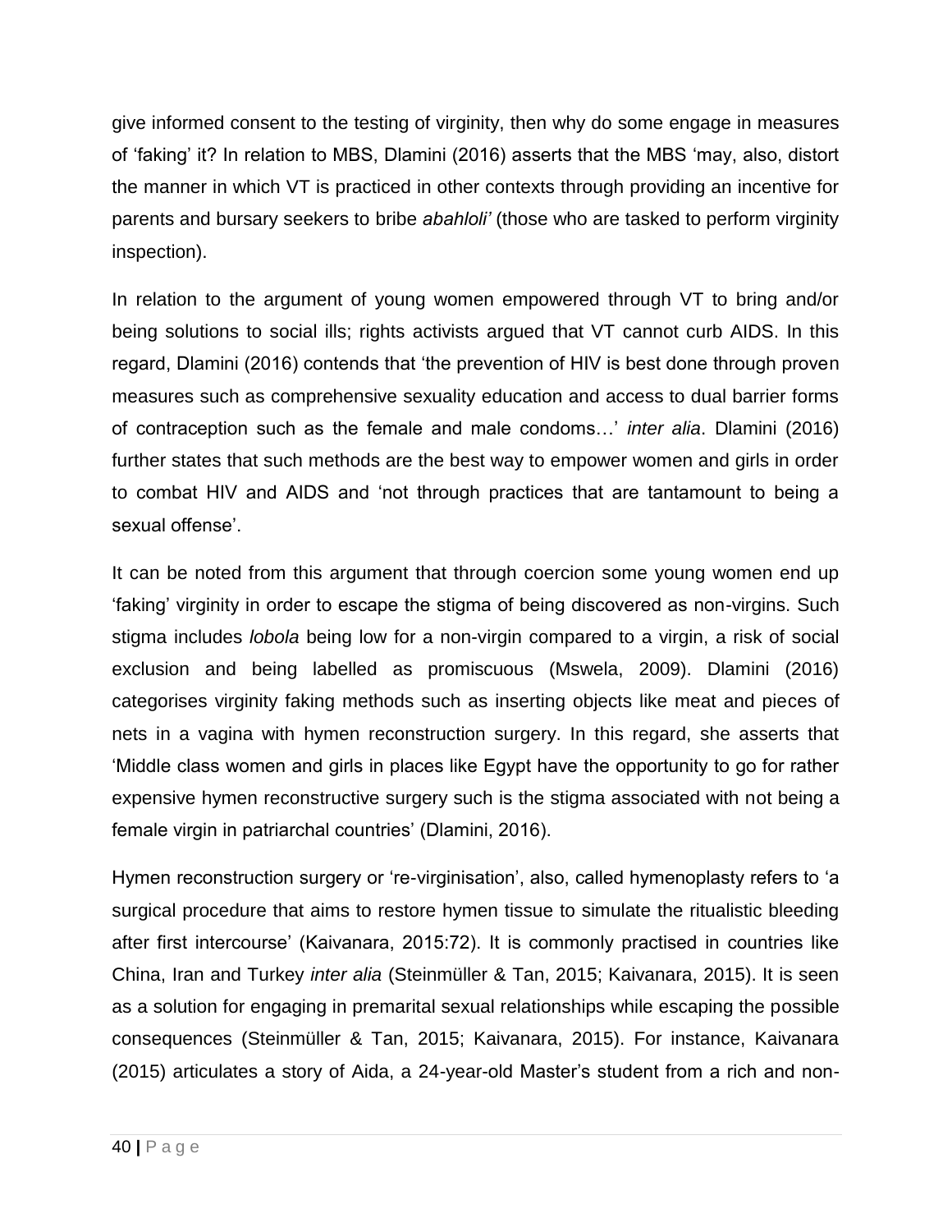give informed consent to the testing of virginity, then why do some engage in measures of 'faking' it? In relation to MBS, Dlamini (2016) asserts that the MBS 'may, also, distort the manner in which VT is practiced in other contexts through providing an incentive for parents and bursary seekers to bribe *abahloli'* (those who are tasked to perform virginity inspection).

In relation to the argument of young women empowered through VT to bring and/or being solutions to social ills; rights activists argued that VT cannot curb AIDS. In this regard, Dlamini (2016) contends that 'the prevention of HIV is best done through proven measures such as comprehensive sexuality education and access to dual barrier forms of contraception such as the female and male condoms…' *inter alia*. Dlamini (2016) further states that such methods are the best way to empower women and girls in order to combat HIV and AIDS and 'not through practices that are tantamount to being a sexual offense'.

It can be noted from this argument that through coercion some young women end up 'faking' virginity in order to escape the stigma of being discovered as non-virgins. Such stigma includes *lobola* being low for a non-virgin compared to a virgin, a risk of social exclusion and being labelled as promiscuous (Mswela, 2009). Dlamini (2016) categorises virginity faking methods such as inserting objects like meat and pieces of nets in a vagina with hymen reconstruction surgery. In this regard, she asserts that 'Middle class women and girls in places like Egypt have the opportunity to go for rather expensive hymen reconstructive surgery such is the stigma associated with not being a female virgin in patriarchal countries' (Dlamini, 2016).

Hymen reconstruction surgery or 're-virginisation', also, called hymenoplasty refers to 'a surgical procedure that aims to restore hymen tissue to simulate the ritualistic bleeding after first intercourse' (Kaivanara, 2015:72). It is commonly practised in countries like China, Iran and Turkey *inter alia* (Steinmüller & Tan, 2015; Kaivanara, 2015). It is seen as a solution for engaging in premarital sexual relationships while escaping the possible consequences (Steinmüller & Tan, 2015; Kaivanara, 2015). For instance, Kaivanara (2015) articulates a story of Aida, a 24-year-old Master's student from a rich and non-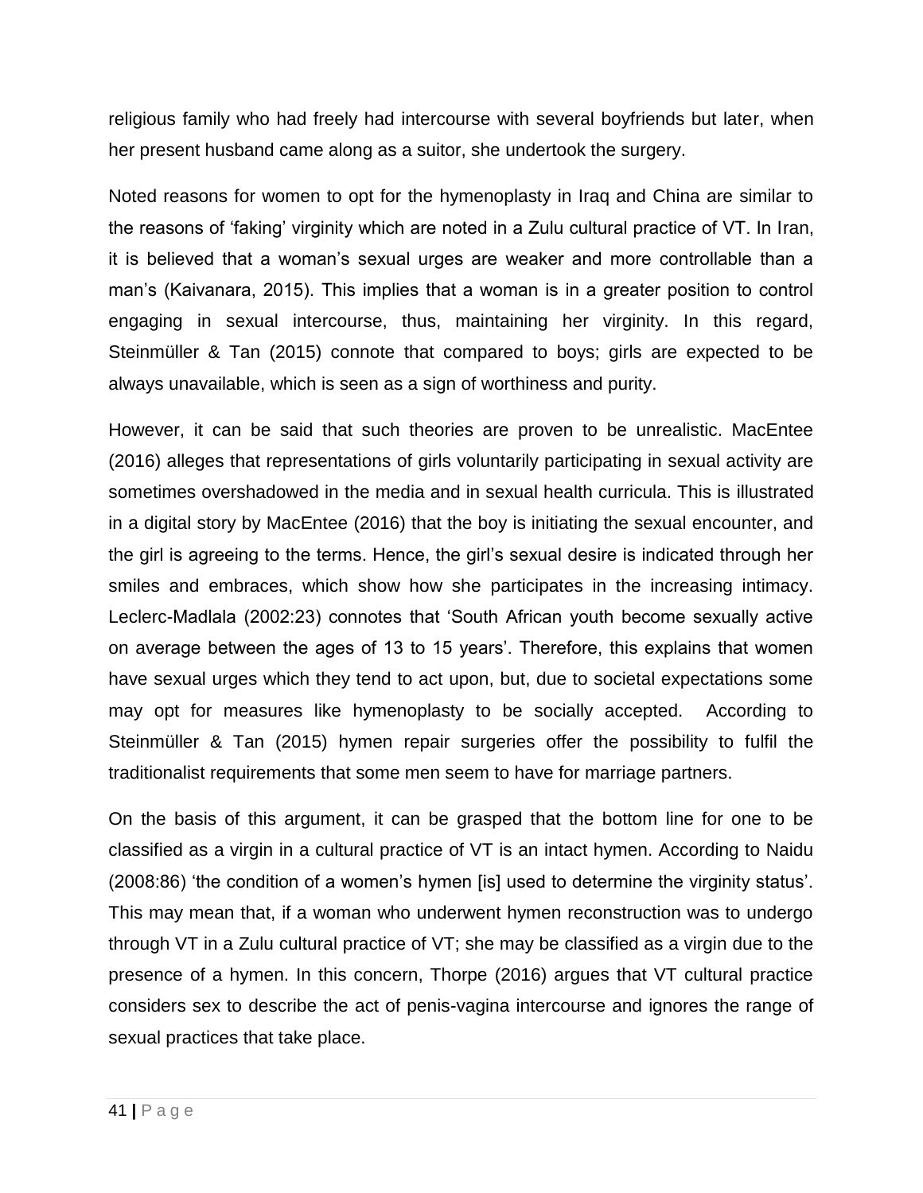religious family who had freely had intercourse with several boyfriends but later, when her present husband came along as a suitor, she undertook the surgery.

Noted reasons for women to opt for the hymenoplasty in Iraq and China are similar to the reasons of 'faking' virginity which are noted in a Zulu cultural practice of VT. In Iran, it is believed that a woman's sexual urges are weaker and more controllable than a man's (Kaivanara, 2015). This implies that a woman is in a greater position to control engaging in sexual intercourse, thus, maintaining her virginity. In this regard, Steinmüller & Tan (2015) connote that compared to boys; girls are expected to be always unavailable, which is seen as a sign of worthiness and purity.

However, it can be said that such theories are proven to be unrealistic. MacEntee (2016) alleges that representations of girls voluntarily participating in sexual activity are sometimes overshadowed in the media and in sexual health curricula. This is illustrated in a digital story by MacEntee (2016) that the boy is initiating the sexual encounter, and the girl is agreeing to the terms. Hence, the girl's sexual desire is indicated through her smiles and embraces, which show how she participates in the increasing intimacy. Leclerc-Madlala (2002:23) connotes that 'South African youth become sexually active on average between the ages of 13 to 15 years'. Therefore, this explains that women have sexual urges which they tend to act upon, but, due to societal expectations some may opt for measures like hymenoplasty to be socially accepted. According to Steinmüller & Tan (2015) hymen repair surgeries offer the possibility to fulfil the traditionalist requirements that some men seem to have for marriage partners.

On the basis of this argument, it can be grasped that the bottom line for one to be classified as a virgin in a cultural practice of VT is an intact hymen. According to Naidu (2008:86) 'the condition of a women's hymen [is] used to determine the virginity status'. This may mean that, if a woman who underwent hymen reconstruction was to undergo through VT in a Zulu cultural practice of VT; she may be classified as a virgin due to the presence of a hymen. In this concern, Thorpe (2016) argues that VT cultural practice considers sex to describe the act of penis-vagina intercourse and ignores the range of sexual practices that take place.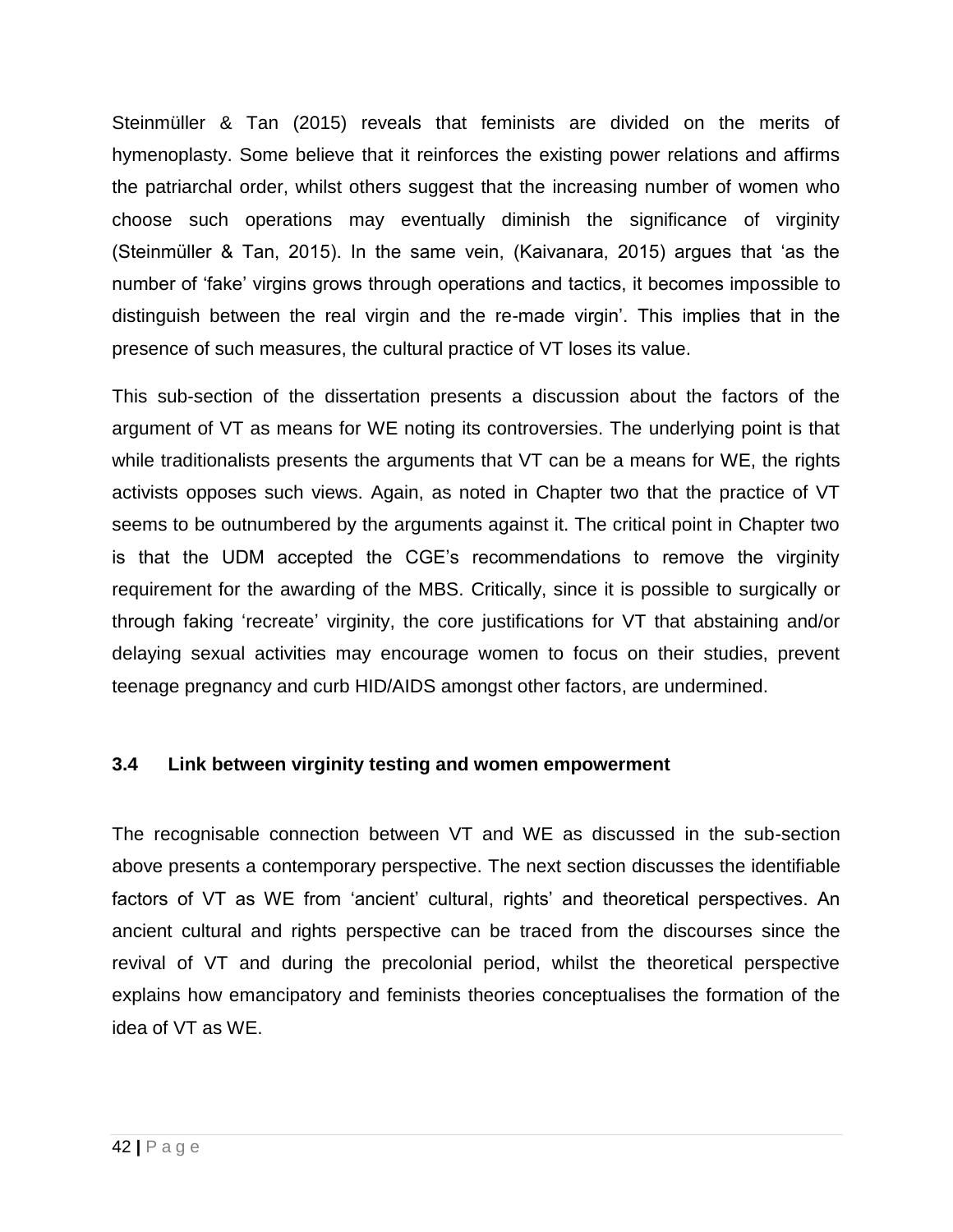Steinmüller & Tan (2015) reveals that feminists are divided on the merits of hymenoplasty. Some believe that it reinforces the existing power relations and affirms the patriarchal order, whilst others suggest that the increasing number of women who choose such operations may eventually diminish the significance of virginity (Steinmüller & Tan, 2015). In the same vein, (Kaivanara, 2015) argues that 'as the number of 'fake' virgins grows through operations and tactics, it becomes impossible to distinguish between the real virgin and the re-made virgin'. This implies that in the presence of such measures, the cultural practice of VT loses its value.

This sub-section of the dissertation presents a discussion about the factors of the argument of VT as means for WE noting its controversies. The underlying point is that while traditionalists presents the arguments that VT can be a means for WE, the rights activists opposes such views. Again, as noted in Chapter two that the practice of VT seems to be outnumbered by the arguments against it. The critical point in Chapter two is that the UDM accepted the CGE's recommendations to remove the virginity requirement for the awarding of the MBS. Critically, since it is possible to surgically or through faking 'recreate' virginity, the core justifications for VT that abstaining and/or delaying sexual activities may encourage women to focus on their studies, prevent teenage pregnancy and curb HID/AIDS amongst other factors, are undermined.

### 3.4 Link between virginity testing and women empowerment

The recognisable connection between VT and WE as discussed in the sub-section above presents a contemporary perspective. The next section discusses the identifiable factors of VT as WE from 'ancient' cultural, rights' and theoretical perspectives. An ancient cultural and rights perspective can be traced from the discourses since the revival of VT and during the precolonial period, whilst the theoretical perspective explains how emancipatory and feminists theories conceptualises the formation of the idea of VT as WE.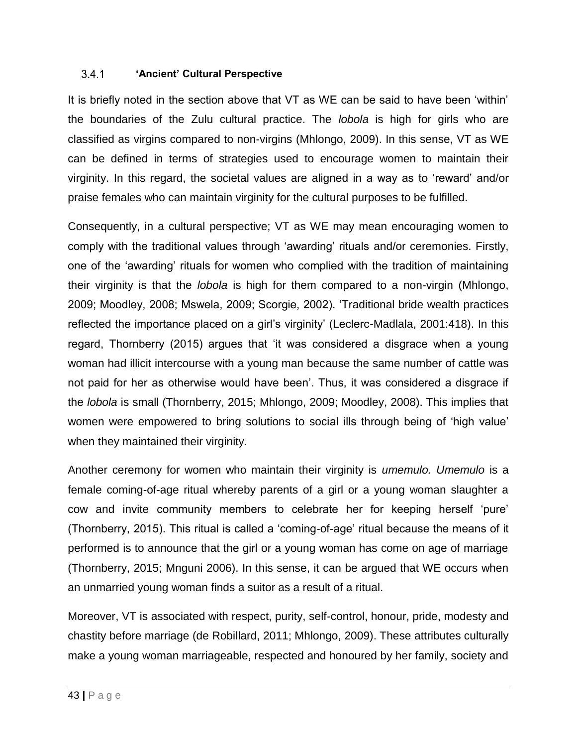#### 3.4.1 'Ancient' Cultural Perspective

It is briefly noted in the section above that VT as WE can be said to have been 'within' the boundaries of the Zulu cultural practice. The *lobola* is high for girls who are classified as virgins compared to non-virgins (Mhlongo, 2009). In this sense, VT as WE can be defined in terms of strategies used to encourage women to maintain their virginity. In this regard, the societal values are aligned in a way as to 'reward' and/or praise females who can maintain virginity for the cultural purposes to be fulfilled.

Consequently, in a cultural perspective; VT as WE may mean encouraging women to comply with the traditional values through 'awarding' rituals and/or ceremonies. Firstly, one of the 'awarding' rituals for women who complied with the tradition of maintaining their virginity is that the *lobola* is high for them compared to a non-virgin (Mhlongo, 2009; Moodley, 2008; Mswela, 2009; Scorgie, 2002). 'Traditional bride wealth practices reflected the importance placed on a girl's virginity' (Leclerc-Madlala, 2001:418). In this regard, Thornberry (2015) argues that 'it was considered a disgrace when a young woman had illicit intercourse with a young man because the same number of cattle was not paid for her as otherwise would have been'. Thus, it was considered a disgrace if the *lobola* is small (Thornberry, 2015; Mhlongo, 2009; Moodley, 2008). This implies that women were empowered to bring solutions to social ills through being of 'high value' when they maintained their virginity.

Another ceremony for women who maintain their virginity is *umemulo. Umemulo* is a female coming-of-age ritual whereby parents of a girl or a young woman slaughter a cow and invite community members to celebrate her for keeping herself 'pure' (Thornberry, 2015). This ritual is called a 'coming-of-age' ritual because the means of it performed is to announce that the girl or a young woman has come on age of marriage (Thornberry, 2015; Mnguni 2006). In this sense, it can be argued that WE occurs when an unmarried young woman finds a suitor as a result of a ritual.

Moreover, VT is associated with respect, purity, self-control, honour, pride, modesty and chastity before marriage (de Robillard, 2011; Mhlongo, 2009). These attributes culturally make a young woman marriageable, respected and honoured by her family, society and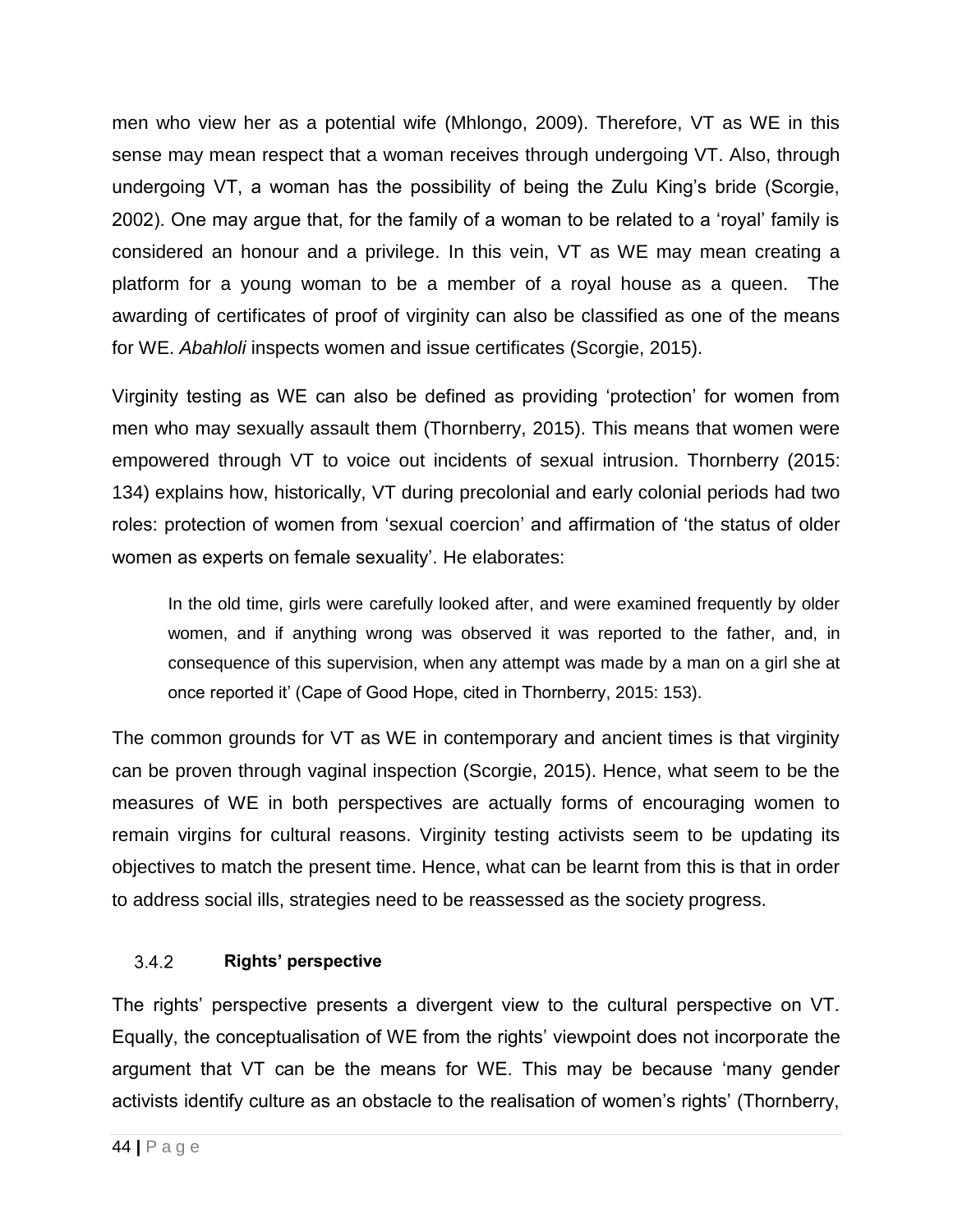men who view her as a potential wife (Mhlongo, 2009). Therefore, VT as WE in this sense may mean respect that a woman receives through undergoing VT. Also, through undergoing VT, a woman has the possibility of being the Zulu King's bride (Scorgie, 2002). One may argue that, for the family of a woman to be related to a 'royal' family is considered an honour and a privilege. In this vein, VT as WE may mean creating a platform for a young woman to be a member of a royal house as a queen. The awarding of certificates of proof of virginity can also be classified as one of the means for WE. *Abahloli* inspects women and issue certificates (Scorgie, 2015).

Virginity testing as WE can also be defined as providing 'protection' for women from men who may sexually assault them (Thornberry, 2015). This means that women were empowered through VT to voice out incidents of sexual intrusion. Thornberry (2015: 134) explains how, historically, VT during precolonial and early colonial periods had two roles: protection of women from 'sexual coercion' and affirmation of 'the status of older women as experts on female sexuality'. He elaborates:

> In the old time, girls were carefully looked after, and were examined frequently by older women, and if anything wrong was observed it was reported to the father, and, in consequence of this supervision, when any attempt was made by a man on a girl she at once reported it' (Cape of Good Hope, cited in Thornberry, 2015: 153).

The common grounds for VT as WE in contemporary and ancient times is that virginity can be proven through vaginal inspection (Scorgie, 2015). Hence, what seem to be the measures of WE in both perspectives are actually forms of encouraging women to remain virgins for cultural reasons. Virginity testing activists seem to be updating its objectives to match the present time. Hence, what can be learnt from this is that in order to address social ills, strategies need to be reassessed as the society progress.

### 3.4.2 Rights' perspective

The rights' perspective presents a divergent view to the cultural perspective on VT. Equally, the conceptualisation of WE from the rights' viewpoint does not incorporate the argument that VT can be the means for WE. This may be because 'many gender activists identify culture as an obstacle to the realisation of women's rights' (Thornberry,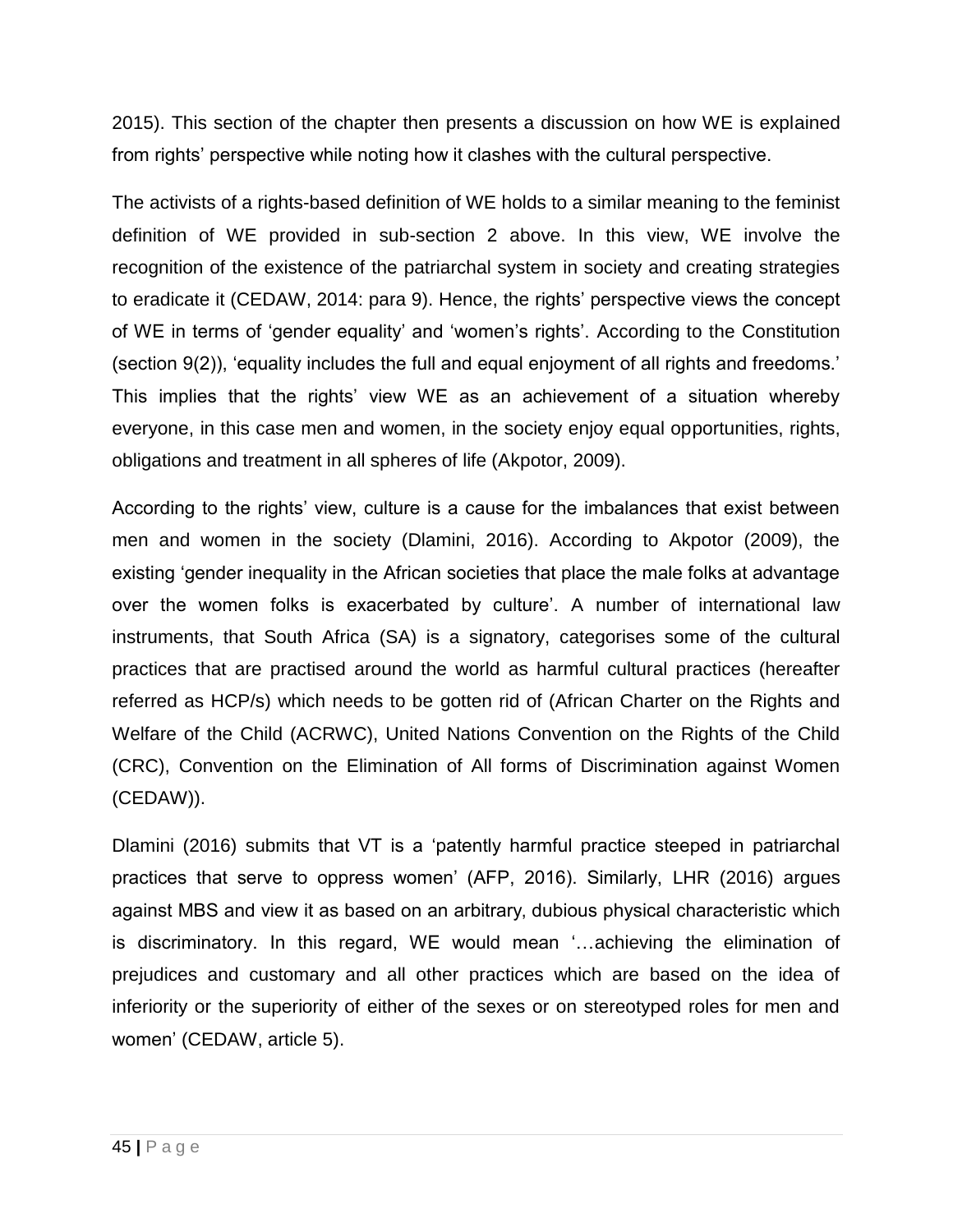2015). This section of the chapter then presents a discussion on how WE is explained from rights' perspective while noting how it clashes with the cultural perspective.

The activists of a rights-based definition of WE holds to a similar meaning to the feminist definition of WE provided in sub-section 2 above. In this view, WE involve the recognition of the existence of the patriarchal system in society and creating strategies to eradicate it (CEDAW, 2014: para 9). Hence, the rights' perspective views the concept of WE in terms of 'gender equality' and 'women's rights'. According to the Constitution (section 9(2)), 'equality includes the full and equal enjoyment of all rights and freedoms.' This implies that the rights' view WE as an achievement of a situation whereby everyone, in this case men and women, in the society enjoy equal opportunities, rights, obligations and treatment in all spheres of life (Akpotor, 2009).

According to the rights' view, culture is a cause for the imbalances that exist between men and women in the society (Dlamini, 2016). According to Akpotor (2009), the existing 'gender inequality in the African societies that place the male folks at advantage over the women folks is exacerbated by culture'. A number of international law instruments, that South Africa (SA) is a signatory, categorises some of the cultural practices that are practised around the world as harmful cultural practices (hereafter referred as HCP/s) which needs to be gotten rid of (African Charter on the Rights and Welfare of the Child (ACRWC), United Nations Convention on the Rights of the Child (CRC), Convention on the Elimination of All forms of Discrimination against Women (CEDAW)).

Dlamini (2016) submits that VT is a 'patently harmful practice steeped in patriarchal practices that serve to oppress women' (AFP, 2016). Similarly, LHR (2016) argues against MBS and view it as based on an arbitrary, dubious physical characteristic which is discriminatory. In this regard, WE would mean '…achieving the elimination of prejudices and customary and all other practices which are based on the idea of inferiority or the superiority of either of the sexes or on stereotyped roles for men and women' (CEDAW, article 5).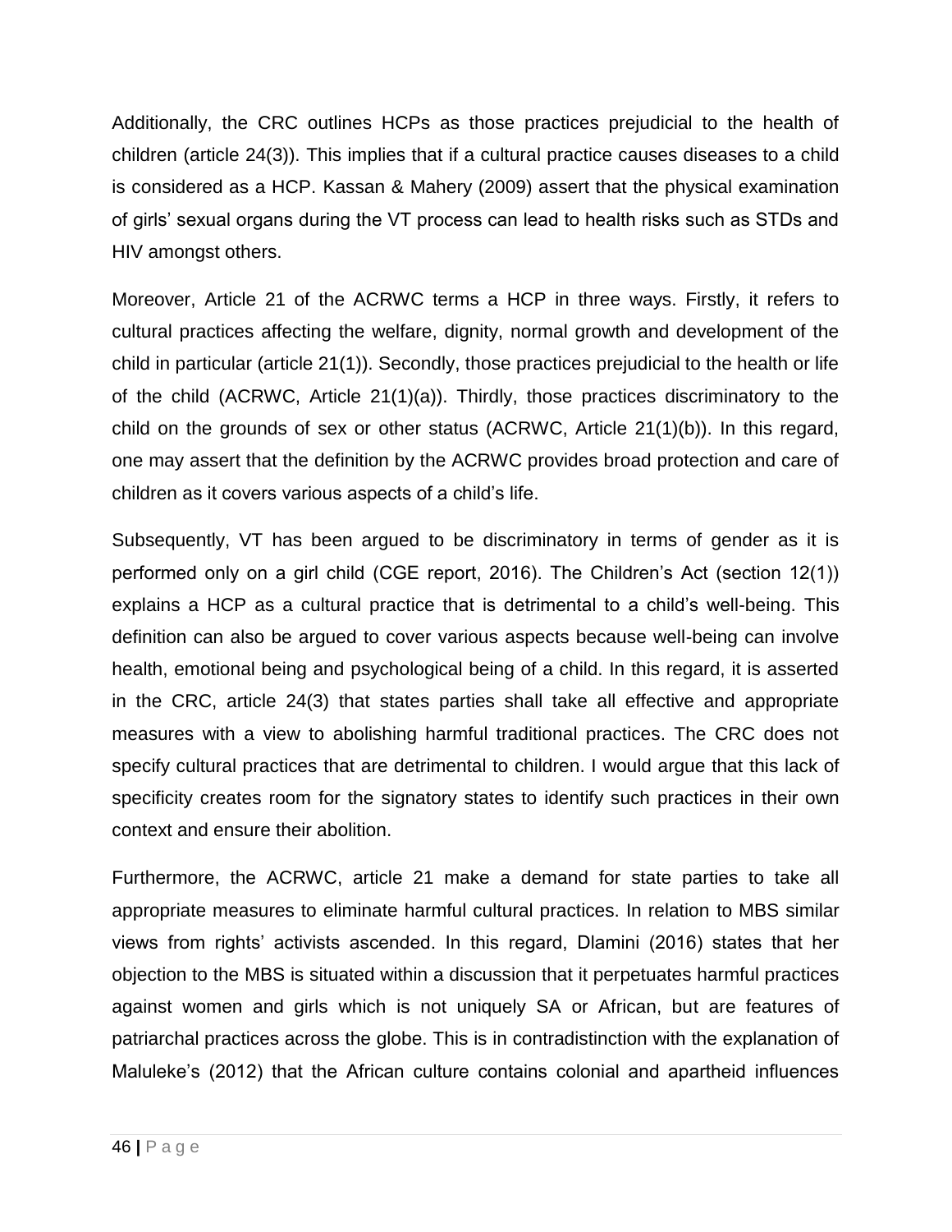Additionally, the CRC outlines HCPs as those practices prejudicial to the health of children (article 24(3)). This implies that if a cultural practice causes diseases to a child is considered as a HCP. Kassan & Mahery (2009) assert that the physical examination of girls' sexual organs during the VT process can lead to health risks such as STDs and HIV amongst others.

Moreover, Article 21 of the ACRWC terms a HCP in three ways. Firstly, it refers to cultural practices affecting the welfare, dignity, normal growth and development of the child in particular (article 21(1)). Secondly, those practices prejudicial to the health or life of the child (ACRWC, Article 21(1)(a)). Thirdly, those practices discriminatory to the child on the grounds of sex or other status (ACRWC, Article 21(1)(b)). In this regard, one may assert that the definition by the ACRWC provides broad protection and care of children as it covers various aspects of a child's life.

Subsequently, VT has been argued to be discriminatory in terms of gender as it is performed only on a girl child (CGE report, 2016). The Children's Act (section 12(1)) explains a HCP as a cultural practice that is detrimental to a child's well-being. This definition can also be argued to cover various aspects because well-being can involve health, emotional being and psychological being of a child. In this regard, it is asserted in the CRC, article 24(3) that states parties shall take all effective and appropriate measures with a view to abolishing harmful traditional practices. The CRC does not specify cultural practices that are detrimental to children. I would argue that this lack of specificity creates room for the signatory states to identify such practices in their own context and ensure their abolition.

Furthermore, the ACRWC, article 21 make a demand for state parties to take all appropriate measures to eliminate harmful cultural practices. In relation to MBS similar views from rights' activists ascended. In this regard, Dlamini (2016) states that her objection to the MBS is situated within a discussion that it perpetuates harmful practices against women and girls which is not uniquely SA or African, but are features of patriarchal practices across the globe. This is in contradistinction with the explanation of Maluleke's (2012) that the African culture contains colonial and apartheid influences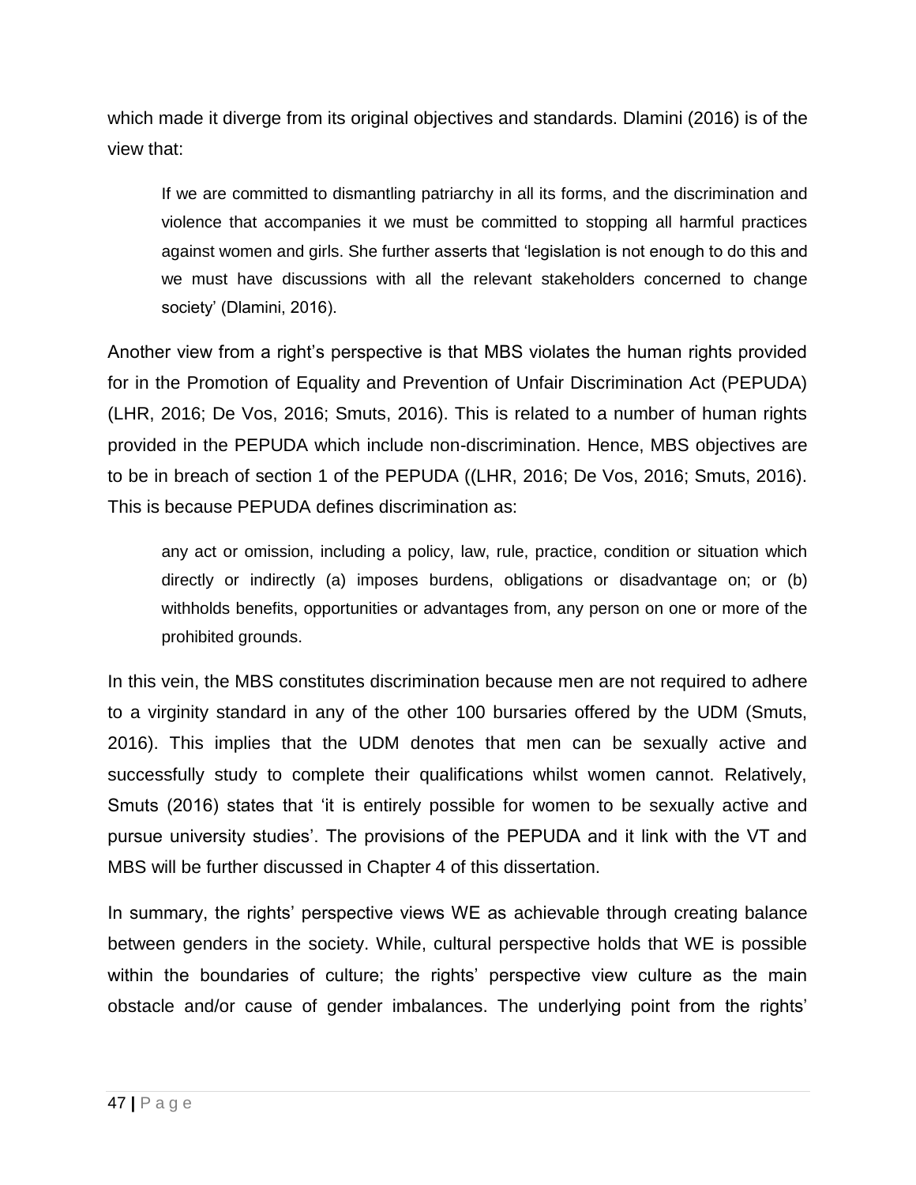which made it diverge from its original objectives and standards. Dlamini (2016) is of the view that:

> If we are committed to dismantling patriarchy in all its forms, and the discrimination and violence that accompanies it we must be committed to stopping all harmful practices against women and girls. She further asserts that 'legislation is not enough to do this and we must have discussions with all the relevant stakeholders concerned to change society' (Dlamini, 2016).

Another view from a right's perspective is that MBS violates the human rights provided for in the Promotion of Equality and Prevention of Unfair Discrimination Act (PEPUDA) (LHR, 2016; De Vos, 2016; Smuts, 2016). This is related to a number of human rights provided in the PEPUDA which include non-discrimination. Hence, MBS objectives are to be in breach of section 1 of the PEPUDA ((LHR, 2016; De Vos, 2016; Smuts, 2016). This is because PEPUDA defines discrimination as:

> any act or omission, including a policy, law, rule, practice, condition or situation which directly or indirectly (a) imposes burdens, obligations or disadvantage on; or (b) withholds benefits, opportunities or advantages from, any person on one or more of the prohibited grounds.

In this vein, the MBS constitutes discrimination because men are not required to adhere to a virginity standard in any of the other 100 bursaries offered by the UDM (Smuts, 2016). This implies that the UDM denotes that men can be sexually active and successfully study to complete their qualifications whilst women cannot. Relatively, Smuts (2016) states that 'it is entirely possible for women to be sexually active and pursue university studies'. The provisions of the PEPUDA and it link with the VT and MBS will be further discussed in Chapter 4 of this dissertation.

In summary, the rights' perspective views WE as achievable through creating balance between genders in the society. While, cultural perspective holds that WE is possible within the boundaries of culture; the rights' perspective view culture as the main obstacle and/or cause of gender imbalances. The underlying point from the rights'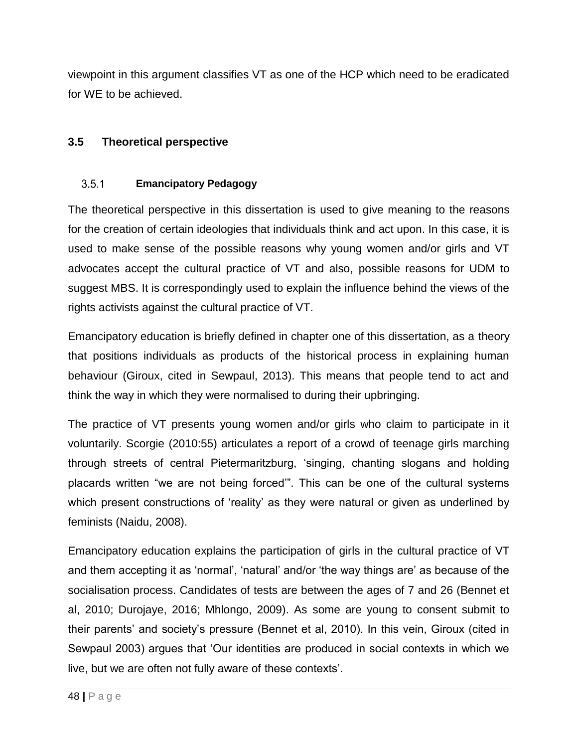viewpoint in this argument classifies VT as one of the HCP which need to be eradicated for WE to be achieved.

## 3.5 Theoretical perspective

### 3.5.1 Emancipatory Pedagogy

The theoretical perspective in this dissertation is used to give meaning to the reasons for the creation of certain ideologies that individuals think and act upon. In this case, it is used to make sense of the possible reasons why young women and/or girls and VT advocates accept the cultural practice of VT and also, possible reasons for UDM to suggest MBS. It is correspondingly used to explain the influence behind the views of the rights activists against the cultural practice of VT.

Emancipatory education is briefly defined in chapter one of this dissertation, as a theory that positions individuals as products of the historical process in explaining human behaviour (Giroux, cited in Sewpaul, 2013). This means that people tend to act and think the way in which they were normalised to during their upbringing.

The practice of VT presents young women and/or girls who claim to participate in it voluntarily. Scorgie (2010:55) articulates a report of a crowd of teenage girls marching through streets of central Pietermaritzburg, 'singing, chanting slogans and holding placards written "we are not being forced'". This can be one of the cultural systems which present constructions of 'reality' as they were natural or given as underlined by feminists (Naidu, 2008).

Emancipatory education explains the participation of girls in the cultural practice of VT and them accepting it as 'normal', 'natural' and/or 'the way things are' as because of the socialisation process. Candidates of tests are between the ages of 7 and 26 (Bennet et al, 2010; Durojaye, 2016; Mhlongo, 2009). As some are young to consent submit to their parents' and society's pressure (Bennet et al, 2010). In this vein, Giroux (cited in Sewpaul 2003) argues that 'Our identities are produced in social contexts in which we live, but we are often not fully aware of these contexts'.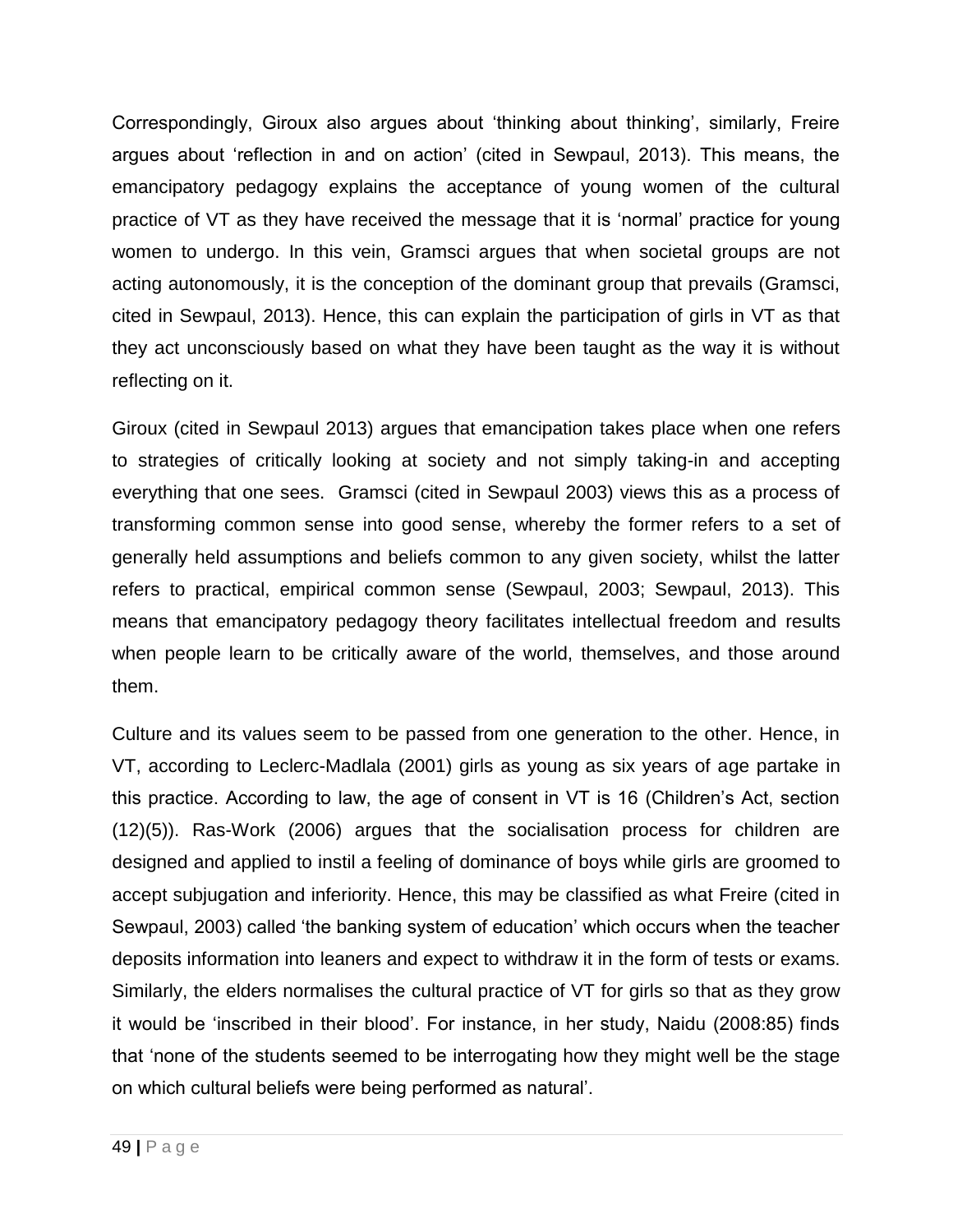Correspondingly, Giroux also argues about ‘thinking about thinking’, similarly, Freire argues about ‘reflection in and on action’ (cited in Sewpaul, 2013). This means, the emancipatory pedagogy explains the acceptance of young women of the cultural practice of VT as they have received the message that it is ‘normal’ practice for young women to undergo. In this vein, Gramsci argues that when societal groups are not acting autonomously, it is the conception of the dominant group that prevails (Gramsci, cited in Sewpaul, 2013). Hence, this can explain the participation of girls in VT as that they act unconsciously based on what they have been taught as the way it is without reflecting on it.

Giroux (cited in Sewpaul 2013) argues that emancipation takes place when one refers to strategies of critically looking at society and not simply taking-in and accepting everything that one sees. Gramsci (cited in Sewpaul 2003) views this as a process of transforming common sense into good sense, whereby the former refers to a set of generally held assumptions and beliefs common to any given society, whilst the latter refers to practical, empirical common sense (Sewpaul, 2003; Sewpaul, 2013). This means that emancipatory pedagogy theory facilitates intellectual freedom and results when people learn to be critically aware of the world, themselves, and those around them.

Culture and its values seem to be passed from one generation to the other. Hence, in VT, according to Leclerc-Madlala (2001) girls as young as six years of age partake in this practice. According to law, the age of consent in VT is 16 (Children’s Act, section (12)(5)). Ras-Work (2006) argues that the socialisation process for children are designed and applied to instil a feeling of dominance of boys while girls are groomed to accept subjugation and inferiority. Hence, this may be classified as what Freire (cited in Sewpaul, 2003) called ‘the banking system of education’ which occurs when the teacher deposits information into leaners and expect to withdraw it in the form of tests or exams. Similarly, the elders normalises the cultural practice of VT for girls so that as they grow it would be ‘inscribed in their blood’. For instance, in her study, Naidu (2008:85) finds that ‘none of the students seemed to be interrogating how they might well be the stage on which cultural beliefs were being performed as natural’.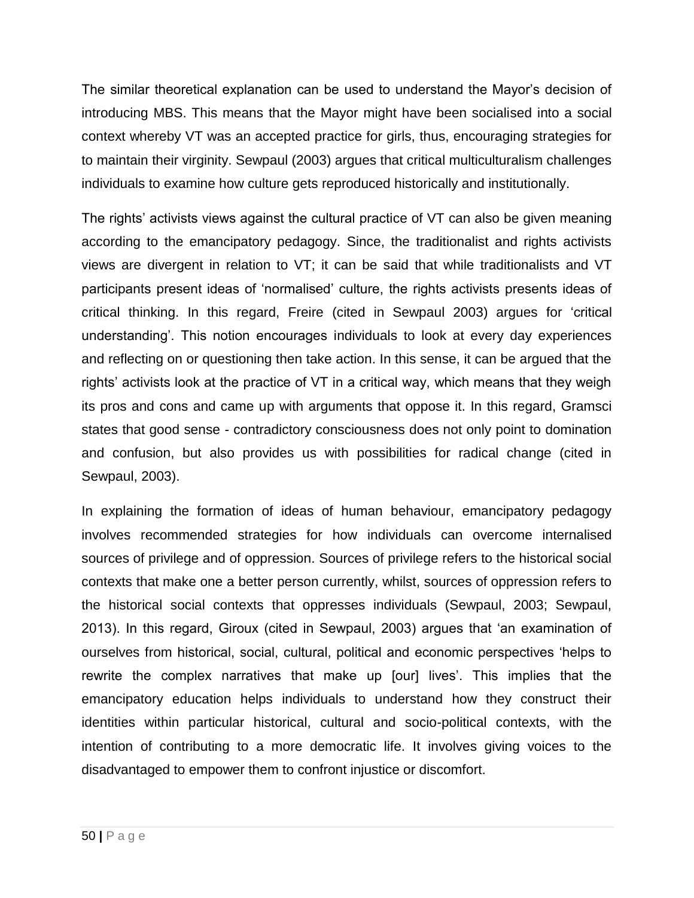The similar theoretical explanation can be used to understand the Mayor's decision of introducing MBS. This means that the Mayor might have been socialised into a social context whereby VT was an accepted practice for girls, thus, encouraging strategies for to maintain their virginity. Sewpaul (2003) argues that critical multiculturalism challenges individuals to examine how culture gets reproduced historically and institutionally.

The rights' activists views against the cultural practice of VT can also be given meaning according to the emancipatory pedagogy. Since, the traditionalist and rights activists views are divergent in relation to VT; it can be said that while traditionalists and VT participants present ideas of 'normalised' culture, the rights activists presents ideas of critical thinking. In this regard, Freire (cited in Sewpaul 2003) argues for 'critical understanding'. This notion encourages individuals to look at every day experiences and reflecting on or questioning then take action. In this sense, it can be argued that the rights' activists look at the practice of VT in a critical way, which means that they weigh its pros and cons and came up with arguments that oppose it. In this regard, Gramsci states that good sense - contradictory consciousness does not only point to domination and confusion, but also provides us with possibilities for radical change (cited in Sewpaul, 2003).

In explaining the formation of ideas of human behaviour, emancipatory pedagogy involves recommended strategies for how individuals can overcome internalised sources of privilege and of oppression. Sources of privilege refers to the historical social contexts that make one a better person currently, whilst, sources of oppression refers to the historical social contexts that oppresses individuals (Sewpaul, 2003; Sewpaul, 2013). In this regard, Giroux (cited in Sewpaul, 2003) argues that 'an examination of ourselves from historical, social, cultural, political and economic perspectives 'helps to rewrite the complex narratives that make up [our] lives'. This implies that the emancipatory education helps individuals to understand how they construct their identities within particular historical, cultural and socio-political contexts, with the intention of contributing to a more democratic life. It involves giving voices to the disadvantaged to empower them to confront injustice or discomfort.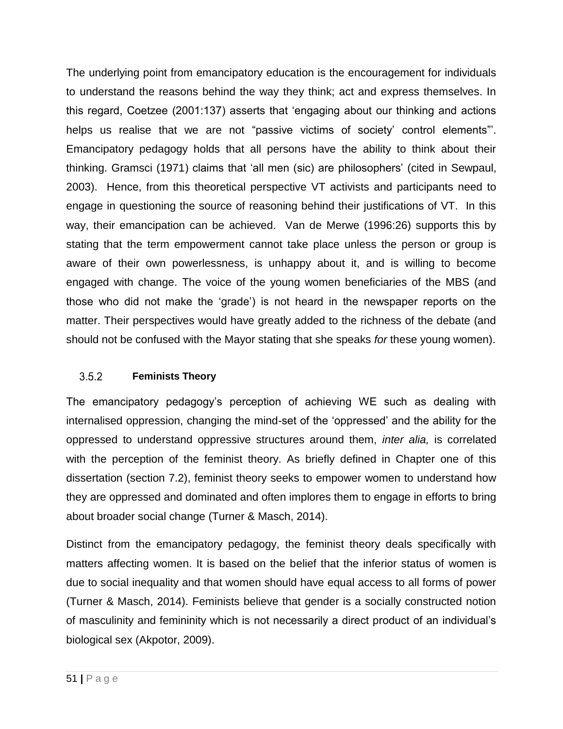The underlying point from emancipatory education is the encouragement for individuals to understand the reasons behind the way they think; act and express themselves. In this regard, Coetzee (2001:137) asserts that 'engaging about our thinking and actions helps us realise that we are not "passive victims of society' control elements"'. Emancipatory pedagogy holds that all persons have the ability to think about their thinking. Gramsci (1971) claims that 'all men (sic) are philosophers' (cited in Sewpaul, 2003). Hence, from this theoretical perspective VT activists and participants need to engage in questioning the source of reasoning behind their justifications of VT. In this way, their emancipation can be achieved. Van de Merwe (1996:26) supports this by stating that the term empowerment cannot take place unless the person or group is aware of their own powerlessness, is unhappy about it, and is willing to become engaged with change. The voice of the young women beneficiaries of the MBS (and those who did not make the 'grade') is not heard in the newspaper reports on the matter. Their perspectives would have greatly added to the richness of the debate (and should not be confused with the Mayor stating that she speaks *for* these young women).

### 3.5.2 Feminists Theory

The emancipatory pedagogy's perception of achieving WE such as dealing with internalised oppression, changing the mind-set of the 'oppressed' and the ability for the oppressed to understand oppressive structures around them, *inter alia,* is correlated with the perception of the feminist theory. As briefly defined in Chapter one of this dissertation (section 7.2), feminist theory seeks to empower women to understand how they are oppressed and dominated and often implores them to engage in efforts to bring about broader social change (Turner & Masch, 2014).

Distinct from the emancipatory pedagogy, the feminist theory deals specifically with matters affecting women. It is based on the belief that the inferior status of women is due to social inequality and that women should have equal access to all forms of power (Turner & Masch, 2014). Feminists believe that gender is a socially constructed notion of masculinity and femininity which is not necessarily a direct product of an individual's biological sex (Akpotor, 2009).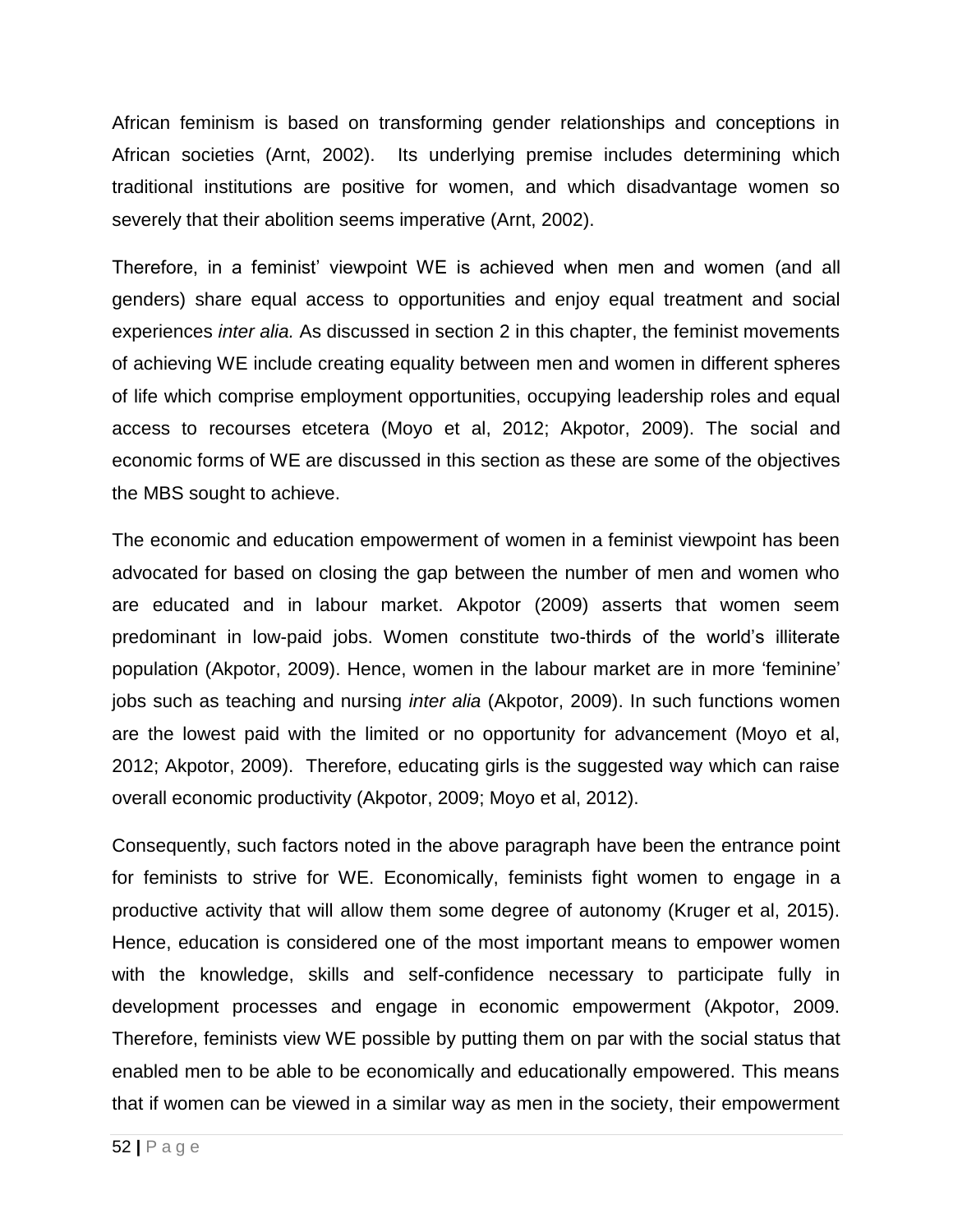African feminism is based on transforming gender relationships and conceptions in African societies (Arnt, 2002). Its underlying premise includes determining which traditional institutions are positive for women, and which disadvantage women so severely that their abolition seems imperative (Arnt, 2002).

Therefore, in a feminist' viewpoint WE is achieved when men and women (and all genders) share equal access to opportunities and enjoy equal treatment and social experiences *inter alia.* As discussed in section 2 in this chapter, the feminist movements of achieving WE include creating equality between men and women in different spheres of life which comprise employment opportunities, occupying leadership roles and equal access to recourses etcetera (Moyo et al, 2012; Akpotor, 2009). The social and economic forms of WE are discussed in this section as these are some of the objectives the MBS sought to achieve.

The economic and education empowerment of women in a feminist viewpoint has been advocated for based on closing the gap between the number of men and women who are educated and in labour market. Akpotor (2009) asserts that women seem predominant in low-paid jobs. Women constitute two-thirds of the world's illiterate population (Akpotor, 2009). Hence, women in the labour market are in more 'feminine' jobs such as teaching and nursing *inter alia* (Akpotor, 2009). In such functions women are the lowest paid with the limited or no opportunity for advancement (Moyo et al, 2012; Akpotor, 2009). Therefore, educating girls is the suggested way which can raise overall economic productivity (Akpotor, 2009; Moyo et al, 2012).

Consequently, such factors noted in the above paragraph have been the entrance point for feminists to strive for WE. Economically, feminists fight women to engage in a productive activity that will allow them some degree of autonomy (Kruger et al, 2015). Hence, education is considered one of the most important means to empower women with the knowledge, skills and self-confidence necessary to participate fully in development processes and engage in economic empowerment (Akpotor, 2009. Therefore, feminists view WE possible by putting them on par with the social status that enabled men to be able to be economically and educationally empowered. This means that if women can be viewed in a similar way as men in the society, their empowerment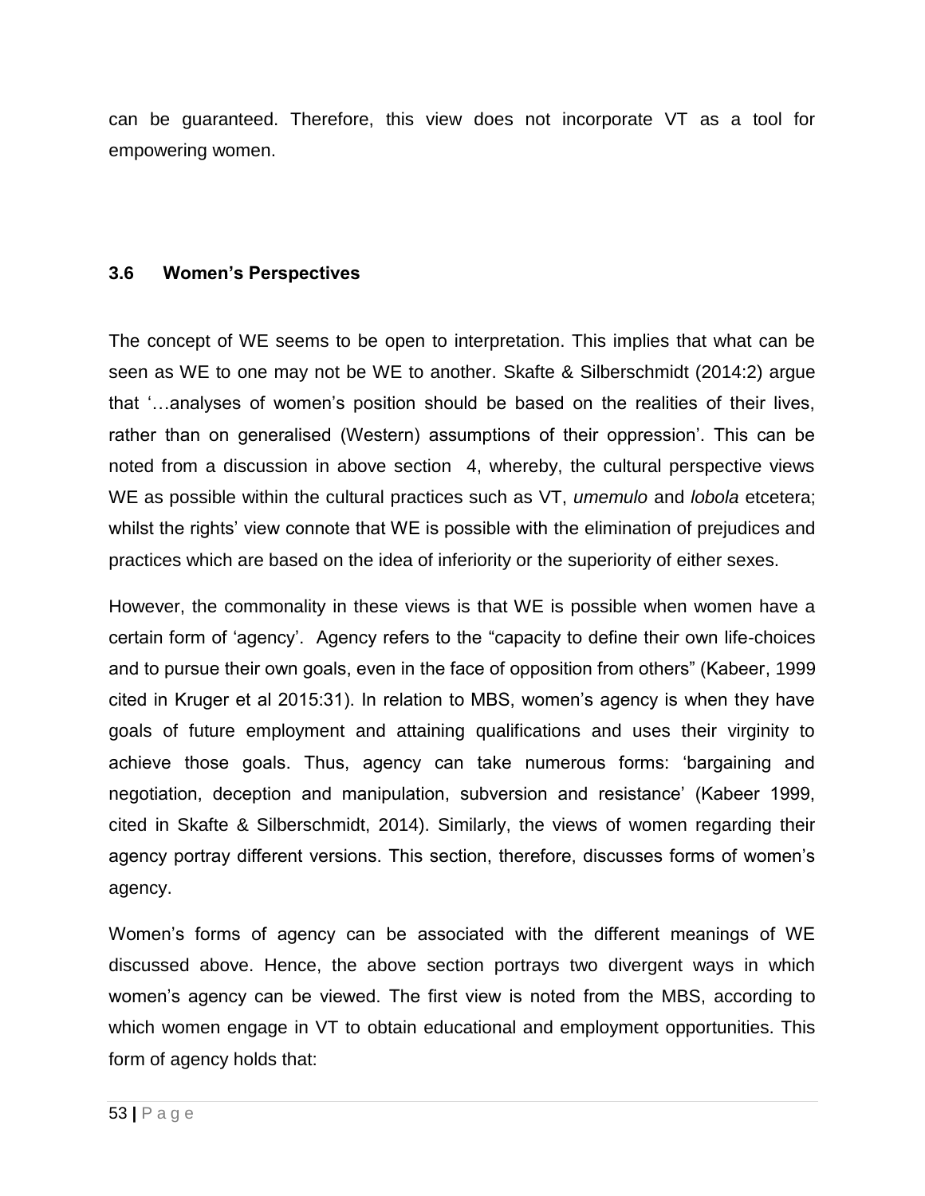can be guaranteed. Therefore, this view does not incorporate VT as a tool for empowering women.

### 3.6 Women's Perspectives

The concept of WE seems to be open to interpretation. This implies that what can be seen as WE to one may not be WE to another. Skafte & Silberschmidt (2014:2) argue that '…analyses of women's position should be based on the realities of their lives, rather than on generalised (Western) assumptions of their oppression'. This can be noted from a discussion in above section 4, whereby, the cultural perspective views WE as possible within the cultural practices such as VT, *umemulo* and *lobola* etcetera; whilst the rights' view connote that WE is possible with the elimination of prejudices and practices which are based on the idea of inferiority or the superiority of either sexes.

However, the commonality in these views is that WE is possible when women have a certain form of 'agency'. Agency refers to the "capacity to define their own life-choices and to pursue their own goals, even in the face of opposition from others" (Kabeer, 1999 cited in Kruger et al 2015:31). In relation to MBS, women's agency is when they have goals of future employment and attaining qualifications and uses their virginity to achieve those goals. Thus, agency can take numerous forms: 'bargaining and negotiation, deception and manipulation, subversion and resistance' (Kabeer 1999, cited in Skafte & Silberschmidt, 2014). Similarly, the views of women regarding their agency portray different versions. This section, therefore, discusses forms of women's agency.

Women's forms of agency can be associated with the different meanings of WE discussed above. Hence, the above section portrays two divergent ways in which women's agency can be viewed. The first view is noted from the MBS, according to which women engage in VT to obtain educational and employment opportunities. This form of agency holds that: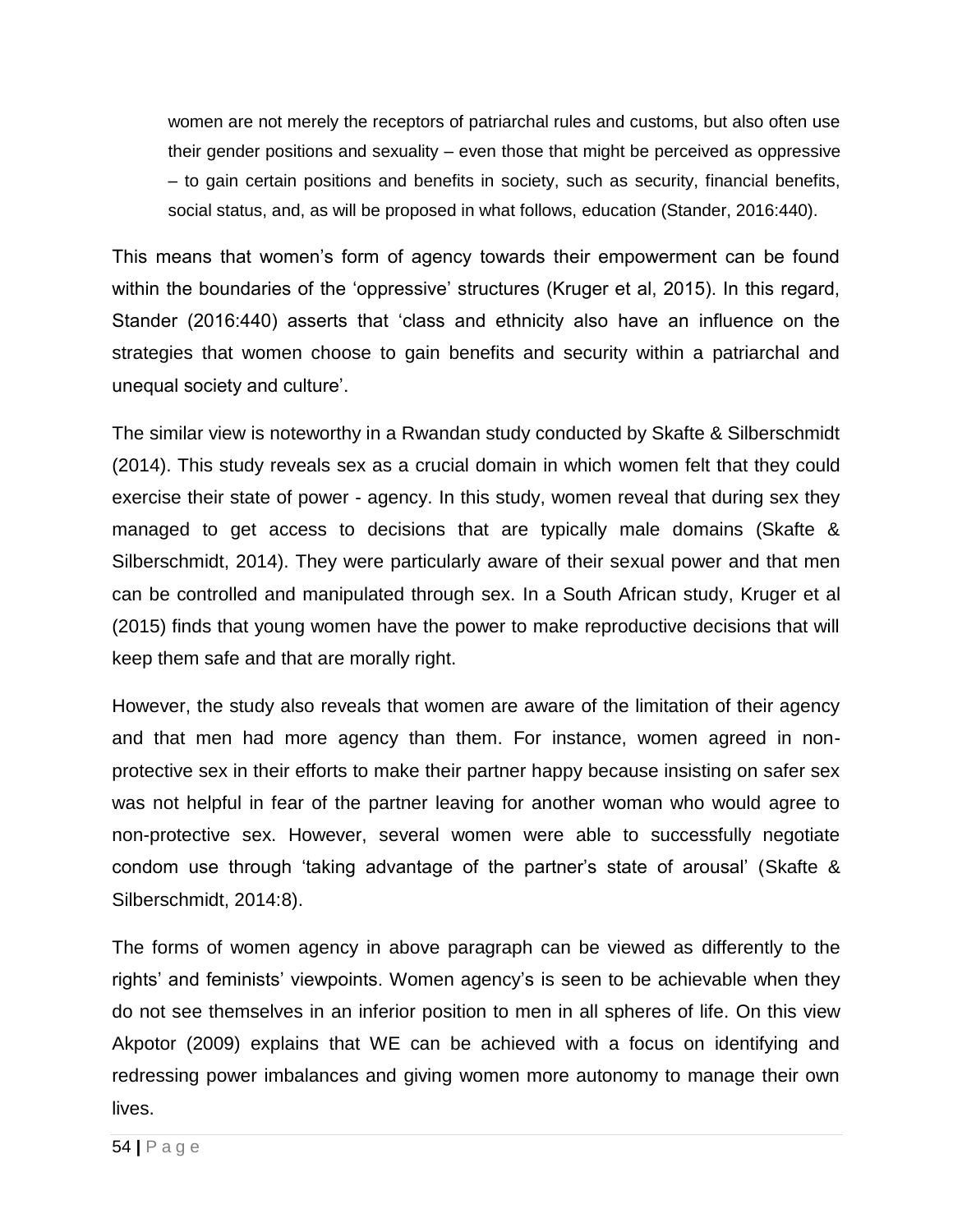> women are not merely the receptors of patriarchal rules and customs, but also often use their gender positions and sexuality – even those that might be perceived as oppressive – to gain certain positions and benefits in society, such as security, financial benefits, social status, and, as will be proposed in what follows, education (Stander, 2016:440).

This means that women's form of agency towards their empowerment can be found within the boundaries of the 'oppressive' structures (Kruger et al, 2015). In this regard, Stander (2016:440) asserts that 'class and ethnicity also have an influence on the strategies that women choose to gain benefits and security within a patriarchal and unequal society and culture'.

The similar view is noteworthy in a Rwandan study conducted by Skafte & Silberschmidt (2014). This study reveals sex as a crucial domain in which women felt that they could exercise their state of power - agency. In this study, women reveal that during sex they managed to get access to decisions that are typically male domains (Skafte & Silberschmidt, 2014). They were particularly aware of their sexual power and that men can be controlled and manipulated through sex. In a South African study, Kruger et al (2015) finds that young women have the power to make reproductive decisions that will keep them safe and that are morally right.

However, the study also reveals that women are aware of the limitation of their agency and that men had more agency than them. For instance, women agreed in non-protective sex in their efforts to make their partner happy because insisting on safer sex was not helpful in fear of the partner leaving for another woman who would agree to non-protective sex. However, several women were able to successfully negotiate condom use through 'taking advantage of the partner's state of arousal' (Skafte & Silberschmidt, 2014:8).

The forms of women agency in above paragraph can be viewed as differently to the rights' and feminists' viewpoints. Women agency's is seen to be achievable when they do not see themselves in an inferior position to men in all spheres of life. On this view Akpotor (2009) explains that WE can be achieved with a focus on identifying and redressing power imbalances and giving women more autonomy to manage their own lives.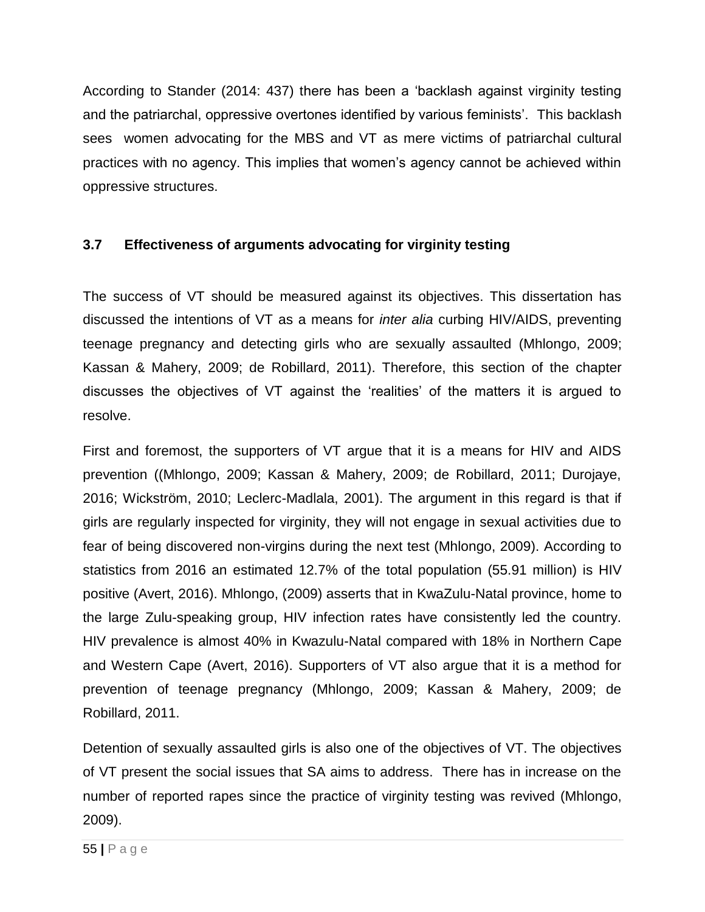According to Stander (2014: 437) there has been a 'backlash against virginity testing and the patriarchal, oppressive overtones identified by various feminists'. This backlash sees women advocating for the MBS and VT as mere victims of patriarchal cultural practices with no agency. This implies that women's agency cannot be achieved within oppressive structures.

### 3.7 Effectiveness of arguments advocating for virginity testing

The success of VT should be measured against its objectives. This dissertation has discussed the intentions of VT as a means for *inter alia* curbing HIV/AIDS, preventing teenage pregnancy and detecting girls who are sexually assaulted (Mhlongo, 2009; Kassan & Mahery, 2009; de Robillard, 2011). Therefore, this section of the chapter discusses the objectives of VT against the 'realities' of the matters it is argued to resolve.

First and foremost, the supporters of VT argue that it is a means for HIV and AIDS prevention ((Mhlongo, 2009; Kassan & Mahery, 2009; de Robillard, 2011; Durojaye, 2016; Wickström, 2010; Leclerc-Madlala, 2001). The argument in this regard is that if girls are regularly inspected for virginity, they will not engage in sexual activities due to fear of being discovered non-virgins during the next test (Mhlongo, 2009). According to statistics from 2016 an estimated 12.7% of the total population (55.91 million) is HIV positive (Avert, 2016). Mhlongo, (2009) asserts that in KwaZulu-Natal province, home to the large Zulu-speaking group, HIV infection rates have consistently led the country. HIV prevalence is almost 40% in Kwazulu-Natal compared with 18% in Northern Cape and Western Cape (Avert, 2016). Supporters of VT also argue that it is a method for prevention of teenage pregnancy (Mhlongo, 2009; Kassan & Mahery, 2009; de Robillard, 2011.

Detention of sexually assaulted girls is also one of the objectives of VT. The objectives of VT present the social issues that SA aims to address. There has in increase on the number of reported rapes since the practice of virginity testing was revived (Mhlongo, 2009).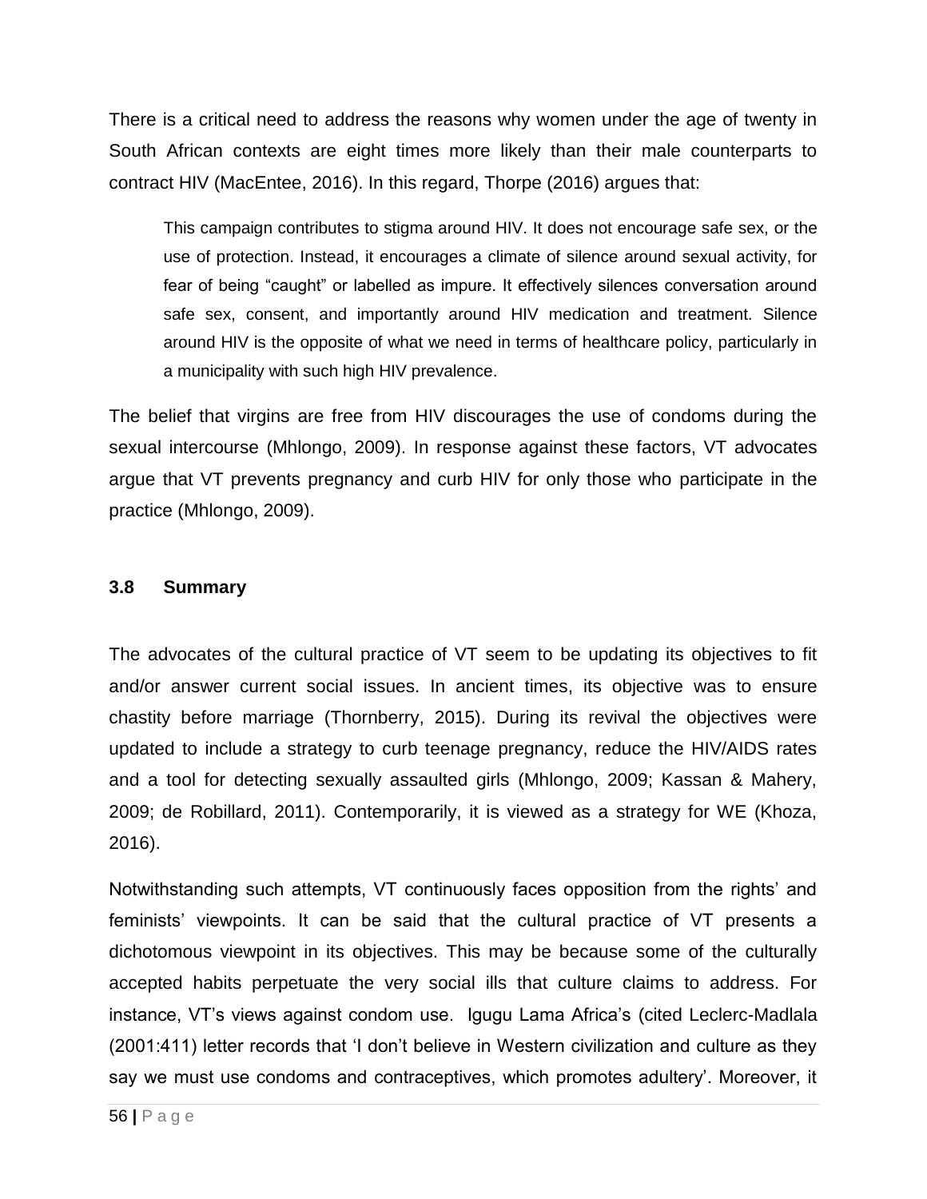There is a critical need to address the reasons why women under the age of twenty in South African contexts are eight times more likely than their male counterparts to contract HIV (MacEntee, 2016). In this regard, Thorpe (2016) argues that:

> This campaign contributes to stigma around HIV. It does not encourage safe sex, or the use of protection. Instead, it encourages a climate of silence around sexual activity, for fear of being "caught" or labelled as impure. It effectively silences conversation around safe sex, consent, and importantly around HIV medication and treatment. Silence around HIV is the opposite of what we need in terms of healthcare policy, particularly in a municipality with such high HIV prevalence.

The belief that virgins are free from HIV discourages the use of condoms during the sexual intercourse (Mhlongo, 2009). In response against these factors, VT advocates argue that VT prevents pregnancy and curb HIV for only those who participate in the practice (Mhlongo, 2009).

### 3.8 Summary

The advocates of the cultural practice of VT seem to be updating its objectives to fit and/or answer current social issues. In ancient times, its objective was to ensure chastity before marriage (Thornberry, 2015). During its revival the objectives were updated to include a strategy to curb teenage pregnancy, reduce the HIV/AIDS rates and a tool for detecting sexually assaulted girls (Mhlongo, 2009; Kassan & Mahery, 2009; de Robillard, 2011). Contemporarily, it is viewed as a strategy for WE (Khoza, 2016).

Notwithstanding such attempts, VT continuously faces opposition from the rights' and feminists' viewpoints. It can be said that the cultural practice of VT presents a dichotomous viewpoint in its objectives. This may be because some of the culturally accepted habits perpetuate the very social ills that culture claims to address. For instance, VT's views against condom use. Igugu Lama Africa's (cited Leclerc-Madlala (2001:411) letter records that 'I don't believe in Western civilization and culture as they say we must use condoms and contraceptives, which promotes adultery'. Moreover, it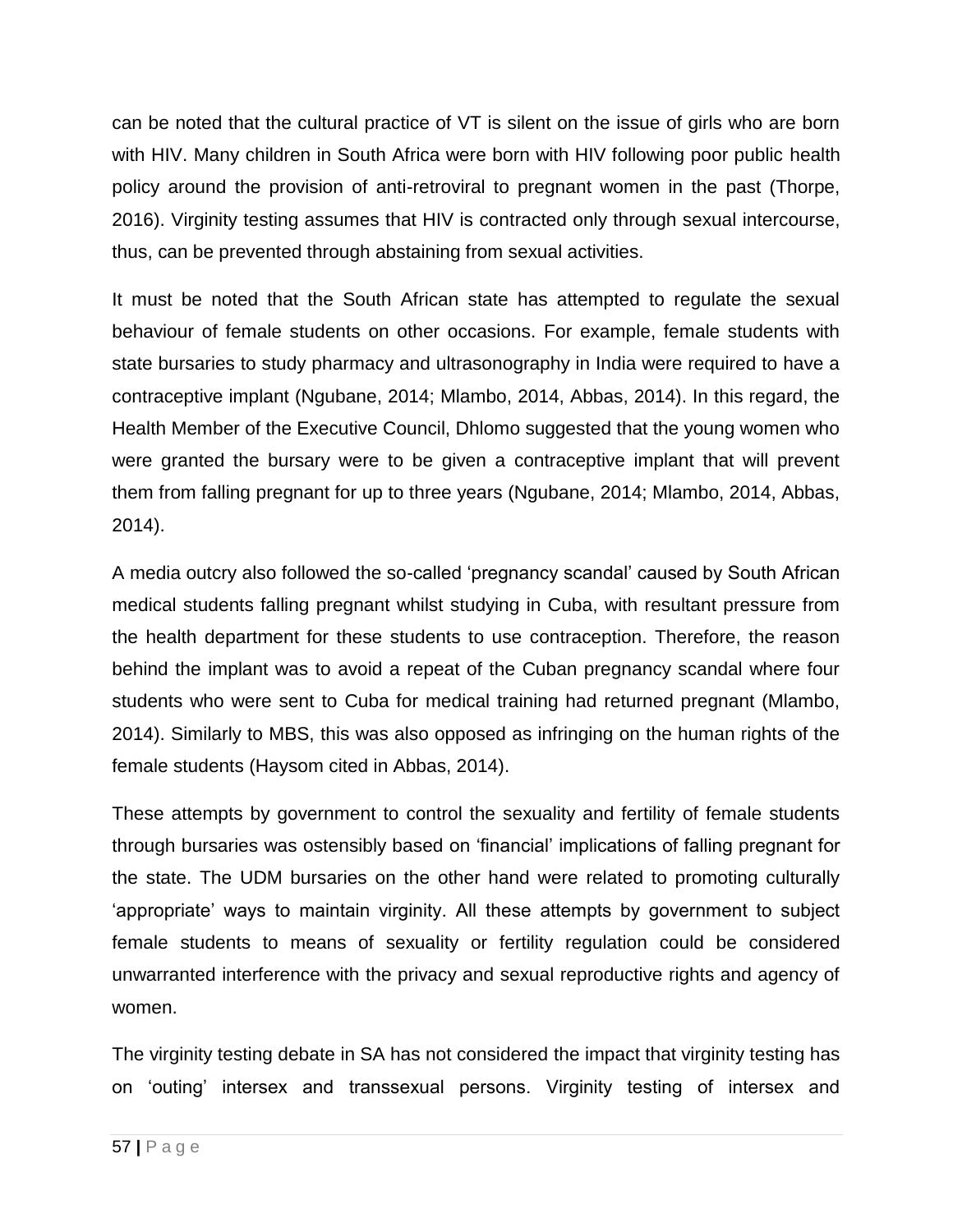can be noted that the cultural practice of VT is silent on the issue of girls who are born with HIV. Many children in South Africa were born with HIV following poor public health policy around the provision of anti-retroviral to pregnant women in the past (Thorpe, 2016). Virginity testing assumes that HIV is contracted only through sexual intercourse, thus, can be prevented through abstaining from sexual activities.

It must be noted that the South African state has attempted to regulate the sexual behaviour of female students on other occasions. For example, female students with state bursaries to study pharmacy and ultrasonography in India were required to have a contraceptive implant (Ngubane, 2014; Mlambo, 2014, Abbas, 2014). In this regard, the Health Member of the Executive Council, Dhlomo suggested that the young women who were granted the bursary were to be given a contraceptive implant that will prevent them from falling pregnant for up to three years (Ngubane, 2014; Mlambo, 2014, Abbas, 2014).

A media outcry also followed the so-called 'pregnancy scandal' caused by South African medical students falling pregnant whilst studying in Cuba, with resultant pressure from the health department for these students to use contraception. Therefore, the reason behind the implant was to avoid a repeat of the Cuban pregnancy scandal where four students who were sent to Cuba for medical training had returned pregnant (Mlambo, 2014). Similarly to MBS, this was also opposed as infringing on the human rights of the female students (Haysom cited in Abbas, 2014).

These attempts by government to control the sexuality and fertility of female students through bursaries was ostensibly based on 'financial' implications of falling pregnant for the state. The UDM bursaries on the other hand were related to promoting culturally 'appropriate' ways to maintain virginity. All these attempts by government to subject female students to means of sexuality or fertility regulation could be considered unwarranted interference with the privacy and sexual reproductive rights and agency of women.

The virginity testing debate in SA has not considered the impact that virginity testing has on 'outing' intersex and transsexual persons. Virginity testing of intersex and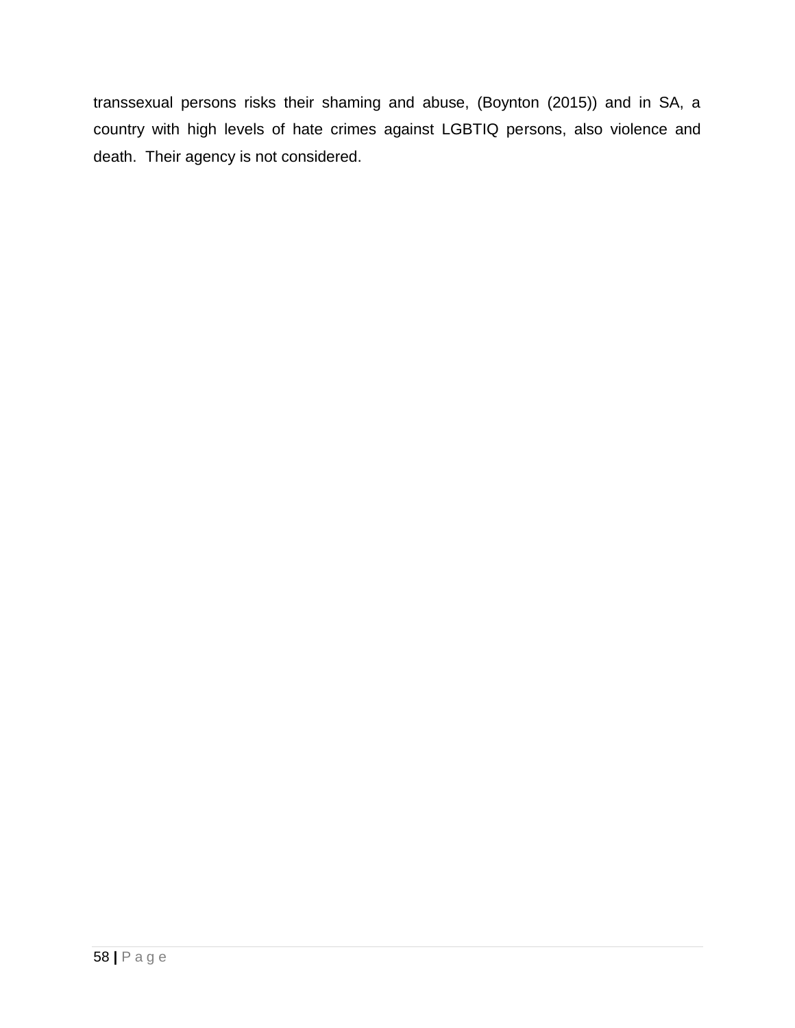transsexual persons risks their shaming and abuse, (Boynton (2015)) and in SA, a country with high levels of hate crimes against LGBTIQ persons, also violence and death. Their agency is not considered.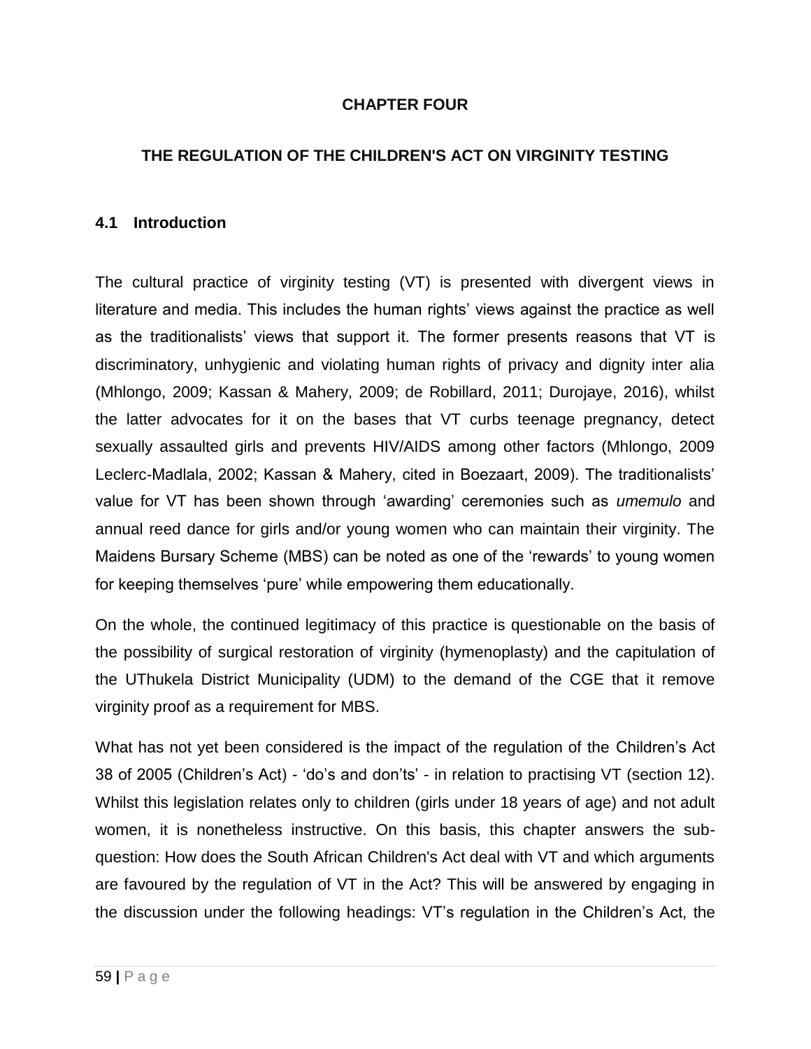# CHAPTER FOUR

# THE REGULATION OF THE CHILDREN'S ACT ON VIRGINITY TESTING

## 4.1 Introduction

The cultural practice of virginity testing (VT) is presented with divergent views in literature and media. This includes the human rights' views against the practice as well as the traditionalists' views that support it. The former presents reasons that VT is discriminatory, unhygienic and violating human rights of privacy and dignity inter alia (Mhlongo, 2009; Kassan & Mahery, 2009; de Robillard, 2011; Durojaye, 2016), whilst the latter advocates for it on the bases that VT curbs teenage pregnancy, detect sexually assaulted girls and prevents HIV/AIDS among other factors (Mhlongo, 2009 Leclerc-Madlala, 2002; Kassan & Mahery, cited in Boezaart, 2009). The traditionalists' value for VT has been shown through 'awarding' ceremonies such as *umemulo* and annual reed dance for girls and/or young women who can maintain their virginity. The Maidens Bursary Scheme (MBS) can be noted as one of the 'rewards' to young women for keeping themselves 'pure' while empowering them educationally.

On the whole, the continued legitimacy of this practice is questionable on the basis of the possibility of surgical restoration of virginity (hymenoplasty) and the capitulation of the UThukela District Municipality (UDM) to the demand of the CGE that it remove virginity proof as a requirement for MBS.

What has not yet been considered is the impact of the regulation of the Children's Act 38 of 2005 (Children's Act) - 'do's and don'ts' - in relation to practising VT (section 12). Whilst this legislation relates only to children (girls under 18 years of age) and not adult women, it is nonetheless instructive. On this basis, this chapter answers the sub-question: How does the South African Children's Act deal with VT and which arguments are favoured by the regulation of VT in the Act? This will be answered by engaging in the discussion under the following headings: VT's regulation in the Children's Act, the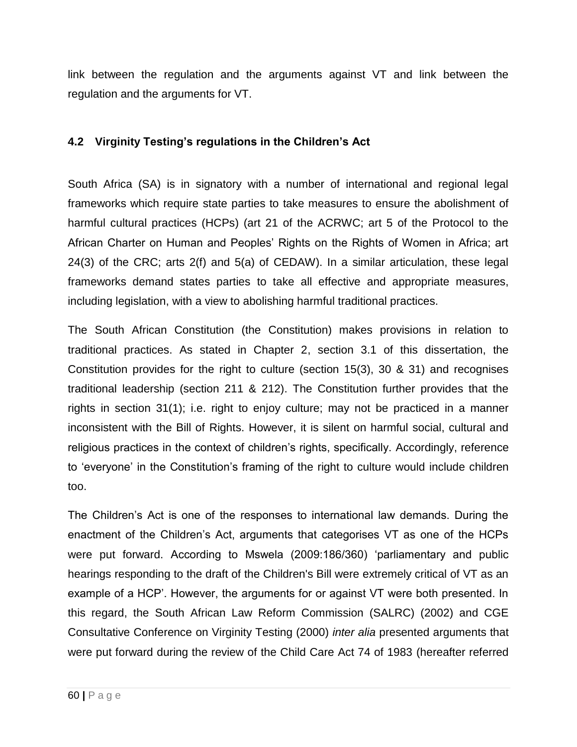link between the regulation and the arguments against VT and link between the regulation and the arguments for VT.

### 4.2 Virginity Testing's regulations in the Children's Act

South Africa (SA) is in signatory with a number of international and regional legal frameworks which require state parties to take measures to ensure the abolishment of harmful cultural practices (HCPs) (art 21 of the ACRWC; art 5 of the Protocol to the African Charter on Human and Peoples' Rights on the Rights of Women in Africa; art 24(3) of the CRC; arts 2(f) and 5(a) of CEDAW). In a similar articulation, these legal frameworks demand states parties to take all effective and appropriate measures, including legislation, with a view to abolishing harmful traditional practices.

The South African Constitution (the Constitution) makes provisions in relation to traditional practices. As stated in Chapter 2, section 3.1 of this dissertation, the Constitution provides for the right to culture (section 15(3), 30 & 31) and recognises traditional leadership (section 211 & 212). The Constitution further provides that the rights in section 31(1); i.e. right to enjoy culture; may not be practiced in a manner inconsistent with the Bill of Rights. However, it is silent on harmful social, cultural and religious practices in the context of children's rights, specifically. Accordingly, reference to 'everyone' in the Constitution's framing of the right to culture would include children too.

The Children's Act is one of the responses to international law demands. During the enactment of the Children's Act, arguments that categorises VT as one of the HCPs were put forward. According to Mswela (2009:186/360) 'parliamentary and public hearings responding to the draft of the Children's Bill were extremely critical of VT as an example of a HCP'. However, the arguments for or against VT were both presented. In this regard, the South African Law Reform Commission (SALRC) (2002) and CGE Consultative Conference on Virginity Testing (2000) *inter alia* presented arguments that were put forward during the review of the Child Care Act 74 of 1983 (hereafter referred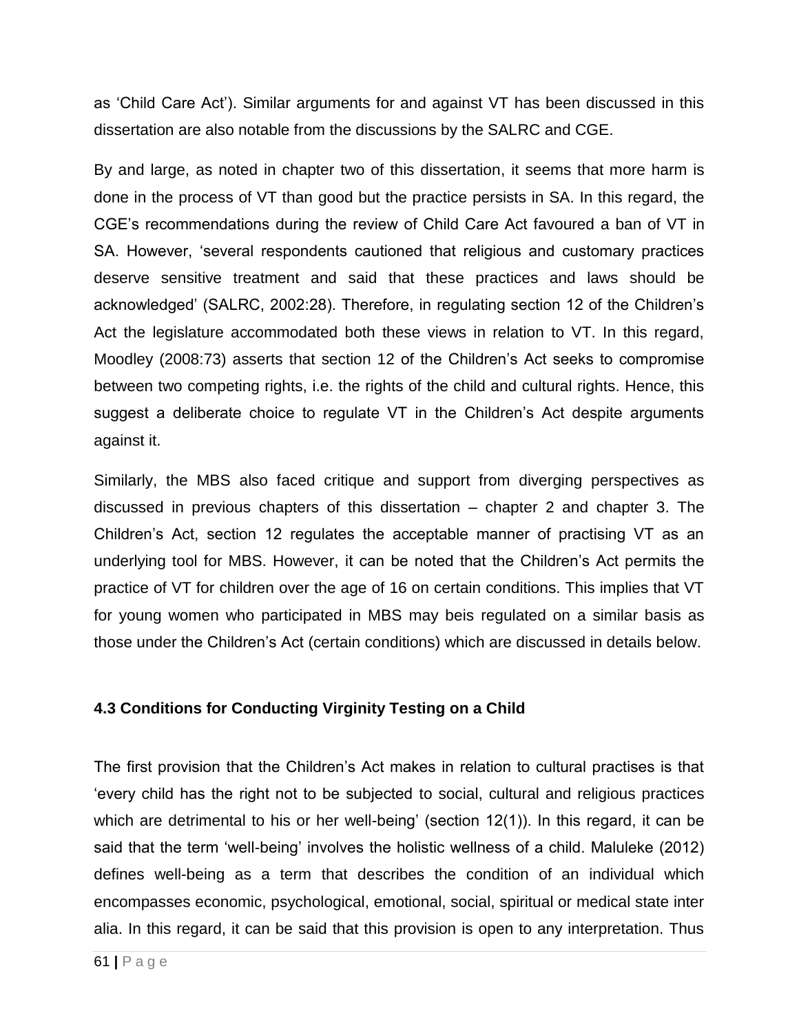as 'Child Care Act'). Similar arguments for and against VT has been discussed in this dissertation are also notable from the discussions by the SALRC and CGE.

By and large, as noted in chapter two of this dissertation, it seems that more harm is done in the process of VT than good but the practice persists in SA. In this regard, the CGE's recommendations during the review of Child Care Act favoured a ban of VT in SA. However, 'several respondents cautioned that religious and customary practices deserve sensitive treatment and said that these practices and laws should be acknowledged' (SALRC, 2002:28). Therefore, in regulating section 12 of the Children's Act the legislature accommodated both these views in relation to VT. In this regard, Moodley (2008:73) asserts that section 12 of the Children's Act seeks to compromise between two competing rights, i.e. the rights of the child and cultural rights. Hence, this suggest a deliberate choice to regulate VT in the Children's Act despite arguments against it.

Similarly, the MBS also faced critique and support from diverging perspectives as discussed in previous chapters of this dissertation – chapter 2 and chapter 3. The Children's Act, section 12 regulates the acceptable manner of practising VT as an underlying tool for MBS. However, it can be noted that the Children's Act permits the practice of VT for children over the age of 16 on certain conditions. This implies that VT for young women who participated in MBS may beis regulated on a similar basis as those under the Children's Act (certain conditions) which are discussed in details below.

### 4.3 Conditions for Conducting Virginity Testing on a Child

The first provision that the Children's Act makes in relation to cultural practises is that 'every child has the right not to be subjected to social, cultural and religious practices which are detrimental to his or her well-being' (section 12(1)). In this regard, it can be said that the term 'well-being' involves the holistic wellness of a child. Maluleke (2012) defines well-being as a term that describes the condition of an individual which encompasses economic, psychological, emotional, social, spiritual or medical state inter alia. In this regard, it can be said that this provision is open to any interpretation. Thus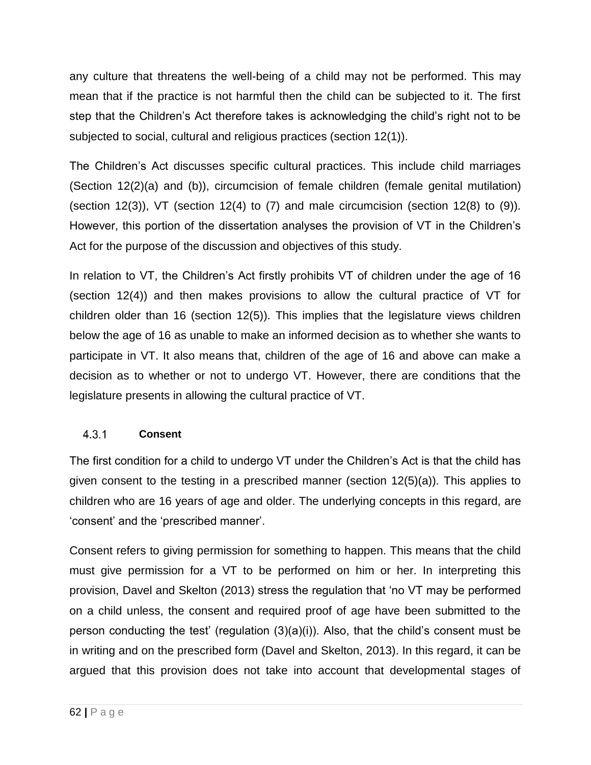any culture that threatens the well-being of a child may not be performed. This may mean that if the practice is not harmful then the child can be subjected to it. The first step that the Children's Act therefore takes is acknowledging the child's right not to be subjected to social, cultural and religious practices (section 12(1)).

The Children's Act discusses specific cultural practices. This include child marriages (Section 12(2)(a) and (b)), circumcision of female children (female genital mutilation) (section 12(3)), VT (section 12(4) to (7) and male circumcision (section 12(8) to (9)). However, this portion of the dissertation analyses the provision of VT in the Children's Act for the purpose of the discussion and objectives of this study.

In relation to VT, the Children's Act firstly prohibits VT of children under the age of 16 (section 12(4)) and then makes provisions to allow the cultural practice of VT for children older than 16 (section 12(5)). This implies that the legislature views children below the age of 16 as unable to make an informed decision as to whether she wants to participate in VT. It also means that, children of the age of 16 and above can make a decision as to whether or not to undergo VT. However, there are conditions that the legislature presents in allowing the cultural practice of VT.

#### 4.3.1 Consent

The first condition for a child to undergo VT under the Children's Act is that the child has given consent to the testing in a prescribed manner (section 12(5)(a)). This applies to children who are 16 years of age and older. The underlying concepts in this regard, are 'consent' and the 'prescribed manner'.

Consent refers to giving permission for something to happen. This means that the child must give permission for a VT to be performed on him or her. In interpreting this provision, Davel and Skelton (2013) stress the regulation that 'no VT may be performed on a child unless, the consent and required proof of age have been submitted to the person conducting the test' (regulation (3)(a)(i)). Also, that the child's consent must be in writing and on the prescribed form (Davel and Skelton, 2013). In this regard, it can be argued that this provision does not take into account that developmental stages of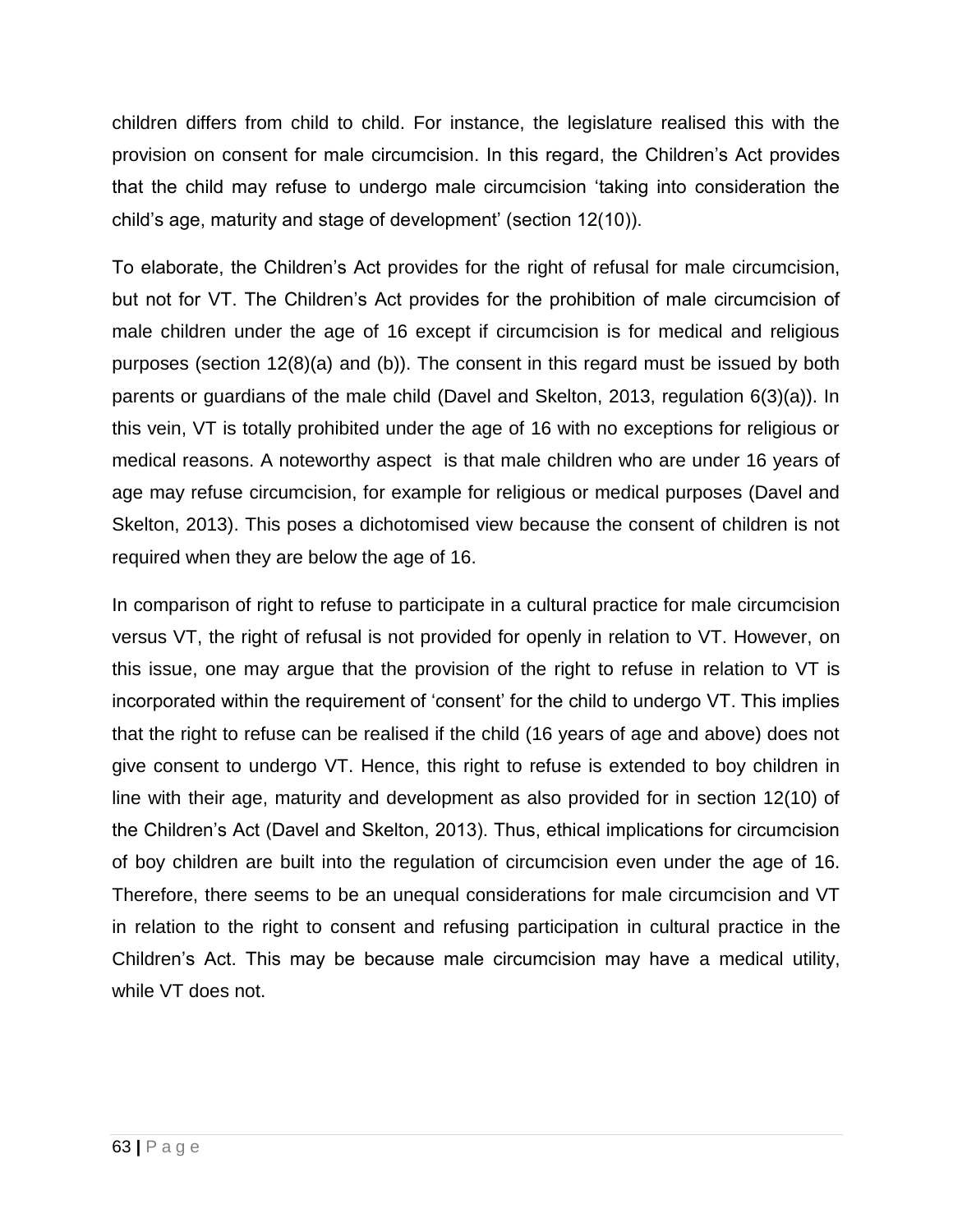children differs from child to child. For instance, the legislature realised this with the provision on consent for male circumcision. In this regard, the Children's Act provides that the child may refuse to undergo male circumcision 'taking into consideration the child's age, maturity and stage of development' (section 12(10)).

To elaborate, the Children's Act provides for the right of refusal for male circumcision, but not for VT. The Children's Act provides for the prohibition of male circumcision of male children under the age of 16 except if circumcision is for medical and religious purposes (section 12(8)(a) and (b)). The consent in this regard must be issued by both parents or guardians of the male child (Davel and Skelton, 2013, regulation 6(3)(a)). In this vein, VT is totally prohibited under the age of 16 with no exceptions for religious or medical reasons. A noteworthy aspect is that male children who are under 16 years of age may refuse circumcision, for example for religious or medical purposes (Davel and Skelton, 2013). This poses a dichotomised view because the consent of children is not required when they are below the age of 16.

In comparison of right to refuse to participate in a cultural practice for male circumcision versus VT, the right of refusal is not provided for openly in relation to VT. However, on this issue, one may argue that the provision of the right to refuse in relation to VT is incorporated within the requirement of 'consent' for the child to undergo VT. This implies that the right to refuse can be realised if the child (16 years of age and above) does not give consent to undergo VT. Hence, this right to refuse is extended to boy children in line with their age, maturity and development as also provided for in section 12(10) of the Children's Act (Davel and Skelton, 2013). Thus, ethical implications for circumcision of boy children are built into the regulation of circumcision even under the age of 16. Therefore, there seems to be an unequal considerations for male circumcision and VT in relation to the right to consent and refusing participation in cultural practice in the Children's Act. This may be because male circumcision may have a medical utility, while VT does not.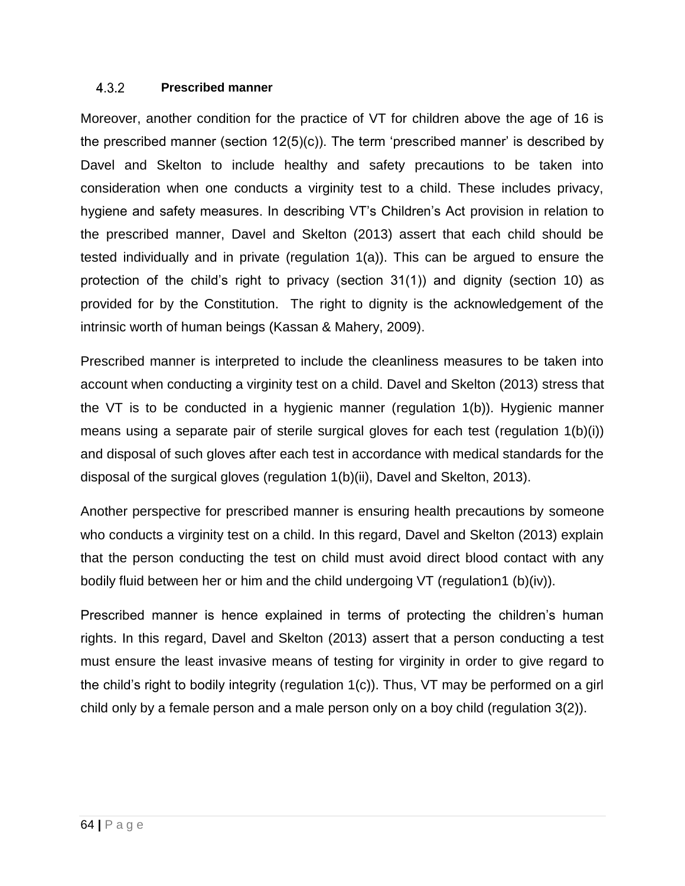### 4.3.2 Prescribed manner

Moreover, another condition for the practice of VT for children above the age of 16 is the prescribed manner (section 12(5)(c)). The term 'prescribed manner' is described by Davel and Skelton to include healthy and safety precautions to be taken into consideration when one conducts a virginity test to a child. These includes privacy, hygiene and safety measures. In describing VT's Children's Act provision in relation to the prescribed manner, Davel and Skelton (2013) assert that each child should be tested individually and in private (regulation 1(a)). This can be argued to ensure the protection of the child's right to privacy (section 31(1)) and dignity (section 10) as provided for by the Constitution. The right to dignity is the acknowledgement of the intrinsic worth of human beings (Kassan & Mahery, 2009).

Prescribed manner is interpreted to include the cleanliness measures to be taken into account when conducting a virginity test on a child. Davel and Skelton (2013) stress that the VT is to be conducted in a hygienic manner (regulation 1(b)). Hygienic manner means using a separate pair of sterile surgical gloves for each test (regulation 1(b)(i)) and disposal of such gloves after each test in accordance with medical standards for the disposal of the surgical gloves (regulation 1(b)(ii), Davel and Skelton, 2013).

Another perspective for prescribed manner is ensuring health precautions by someone who conducts a virginity test on a child. In this regard, Davel and Skelton (2013) explain that the person conducting the test on child must avoid direct blood contact with any bodily fluid between her or him and the child undergoing VT (regulation1 (b)(iv)).

Prescribed manner is hence explained in terms of protecting the children's human rights. In this regard, Davel and Skelton (2013) assert that a person conducting a test must ensure the least invasive means of testing for virginity in order to give regard to the child's right to bodily integrity (regulation 1(c)). Thus, VT may be performed on a girl child only by a female person and a male person only on a boy child (regulation 3(2)).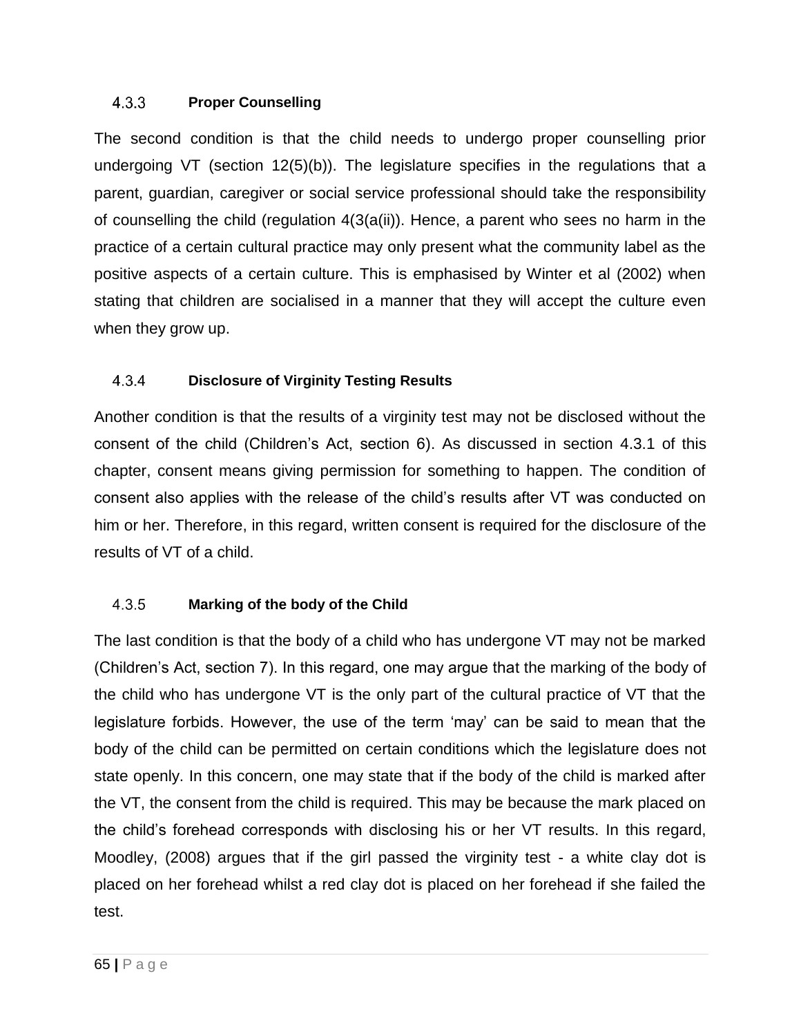### 4.3.3 Proper Counselling

The second condition is that the child needs to undergo proper counselling prior undergoing VT (section 12(5)(b)). The legislature specifies in the regulations that a parent, guardian, caregiver or social service professional should take the responsibility of counselling the child (regulation 4(3(a(ii)). Hence, a parent who sees no harm in the practice of a certain cultural practice may only present what the community label as the positive aspects of a certain culture. This is emphasised by Winter et al (2002) when stating that children are socialised in a manner that they will accept the culture even when they grow up.

### 4.3.4 Disclosure of Virginity Testing Results

Another condition is that the results of a virginity test may not be disclosed without the consent of the child (Children's Act, section 6). As discussed in section 4.3.1 of this chapter, consent means giving permission for something to happen. The condition of consent also applies with the release of the child's results after VT was conducted on him or her. Therefore, in this regard, written consent is required for the disclosure of the results of VT of a child.

### 4.3.5 Marking of the body of the Child

The last condition is that the body of a child who has undergone VT may not be marked (Children's Act, section 7). In this regard, one may argue that the marking of the body of the child who has undergone VT is the only part of the cultural practice of VT that the legislature forbids. However, the use of the term 'may' can be said to mean that the body of the child can be permitted on certain conditions which the legislature does not state openly. In this concern, one may state that if the body of the child is marked after the VT, the consent from the child is required. This may be because the mark placed on the child's forehead corresponds with disclosing his or her VT results. In this regard, Moodley, (2008) argues that if the girl passed the virginity test - a white clay dot is placed on her forehead whilst a red clay dot is placed on her forehead if she failed the test.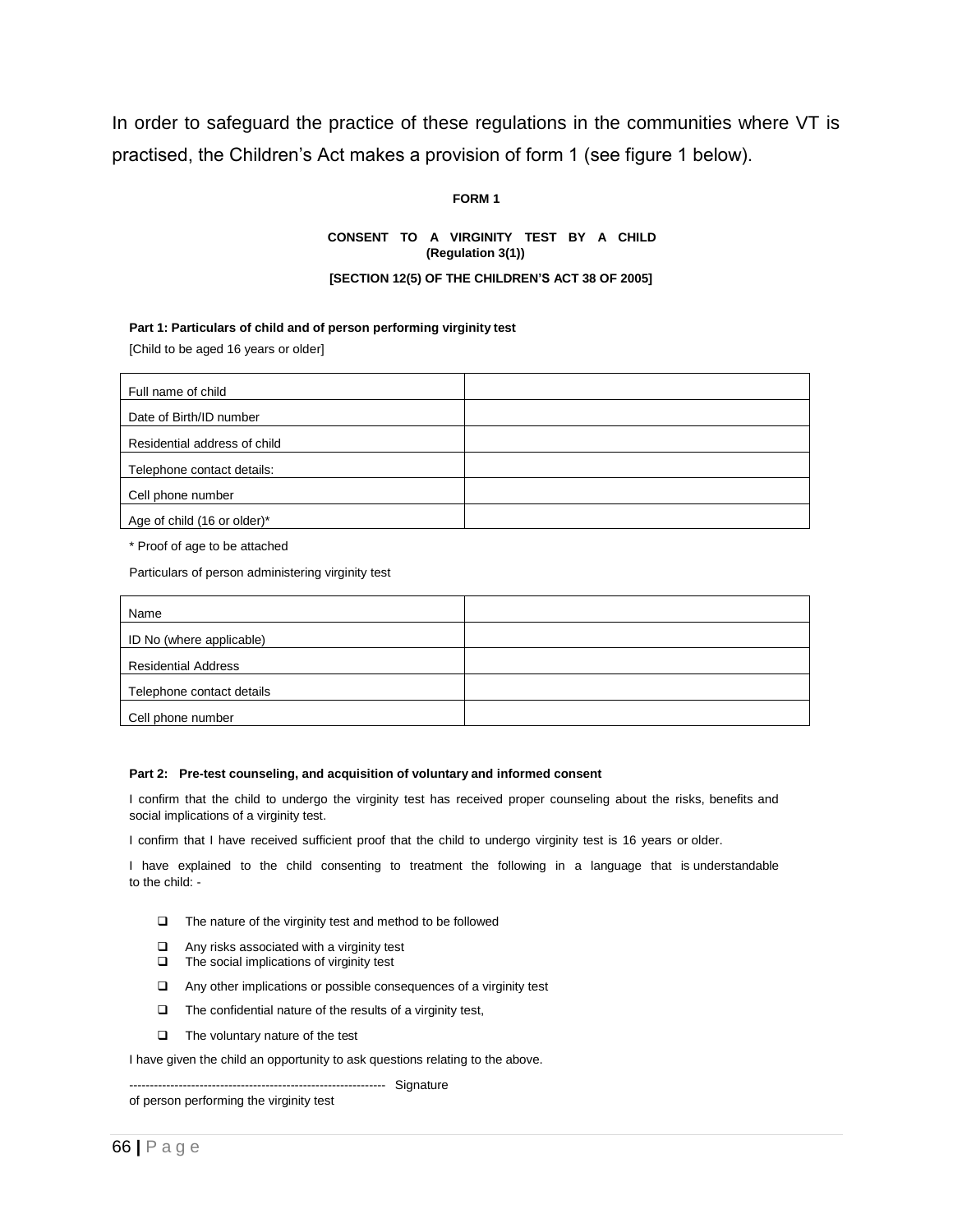In order to safeguard the practice of these regulations in the communities where VT is practised, the Children's Act makes a provision of form 1 (see figure 1 below).

**FORM 1**

**CONSENT TO A VIRGINITY TEST BY A CHILD (Regulation 3(1))**

**[SECTION 12(5) OF THE CHILDREN'S ACT 38 OF 2005]**

**Part 1: Particulars of child and of person performing virginity test**

[Child to be aged 16 years or older]

| | |
|---|---|
| Full name of child | |
| Date of Birth/ID number | |
| Residential address of child | |
| Telephone contact details: | |
| Cell phone number | |
| Age of child (16 or older)* | |

\* Proof of age to be attached

Particulars of person administering virginity test

| | |
|---|---|
| Name | |
| ID No (where applicable) | |
| Residential Address | |
| Telephone contact details | |
| Cell phone number | |

**Part 2: Pre-test counseling, and acquisition of voluntary and informed consent**

I confirm that the child to undergo the virginity test has received proper counseling about the risks, benefits and social implications of a virginity test.

I confirm that I have received sufficient proof that the child to undergo virginity test is 16 years or older.

I have explained to the child consenting to treatment the following in a language that is understandable to the child: -

- ☐ The nature of the virginity test and method to be followed
- ☐ Any risks associated with a virginity test
- ☐ The social implications of virginity test
- ☐ Any other implications or possible consequences of a virginity test
- ☐ The confidential nature of the results of a virginity test,
- ☐ The voluntary nature of the test

I have given the child an opportunity to ask questions relating to the above.

-------------------------------------------------------------- Signature of person performing the virginity test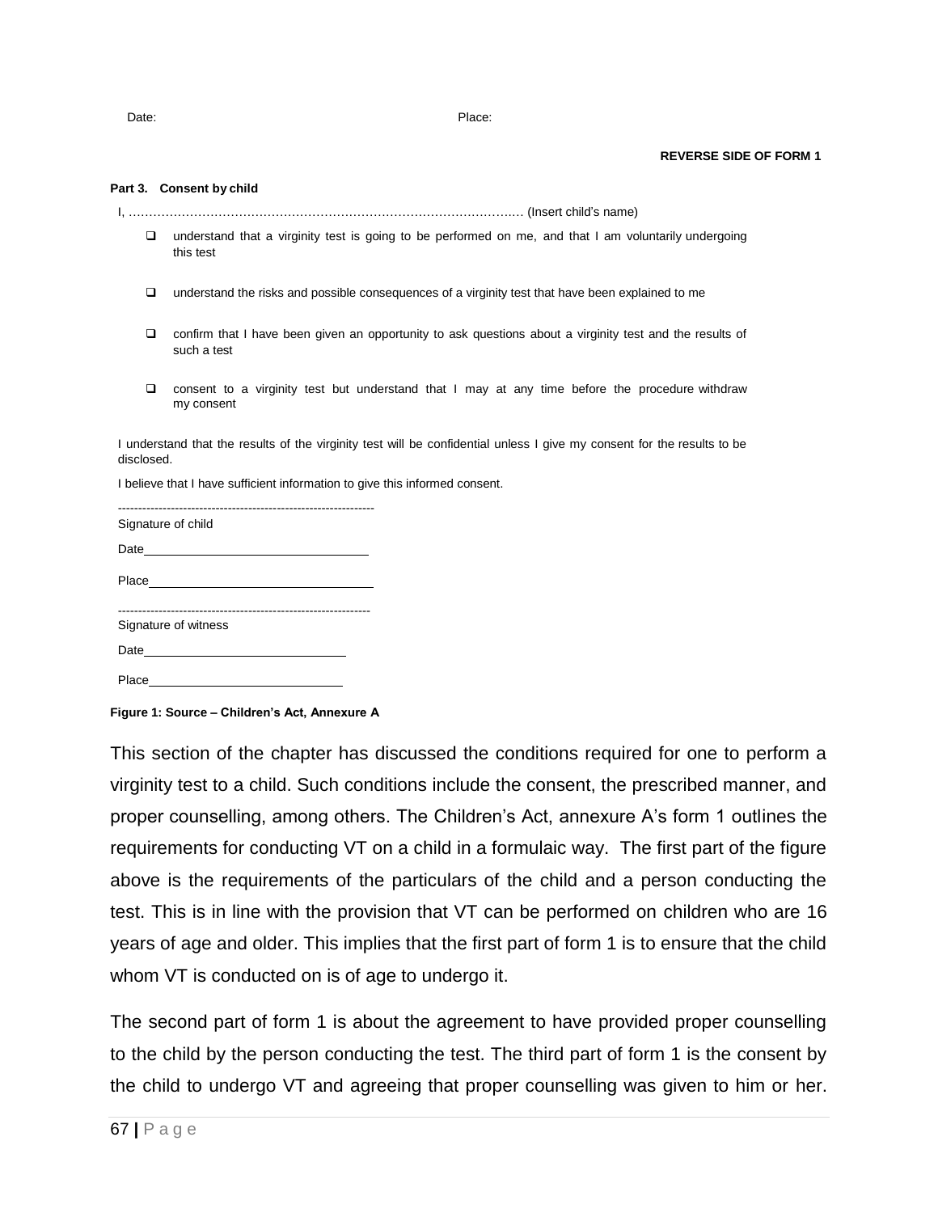Date: Place:

**REVERSE SIDE OF FORM 1**

**Part 3. Consent by child**

I, ……………………………………………………………………………………. (Insert child's name)

- ❑ understand that a virginity test is going to be performed on me, and that I am voluntarily undergoing this test
- ❑ understand the risks and possible consequences of a virginity test that have been explained to me
- ❑ confirm that I have been given an opportunity to ask questions about a virginity test and the results of such a test
- ❑ consent to a virginity test but understand that I may at any time before the procedure withdraw my consent

I understand that the results of the virginity test will be confidential unless I give my consent for the results to be disclosed.

I believe that I have sufficient information to give this informed consent.

---------------------------------------------------------------
Signature of child

Date________________________________

Place_______________________________

---------------------------------------------------------------
Signature of witness

Date_____________________________

Place____________________________

**Figure 1: Source – Children's Act, Annexure A**

This section of the chapter has discussed the conditions required for one to perform a virginity test to a child. Such conditions include the consent, the prescribed manner, and proper counselling, among others. The Children's Act, annexure A's form 1 outlines the requirements for conducting VT on a child in a formulaic way. The first part of the figure above is the requirements of the particulars of the child and a person conducting the test. This is in line with the provision that VT can be performed on children who are 16 years of age and older. This implies that the first part of form 1 is to ensure that the child whom VT is conducted on is of age to undergo it.

The second part of form 1 is about the agreement to have provided proper counselling to the child by the person conducting the test. The third part of form 1 is the consent by the child to undergo VT and agreeing that proper counselling was given to him or her.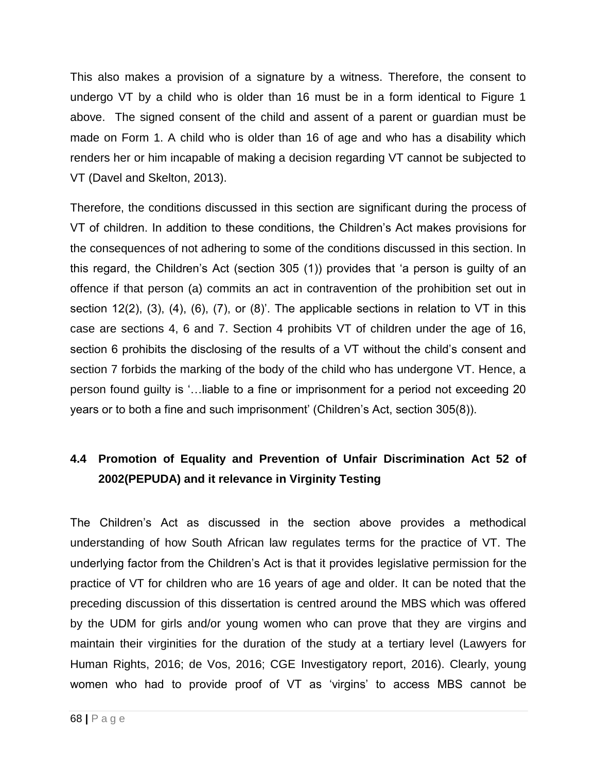This also makes a provision of a signature by a witness. Therefore, the consent to undergo VT by a child who is older than 16 must be in a form identical to Figure 1 above. The signed consent of the child and assent of a parent or guardian must be made on Form 1. A child who is older than 16 of age and who has a disability which renders her or him incapable of making a decision regarding VT cannot be subjected to VT (Davel and Skelton, 2013).

Therefore, the conditions discussed in this section are significant during the process of VT of children. In addition to these conditions, the Children's Act makes provisions for the consequences of not adhering to some of the conditions discussed in this section. In this regard, the Children's Act (section 305 (1)) provides that 'a person is guilty of an offence if that person (a) commits an act in contravention of the prohibition set out in section 12(2), (3), (4), (6), (7), or (8)'. The applicable sections in relation to VT in this case are sections 4, 6 and 7. Section 4 prohibits VT of children under the age of 16, section 6 prohibits the disclosing of the results of a VT without the child's consent and section 7 forbids the marking of the body of the child who has undergone VT. Hence, a person found guilty is '…liable to a fine or imprisonment for a period not exceeding 20 years or to both a fine and such imprisonment' (Children's Act, section 305(8)).

## 4.4 Promotion of Equality and Prevention of Unfair Discrimination Act 52 of 2002(PEPUDA) and it relevance in Virginity Testing

The Children's Act as discussed in the section above provides a methodical understanding of how South African law regulates terms for the practice of VT. The underlying factor from the Children's Act is that it provides legislative permission for the practice of VT for children who are 16 years of age and older. It can be noted that the preceding discussion of this dissertation is centred around the MBS which was offered by the UDM for girls and/or young women who can prove that they are virgins and maintain their virginities for the duration of the study at a tertiary level (Lawyers for Human Rights, 2016; de Vos, 2016; CGE Investigatory report, 2016). Clearly, young women who had to provide proof of VT as 'virgins' to access MBS cannot be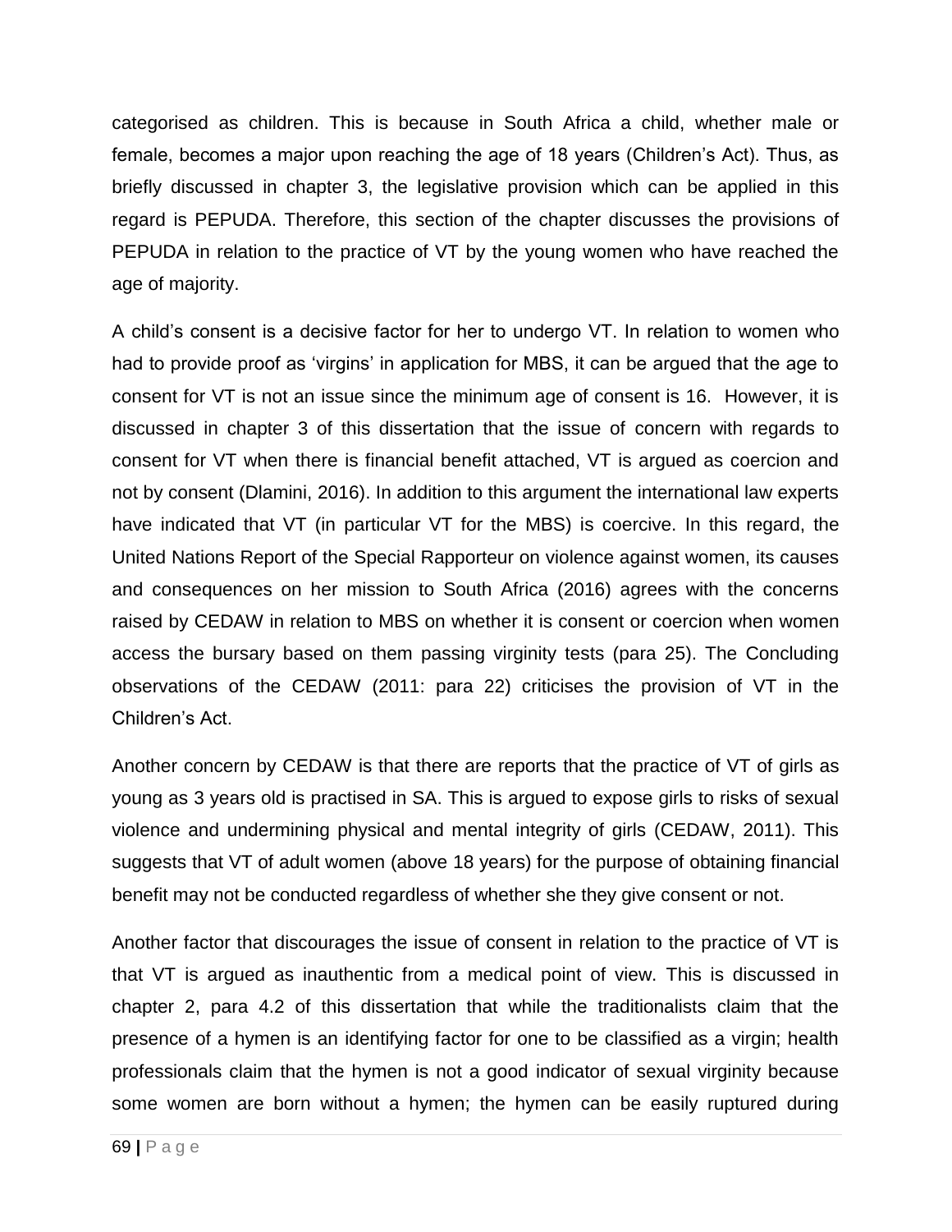categorised as children. This is because in South Africa a child, whether male or female, becomes a major upon reaching the age of 18 years (Children's Act). Thus, as briefly discussed in chapter 3, the legislative provision which can be applied in this regard is PEPUDA. Therefore, this section of the chapter discusses the provisions of PEPUDA in relation to the practice of VT by the young women who have reached the age of majority.

A child's consent is a decisive factor for her to undergo VT. In relation to women who had to provide proof as 'virgins' in application for MBS, it can be argued that the age to consent for VT is not an issue since the minimum age of consent is 16. However, it is discussed in chapter 3 of this dissertation that the issue of concern with regards to consent for VT when there is financial benefit attached, VT is argued as coercion and not by consent (Dlamini, 2016). In addition to this argument the international law experts have indicated that VT (in particular VT for the MBS) is coercive. In this regard, the United Nations Report of the Special Rapporteur on violence against women, its causes and consequences on her mission to South Africa (2016) agrees with the concerns raised by CEDAW in relation to MBS on whether it is consent or coercion when women access the bursary based on them passing virginity tests (para 25). The Concluding observations of the CEDAW (2011: para 22) criticises the provision of VT in the Children's Act.

Another concern by CEDAW is that there are reports that the practice of VT of girls as young as 3 years old is practised in SA. This is argued to expose girls to risks of sexual violence and undermining physical and mental integrity of girls (CEDAW, 2011). This suggests that VT of adult women (above 18 years) for the purpose of obtaining financial benefit may not be conducted regardless of whether she they give consent or not.

Another factor that discourages the issue of consent in relation to the practice of VT is that VT is argued as inauthentic from a medical point of view. This is discussed in chapter 2, para 4.2 of this dissertation that while the traditionalists claim that the presence of a hymen is an identifying factor for one to be classified as a virgin; health professionals claim that the hymen is not a good indicator of sexual virginity because some women are born without a hymen; the hymen can be easily ruptured during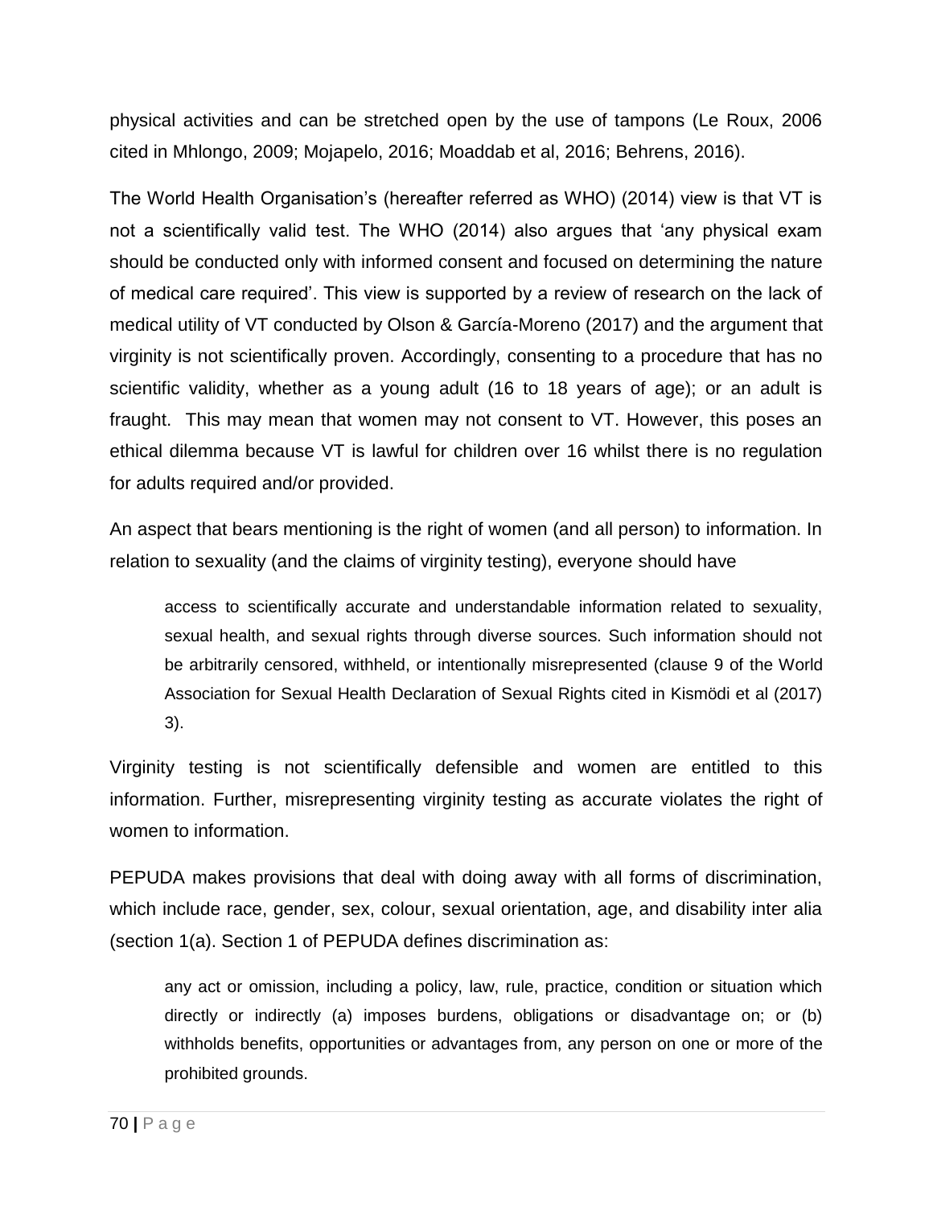physical activities and can be stretched open by the use of tampons (Le Roux, 2006 cited in Mhlongo, 2009; Mojapelo, 2016; Moaddab et al, 2016; Behrens, 2016).

The World Health Organisation's (hereafter referred as WHO) (2014) view is that VT is not a scientifically valid test. The WHO (2014) also argues that 'any physical exam should be conducted only with informed consent and focused on determining the nature of medical care required'. This view is supported by a review of research on the lack of medical utility of VT conducted by Olson & García-Moreno (2017) and the argument that virginity is not scientifically proven. Accordingly, consenting to a procedure that has no scientific validity, whether as a young adult (16 to 18 years of age); or an adult is fraught. This may mean that women may not consent to VT. However, this poses an ethical dilemma because VT is lawful for children over 16 whilst there is no regulation for adults required and/or provided.

An aspect that bears mentioning is the right of women (and all person) to information. In relation to sexuality (and the claims of virginity testing), everyone should have

> access to scientifically accurate and understandable information related to sexuality, sexual health, and sexual rights through diverse sources. Such information should not be arbitrarily censored, withheld, or intentionally misrepresented (clause 9 of the World Association for Sexual Health Declaration of Sexual Rights cited in Kismödi et al (2017) 3).

Virginity testing is not scientifically defensible and women are entitled to this information. Further, misrepresenting virginity testing as accurate violates the right of women to information.

PEPUDA makes provisions that deal with doing away with all forms of discrimination, which include race, gender, sex, colour, sexual orientation, age, and disability inter alia (section 1(a). Section 1 of PEPUDA defines discrimination as:

> any act or omission, including a policy, law, rule, practice, condition or situation which directly or indirectly (a) imposes burdens, obligations or disadvantage on; or (b) withholds benefits, opportunities or advantages from, any person on one or more of the prohibited grounds.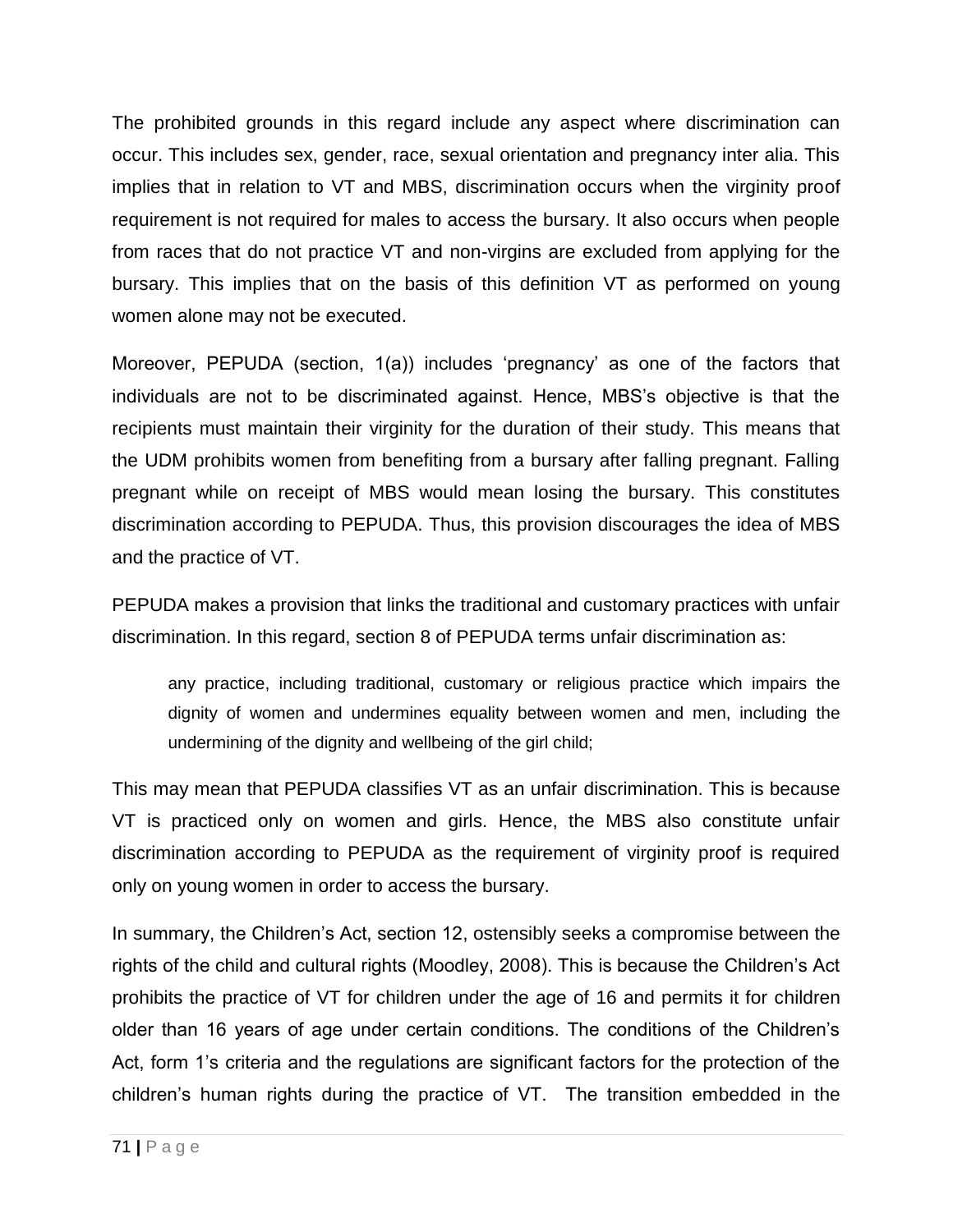The prohibited grounds in this regard include any aspect where discrimination can occur. This includes sex, gender, race, sexual orientation and pregnancy inter alia. This implies that in relation to VT and MBS, discrimination occurs when the virginity proof requirement is not required for males to access the bursary. It also occurs when people from races that do not practice VT and non-virgins are excluded from applying for the bursary. This implies that on the basis of this definition VT as performed on young women alone may not be executed.

Moreover, PEPUDA (section, 1(a)) includes 'pregnancy' as one of the factors that individuals are not to be discriminated against. Hence, MBS's objective is that the recipients must maintain their virginity for the duration of their study. This means that the UDM prohibits women from benefiting from a bursary after falling pregnant. Falling pregnant while on receipt of MBS would mean losing the bursary. This constitutes discrimination according to PEPUDA. Thus, this provision discourages the idea of MBS and the practice of VT.

PEPUDA makes a provision that links the traditional and customary practices with unfair discrimination. In this regard, section 8 of PEPUDA terms unfair discrimination as:

> any practice, including traditional, customary or religious practice which impairs the dignity of women and undermines equality between women and men, including the undermining of the dignity and wellbeing of the girl child;

This may mean that PEPUDA classifies VT as an unfair discrimination. This is because VT is practiced only on women and girls. Hence, the MBS also constitute unfair discrimination according to PEPUDA as the requirement of virginity proof is required only on young women in order to access the bursary.

In summary, the Children's Act, section 12, ostensibly seeks a compromise between the rights of the child and cultural rights (Moodley, 2008). This is because the Children's Act prohibits the practice of VT for children under the age of 16 and permits it for children older than 16 years of age under certain conditions. The conditions of the Children's Act, form 1's criteria and the regulations are significant factors for the protection of the children's human rights during the practice of VT. The transition embedded in the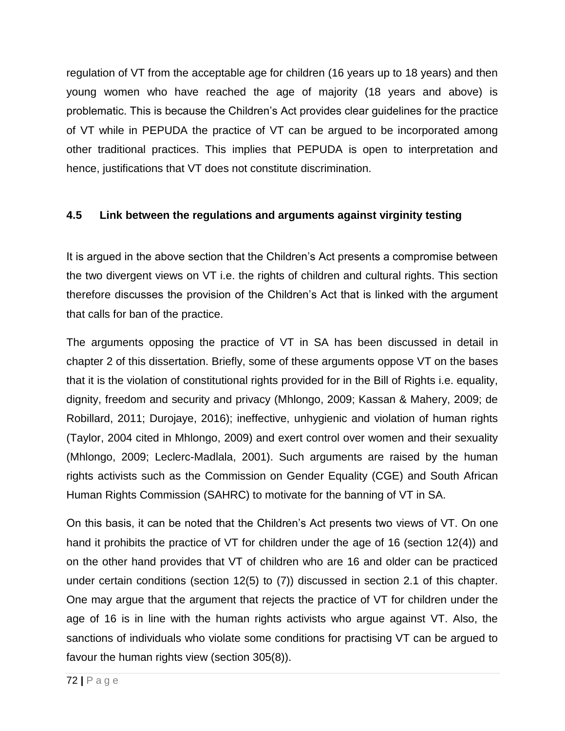regulation of VT from the acceptable age for children (16 years up to 18 years) and then young women who have reached the age of majority (18 years and above) is problematic. This is because the Children's Act provides clear guidelines for the practice of VT while in PEPUDA the practice of VT can be argued to be incorporated among other traditional practices. This implies that PEPUDA is open to interpretation and hence, justifications that VT does not constitute discrimination.

### 4.5 Link between the regulations and arguments against virginity testing

It is argued in the above section that the Children's Act presents a compromise between the two divergent views on VT i.e. the rights of children and cultural rights. This section therefore discusses the provision of the Children's Act that is linked with the argument that calls for ban of the practice.

The arguments opposing the practice of VT in SA has been discussed in detail in chapter 2 of this dissertation. Briefly, some of these arguments oppose VT on the bases that it is the violation of constitutional rights provided for in the Bill of Rights i.e. equality, dignity, freedom and security and privacy (Mhlongo, 2009; Kassan & Mahery, 2009; de Robillard, 2011; Durojaye, 2016); ineffective, unhygienic and violation of human rights (Taylor, 2004 cited in Mhlongo, 2009) and exert control over women and their sexuality (Mhlongo, 2009; Leclerc-Madlala, 2001). Such arguments are raised by the human rights activists such as the Commission on Gender Equality (CGE) and South African Human Rights Commission (SAHRC) to motivate for the banning of VT in SA.

On this basis, it can be noted that the Children's Act presents two views of VT. On one hand it prohibits the practice of VT for children under the age of 16 (section 12(4)) and on the other hand provides that VT of children who are 16 and older can be practiced under certain conditions (section 12(5) to (7)) discussed in section 2.1 of this chapter. One may argue that the argument that rejects the practice of VT for children under the age of 16 is in line with the human rights activists who argue against VT. Also, the sanctions of individuals who violate some conditions for practising VT can be argued to favour the human rights view (section 305(8)).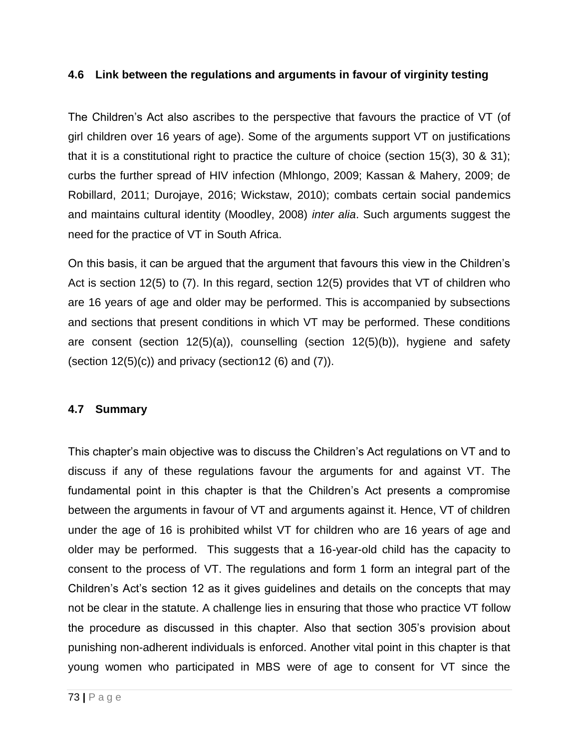### 4.6 Link between the regulations and arguments in favour of virginity testing

The Children's Act also ascribes to the perspective that favours the practice of VT (of girl children over 16 years of age). Some of the arguments support VT on justifications that it is a constitutional right to practice the culture of choice (section 15(3), 30 & 31); curbs the further spread of HIV infection (Mhlongo, 2009; Kassan & Mahery, 2009; de Robillard, 2011; Durojaye, 2016; Wickstaw, 2010); combats certain social pandemics and maintains cultural identity (Moodley, 2008) *inter alia*. Such arguments suggest the need for the practice of VT in South Africa.

On this basis, it can be argued that the argument that favours this view in the Children's Act is section 12(5) to (7). In this regard, section 12(5) provides that VT of children who are 16 years of age and older may be performed. This is accompanied by subsections and sections that present conditions in which VT may be performed. These conditions are consent (section 12(5)(a)), counselling (section 12(5)(b)), hygiene and safety (section 12(5)(c)) and privacy (section12 (6) and (7)).

### 4.7 Summary

This chapter's main objective was to discuss the Children's Act regulations on VT and to discuss if any of these regulations favour the arguments for and against VT. The fundamental point in this chapter is that the Children's Act presents a compromise between the arguments in favour of VT and arguments against it. Hence, VT of children under the age of 16 is prohibited whilst VT for children who are 16 years of age and older may be performed. This suggests that a 16-year-old child has the capacity to consent to the process of VT. The regulations and form 1 form an integral part of the Children's Act's section 12 as it gives guidelines and details on the concepts that may not be clear in the statute. A challenge lies in ensuring that those who practice VT follow the procedure as discussed in this chapter. Also that section 305's provision about punishing non-adherent individuals is enforced. Another vital point in this chapter is that young women who participated in MBS were of age to consent for VT since the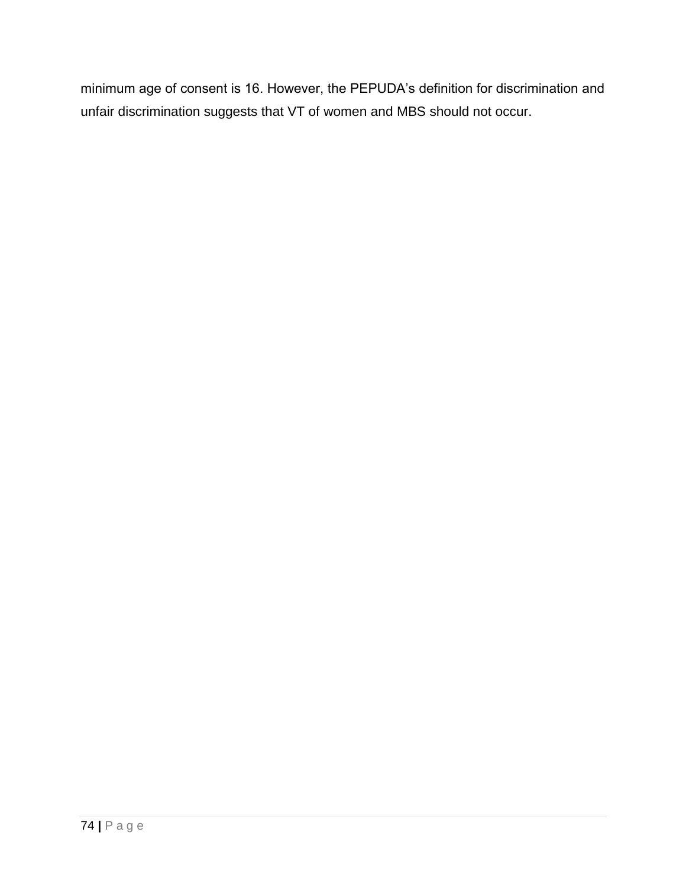minimum age of consent is 16. However, the PEPUDA's definition for discrimination and unfair discrimination suggests that VT of women and MBS should not occur.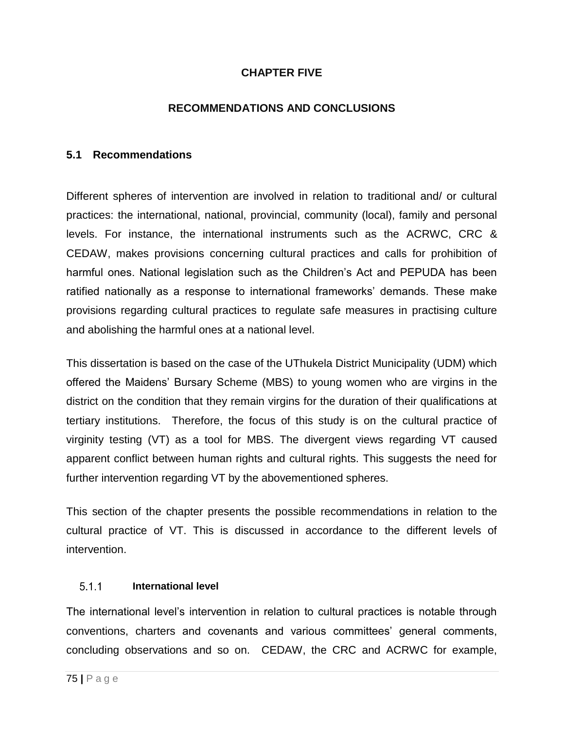# CHAPTER FIVE

# RECOMMENDATIONS AND CONCLUSIONS

## 5.1 Recommendations

Different spheres of intervention are involved in relation to traditional and/ or cultural practices: the international, national, provincial, community (local), family and personal levels. For instance, the international instruments such as the ACRWC, CRC & CEDAW, makes provisions concerning cultural practices and calls for prohibition of harmful ones. National legislation such as the Children's Act and PEPUDA has been ratified nationally as a response to international frameworks' demands. These make provisions regarding cultural practices to regulate safe measures in practising culture and abolishing the harmful ones at a national level.

This dissertation is based on the case of the UThukela District Municipality (UDM) which offered the Maidens' Bursary Scheme (MBS) to young women who are virgins in the district on the condition that they remain virgins for the duration of their qualifications at tertiary institutions. Therefore, the focus of this study is on the cultural practice of virginity testing (VT) as a tool for MBS. The divergent views regarding VT caused apparent conflict between human rights and cultural rights. This suggests the need for further intervention regarding VT by the abovementioned spheres.

This section of the chapter presents the possible recommendations in relation to the cultural practice of VT. This is discussed in accordance to the different levels of intervention.

### 5.1.1 International level

The international level's intervention in relation to cultural practices is notable through conventions, charters and covenants and various committees' general comments, concluding observations and so on. CEDAW, the CRC and ACRWC for example,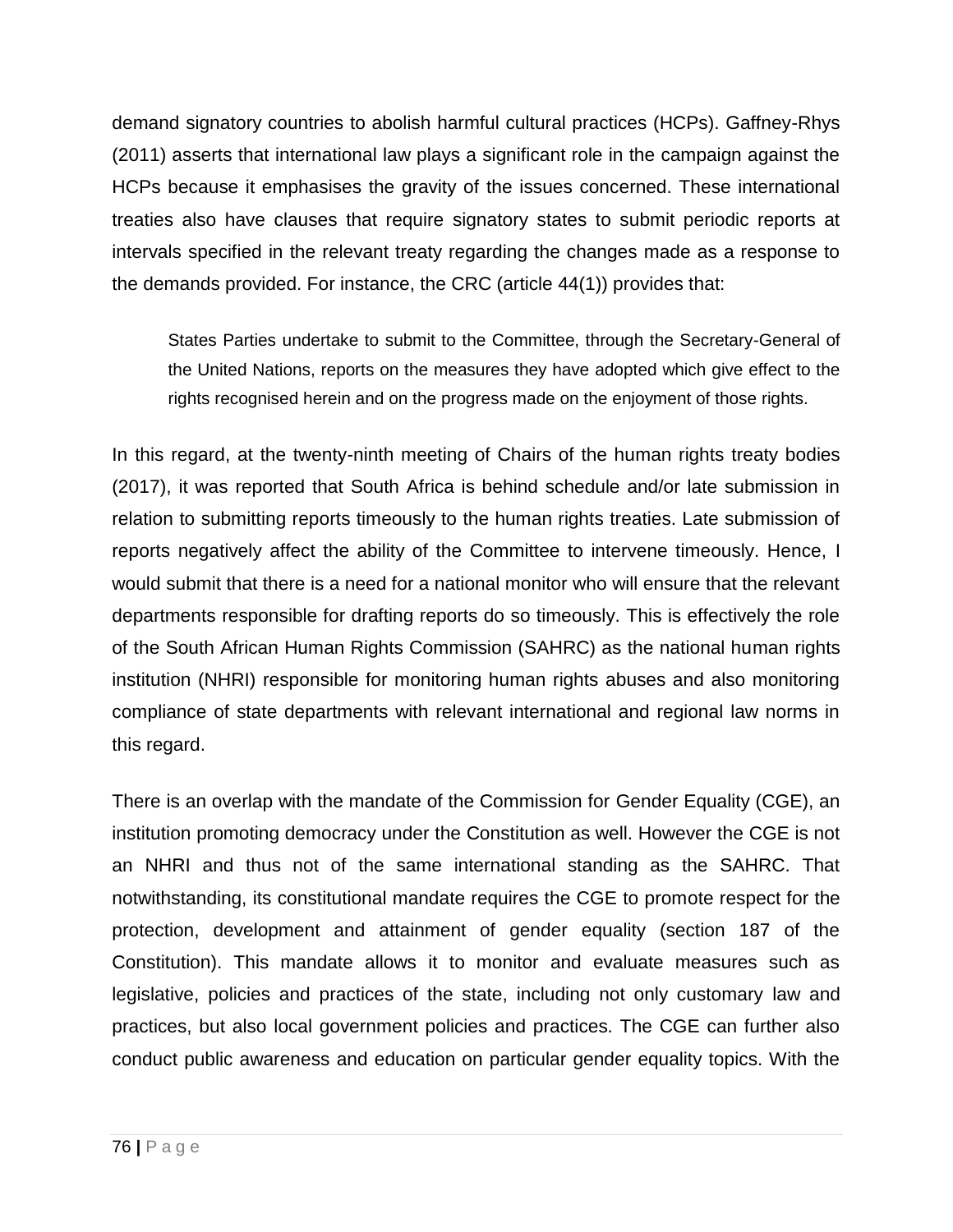demand signatory countries to abolish harmful cultural practices (HCPs). Gaffney-Rhys (2011) asserts that international law plays a significant role in the campaign against the HCPs because it emphasises the gravity of the issues concerned. These international treaties also have clauses that require signatory states to submit periodic reports at intervals specified in the relevant treaty regarding the changes made as a response to the demands provided. For instance, the CRC (article 44(1)) provides that:

> States Parties undertake to submit to the Committee, through the Secretary-General of the United Nations, reports on the measures they have adopted which give effect to the rights recognised herein and on the progress made on the enjoyment of those rights.

In this regard, at the twenty-ninth meeting of Chairs of the human rights treaty bodies (2017), it was reported that South Africa is behind schedule and/or late submission in relation to submitting reports timeously to the human rights treaties. Late submission of reports negatively affect the ability of the Committee to intervene timeously. Hence, I would submit that there is a need for a national monitor who will ensure that the relevant departments responsible for drafting reports do so timeously. This is effectively the role of the South African Human Rights Commission (SAHRC) as the national human rights institution (NHRI) responsible for monitoring human rights abuses and also monitoring compliance of state departments with relevant international and regional law norms in this regard.

There is an overlap with the mandate of the Commission for Gender Equality (CGE), an institution promoting democracy under the Constitution as well. However the CGE is not an NHRI and thus not of the same international standing as the SAHRC. That notwithstanding, its constitutional mandate requires the CGE to promote respect for the protection, development and attainment of gender equality (section 187 of the Constitution). This mandate allows it to monitor and evaluate measures such as legislative, policies and practices of the state, including not only customary law and practices, but also local government policies and practices. The CGE can further also conduct public awareness and education on particular gender equality topics. With the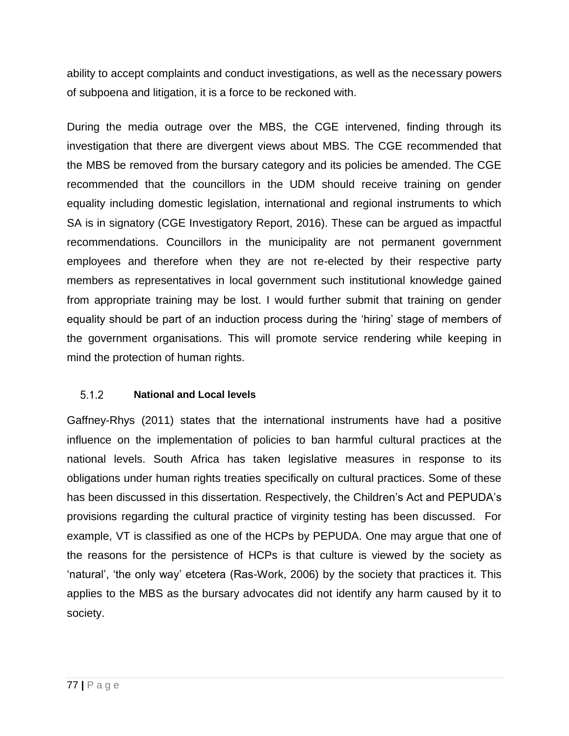ability to accept complaints and conduct investigations, as well as the necessary powers of subpoena and litigation, it is a force to be reckoned with.

During the media outrage over the MBS, the CGE intervened, finding through its investigation that there are divergent views about MBS. The CGE recommended that the MBS be removed from the bursary category and its policies be amended. The CGE recommended that the councillors in the UDM should receive training on gender equality including domestic legislation, international and regional instruments to which SA is in signatory (CGE Investigatory Report, 2016). These can be argued as impactful recommendations. Councillors in the municipality are not permanent government employees and therefore when they are not re-elected by their respective party members as representatives in local government such institutional knowledge gained from appropriate training may be lost. I would further submit that training on gender equality should be part of an induction process during the 'hiring' stage of members of the government organisations. This will promote service rendering while keeping in mind the protection of human rights.

### 5.1.2 National and Local levels

Gaffney-Rhys (2011) states that the international instruments have had a positive influence on the implementation of policies to ban harmful cultural practices at the national levels. South Africa has taken legislative measures in response to its obligations under human rights treaties specifically on cultural practices. Some of these has been discussed in this dissertation. Respectively, the Children's Act and PEPUDA's provisions regarding the cultural practice of virginity testing has been discussed. For example, VT is classified as one of the HCPs by PEPUDA. One may argue that one of the reasons for the persistence of HCPs is that culture is viewed by the society as 'natural', 'the only way' etcetera (Ras-Work, 2006) by the society that practices it. This applies to the MBS as the bursary advocates did not identify any harm caused by it to society.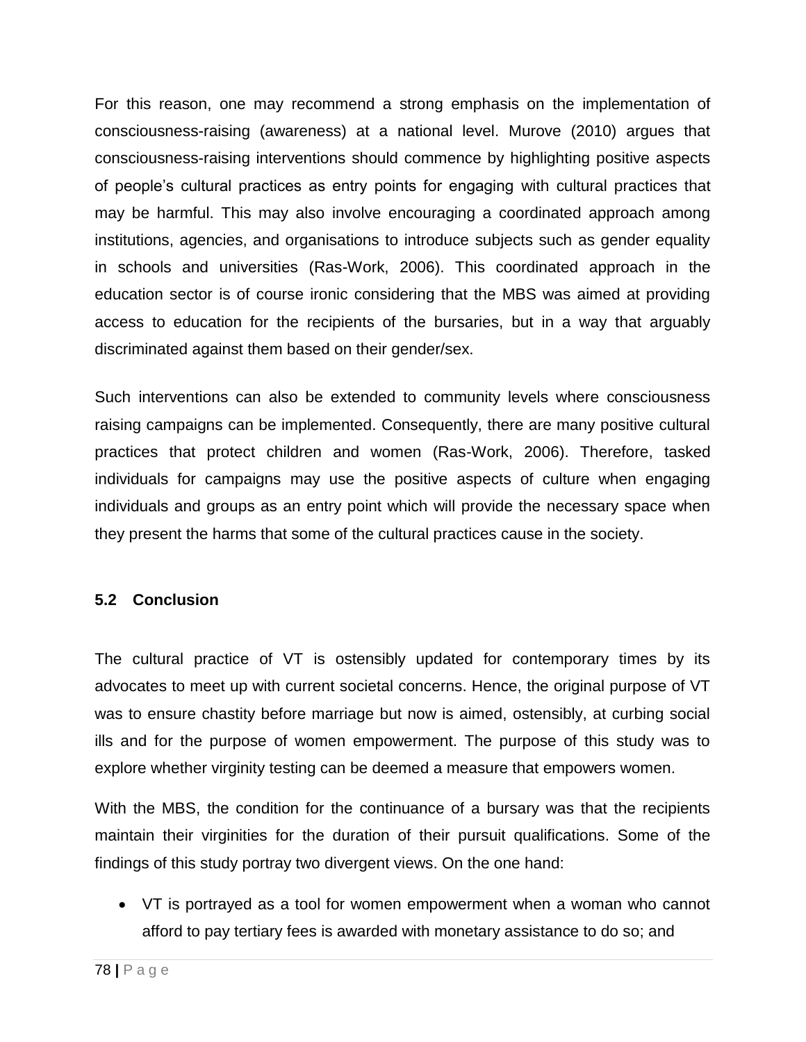For this reason, one may recommend a strong emphasis on the implementation of consciousness-raising (awareness) at a national level. Murove (2010) argues that consciousness-raising interventions should commence by highlighting positive aspects of people's cultural practices as entry points for engaging with cultural practices that may be harmful. This may also involve encouraging a coordinated approach among institutions, agencies, and organisations to introduce subjects such as gender equality in schools and universities (Ras-Work, 2006). This coordinated approach in the education sector is of course ironic considering that the MBS was aimed at providing access to education for the recipients of the bursaries, but in a way that arguably discriminated against them based on their gender/sex.

Such interventions can also be extended to community levels where consciousness raising campaigns can be implemented. Consequently, there are many positive cultural practices that protect children and women (Ras-Work, 2006). Therefore, tasked individuals for campaigns may use the positive aspects of culture when engaging individuals and groups as an entry point which will provide the necessary space when they present the harms that some of the cultural practices cause in the society.

## 5.2 Conclusion

The cultural practice of VT is ostensibly updated for contemporary times by its advocates to meet up with current societal concerns. Hence, the original purpose of VT was to ensure chastity before marriage but now is aimed, ostensibly, at curbing social ills and for the purpose of women empowerment. The purpose of this study was to explore whether virginity testing can be deemed a measure that empowers women.

With the MBS, the condition for the continuance of a bursary was that the recipients maintain their virginities for the duration of their pursuit qualifications. Some of the findings of this study portray two divergent views. On the one hand:

- VT is portrayed as a tool for women empowerment when a woman who cannot afford to pay tertiary fees is awarded with monetary assistance to do so; and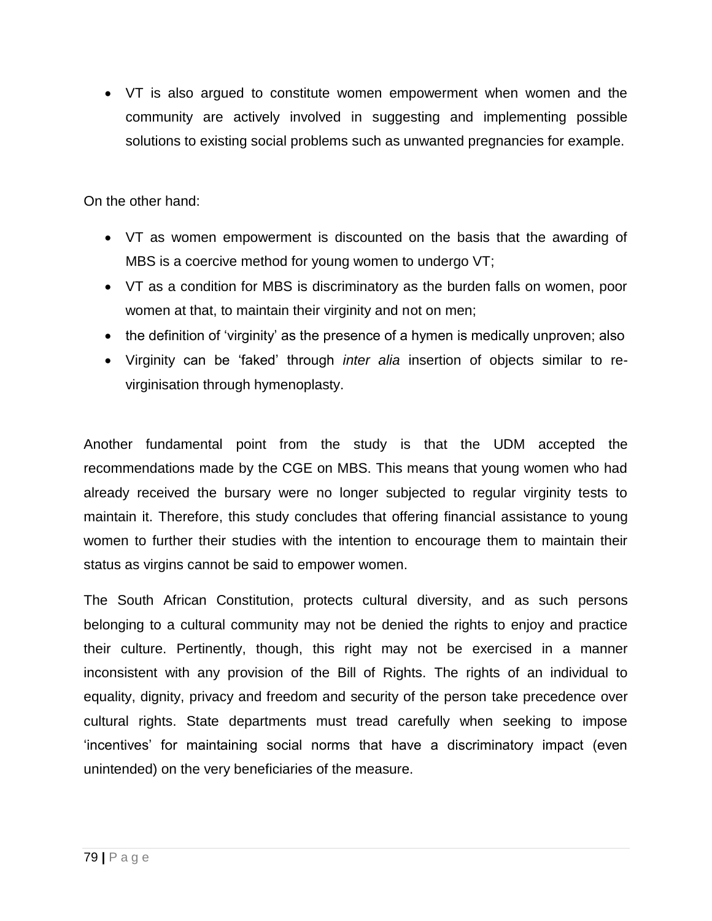- VT is also argued to constitute women empowerment when women and the community are actively involved in suggesting and implementing possible solutions to existing social problems such as unwanted pregnancies for example.

On the other hand:

- VT as women empowerment is discounted on the basis that the awarding of MBS is a coercive method for young women to undergo VT;
- VT as a condition for MBS is discriminatory as the burden falls on women, poor women at that, to maintain their virginity and not on men;
- the definition of 'virginity' as the presence of a hymen is medically unproven; also
- Virginity can be 'faked' through *inter alia* insertion of objects similar to re-virginisation through hymenoplasty.

Another fundamental point from the study is that the UDM accepted the recommendations made by the CGE on MBS. This means that young women who had already received the bursary were no longer subjected to regular virginity tests to maintain it. Therefore, this study concludes that offering financial assistance to young women to further their studies with the intention to encourage them to maintain their status as virgins cannot be said to empower women.

The South African Constitution, protects cultural diversity, and as such persons belonging to a cultural community may not be denied the rights to enjoy and practice their culture. Pertinently, though, this right may not be exercised in a manner inconsistent with any provision of the Bill of Rights. The rights of an individual to equality, dignity, privacy and freedom and security of the person take precedence over cultural rights. State departments must tread carefully when seeking to impose 'incentives' for maintaining social norms that have a discriminatory impact (even unintended) on the very beneficiaries of the measure.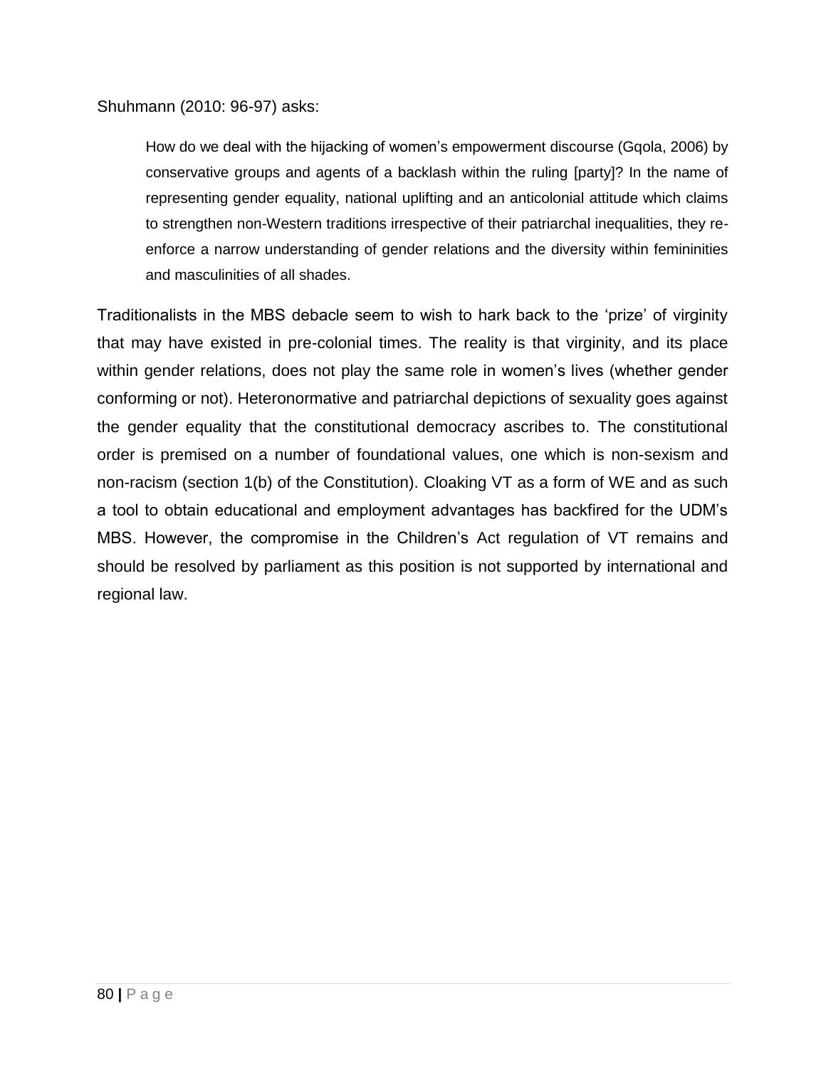Shuhmann (2010: 96-97) asks:

> How do we deal with the hijacking of women's empowerment discourse (Gqola, 2006) by conservative groups and agents of a backlash within the ruling [party]? In the name of representing gender equality, national uplifting and an anticolonial attitude which claims to strengthen non-Western traditions irrespective of their patriarchal inequalities, they re-enforce a narrow understanding of gender relations and the diversity within femininities and masculinities of all shades.

Traditionalists in the MBS debacle seem to wish to hark back to the 'prize' of virginity that may have existed in pre-colonial times. The reality is that virginity, and its place within gender relations, does not play the same role in women's lives (whether gender conforming or not). Heteronormative and patriarchal depictions of sexuality goes against the gender equality that the constitutional democracy ascribes to. The constitutional order is premised on a number of foundational values, one which is non-sexism and non-racism (section 1(b) of the Constitution). Cloaking VT as a form of WE and as such a tool to obtain educational and employment advantages has backfired for the UDM's MBS. However, the compromise in the Children's Act regulation of VT remains and should be resolved by parliament as this position is not supported by international and regional law.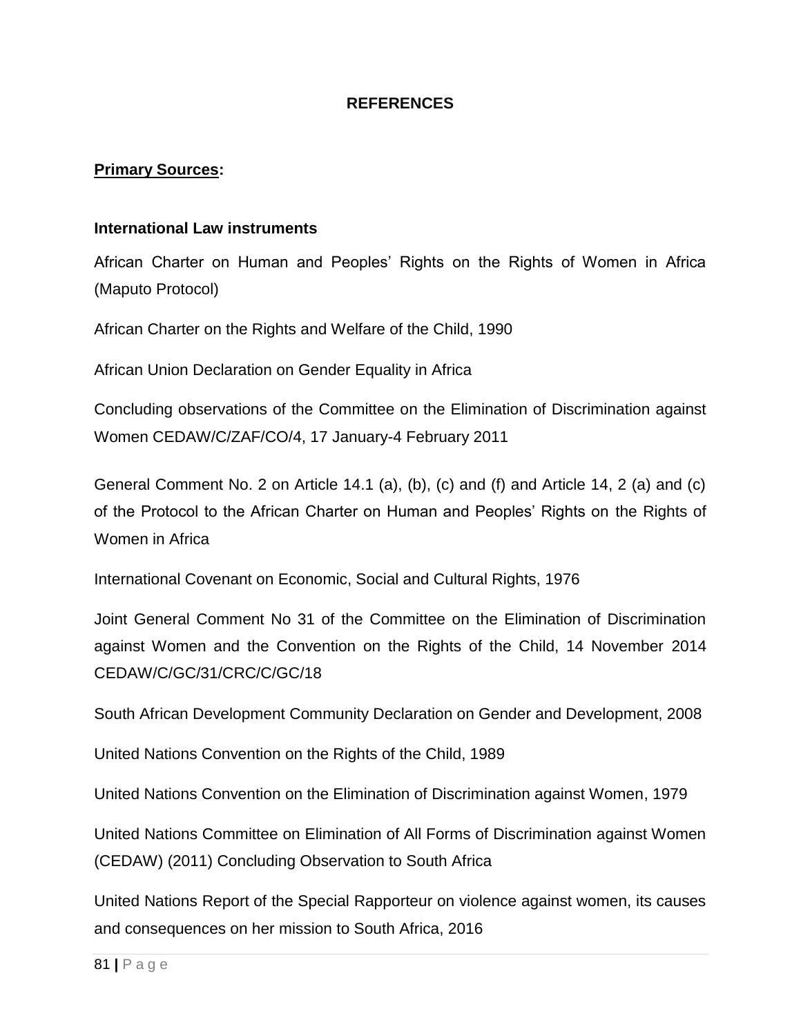# REFERENCES

## Primary Sources:

### International Law instruments

African Charter on Human and Peoples' Rights on the Rights of Women in Africa (Maputo Protocol)

African Charter on the Rights and Welfare of the Child, 1990

African Union Declaration on Gender Equality in Africa

Concluding observations of the Committee on the Elimination of Discrimination against Women CEDAW/C/ZAF/CO/4, 17 January-4 February 2011

General Comment No. 2 on Article 14.1 (a), (b), (c) and (f) and Article 14, 2 (a) and (c) of the Protocol to the African Charter on Human and Peoples' Rights on the Rights of Women in Africa

International Covenant on Economic, Social and Cultural Rights, 1976

Joint General Comment No 31 of the Committee on the Elimination of Discrimination against Women and the Convention on the Rights of the Child, 14 November 2014 CEDAW/C/GC/31/CRC/C/GC/18

South African Development Community Declaration on Gender and Development, 2008

United Nations Convention on the Rights of the Child, 1989

United Nations Convention on the Elimination of Discrimination against Women, 1979

United Nations Committee on Elimination of All Forms of Discrimination against Women (CEDAW) (2011) Concluding Observation to South Africa

United Nations Report of the Special Rapporteur on violence against women, its causes and consequences on her mission to South Africa, 2016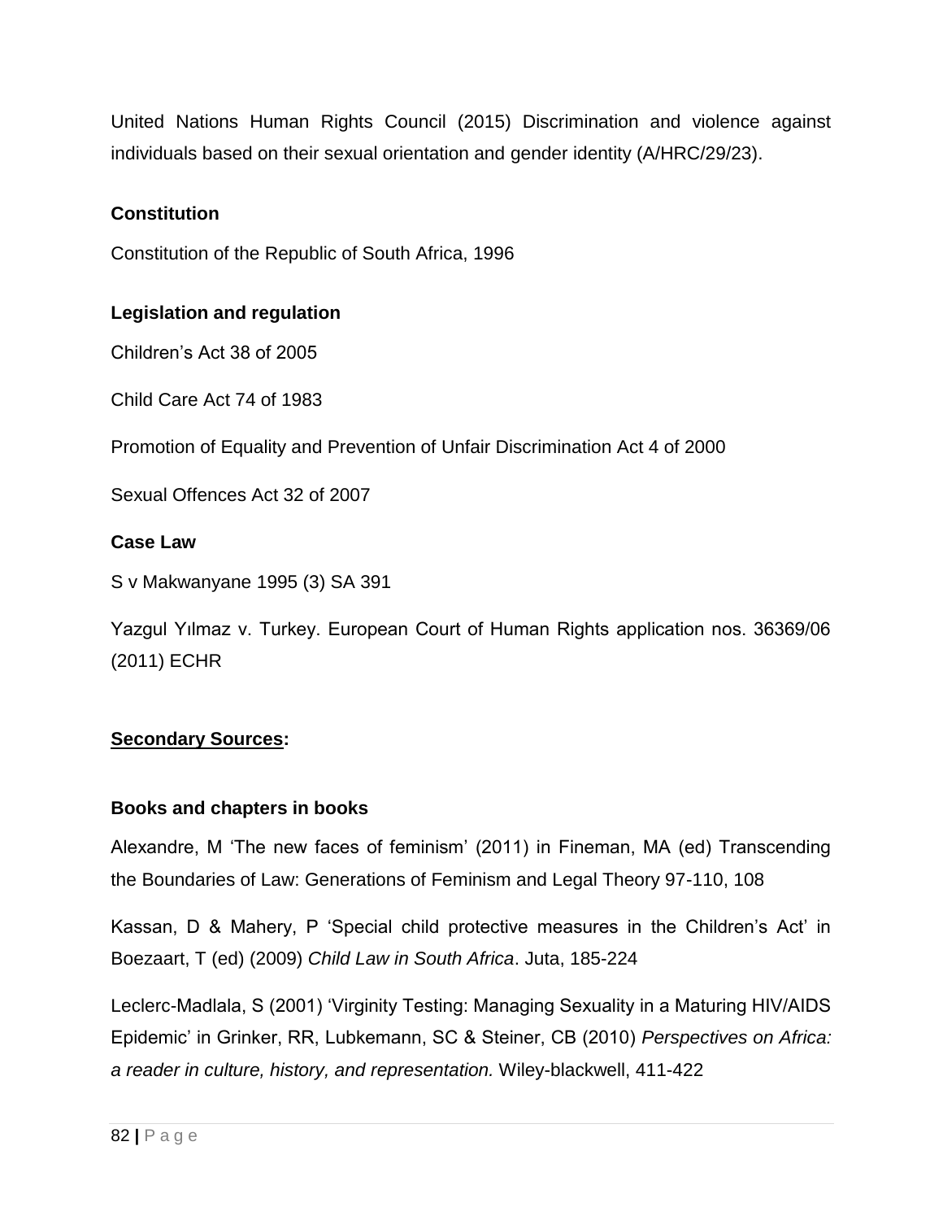United Nations Human Rights Council (2015) Discrimination and violence against individuals based on their sexual orientation and gender identity (A/HRC/29/23).

### Constitution

Constitution of the Republic of South Africa, 1996

### Legislation and regulation

Children's Act 38 of 2005

Child Care Act 74 of 1983

Promotion of Equality and Prevention of Unfair Discrimination Act 4 of 2000

Sexual Offences Act 32 of 2007

### Case Law

S v Makwanyane 1995 (3) SA 391

Yazgul Yılmaz v. Turkey. European Court of Human Rights application nos. 36369/06 (2011) ECHR

## Secondary Sources:

### Books and chapters in books

Alexandre, M 'The new faces of feminism' (2011) in Fineman, MA (ed) Transcending the Boundaries of Law: Generations of Feminism and Legal Theory 97-110, 108

Kassan, D & Mahery, P 'Special child protective measures in the Children's Act' in Boezaart, T (ed) (2009) *Child Law in South Africa*. Juta, 185-224

Leclerc-Madlala, S (2001) 'Virginity Testing: Managing Sexuality in a Maturing HIV/AIDS Epidemic' in Grinker, RR, Lubkemann, SC & Steiner, CB (2010) *Perspectives on Africa: a reader in culture, history, and representation.* Wiley-blackwell, 411-422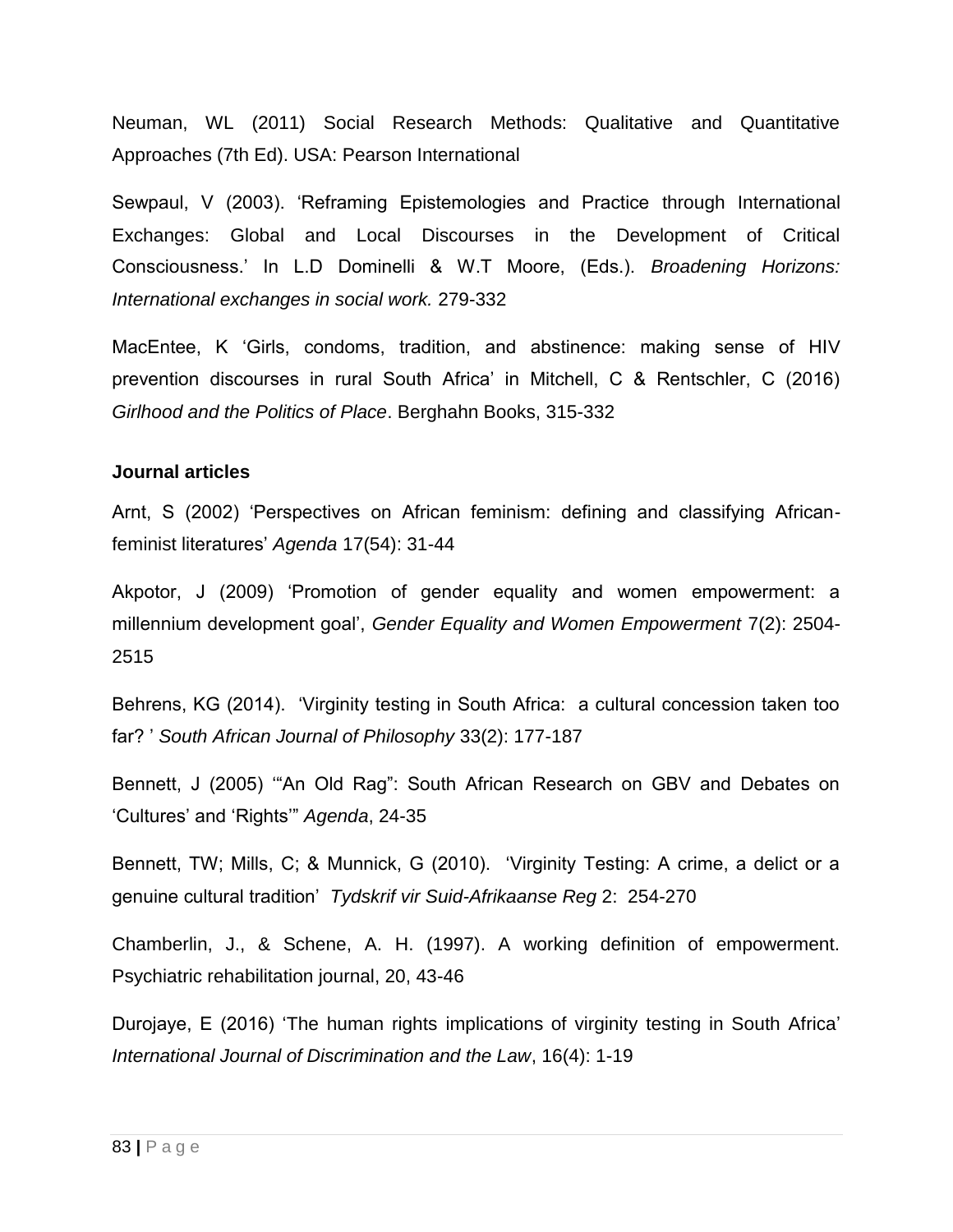Neuman, WL (2011) Social Research Methods: Qualitative and Quantitative Approaches (7th Ed). USA: Pearson International

Sewpaul, V (2003). 'Reframing Epistemologies and Practice through International Exchanges: Global and Local Discourses in the Development of Critical Consciousness.' In L.D Dominelli & W.T Moore, (Eds.). *Broadening Horizons: International exchanges in social work.* 279-332

MacEntee, K 'Girls, condoms, tradition, and abstinence: making sense of HIV prevention discourses in rural South Africa' in Mitchell, C & Rentschler, C (2016) *Girlhood and the Politics of Place*. Berghahn Books, 315-332

**Journal articles**

Arnt, S (2002) 'Perspectives on African feminism: defining and classifying African-feminist literatures' *Agenda* 17(54): 31-44

Akpotor, J (2009) 'Promotion of gender equality and women empowerment: a millennium development goal', *Gender Equality and Women Empowerment* 7(2): 2504-2515

Behrens, KG (2014). 'Virginity testing in South Africa: a cultural concession taken too far? ' *South African Journal of Philosophy* 33(2): 177-187

Bennett, J (2005) '"An Old Rag": South African Research on GBV and Debates on 'Cultures' and 'Rights'" *Agenda*, 24-35

Bennett, TW; Mills, C; & Munnick, G (2010). 'Virginity Testing: A crime, a delict or a genuine cultural tradition' *Tydskrif vir Suid-Afrikaanse Reg* 2: 254-270

Chamberlin, J., & Schene, A. H. (1997). A working definition of empowerment. Psychiatric rehabilitation journal, 20, 43-46

Durojaye, E (2016) 'The human rights implications of virginity testing in South Africa' *International Journal of Discrimination and the Law*, 16(4): 1-19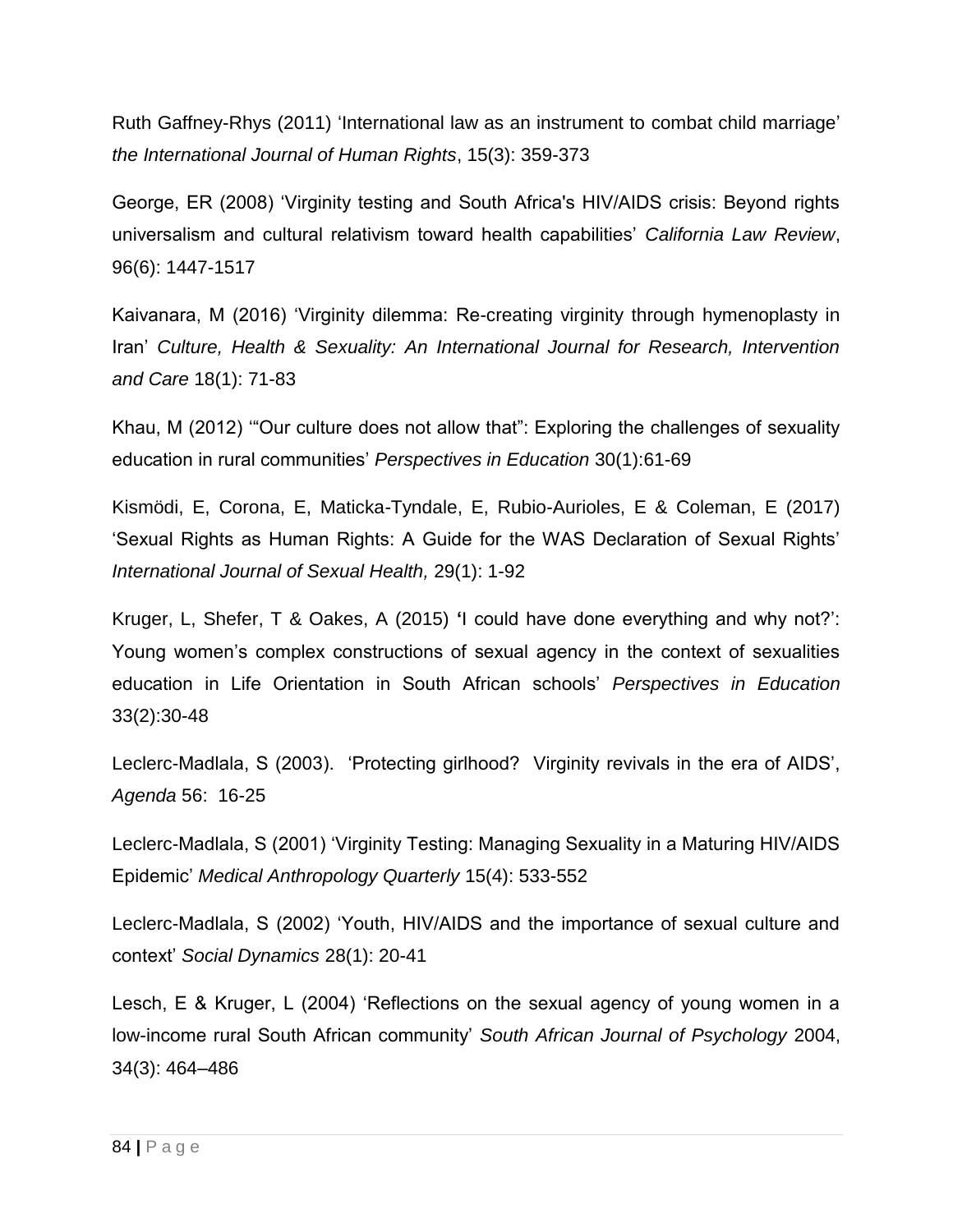Ruth Gaffney-Rhys (2011) 'International law as an instrument to combat child marriage' *the International Journal of Human Rights*, 15(3): 359-373

George, ER (2008) 'Virginity testing and South Africa's HIV/AIDS crisis: Beyond rights universalism and cultural relativism toward health capabilities' *California Law Review*, 96(6): 1447-1517

Kaivanara, M (2016) 'Virginity dilemma: Re-creating virginity through hymenoplasty in Iran' *Culture, Health & Sexuality: An International Journal for Research, Intervention and Care* 18(1): 71-83

Khau, M (2012) '"Our culture does not allow that": Exploring the challenges of sexuality education in rural communities' *Perspectives in Education* 30(1):61-69

Kismödi, E, Corona, E, Maticka-Tyndale, E, Rubio-Aurioles, E & Coleman, E (2017) 'Sexual Rights as Human Rights: A Guide for the WAS Declaration of Sexual Rights' *International Journal of Sexual Health,* 29(1): 1-92

Kruger, L, Shefer, T & Oakes, A (2015) **'**I could have done everything and why not?': Young women's complex constructions of sexual agency in the context of sexualities education in Life Orientation in South African schools' *Perspectives in Education* 33(2):30-48

Leclerc-Madlala, S (2003). 'Protecting girlhood? Virginity revivals in the era of AIDS', *Agenda* 56: 16-25

Leclerc-Madlala, S (2001) 'Virginity Testing: Managing Sexuality in a Maturing HIV/AIDS Epidemic' *Medical Anthropology Quarterly* 15(4): 533-552

Leclerc-Madlala, S (2002) 'Youth, HIV/AIDS and the importance of sexual culture and context' *Social Dynamics* 28(1): 20-41

Lesch, E & Kruger, L (2004) 'Reflections on the sexual agency of young women in a low-income rural South African community' *South African Journal of Psychology* 2004, 34(3): 464–486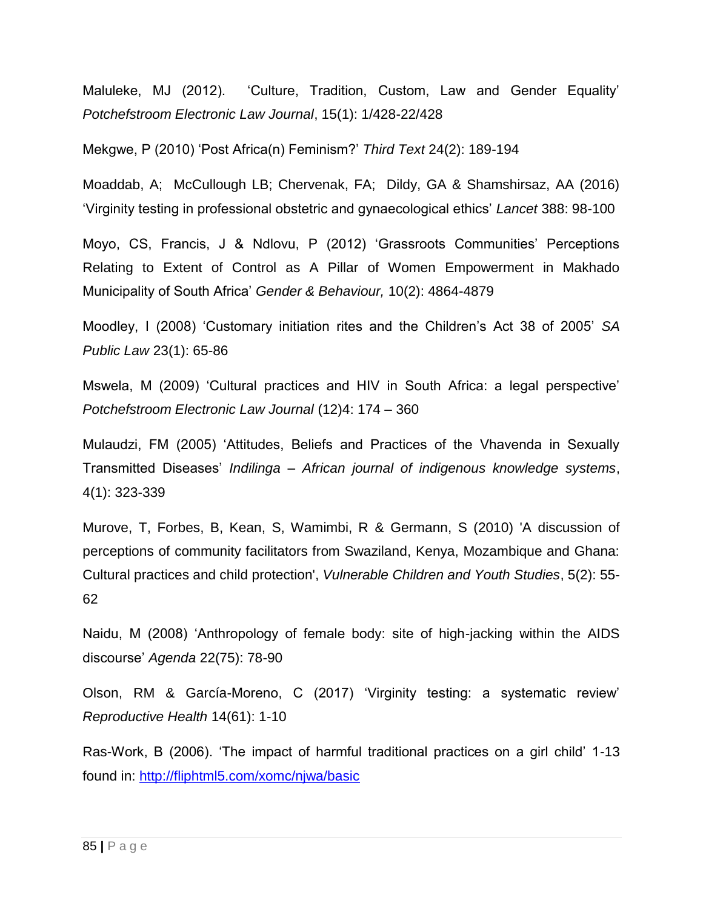Maluleke, MJ (2012). 'Culture, Tradition, Custom, Law and Gender Equality' *Potchefstroom Electronic Law Journal*, 15(1): 1/428-22/428

Mekgwe, P (2010) 'Post Africa(n) Feminism?' *Third Text* 24(2): 189-194

Moaddab, A; McCullough LB; Chervenak, FA; Dildy, GA & Shamshirsaz, AA (2016) 'Virginity testing in professional obstetric and gynaecological ethics' *Lancet* 388: 98-100

Moyo, CS, Francis, J & Ndlovu, P (2012) 'Grassroots Communities' Perceptions Relating to Extent of Control as A Pillar of Women Empowerment in Makhado Municipality of South Africa' *Gender & Behaviour,* 10(2): 4864-4879

Moodley, I (2008) 'Customary initiation rites and the Children's Act 38 of 2005' *SA Public Law* 23(1): 65-86

Mswela, M (2009) 'Cultural practices and HIV in South Africa: a legal perspective' *Potchefstroom Electronic Law Journal* (12)4: 174 – 360

Mulaudzi, FM (2005) 'Attitudes, Beliefs and Practices of the Vhavenda in Sexually Transmitted Diseases' *Indilinga – African journal of indigenous knowledge systems*, 4(1): 323-339

Murove, T, Forbes, B, Kean, S, Wamimbi, R & Germann, S (2010) 'A discussion of perceptions of community facilitators from Swaziland, Kenya, Mozambique and Ghana: Cultural practices and child protection', *Vulnerable Children and Youth Studies*, 5(2): 55-62

Naidu, M (2008) 'Anthropology of female body: site of high-jacking within the AIDS discourse' *Agenda* 22(75): 78-90

Olson, RM & García-Moreno, C (2017) 'Virginity testing: a systematic review' *Reproductive Health* 14(61): 1-10

Ras-Work, B (2006). 'The impact of harmful traditional practices on a girl child' 1-13 found in: http://fliphtml5.com/xomc/njwa/basic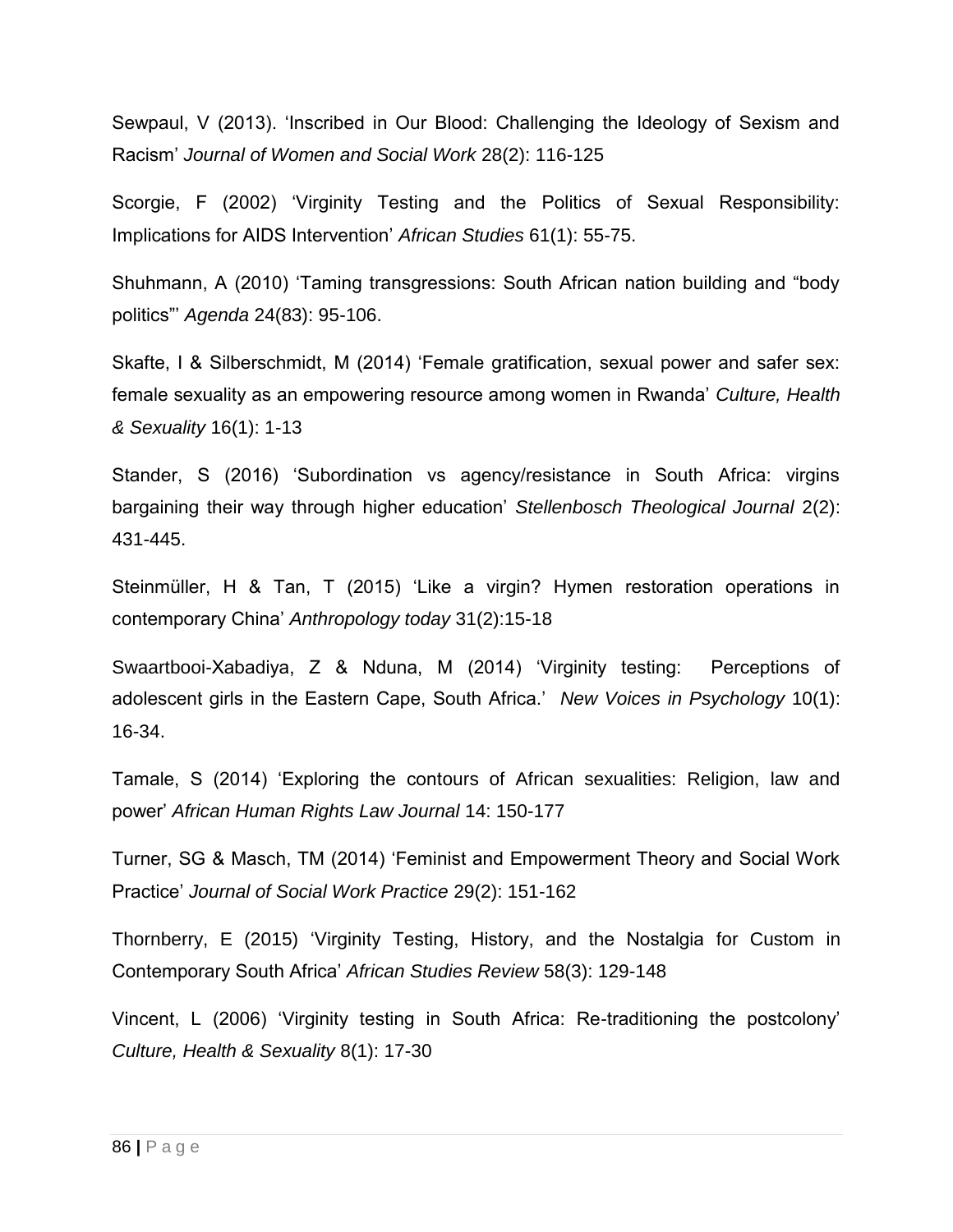Sewpaul, V (2013). 'Inscribed in Our Blood: Challenging the Ideology of Sexism and Racism' *Journal of Women and Social Work* 28(2): 116-125

Scorgie, F (2002) 'Virginity Testing and the Politics of Sexual Responsibility: Implications for AIDS Intervention' *African Studies* 61(1): 55-75.

Shuhmann, A (2010) 'Taming transgressions: South African nation building and "body politics"' *Agenda* 24(83): 95-106.

Skafte, I & Silberschmidt, M (2014) 'Female gratification, sexual power and safer sex: female sexuality as an empowering resource among women in Rwanda' *Culture, Health & Sexuality* 16(1): 1-13

Stander, S (2016) 'Subordination vs agency/resistance in South Africa: virgins bargaining their way through higher education' *Stellenbosch Theological Journal* 2(2): 431-445.

Steinmüller, H & Tan, T (2015) 'Like a virgin? Hymen restoration operations in contemporary China' *Anthropology today* 31(2):15-18

Swaartbooi-Xabadiya, Z & Nduna, M (2014) 'Virginity testing: Perceptions of adolescent girls in the Eastern Cape, South Africa.' *New Voices in Psychology* 10(1): 16-34.

Tamale, S (2014) 'Exploring the contours of African sexualities: Religion, law and power' *African Human Rights Law Journal* 14: 150-177

Turner, SG & Masch, TM (2014) 'Feminist and Empowerment Theory and Social Work Practice' *Journal of Social Work Practice* 29(2): 151-162

Thornberry, E (2015) 'Virginity Testing, History, and the Nostalgia for Custom in Contemporary South Africa' *African Studies Review* 58(3): 129-148

Vincent, L (2006) 'Virginity testing in South Africa: Re-traditioning the postcolony' *Culture, Health & Sexuality* 8(1): 17-30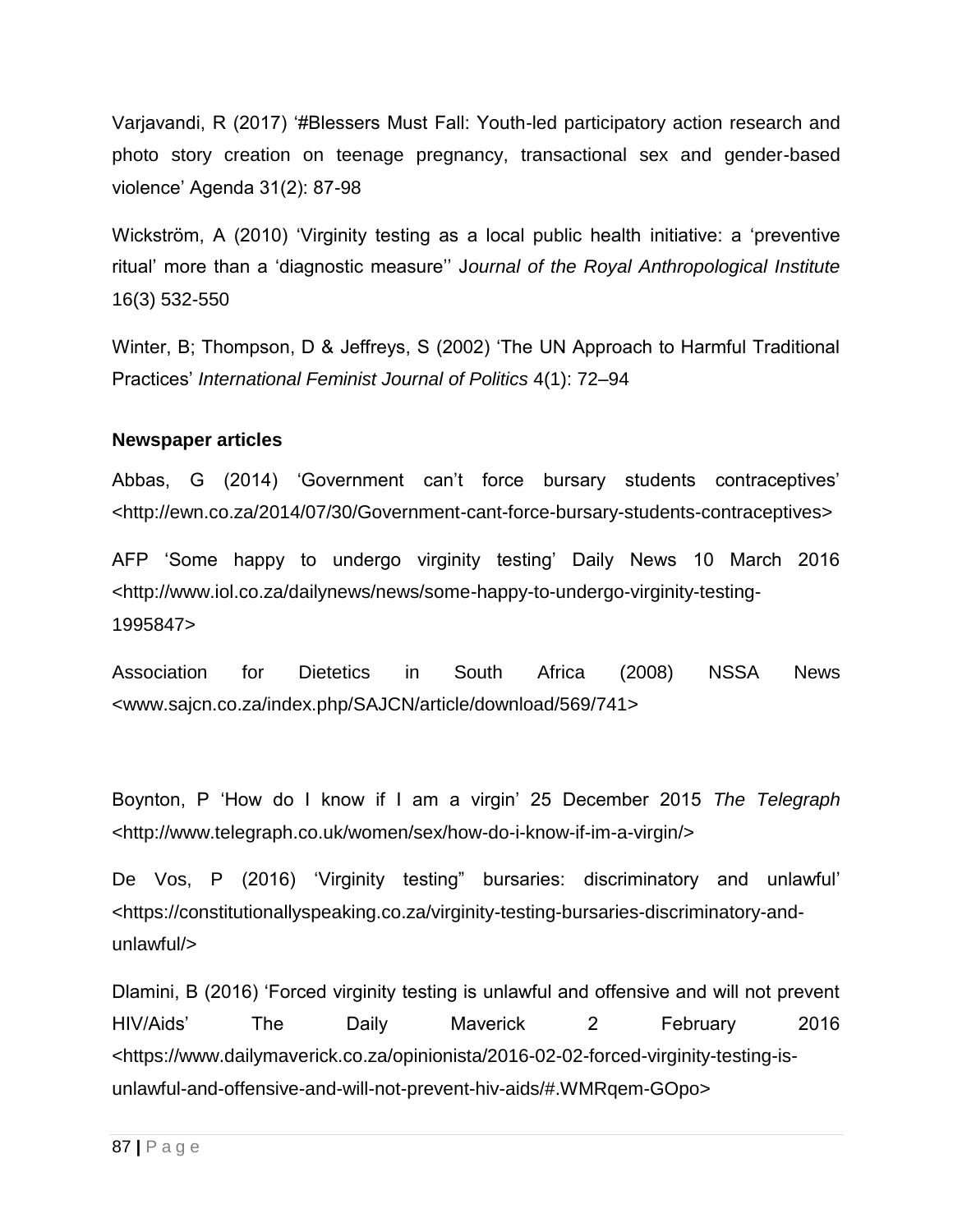Varjavandi, R (2017) '#Blessers Must Fall: Youth-led participatory action research and photo story creation on teenage pregnancy, transactional sex and gender-based violence' Agenda 31(2): 87-98

Wickström, A (2010) 'Virginity testing as a local public health initiative: a 'preventive ritual' more than a 'diagnostic measure'' J*ournal of the Royal Anthropological Institute* 16(3) 532-550

Winter, B; Thompson, D & Jeffreys, S (2002) 'The UN Approach to Harmful Traditional Practices' *International Feminist Journal of Politics* 4(1): 72–94

**Newspaper articles**

Abbas, G (2014) 'Government can't force bursary students contraceptives' <http://ewn.co.za/2014/07/30/Government-cant-force-bursary-students-contraceptives>

AFP 'Some happy to undergo virginity testing' Daily News 10 March 2016 <http://www.iol.co.za/dailynews/news/some-happy-to-undergo-virginity-testing-1995847>

Association for Dietetics in South Africa (2008) NSSA News <www.sajcn.co.za/index.php/SAJCN/article/download/569/741>

Boynton, P 'How do I know if I am a virgin' 25 December 2015 *The Telegraph* <http://www.telegraph.co.uk/women/sex/how-do-i-know-if-im-a-virgin/>

De Vos, P (2016) 'Virginity testing" bursaries: discriminatory and unlawful' <https://constitutionallyspeaking.co.za/virginity-testing-bursaries-discriminatory-and-unlawful/>

Dlamini, B (2016) 'Forced virginity testing is unlawful and offensive and will not prevent HIV/Aids' The Daily Maverick 2 February 2016 <https://www.dailymaverick.co.za/opinionista/2016-02-02-forced-virginity-testing-is-unlawful-and-offensive-and-will-not-prevent-hiv-aids/#.WMRqem-GOpo>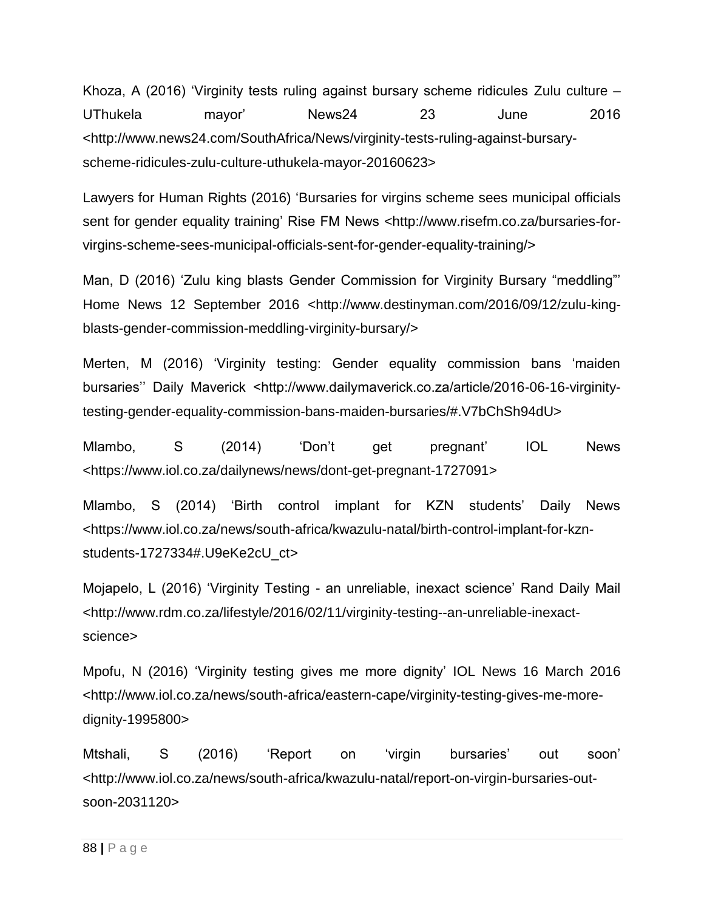Khoza, A (2016) 'Virginity tests ruling against bursary scheme ridicules Zulu culture – UThukela mayor' News24 23 June 2016 <http://www.news24.com/SouthAfrica/News/virginity-tests-ruling-against-bursary-scheme-ridicules-zulu-culture-uthukela-mayor-20160623>

Lawyers for Human Rights (2016) 'Bursaries for virgins scheme sees municipal officials sent for gender equality training' Rise FM News <http://www.risefm.co.za/bursaries-for-virgins-scheme-sees-municipal-officials-sent-for-gender-equality-training/>

Man, D (2016) 'Zulu king blasts Gender Commission for Virginity Bursary "meddling"' Home News 12 September 2016 <http://www.destinyman.com/2016/09/12/zulu-king-blasts-gender-commission-meddling-virginity-bursary/>

Merten, M (2016) 'Virginity testing: Gender equality commission bans 'maiden bursaries'' Daily Maverick <http://www.dailymaverick.co.za/article/2016-06-16-virginity-testing-gender-equality-commission-bans-maiden-bursaries/#.V7bChSh94dU>

Mlambo, S (2014) 'Don't get pregnant' IOL News <https://www.iol.co.za/dailynews/news/dont-get-pregnant-1727091>

Mlambo, S (2014) 'Birth control implant for KZN students' Daily News <https://www.iol.co.za/news/south-africa/kwazulu-natal/birth-control-implant-for-kzn-students-1727334#.U9eKe2cU_ct>

Mojapelo, L (2016) 'Virginity Testing - an unreliable, inexact science' Rand Daily Mail <http://www.rdm.co.za/lifestyle/2016/02/11/virginity-testing--an-unreliable-inexact-science>

Mpofu, N (2016) 'Virginity testing gives me more dignity' IOL News 16 March 2016 <http://www.iol.co.za/news/south-africa/eastern-cape/virginity-testing-gives-me-more-dignity-1995800>

Mtshali, S (2016) 'Report on 'virgin bursaries' out soon' <http://www.iol.co.za/news/south-africa/kwazulu-natal/report-on-virgin-bursaries-out-soon-2031120>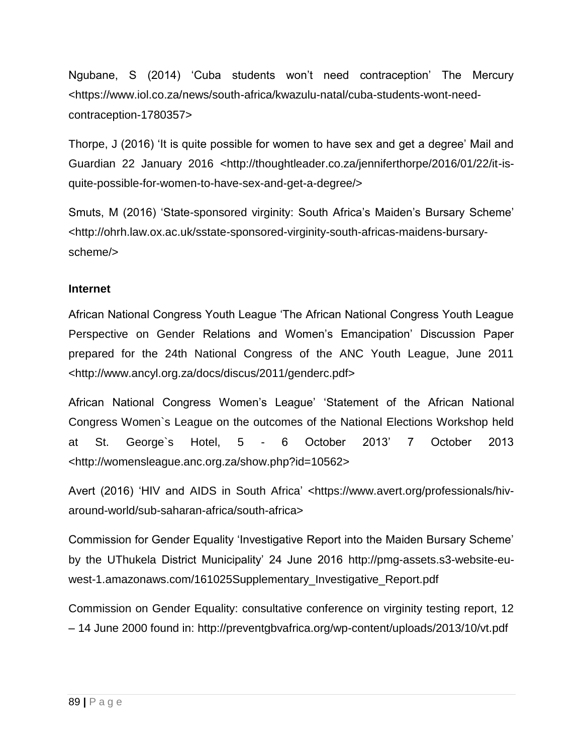Ngubane, S (2014) 'Cuba students won't need contraception' The Mercury <https://www.iol.co.za/news/south-africa/kwazulu-natal/cuba-students-wont-need-contraception-1780357>

Thorpe, J (2016) 'It is quite possible for women to have sex and get a degree' Mail and Guardian 22 January 2016 <http://thoughtleader.co.za/jenniferthorpe/2016/01/22/it-is-quite-possible-for-women-to-have-sex-and-get-a-degree/>

Smuts, M (2016) 'State-sponsored virginity: South Africa's Maiden's Bursary Scheme' <http://ohrh.law.ox.ac.uk/sstate-sponsored-virginity-south-africas-maidens-bursary-scheme/>

**Internet**

African National Congress Youth League 'The African National Congress Youth League Perspective on Gender Relations and Women's Emancipation' Discussion Paper prepared for the 24th National Congress of the ANC Youth League, June 2011 <http://www.ancyl.org.za/docs/discus/2011/genderc.pdf>

African National Congress Women's League' 'Statement of the African National Congress Women`s League on the outcomes of the National Elections Workshop held at St. George`s Hotel, 5 - 6 October 2013' 7 October 2013 <http://womensleague.anc.org.za/show.php?id=10562>

Avert (2016) 'HIV and AIDS in South Africa' <https://www.avert.org/professionals/hiv-around-world/sub-saharan-africa/south-africa>

Commission for Gender Equality 'Investigative Report into the Maiden Bursary Scheme' by the UThukela District Municipality' 24 June 2016 http://pmg-assets.s3-website-eu-west-1.amazonaws.com/161025Supplementary_Investigative_Report.pdf

Commission on Gender Equality: consultative conference on virginity testing report, 12 – 14 June 2000 found in: http://preventgbvafrica.org/wp-content/uploads/2013/10/vt.pdf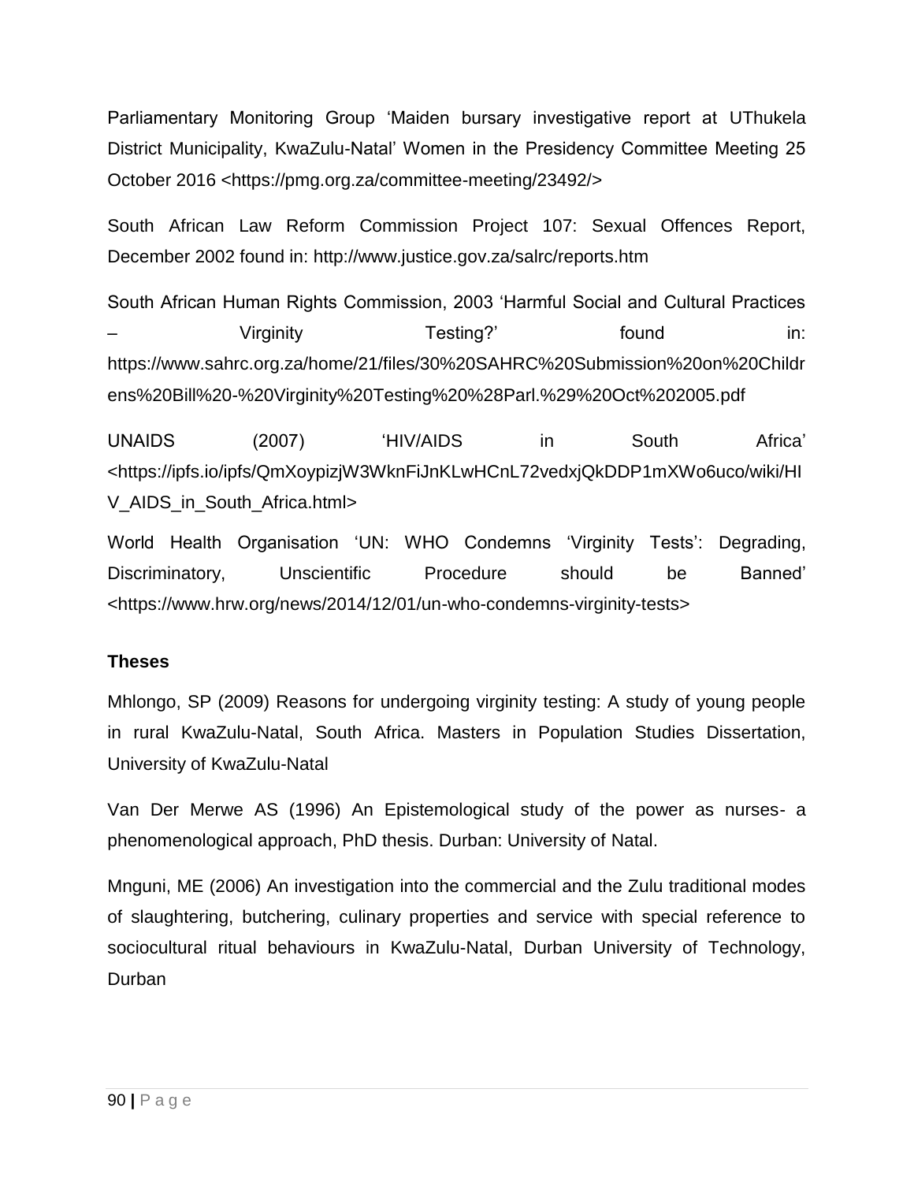Parliamentary Monitoring Group 'Maiden bursary investigative report at UThukela District Municipality, KwaZulu-Natal' Women in the Presidency Committee Meeting 25 October 2016 <https://pmg.org.za/committee-meeting/23492/>

South African Law Reform Commission Project 107: Sexual Offences Report, December 2002 found in: http://www.justice.gov.za/salrc/reports.htm

South African Human Rights Commission, 2003 'Harmful Social and Cultural Practices – Virginity Testing?' found in: https://www.sahrc.org.za/home/21/files/30%20SAHRC%20Submission%20on%20Childrens%20Bill%20-%20Virginity%20Testing%20%28Parl.%29%20Oct%202005.pdf

UNAIDS (2007) 'HIV/AIDS in South Africa' <https://ipfs.io/ipfs/QmXoypizjW3WknFiJnKLwHCnL72vedxjQkDDP1mXWo6uco/wiki/HIV_AIDS_in_South_Africa.html>

World Health Organisation 'UN: WHO Condemns 'Virginity Tests': Degrading, Discriminatory, Unscientific Procedure should be Banned' <https://www.hrw.org/news/2014/12/01/un-who-condemns-virginity-tests>

**Theses**

Mhlongo, SP (2009) Reasons for undergoing virginity testing: A study of young people in rural KwaZulu-Natal, South Africa. Masters in Population Studies Dissertation, University of KwaZulu-Natal

Van Der Merwe AS (1996) An Epistemological study of the power as nurses- a phenomenological approach, PhD thesis. Durban: University of Natal.

Mnguni, ME (2006) An investigation into the commercial and the Zulu traditional modes of slaughtering, butchering, culinary properties and service with special reference to sociocultural ritual behaviours in KwaZulu-Natal, Durban University of Technology, Durban